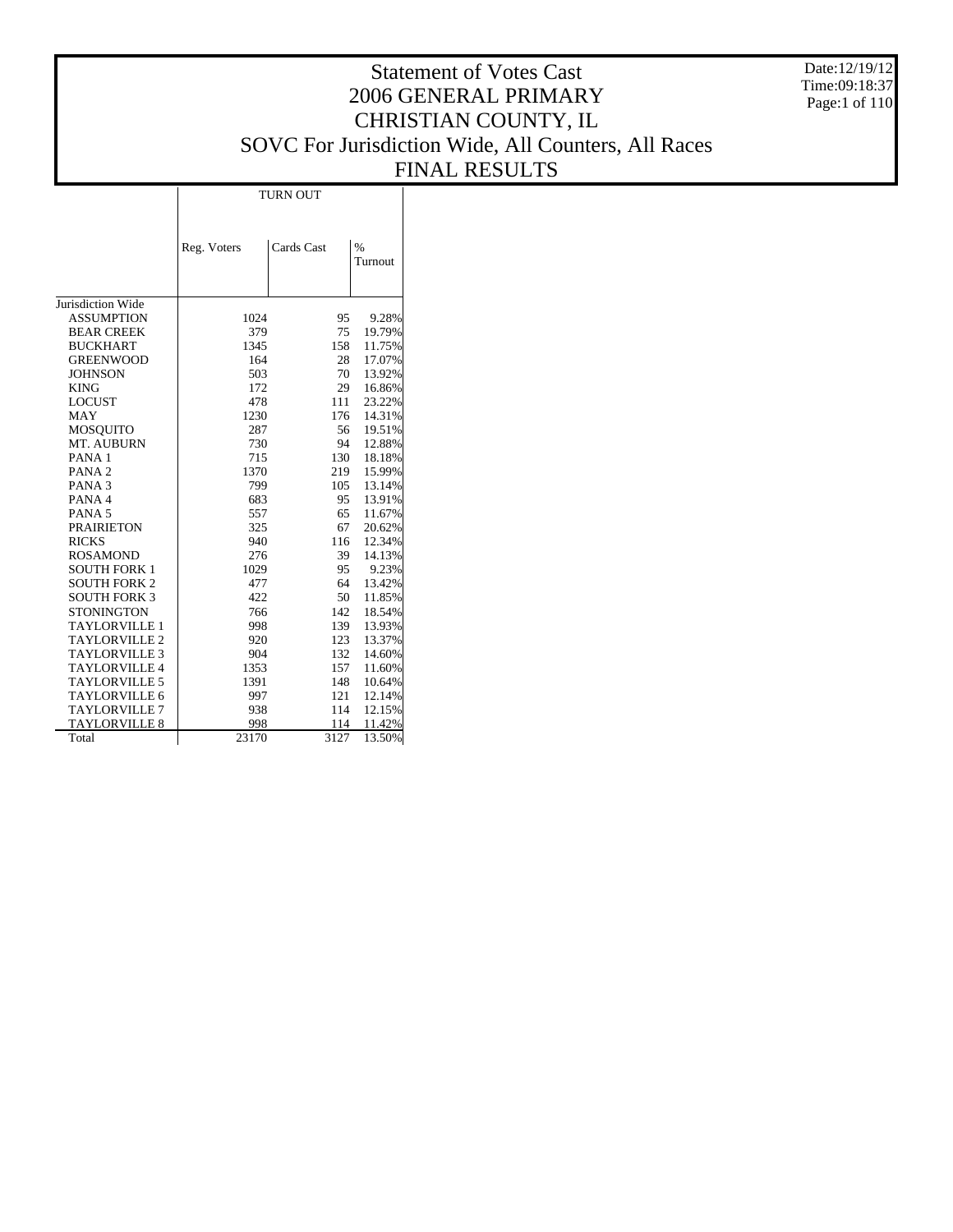# Statement of Votes Cast
# 2006 GENERAL PRIMARY
# CHRISTIAN COUNTY, IL
# SOVC For Jurisdiction Wide, All Counters, All Races
# FINAL RESULTS

Date:12/19/12
Time:09:18:37

| | TURN OUT | | |
|---|---|---|---|
| | Reg. Voters | Cards Cast | % Turnout |
| Jurisdiction Wide | | | |
| ASSUMPTION | 1024 | 95 | 9.28% |
| BEAR CREEK | 379 | 75 | 19.79% |
| BUCKHART | 1345 | 158 | 11.75% |
| GREENWOOD | 164 | 28 | 17.07% |
| JOHNSON | 503 | 70 | 13.92% |
| KING | 172 | 29 | 16.86% |
| LOCUST | 478 | 111 | 23.22% |
| MAY | 1230 | 176 | 14.31% |
| MOSQUITO | 287 | 56 | 19.51% |
| MT. AUBURN | 730 | 94 | 12.88% |
| PANA 1 | 715 | 130 | 18.18% |
| PANA 2 | 1370 | 219 | 15.99% |
| PANA 3 | 799 | 105 | 13.14% |
| PANA 4 | 683 | 95 | 13.91% |
| PANA 5 | 557 | 65 | 11.67% |
| PRAIRIETON | 325 | 67 | 20.62% |
| RICKS | 940 | 116 | 12.34% |
| ROSAMOND | 276 | 39 | 14.13% |
| SOUTH FORK 1 | 1029 | 95 | 9.23% |
| SOUTH FORK 2 | 477 | 64 | 13.42% |
| SOUTH FORK 3 | 422 | 50 | 11.85% |
| STONINGTON | 766 | 142 | 18.54% |
| TAYLORVILLE 1 | 998 | 139 | 13.93% |
| TAYLORVILLE 2 | 920 | 123 | 13.37% |
| TAYLORVILLE 3 | 904 | 132 | 14.60% |
| TAYLORVILLE 4 | 1353 | 157 | 11.60% |
| TAYLORVILLE 5 | 1391 | 148 | 10.64% |
| TAYLORVILLE 6 | 997 | 121 | 12.14% |
| TAYLORVILLE 7 | 938 | 114 | 12.15% |
| TAYLORVILLE 8 | 998 | 114 | 11.42% |
| Total | 23170 | 3127 | 13.50% |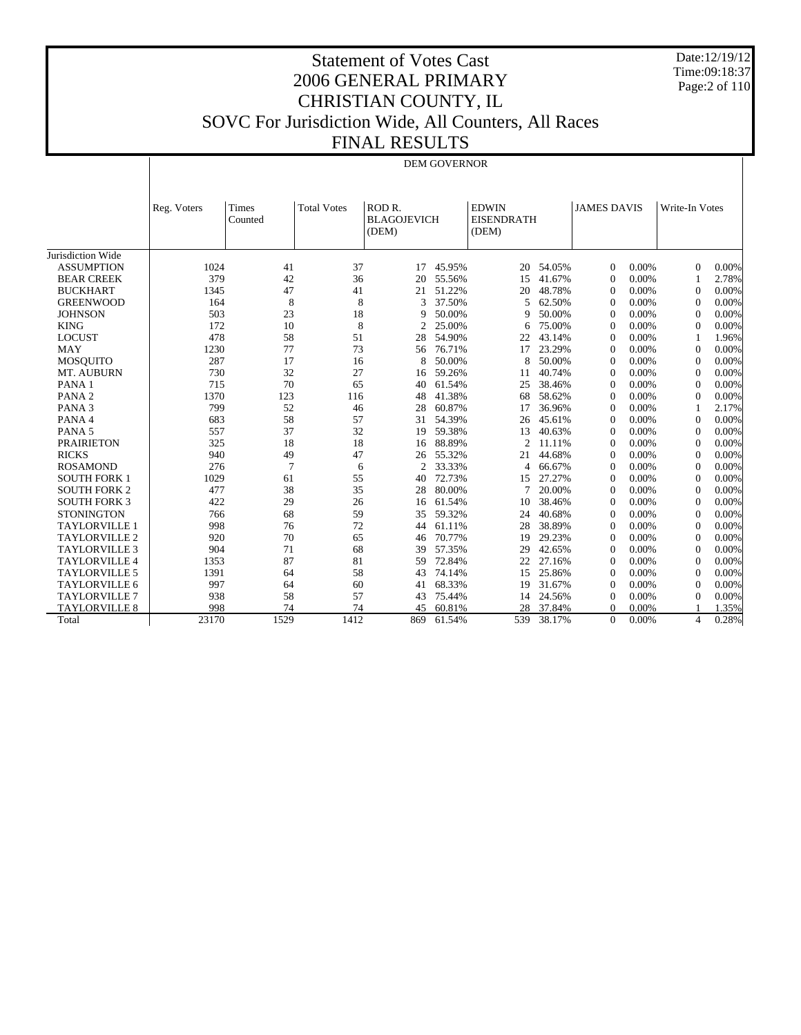# Statement of Votes Cast
# 2006 GENERAL PRIMARY
# CHRISTIAN COUNTY, IL
# SOVC For Jurisdiction Wide, All Counters, All Races
# FINAL RESULTS

Date:12/19/12
Time:09:18:37

## DEM GOVERNOR

| | Reg. Voters | Times Counted | Total Votes | ROD R. BLAGOJEVICH (DEM) | | EDWIN EISENDRATH (DEM) | | JAMES DAVIS | | Write-In Votes | |
|---|---|---|---|---|---|---|---|---|---|---|---|
| Jurisdiction Wide | | | | | | | | | | | |
| ASSUMPTION | 1024 | 41 | 37 | 17 | 45.95% | 20 | 54.05% | 0 | 0.00% | 0 | 0.00% |
| BEAR CREEK | 379 | 42 | 36 | 20 | 55.56% | 15 | 41.67% | 0 | 0.00% | 1 | 2.78% |
| BUCKHART | 1345 | 47 | 41 | 21 | 51.22% | 20 | 48.78% | 0 | 0.00% | 0 | 0.00% |
| GREENWOOD | 164 | 8 | 8 | 3 | 37.50% | 5 | 62.50% | 0 | 0.00% | 0 | 0.00% |
| JOHNSON | 503 | 23 | 18 | 9 | 50.00% | 9 | 50.00% | 0 | 0.00% | 0 | 0.00% |
| KING | 172 | 10 | 8 | 2 | 25.00% | 6 | 75.00% | 0 | 0.00% | 0 | 0.00% |
| LOCUST | 478 | 58 | 51 | 28 | 54.90% | 22 | 43.14% | 0 | 0.00% | 1 | 1.96% |
| MAY | 1230 | 77 | 73 | 56 | 76.71% | 17 | 23.29% | 0 | 0.00% | 0 | 0.00% |
| MOSQUITO | 287 | 17 | 16 | 8 | 50.00% | 8 | 50.00% | 0 | 0.00% | 0 | 0.00% |
| MT. AUBURN | 730 | 32 | 27 | 16 | 59.26% | 11 | 40.74% | 0 | 0.00% | 0 | 0.00% |
| PANA 1 | 715 | 70 | 65 | 40 | 61.54% | 25 | 38.46% | 0 | 0.00% | 0 | 0.00% |
| PANA 2 | 1370 | 123 | 116 | 48 | 41.38% | 68 | 58.62% | 0 | 0.00% | 0 | 0.00% |
| PANA 3 | 799 | 52 | 46 | 28 | 60.87% | 17 | 36.96% | 0 | 0.00% | 1 | 2.17% |
| PANA 4 | 683 | 58 | 57 | 31 | 54.39% | 26 | 45.61% | 0 | 0.00% | 0 | 0.00% |
| PANA 5 | 557 | 37 | 32 | 19 | 59.38% | 13 | 40.63% | 0 | 0.00% | 0 | 0.00% |
| PRAIRIETON | 325 | 18 | 18 | 16 | 88.89% | 2 | 11.11% | 0 | 0.00% | 0 | 0.00% |
| RICKS | 940 | 49 | 47 | 26 | 55.32% | 21 | 44.68% | 0 | 0.00% | 0 | 0.00% |
| ROSAMOND | 276 | 7 | 6 | 2 | 33.33% | 4 | 66.67% | 0 | 0.00% | 0 | 0.00% |
| SOUTH FORK 1 | 1029 | 61 | 55 | 40 | 72.73% | 15 | 27.27% | 0 | 0.00% | 0 | 0.00% |
| SOUTH FORK 2 | 477 | 38 | 35 | 28 | 80.00% | 7 | 20.00% | 0 | 0.00% | 0 | 0.00% |
| SOUTH FORK 3 | 422 | 29 | 26 | 16 | 61.54% | 10 | 38.46% | 0 | 0.00% | 0 | 0.00% |
| STONINGTON | 766 | 68 | 59 | 35 | 59.32% | 24 | 40.68% | 0 | 0.00% | 0 | 0.00% |
| TAYLORVILLE 1 | 998 | 76 | 72 | 44 | 61.11% | 28 | 38.89% | 0 | 0.00% | 0 | 0.00% |
| TAYLORVILLE 2 | 920 | 70 | 65 | 46 | 70.77% | 19 | 29.23% | 0 | 0.00% | 0 | 0.00% |
| TAYLORVILLE 3 | 904 | 71 | 68 | 39 | 57.35% | 29 | 42.65% | 0 | 0.00% | 0 | 0.00% |
| TAYLORVILLE 4 | 1353 | 87 | 81 | 59 | 72.84% | 22 | 27.16% | 0 | 0.00% | 0 | 0.00% |
| TAYLORVILLE 5 | 1391 | 64 | 58 | 43 | 74.14% | 15 | 25.86% | 0 | 0.00% | 0 | 0.00% |
| TAYLORVILLE 6 | 997 | 64 | 60 | 41 | 68.33% | 19 | 31.67% | 0 | 0.00% | 0 | 0.00% |
| TAYLORVILLE 7 | 938 | 58 | 57 | 43 | 75.44% | 14 | 24.56% | 0 | 0.00% | 0 | 0.00% |
| TAYLORVILLE 8 | 998 | 74 | 74 | 45 | 60.81% | 28 | 37.84% | 0 | 0.00% | 1 | 1.35% |
| Total | 23170 | 1529 | 1412 | 869 | 61.54% | 539 | 38.17% | 0 | 0.00% | 4 | 0.28% |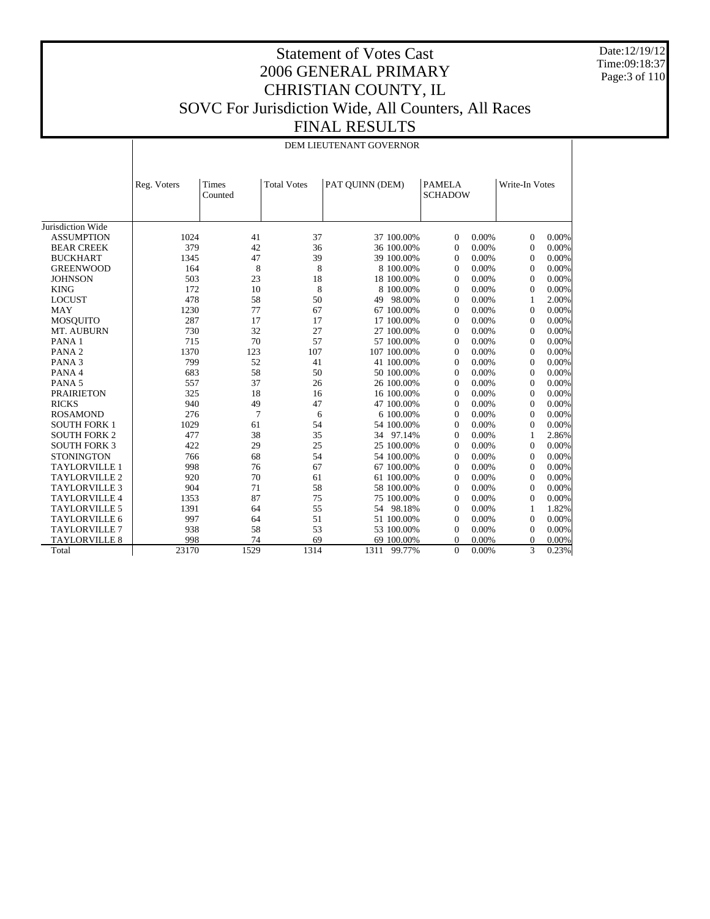# Statement of Votes Cast
# 2006 GENERAL PRIMARY
# CHRISTIAN COUNTY, IL
# SOVC For Jurisdiction Wide, All Counters, All Races
# FINAL RESULTS

Date:12/19/12
Time:09:18:37

## DEM LIEUTENANT GOVERNOR

| | Reg. Voters | Times Counted | Total Votes | PAT QUINN (DEM) | | PAMELA SCHADOW | | Write-In Votes | |
|---|---|---|---|---|---|---|---|---|---|
| Jurisdiction Wide | | | | | | | | | |
| ASSUMPTION | 1024 | 41 | 37 | 37 | 100.00% | 0 | 0.00% | 0 | 0.00% |
| BEAR CREEK | 379 | 42 | 36 | 36 | 100.00% | 0 | 0.00% | 0 | 0.00% |
| BUCKHART | 1345 | 47 | 39 | 39 | 100.00% | 0 | 0.00% | 0 | 0.00% |
| GREENWOOD | 164 | 8 | 8 | 8 | 100.00% | 0 | 0.00% | 0 | 0.00% |
| JOHNSON | 503 | 23 | 18 | 18 | 100.00% | 0 | 0.00% | 0 | 0.00% |
| KING | 172 | 10 | 8 | 8 | 100.00% | 0 | 0.00% | 0 | 0.00% |
| LOCUST | 478 | 58 | 50 | 49 | 98.00% | 0 | 0.00% | 1 | 2.00% |
| MAY | 1230 | 77 | 67 | 67 | 100.00% | 0 | 0.00% | 0 | 0.00% |
| MOSQUITO | 287 | 17 | 17 | 17 | 100.00% | 0 | 0.00% | 0 | 0.00% |
| MT. AUBURN | 730 | 32 | 27 | 27 | 100.00% | 0 | 0.00% | 0 | 0.00% |
| PANA 1 | 715 | 70 | 57 | 57 | 100.00% | 0 | 0.00% | 0 | 0.00% |
| PANA 2 | 1370 | 123 | 107 | 107 | 100.00% | 0 | 0.00% | 0 | 0.00% |
| PANA 3 | 799 | 52 | 41 | 41 | 100.00% | 0 | 0.00% | 0 | 0.00% |
| PANA 4 | 683 | 58 | 50 | 50 | 100.00% | 0 | 0.00% | 0 | 0.00% |
| PANA 5 | 557 | 37 | 26 | 26 | 100.00% | 0 | 0.00% | 0 | 0.00% |
| PRAIRIETON | 325 | 18 | 16 | 16 | 100.00% | 0 | 0.00% | 0 | 0.00% |
| RICKS | 940 | 49 | 47 | 47 | 100.00% | 0 | 0.00% | 0 | 0.00% |
| ROSAMOND | 276 | 7 | 6 | 6 | 100.00% | 0 | 0.00% | 0 | 0.00% |
| SOUTH FORK 1 | 1029 | 61 | 54 | 54 | 100.00% | 0 | 0.00% | 0 | 0.00% |
| SOUTH FORK 2 | 477 | 38 | 35 | 34 | 97.14% | 0 | 0.00% | 1 | 2.86% |
| SOUTH FORK 3 | 422 | 29 | 25 | 25 | 100.00% | 0 | 0.00% | 0 | 0.00% |
| STONINGTON | 766 | 68 | 54 | 54 | 100.00% | 0 | 0.00% | 0 | 0.00% |
| TAYLORVILLE 1 | 998 | 76 | 67 | 67 | 100.00% | 0 | 0.00% | 0 | 0.00% |
| TAYLORVILLE 2 | 920 | 70 | 61 | 61 | 100.00% | 0 | 0.00% | 0 | 0.00% |
| TAYLORVILLE 3 | 904 | 71 | 58 | 58 | 100.00% | 0 | 0.00% | 0 | 0.00% |
| TAYLORVILLE 4 | 1353 | 87 | 75 | 75 | 100.00% | 0 | 0.00% | 0 | 0.00% |
| TAYLORVILLE 5 | 1391 | 64 | 55 | 54 | 98.18% | 0 | 0.00% | 1 | 1.82% |
| TAYLORVILLE 6 | 997 | 64 | 51 | 51 | 100.00% | 0 | 0.00% | 0 | 0.00% |
| TAYLORVILLE 7 | 938 | 58 | 53 | 53 | 100.00% | 0 | 0.00% | 0 | 0.00% |
| TAYLORVILLE 8 | 998 | 74 | 69 | 69 | 100.00% | 0 | 0.00% | 0 | 0.00% |
| Total | 23170 | 1529 | 1314 | 1311 | 99.77% | 0 | 0.00% | 3 | 0.23% |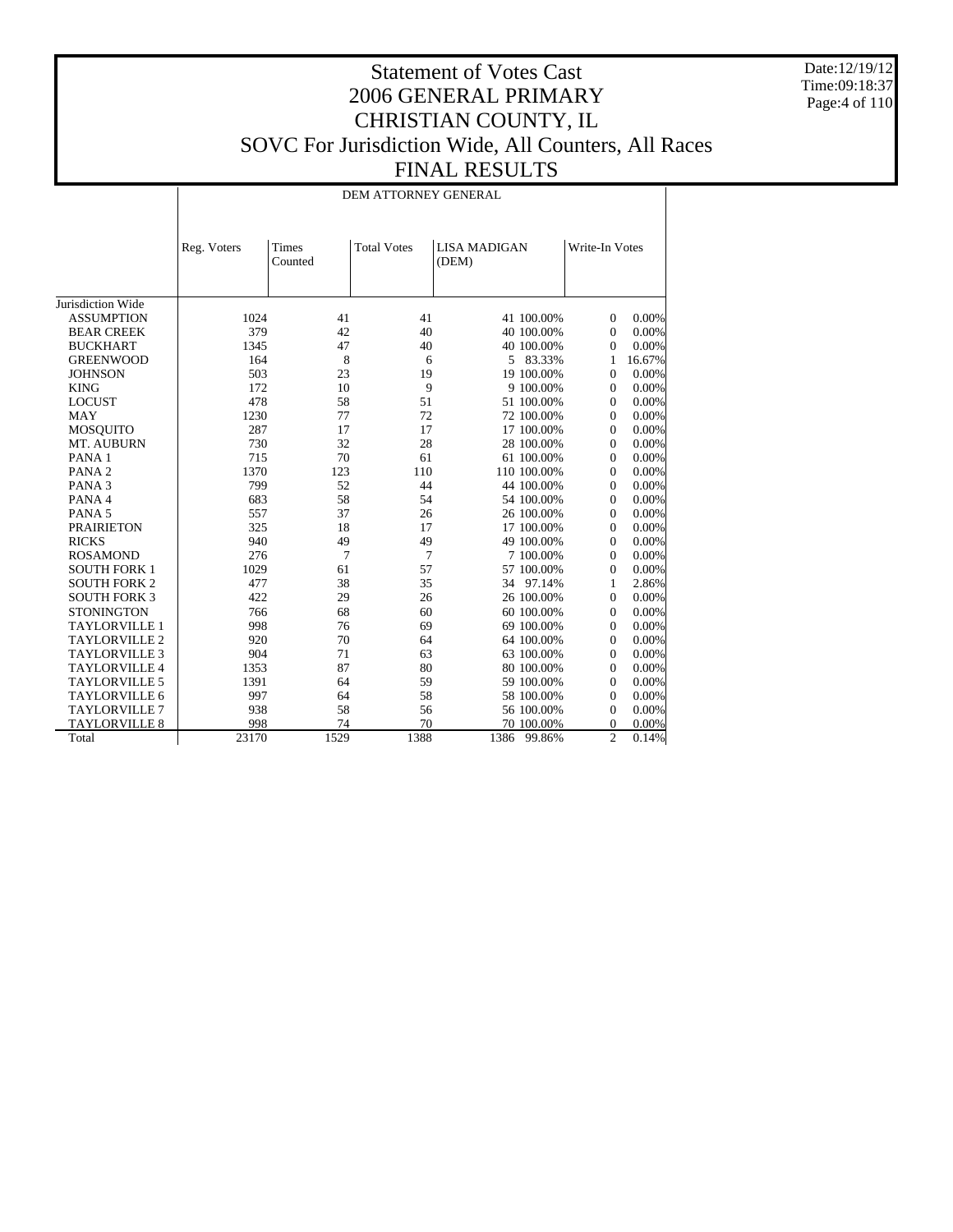# Statement of Votes Cast
# 2006 GENERAL PRIMARY
# CHRISTIAN COUNTY, IL
# SOVC For Jurisdiction Wide, All Counters, All Races
# FINAL RESULTS

Date:12/19/12
Time:09:18:37

| | DEM ATTORNEY GENERAL | | | | | | |
|---|---|---|---|---|---|---|---|
| | Reg. Voters | Times Counted | Total Votes | LISA MADIGAN (DEM) | | Write-In Votes | |
| Jurisdiction Wide | | | | | | | |
| ASSUMPTION | 1024 | 41 | 41 | 41 | 100.00% | 0 | 0.00% |
| BEAR CREEK | 379 | 42 | 40 | 40 | 100.00% | 0 | 0.00% |
| BUCKHART | 1345 | 47 | 40 | 40 | 100.00% | 0 | 0.00% |
| GREENWOOD | 164 | 8 | 6 | 5 | 83.33% | 1 | 16.67% |
| JOHNSON | 503 | 23 | 19 | 19 | 100.00% | 0 | 0.00% |
| KING | 172 | 10 | 9 | 9 | 100.00% | 0 | 0.00% |
| LOCUST | 478 | 58 | 51 | 51 | 100.00% | 0 | 0.00% |
| MAY | 1230 | 77 | 72 | 72 | 100.00% | 0 | 0.00% |
| MOSQUITO | 287 | 17 | 17 | 17 | 100.00% | 0 | 0.00% |
| MT. AUBURN | 730 | 32 | 28 | 28 | 100.00% | 0 | 0.00% |
| PANA 1 | 715 | 70 | 61 | 61 | 100.00% | 0 | 0.00% |
| PANA 2 | 1370 | 123 | 110 | 110 | 100.00% | 0 | 0.00% |
| PANA 3 | 799 | 52 | 44 | 44 | 100.00% | 0 | 0.00% |
| PANA 4 | 683 | 58 | 54 | 54 | 100.00% | 0 | 0.00% |
| PANA 5 | 557 | 37 | 26 | 26 | 100.00% | 0 | 0.00% |
| PRAIRIETON | 325 | 18 | 17 | 17 | 100.00% | 0 | 0.00% |
| RICKS | 940 | 49 | 49 | 49 | 100.00% | 0 | 0.00% |
| ROSAMOND | 276 | 7 | 7 | 7 | 100.00% | 0 | 0.00% |
| SOUTH FORK 1 | 1029 | 61 | 57 | 57 | 100.00% | 0 | 0.00% |
| SOUTH FORK 2 | 477 | 38 | 35 | 34 | 97.14% | 1 | 2.86% |
| SOUTH FORK 3 | 422 | 29 | 26 | 26 | 100.00% | 0 | 0.00% |
| STONINGTON | 766 | 68 | 60 | 60 | 100.00% | 0 | 0.00% |
| TAYLORVILLE 1 | 998 | 76 | 69 | 69 | 100.00% | 0 | 0.00% |
| TAYLORVILLE 2 | 920 | 70 | 64 | 64 | 100.00% | 0 | 0.00% |
| TAYLORVILLE 3 | 904 | 71 | 63 | 63 | 100.00% | 0 | 0.00% |
| TAYLORVILLE 4 | 1353 | 87 | 80 | 80 | 100.00% | 0 | 0.00% |
| TAYLORVILLE 5 | 1391 | 64 | 59 | 59 | 100.00% | 0 | 0.00% |
| TAYLORVILLE 6 | 997 | 64 | 58 | 58 | 100.00% | 0 | 0.00% |
| TAYLORVILLE 7 | 938 | 58 | 56 | 56 | 100.00% | 0 | 0.00% |
| TAYLORVILLE 8 | 998 | 74 | 70 | 70 | 100.00% | 0 | 0.00% |
| Total | 23170 | 1529 | 1388 | 1386 | 99.86% | 2 | 0.14% |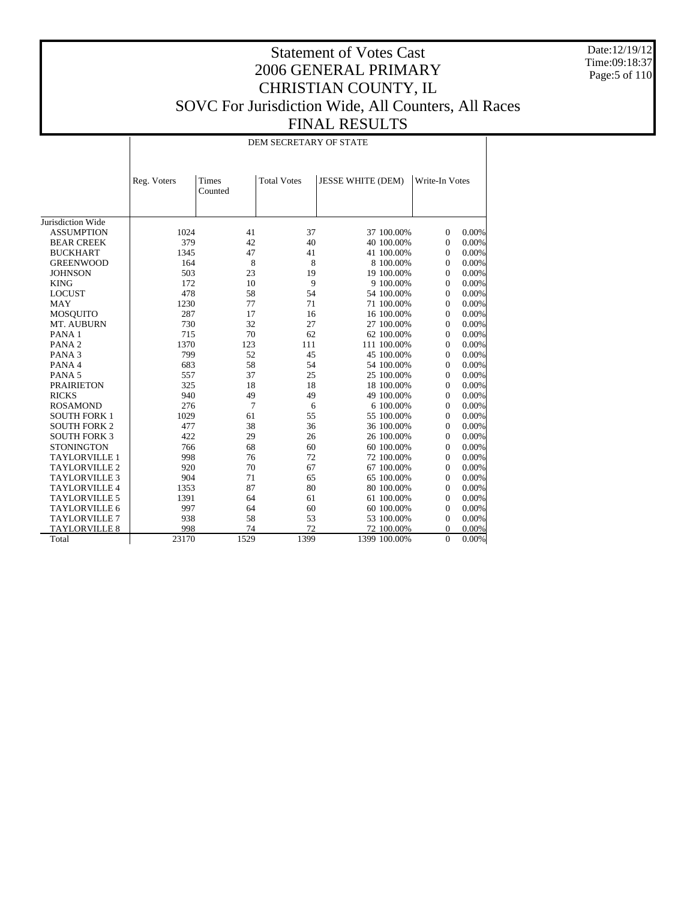# Statement of Votes Cast
# 2006 GENERAL PRIMARY
# CHRISTIAN COUNTY, IL
# SOVC For Jurisdiction Wide, All Counters, All Races
# FINAL RESULTS

Date:12/19/12
Time:09:18:37

| | DEM SECRETARY OF STATE | | | | | | |
|---|---|---|---|---|---|---|---|
| | Reg. Voters | Times Counted | Total Votes | JESSE WHITE (DEM) | | Write-In Votes | |
| Jurisdiction Wide | | | | | | | |
| ASSUMPTION | 1024 | 41 | 37 | 37 | 100.00% | 0 | 0.00% |
| BEAR CREEK | 379 | 42 | 40 | 40 | 100.00% | 0 | 0.00% |
| BUCKHART | 1345 | 47 | 41 | 41 | 100.00% | 0 | 0.00% |
| GREENWOOD | 164 | 8 | 8 | 8 | 100.00% | 0 | 0.00% |
| JOHNSON | 503 | 23 | 19 | 19 | 100.00% | 0 | 0.00% |
| KING | 172 | 10 | 9 | 9 | 100.00% | 0 | 0.00% |
| LOCUST | 478 | 58 | 54 | 54 | 100.00% | 0 | 0.00% |
| MAY | 1230 | 77 | 71 | 71 | 100.00% | 0 | 0.00% |
| MOSQUITO | 287 | 17 | 16 | 16 | 100.00% | 0 | 0.00% |
| MT. AUBURN | 730 | 32 | 27 | 27 | 100.00% | 0 | 0.00% |
| PANA 1 | 715 | 70 | 62 | 62 | 100.00% | 0 | 0.00% |
| PANA 2 | 1370 | 123 | 111 | 111 | 100.00% | 0 | 0.00% |
| PANA 3 | 799 | 52 | 45 | 45 | 100.00% | 0 | 0.00% |
| PANA 4 | 683 | 58 | 54 | 54 | 100.00% | 0 | 0.00% |
| PANA 5 | 557 | 37 | 25 | 25 | 100.00% | 0 | 0.00% |
| PRAIRIETON | 325 | 18 | 18 | 18 | 100.00% | 0 | 0.00% |
| RICKS | 940 | 49 | 49 | 49 | 100.00% | 0 | 0.00% |
| ROSAMOND | 276 | 7 | 6 | 6 | 100.00% | 0 | 0.00% |
| SOUTH FORK 1 | 1029 | 61 | 55 | 55 | 100.00% | 0 | 0.00% |
| SOUTH FORK 2 | 477 | 38 | 36 | 36 | 100.00% | 0 | 0.00% |
| SOUTH FORK 3 | 422 | 29 | 26 | 26 | 100.00% | 0 | 0.00% |
| STONINGTON | 766 | 68 | 60 | 60 | 100.00% | 0 | 0.00% |
| TAYLORVILLE 1 | 998 | 76 | 72 | 72 | 100.00% | 0 | 0.00% |
| TAYLORVILLE 2 | 920 | 70 | 67 | 67 | 100.00% | 0 | 0.00% |
| TAYLORVILLE 3 | 904 | 71 | 65 | 65 | 100.00% | 0 | 0.00% |
| TAYLORVILLE 4 | 1353 | 87 | 80 | 80 | 100.00% | 0 | 0.00% |
| TAYLORVILLE 5 | 1391 | 64 | 61 | 61 | 100.00% | 0 | 0.00% |
| TAYLORVILLE 6 | 997 | 64 | 60 | 60 | 100.00% | 0 | 0.00% |
| TAYLORVILLE 7 | 938 | 58 | 53 | 53 | 100.00% | 0 | 0.00% |
| TAYLORVILLE 8 | 998 | 74 | 72 | 72 | 100.00% | 0 | 0.00% |
| Total | 23170 | 1529 | 1399 | 1399 | 100.00% | 0 | 0.00% |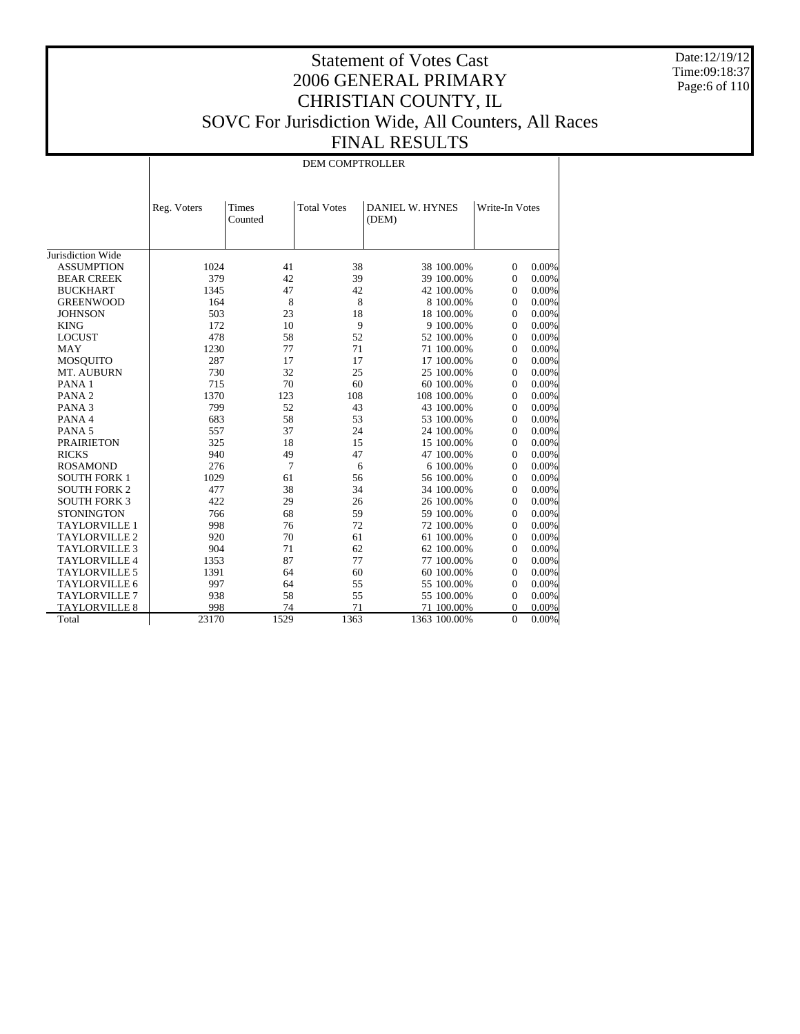# Statement of Votes Cast
## 2006 GENERAL PRIMARY
## CHRISTIAN COUNTY, IL
## SOVC For Jurisdiction Wide, All Counters, All Races
## FINAL RESULTS

| | DEM COMPTROLLER | | | | | | |
|---|---|---|---|---|---|---|---|
| | Reg. Voters | Times Counted | Total Votes | DANIEL W. HYNES (DEM) | | Write-In Votes | |
| Jurisdiction Wide | | | | | | | |
| ASSUMPTION | 1024 | 41 | 38 | 38 | 100.00% | 0 | 0.00% |
| BEAR CREEK | 379 | 42 | 39 | 39 | 100.00% | 0 | 0.00% |
| BUCKHART | 1345 | 47 | 42 | 42 | 100.00% | 0 | 0.00% |
| GREENWOOD | 164 | 8 | 8 | 8 | 100.00% | 0 | 0.00% |
| JOHNSON | 503 | 23 | 18 | 18 | 100.00% | 0 | 0.00% |
| KING | 172 | 10 | 9 | 9 | 100.00% | 0 | 0.00% |
| LOCUST | 478 | 58 | 52 | 52 | 100.00% | 0 | 0.00% |
| MAY | 1230 | 77 | 71 | 71 | 100.00% | 0 | 0.00% |
| MOSQUITO | 287 | 17 | 17 | 17 | 100.00% | 0 | 0.00% |
| MT. AUBURN | 730 | 32 | 25 | 25 | 100.00% | 0 | 0.00% |
| PANA 1 | 715 | 70 | 60 | 60 | 100.00% | 0 | 0.00% |
| PANA 2 | 1370 | 123 | 108 | 108 | 100.00% | 0 | 0.00% |
| PANA 3 | 799 | 52 | 43 | 43 | 100.00% | 0 | 0.00% |
| PANA 4 | 683 | 58 | 53 | 53 | 100.00% | 0 | 0.00% |
| PANA 5 | 557 | 37 | 24 | 24 | 100.00% | 0 | 0.00% |
| PRAIRIETON | 325 | 18 | 15 | 15 | 100.00% | 0 | 0.00% |
| RICKS | 940 | 49 | 47 | 47 | 100.00% | 0 | 0.00% |
| ROSAMOND | 276 | 7 | 6 | 6 | 100.00% | 0 | 0.00% |
| SOUTH FORK 1 | 1029 | 61 | 56 | 56 | 100.00% | 0 | 0.00% |
| SOUTH FORK 2 | 477 | 38 | 34 | 34 | 100.00% | 0 | 0.00% |
| SOUTH FORK 3 | 422 | 29 | 26 | 26 | 100.00% | 0 | 0.00% |
| STONINGTON | 766 | 68 | 59 | 59 | 100.00% | 0 | 0.00% |
| TAYLORVILLE 1 | 998 | 76 | 72 | 72 | 100.00% | 0 | 0.00% |
| TAYLORVILLE 2 | 920 | 70 | 61 | 61 | 100.00% | 0 | 0.00% |
| TAYLORVILLE 3 | 904 | 71 | 62 | 62 | 100.00% | 0 | 0.00% |
| TAYLORVILLE 4 | 1353 | 87 | 77 | 77 | 100.00% | 0 | 0.00% |
| TAYLORVILLE 5 | 1391 | 64 | 60 | 60 | 100.00% | 0 | 0.00% |
| TAYLORVILLE 6 | 997 | 64 | 55 | 55 | 100.00% | 0 | 0.00% |
| TAYLORVILLE 7 | 938 | 58 | 55 | 55 | 100.00% | 0 | 0.00% |
| TAYLORVILLE 8 | 998 | 74 | 71 | 71 | 100.00% | 0 | 0.00% |
| Total | 23170 | 1529 | 1363 | 1363 | 100.00% | 0 | 0.00% |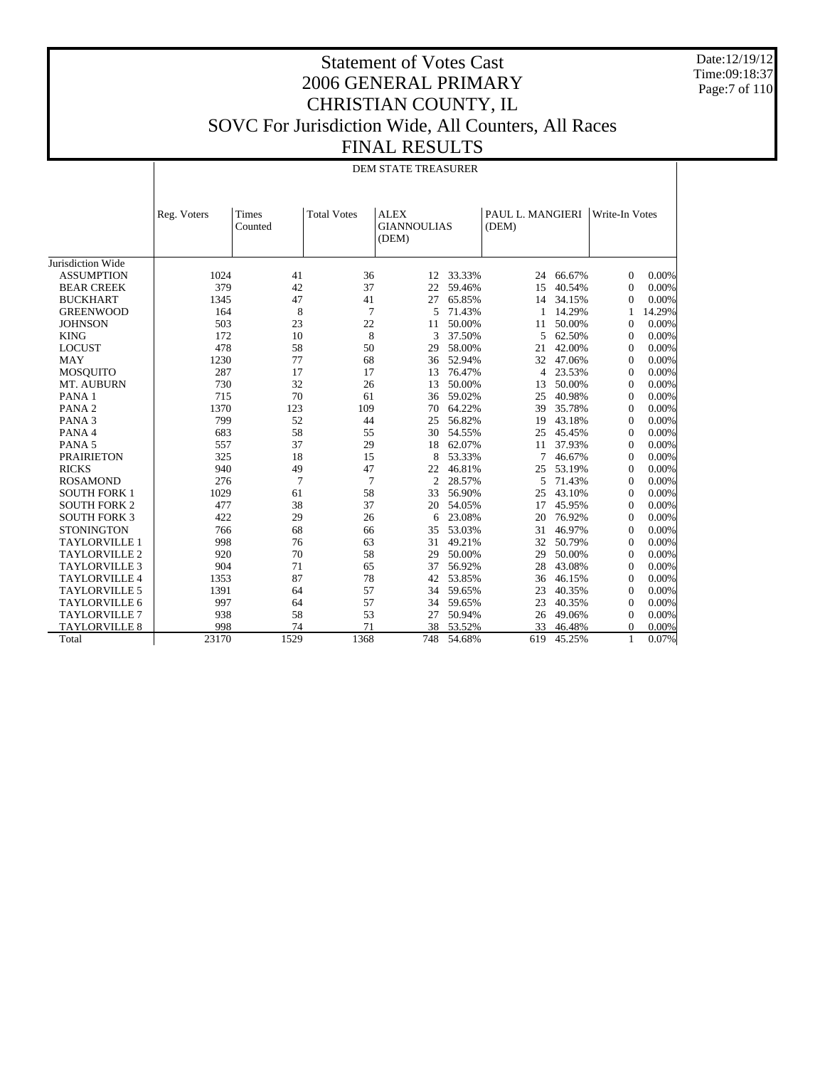# Statement of Votes Cast
# 2006 GENERAL PRIMARY
# CHRISTIAN COUNTY, IL
# SOVC For Jurisdiction Wide, All Counters, All Races
# FINAL RESULTS

Date:12/19/12
Time:09:18:37

## DEM STATE TREASURER

| | Reg. Voters | Times Counted | Total Votes | ALEX GIANNOULIAS (DEM) | | PAUL L. MANGIERI (DEM) | | Write-In Votes | |
|---|---|---|---|---|---|---|---|---|---|
| Jurisdiction Wide | | | | | | | | | |
| ASSUMPTION | 1024 | 41 | 36 | 12 | 33.33% | 24 | 66.67% | 0 | 0.00% |
| BEAR CREEK | 379 | 42 | 37 | 22 | 59.46% | 15 | 40.54% | 0 | 0.00% |
| BUCKHART | 1345 | 47 | 41 | 27 | 65.85% | 14 | 34.15% | 0 | 0.00% |
| GREENWOOD | 164 | 8 | 7 | 5 | 71.43% | 1 | 14.29% | 1 | 14.29% |
| JOHNSON | 503 | 23 | 22 | 11 | 50.00% | 11 | 50.00% | 0 | 0.00% |
| KING | 172 | 10 | 8 | 3 | 37.50% | 5 | 62.50% | 0 | 0.00% |
| LOCUST | 478 | 58 | 50 | 29 | 58.00% | 21 | 42.00% | 0 | 0.00% |
| MAY | 1230 | 77 | 68 | 36 | 52.94% | 32 | 47.06% | 0 | 0.00% |
| MOSQUITO | 287 | 17 | 17 | 13 | 76.47% | 4 | 23.53% | 0 | 0.00% |
| MT. AUBURN | 730 | 32 | 26 | 13 | 50.00% | 13 | 50.00% | 0 | 0.00% |
| PANA 1 | 715 | 70 | 61 | 36 | 59.02% | 25 | 40.98% | 0 | 0.00% |
| PANA 2 | 1370 | 123 | 109 | 70 | 64.22% | 39 | 35.78% | 0 | 0.00% |
| PANA 3 | 799 | 52 | 44 | 25 | 56.82% | 19 | 43.18% | 0 | 0.00% |
| PANA 4 | 683 | 58 | 55 | 30 | 54.55% | 25 | 45.45% | 0 | 0.00% |
| PANA 5 | 557 | 37 | 29 | 18 | 62.07% | 11 | 37.93% | 0 | 0.00% |
| PRAIRIETON | 325 | 18 | 15 | 8 | 53.33% | 7 | 46.67% | 0 | 0.00% |
| RICKS | 940 | 49 | 47 | 22 | 46.81% | 25 | 53.19% | 0 | 0.00% |
| ROSAMOND | 276 | 7 | 7 | 2 | 28.57% | 5 | 71.43% | 0 | 0.00% |
| SOUTH FORK 1 | 1029 | 61 | 58 | 33 | 56.90% | 25 | 43.10% | 0 | 0.00% |
| SOUTH FORK 2 | 477 | 38 | 37 | 20 | 54.05% | 17 | 45.95% | 0 | 0.00% |
| SOUTH FORK 3 | 422 | 29 | 26 | 6 | 23.08% | 20 | 76.92% | 0 | 0.00% |
| STONINGTON | 766 | 68 | 66 | 35 | 53.03% | 31 | 46.97% | 0 | 0.00% |
| TAYLORVILLE 1 | 998 | 76 | 63 | 31 | 49.21% | 32 | 50.79% | 0 | 0.00% |
| TAYLORVILLE 2 | 920 | 70 | 58 | 29 | 50.00% | 29 | 50.00% | 0 | 0.00% |
| TAYLORVILLE 3 | 904 | 71 | 65 | 37 | 56.92% | 28 | 43.08% | 0 | 0.00% |
| TAYLORVILLE 4 | 1353 | 87 | 78 | 42 | 53.85% | 36 | 46.15% | 0 | 0.00% |
| TAYLORVILLE 5 | 1391 | 64 | 57 | 34 | 59.65% | 23 | 40.35% | 0 | 0.00% |
| TAYLORVILLE 6 | 997 | 64 | 57 | 34 | 59.65% | 23 | 40.35% | 0 | 0.00% |
| TAYLORVILLE 7 | 938 | 58 | 53 | 27 | 50.94% | 26 | 49.06% | 0 | 0.00% |
| TAYLORVILLE 8 | 998 | 74 | 71 | 38 | 53.52% | 33 | 46.48% | 0 | 0.00% |
| Total | 23170 | 1529 | 1368 | 748 | 54.68% | 619 | 45.25% | 1 | 0.07% |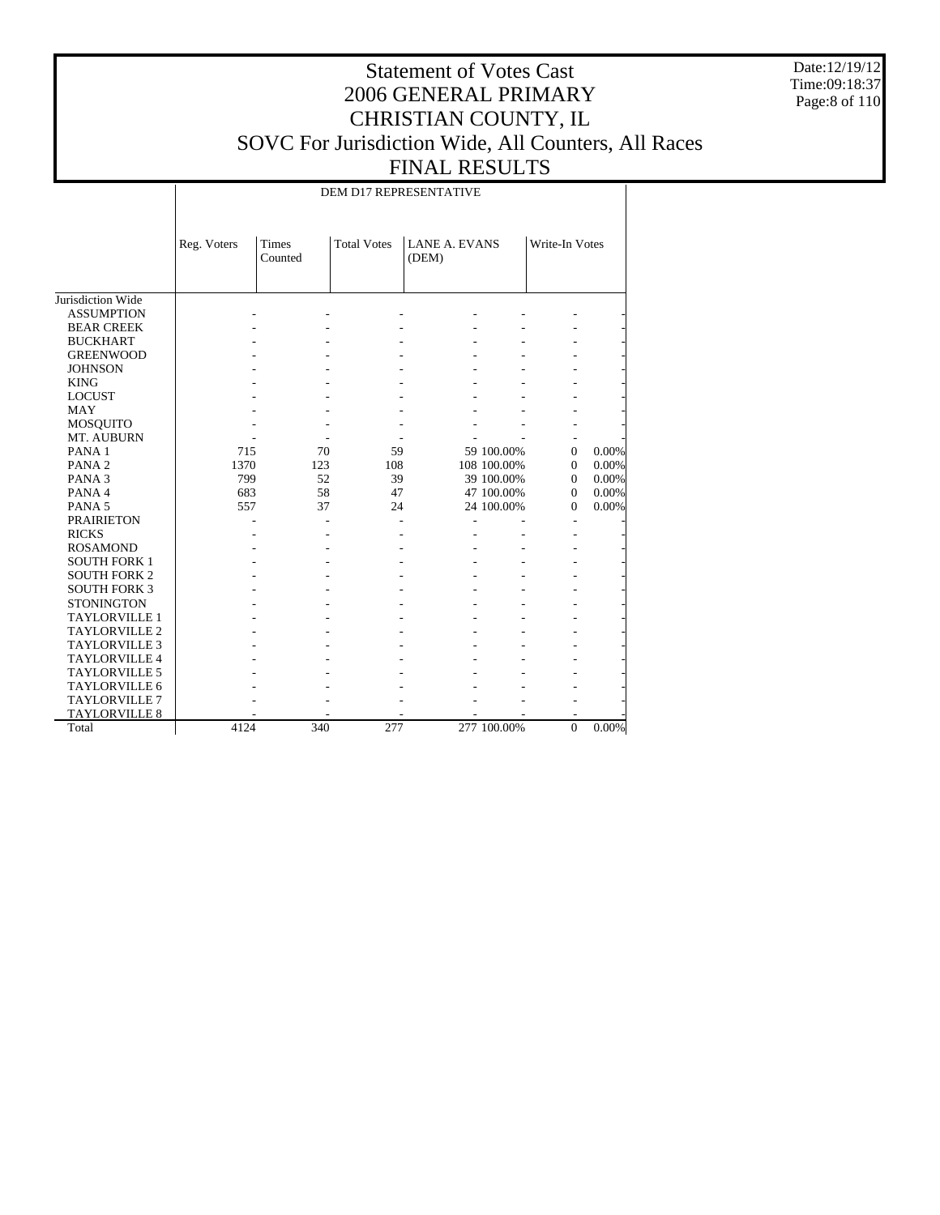# Statement of Votes Cast
# 2006 GENERAL PRIMARY
# CHRISTIAN COUNTY, IL
# SOVC For Jurisdiction Wide, All Counters, All Races
# FINAL RESULTS

Date:12/19/12
Time:09:18:37

| | DEM D17 REPRESENTATIVE | | | | | | |
|---|---|---|---|---|---|---|---|
| | Reg. Voters | Times Counted | Total Votes | LANE A. EVANS (DEM) | | Write-In Votes | |
| Jurisdiction Wide | | | | | | | |
| ASSUMPTION | - | - | - | - | - | - | - |
| BEAR CREEK | - | - | - | - | - | - | - |
| BUCKHART | - | - | - | - | - | - | - |
| GREENWOOD | - | - | - | - | - | - | - |
| JOHNSON | - | - | - | - | - | - | - |
| KING | - | - | - | - | - | - | - |
| LOCUST | - | - | - | - | - | - | - |
| MAY | - | - | - | - | - | - | - |
| MOSQUITO | - | - | - | - | - | - | - |
| MT. AUBURN | - | - | - | - | - | - | - |
| PANA 1 | 715 | 70 | 59 | 59 | 100.00% | 0 | 0.00% |
| PANA 2 | 1370 | 123 | 108 | 108 | 100.00% | 0 | 0.00% |
| PANA 3 | 799 | 52 | 39 | 39 | 100.00% | 0 | 0.00% |
| PANA 4 | 683 | 58 | 47 | 47 | 100.00% | 0 | 0.00% |
| PANA 5 | 557 | 37 | 24 | 24 | 100.00% | 0 | 0.00% |
| PRAIRIETON | - | - | - | - | - | - | - |
| RICKS | - | - | - | - | - | - | - |
| ROSAMOND | - | - | - | - | - | - | - |
| SOUTH FORK 1 | - | - | - | - | - | - | - |
| SOUTH FORK 2 | - | - | - | - | - | - | - |
| SOUTH FORK 3 | - | - | - | - | - | - | - |
| STONINGTON | - | - | - | - | - | - | - |
| TAYLORVILLE 1 | - | - | - | - | - | - | - |
| TAYLORVILLE 2 | - | - | - | - | - | - | - |
| TAYLORVILLE 3 | - | - | - | - | - | - | - |
| TAYLORVILLE 4 | - | - | - | - | - | - | - |
| TAYLORVILLE 5 | - | - | - | - | - | - | - |
| TAYLORVILLE 6 | - | - | - | - | - | - | - |
| TAYLORVILLE 7 | - | - | - | - | - | - | - |
| TAYLORVILLE 8 | - | - | - | - | - | - | - |
| Total | 4124 | 340 | 277 | 277 | 100.00% | 0 | 0.00% |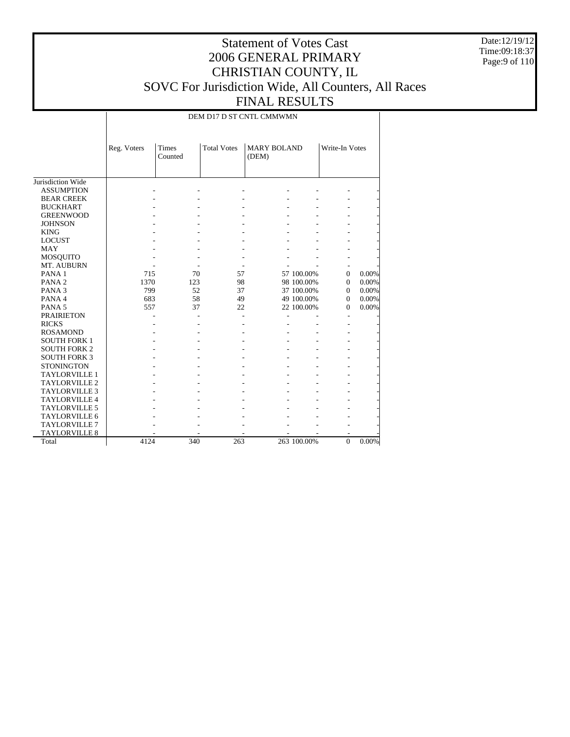# Statement of Votes Cast
# 2006 GENERAL PRIMARY
# CHRISTIAN COUNTY, IL
# SOVC For Jurisdiction Wide, All Counters, All Races
# FINAL RESULTS

| | DEM D17 D ST CNTL CMMWMN | | | | | | |
|---|---|---|---|---|---|---|---|
| | Reg. Voters | Times Counted | Total Votes | MARY BOLAND (DEM) | | Write-In Votes | |
| Jurisdiction Wide | | | | | | | |
| ASSUMPTION | - | - | - | - | - | - | - |
| BEAR CREEK | - | - | - | - | - | - | - |
| BUCKHART | - | - | - | - | - | - | - |
| GREENWOOD | - | - | - | - | - | - | - |
| JOHNSON | - | - | - | - | - | - | - |
| KING | - | - | - | - | - | - | - |
| LOCUST | - | - | - | - | - | - | - |
| MAY | - | - | - | - | - | - | - |
| MOSQUITO | - | - | - | - | - | - | - |
| MT. AUBURN | - | - | - | - | - | - | - |
| PANA 1 | 715 | 70 | 57 | 57 | 100.00% | 0 | 0.00% |
| PANA 2 | 1370 | 123 | 98 | 98 | 100.00% | 0 | 0.00% |
| PANA 3 | 799 | 52 | 37 | 37 | 100.00% | 0 | 0.00% |
| PANA 4 | 683 | 58 | 49 | 49 | 100.00% | 0 | 0.00% |
| PANA 5 | 557 | 37 | 22 | 22 | 100.00% | 0 | 0.00% |
| PRAIRIETON | - | - | - | - | - | - | - |
| RICKS | - | - | - | - | - | - | - |
| ROSAMOND | - | - | - | - | - | - | - |
| SOUTH FORK 1 | - | - | - | - | - | - | - |
| SOUTH FORK 2 | - | - | - | - | - | - | - |
| SOUTH FORK 3 | - | - | - | - | - | - | - |
| STONINGTON | - | - | - | - | - | - | - |
| TAYLORVILLE 1 | - | - | - | - | - | - | - |
| TAYLORVILLE 2 | - | - | - | - | - | - | - |
| TAYLORVILLE 3 | - | - | - | - | - | - | - |
| TAYLORVILLE 4 | - | - | - | - | - | - | - |
| TAYLORVILLE 5 | - | - | - | - | - | - | - |
| TAYLORVILLE 6 | - | - | - | - | - | - | - |
| TAYLORVILLE 7 | - | - | - | - | - | - | - |
| TAYLORVILLE 8 | - | - | - | - | - | - | - |
| Total | 4124 | 340 | 263 | 263 | 100.00% | 0 | 0.00% |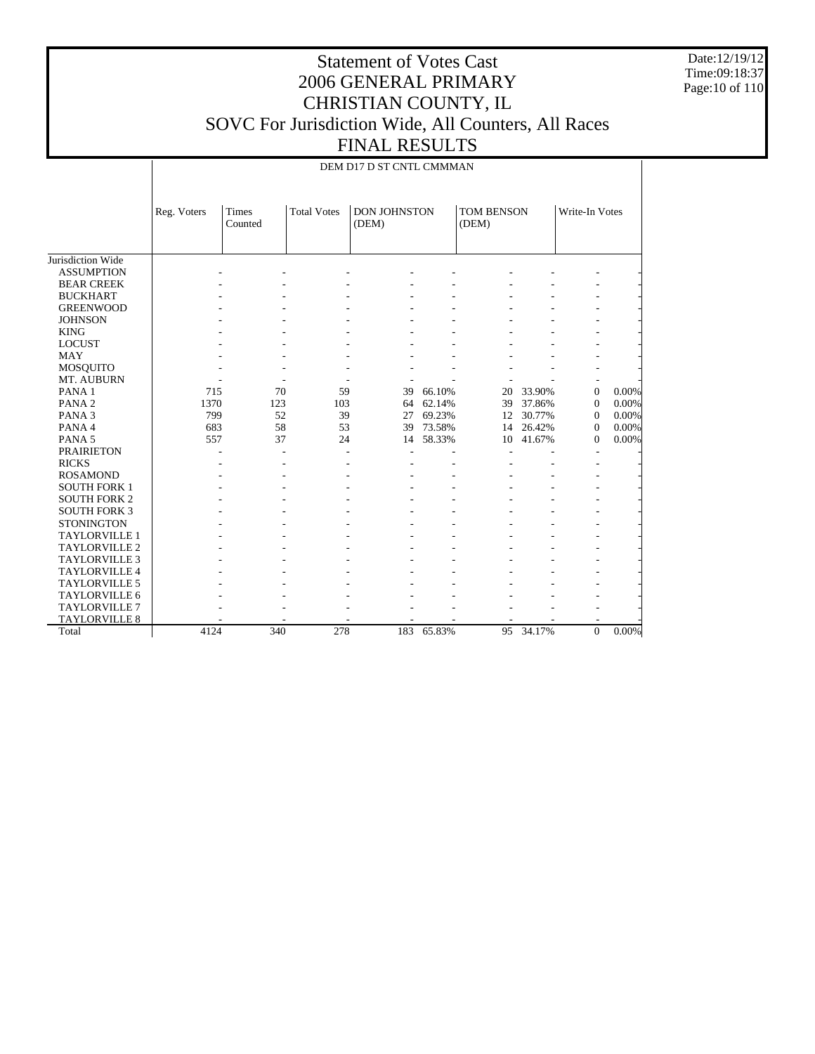# Statement of Votes Cast
# 2006 GENERAL PRIMARY
# CHRISTIAN COUNTY, IL
# SOVC For Jurisdiction Wide, All Counters, All Races
# FINAL RESULTS

Date:12/19/12
Time:09:18:37

| | DEM D17 D ST CNTL CMMMAN | | | | | | | | |
|---|---|---|---|---|---|---|---|---|---|
| | Reg. Voters | Times Counted | Total Votes | DON JOHNSTON (DEM) | | TOM BENSON (DEM) | | Write-In Votes | |
| Jurisdiction Wide | | | | | | | | | |
| ASSUMPTION | - | - | - | - | - | - | - | - | - |
| BEAR CREEK | - | - | - | - | - | - | - | - | - |
| BUCKHART | - | - | - | - | - | - | - | - | - |
| GREENWOOD | - | - | - | - | - | - | - | - | - |
| JOHNSON | - | - | - | - | - | - | - | - | - |
| KING | - | - | - | - | - | - | - | - | - |
| LOCUST | - | - | - | - | - | - | - | - | - |
| MAY | - | - | - | - | - | - | - | - | - |
| MOSQUITO | - | - | - | - | - | - | - | - | - |
| MT. AUBURN | - | - | - | - | - | - | - | - | - |
| PANA 1 | 715 | 70 | 59 | 39 | 66.10% | 20 | 33.90% | 0 | 0.00% |
| PANA 2 | 1370 | 123 | 103 | 64 | 62.14% | 39 | 37.86% | 0 | 0.00% |
| PANA 3 | 799 | 52 | 39 | 27 | 69.23% | 12 | 30.77% | 0 | 0.00% |
| PANA 4 | 683 | 58 | 53 | 39 | 73.58% | 14 | 26.42% | 0 | 0.00% |
| PANA 5 | 557 | 37 | 24 | 14 | 58.33% | 10 | 41.67% | 0 | 0.00% |
| PRAIRIETON | - | - | - | - | - | - | - | - | - |
| RICKS | - | - | - | - | - | - | - | - | - |
| ROSAMOND | - | - | - | - | - | - | - | - | - |
| SOUTH FORK 1 | - | - | - | - | - | - | - | - | - |
| SOUTH FORK 2 | - | - | - | - | - | - | - | - | - |
| SOUTH FORK 3 | - | - | - | - | - | - | - | - | - |
| STONINGTON | - | - | - | - | - | - | - | - | - |
| TAYLORVILLE 1 | - | - | - | - | - | - | - | - | - |
| TAYLORVILLE 2 | - | - | - | - | - | - | - | - | - |
| TAYLORVILLE 3 | - | - | - | - | - | - | - | - | - |
| TAYLORVILLE 4 | - | - | - | - | - | - | - | - | - |
| TAYLORVILLE 5 | - | - | - | - | - | - | - | - | - |
| TAYLORVILLE 6 | - | - | - | - | - | - | - | - | - |
| TAYLORVILLE 7 | - | - | - | - | - | - | - | - | - |
| TAYLORVILLE 8 | - | - | - | - | - | - | - | - | - |
| Total | 4124 | 340 | 278 | 183 | 65.83% | 95 | 34.17% | 0 | 0.00% |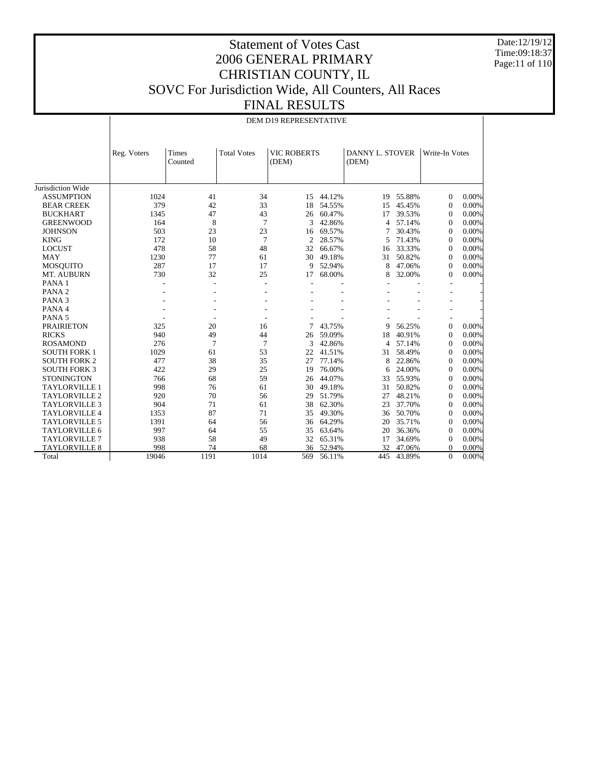# Statement of Votes Cast
# 2006 GENERAL PRIMARY
# CHRISTIAN COUNTY, IL
# SOVC For Jurisdiction Wide, All Counters, All Races
# FINAL RESULTS

Date:12/19/12
Time:09:18:37

| | DEM D19 REPRESENTATIVE | | | | | | | | |
|---|---|---|---|---|---|---|---|---|---|
| | Reg. Voters | Times Counted | Total Votes | VIC ROBERTS (DEM) | | DANNY L. STOVER (DEM) | | Write-In Votes | |
| Jurisdiction Wide | | | | | | | | | |
| ASSUMPTION | 1024 | 41 | 34 | 15 | 44.12% | 19 | 55.88% | 0 | 0.00% |
| BEAR CREEK | 379 | 42 | 33 | 18 | 54.55% | 15 | 45.45% | 0 | 0.00% |
| BUCKHART | 1345 | 47 | 43 | 26 | 60.47% | 17 | 39.53% | 0 | 0.00% |
| GREENWOOD | 164 | 8 | 7 | 3 | 42.86% | 4 | 57.14% | 0 | 0.00% |
| JOHNSON | 503 | 23 | 23 | 16 | 69.57% | 7 | 30.43% | 0 | 0.00% |
| KING | 172 | 10 | 7 | 2 | 28.57% | 5 | 71.43% | 0 | 0.00% |
| LOCUST | 478 | 58 | 48 | 32 | 66.67% | 16 | 33.33% | 0 | 0.00% |
| MAY | 1230 | 77 | 61 | 30 | 49.18% | 31 | 50.82% | 0 | 0.00% |
| MOSQUITO | 287 | 17 | 17 | 9 | 52.94% | 8 | 47.06% | 0 | 0.00% |
| MT. AUBURN | 730 | 32 | 25 | 17 | 68.00% | 8 | 32.00% | 0 | 0.00% |
| PANA 1 | - | - | - | - | - | - | - | - | - |
| PANA 2 | - | - | - | - | - | - | - | - | - |
| PANA 3 | - | - | - | - | - | - | - | - | - |
| PANA 4 | - | - | - | - | - | - | - | - | - |
| PANA 5 | - | - | - | - | - | - | - | - | - |
| PRAIRIETON | 325 | 20 | 16 | 7 | 43.75% | 9 | 56.25% | 0 | 0.00% |
| RICKS | 940 | 49 | 44 | 26 | 59.09% | 18 | 40.91% | 0 | 0.00% |
| ROSAMOND | 276 | 7 | 7 | 3 | 42.86% | 4 | 57.14% | 0 | 0.00% |
| SOUTH FORK 1 | 1029 | 61 | 53 | 22 | 41.51% | 31 | 58.49% | 0 | 0.00% |
| SOUTH FORK 2 | 477 | 38 | 35 | 27 | 77.14% | 8 | 22.86% | 0 | 0.00% |
| SOUTH FORK 3 | 422 | 29 | 25 | 19 | 76.00% | 6 | 24.00% | 0 | 0.00% |
| STONINGTON | 766 | 68 | 59 | 26 | 44.07% | 33 | 55.93% | 0 | 0.00% |
| TAYLORVILLE 1 | 998 | 76 | 61 | 30 | 49.18% | 31 | 50.82% | 0 | 0.00% |
| TAYLORVILLE 2 | 920 | 70 | 56 | 29 | 51.79% | 27 | 48.21% | 0 | 0.00% |
| TAYLORVILLE 3 | 904 | 71 | 61 | 38 | 62.30% | 23 | 37.70% | 0 | 0.00% |
| TAYLORVILLE 4 | 1353 | 87 | 71 | 35 | 49.30% | 36 | 50.70% | 0 | 0.00% |
| TAYLORVILLE 5 | 1391 | 64 | 56 | 36 | 64.29% | 20 | 35.71% | 0 | 0.00% |
| TAYLORVILLE 6 | 997 | 64 | 55 | 35 | 63.64% | 20 | 36.36% | 0 | 0.00% |
| TAYLORVILLE 7 | 938 | 58 | 49 | 32 | 65.31% | 17 | 34.69% | 0 | 0.00% |
| TAYLORVILLE 8 | 998 | 74 | 68 | 36 | 52.94% | 32 | 47.06% | 0 | 0.00% |
| Total | 19046 | 1191 | 1014 | 569 | 56.11% | 445 | 43.89% | 0 | 0.00% |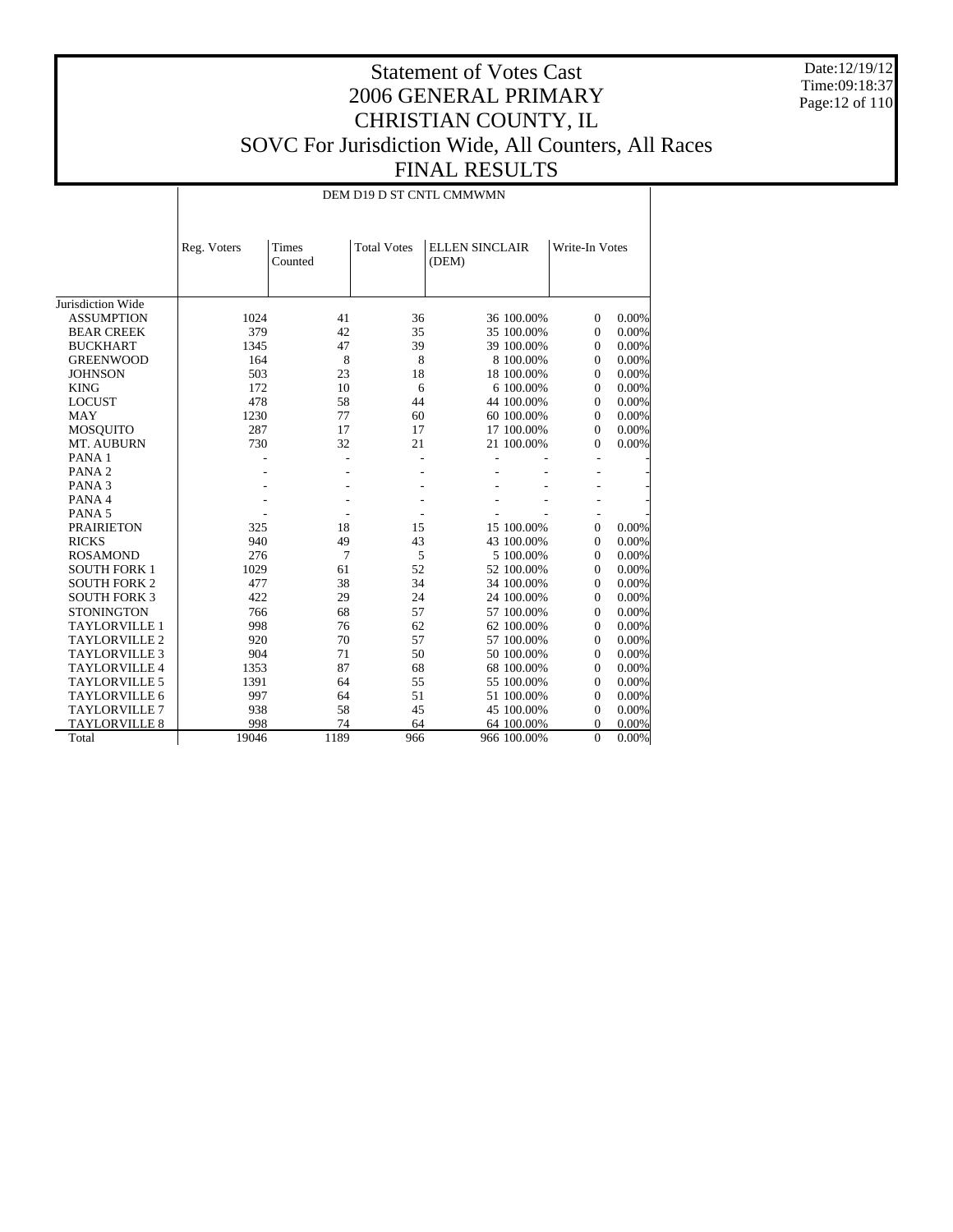# Statement of Votes Cast
# 2006 GENERAL PRIMARY
# CHRISTIAN COUNTY, IL
# SOVC For Jurisdiction Wide, All Counters, All Races
# FINAL RESULTS

| | DEM D19 D ST CNTL CMMWMN | | | | | | |
|---|---|---|---|---|---|---|---|
| | Reg. Voters | Times Counted | Total Votes | ELLEN SINCLAIR (DEM) | | Write-In Votes | |
| Jurisdiction Wide | | | | | | | |
| ASSUMPTION | 1024 | 41 | 36 | 36 | 100.00% | 0 | 0.00% |
| BEAR CREEK | 379 | 42 | 35 | 35 | 100.00% | 0 | 0.00% |
| BUCKHART | 1345 | 47 | 39 | 39 | 100.00% | 0 | 0.00% |
| GREENWOOD | 164 | 8 | 8 | 8 | 100.00% | 0 | 0.00% |
| JOHNSON | 503 | 23 | 18 | 18 | 100.00% | 0 | 0.00% |
| KING | 172 | 10 | 6 | 6 | 100.00% | 0 | 0.00% |
| LOCUST | 478 | 58 | 44 | 44 | 100.00% | 0 | 0.00% |
| MAY | 1230 | 77 | 60 | 60 | 100.00% | 0 | 0.00% |
| MOSQUITO | 287 | 17 | 17 | 17 | 100.00% | 0 | 0.00% |
| MT. AUBURN | 730 | 32 | 21 | 21 | 100.00% | 0 | 0.00% |
| PANA 1 | - | - | - | - | - | - | - |
| PANA 2 | - | - | - | - | - | - | - |
| PANA 3 | - | - | - | - | - | - | - |
| PANA 4 | - | - | - | - | - | - | - |
| PANA 5 | - | - | - | - | - | - | - |
| PRAIRIETON | 325 | 18 | 15 | 15 | 100.00% | 0 | 0.00% |
| RICKS | 940 | 49 | 43 | 43 | 100.00% | 0 | 0.00% |
| ROSAMOND | 276 | 7 | 5 | 5 | 100.00% | 0 | 0.00% |
| SOUTH FORK 1 | 1029 | 61 | 52 | 52 | 100.00% | 0 | 0.00% |
| SOUTH FORK 2 | 477 | 38 | 34 | 34 | 100.00% | 0 | 0.00% |
| SOUTH FORK 3 | 422 | 29 | 24 | 24 | 100.00% | 0 | 0.00% |
| STONINGTON | 766 | 68 | 57 | 57 | 100.00% | 0 | 0.00% |
| TAYLORVILLE 1 | 998 | 76 | 62 | 62 | 100.00% | 0 | 0.00% |
| TAYLORVILLE 2 | 920 | 70 | 57 | 57 | 100.00% | 0 | 0.00% |
| TAYLORVILLE 3 | 904 | 71 | 50 | 50 | 100.00% | 0 | 0.00% |
| TAYLORVILLE 4 | 1353 | 87 | 68 | 68 | 100.00% | 0 | 0.00% |
| TAYLORVILLE 5 | 1391 | 64 | 55 | 55 | 100.00% | 0 | 0.00% |
| TAYLORVILLE 6 | 997 | 64 | 51 | 51 | 100.00% | 0 | 0.00% |
| TAYLORVILLE 7 | 938 | 58 | 45 | 45 | 100.00% | 0 | 0.00% |
| TAYLORVILLE 8 | 998 | 74 | 64 | 64 | 100.00% | 0 | 0.00% |
| Total | 19046 | 1189 | 966 | 966 | 100.00% | 0 | 0.00% |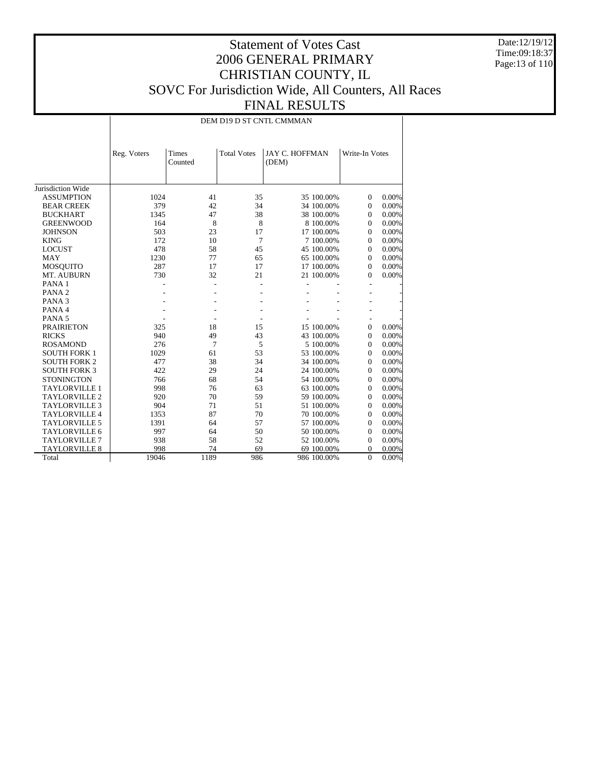# Statement of Votes Cast
# 2006 GENERAL PRIMARY
# CHRISTIAN COUNTY, IL
# SOVC For Jurisdiction Wide, All Counters, All Races
# FINAL RESULTS

Date:12/19/12
Time:09:18:37

| | DEM D19 D ST CNTL CMMMAN | | | | | | |
|---|---|---|---|---|---|---|---|
| | Reg. Voters | Times Counted | Total Votes | JAY C. HOFFMAN (DEM) | | Write-In Votes | |
| Jurisdiction Wide | | | | | | | |
| ASSUMPTION | 1024 | 41 | 35 | 35 | 100.00% | 0 | 0.00% |
| BEAR CREEK | 379 | 42 | 34 | 34 | 100.00% | 0 | 0.00% |
| BUCKHART | 1345 | 47 | 38 | 38 | 100.00% | 0 | 0.00% |
| GREENWOOD | 164 | 8 | 8 | 8 | 100.00% | 0 | 0.00% |
| JOHNSON | 503 | 23 | 17 | 17 | 100.00% | 0 | 0.00% |
| KING | 172 | 10 | 7 | 7 | 100.00% | 0 | 0.00% |
| LOCUST | 478 | 58 | 45 | 45 | 100.00% | 0 | 0.00% |
| MAY | 1230 | 77 | 65 | 65 | 100.00% | 0 | 0.00% |
| MOSQUITO | 287 | 17 | 17 | 17 | 100.00% | 0 | 0.00% |
| MT. AUBURN | 730 | 32 | 21 | 21 | 100.00% | 0 | 0.00% |
| PANA 1 | - | - | - | - | - | - | - |
| PANA 2 | - | - | - | - | - | - | - |
| PANA 3 | - | - | - | - | - | - | - |
| PANA 4 | - | - | - | - | - | - | - |
| PANA 5 | - | - | - | - | - | - | - |
| PRAIRIETON | 325 | 18 | 15 | 15 | 100.00% | 0 | 0.00% |
| RICKS | 940 | 49 | 43 | 43 | 100.00% | 0 | 0.00% |
| ROSAMOND | 276 | 7 | 5 | 5 | 100.00% | 0 | 0.00% |
| SOUTH FORK 1 | 1029 | 61 | 53 | 53 | 100.00% | 0 | 0.00% |
| SOUTH FORK 2 | 477 | 38 | 34 | 34 | 100.00% | 0 | 0.00% |
| SOUTH FORK 3 | 422 | 29 | 24 | 24 | 100.00% | 0 | 0.00% |
| STONINGTON | 766 | 68 | 54 | 54 | 100.00% | 0 | 0.00% |
| TAYLORVILLE 1 | 998 | 76 | 63 | 63 | 100.00% | 0 | 0.00% |
| TAYLORVILLE 2 | 920 | 70 | 59 | 59 | 100.00% | 0 | 0.00% |
| TAYLORVILLE 3 | 904 | 71 | 51 | 51 | 100.00% | 0 | 0.00% |
| TAYLORVILLE 4 | 1353 | 87 | 70 | 70 | 100.00% | 0 | 0.00% |
| TAYLORVILLE 5 | 1391 | 64 | 57 | 57 | 100.00% | 0 | 0.00% |
| TAYLORVILLE 6 | 997 | 64 | 50 | 50 | 100.00% | 0 | 0.00% |
| TAYLORVILLE 7 | 938 | 58 | 52 | 52 | 100.00% | 0 | 0.00% |
| TAYLORVILLE 8 | 998 | 74 | 69 | 69 | 100.00% | 0 | 0.00% |
| Total | 19046 | 1189 | 986 | 986 | 100.00% | 0 | 0.00% |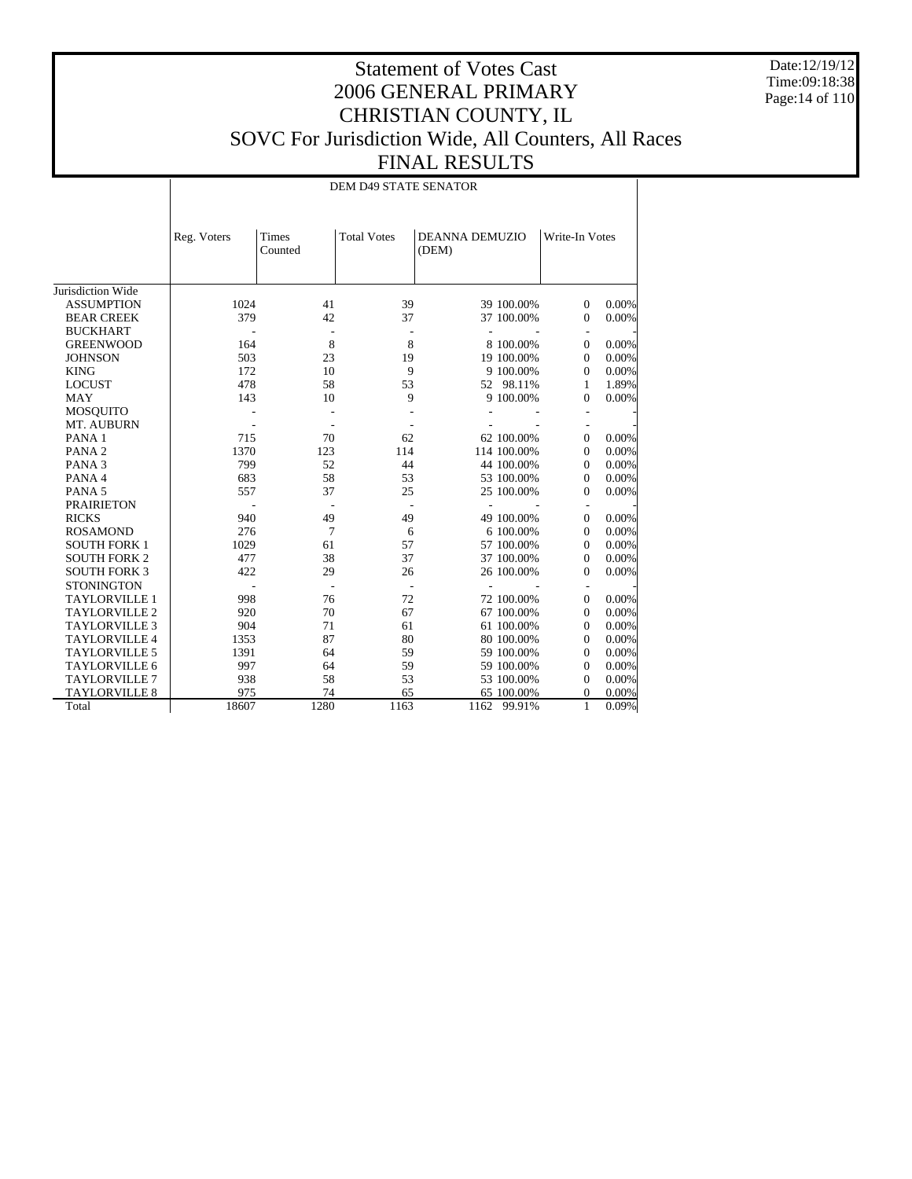# Statement of Votes Cast
# 2006 GENERAL PRIMARY
# CHRISTIAN COUNTY, IL
# SOVC For Jurisdiction Wide, All Counters, All Races
# FINAL RESULTS

Date:12/19/12
Time:09:18:38

## DEM D49 STATE SENATOR

| | Reg. Voters | Times Counted | Total Votes | DEANNA DEMUZIO (DEM) | | Write-In Votes | |
|---|---|---|---|---|---|---|---|
| Jurisdiction Wide | | | | | | | |
| ASSUMPTION | 1024 | 41 | 39 | 39 | 100.00% | 0 | 0.00% |
| BEAR CREEK | 379 | 42 | 37 | 37 | 100.00% | 0 | 0.00% |
| BUCKHART | - | - | - | - | - | - | - |
| GREENWOOD | 164 | 8 | 8 | 8 | 100.00% | 0 | 0.00% |
| JOHNSON | 503 | 23 | 19 | 19 | 100.00% | 0 | 0.00% |
| KING | 172 | 10 | 9 | 9 | 100.00% | 0 | 0.00% |
| LOCUST | 478 | 58 | 53 | 52 | 98.11% | 1 | 1.89% |
| MAY | 143 | 10 | 9 | 9 | 100.00% | 0 | 0.00% |
| MOSQUITO | - | - | - | - | - | - | - |
| MT. AUBURN | - | - | - | - | - | - | - |
| PANA 1 | 715 | 70 | 62 | 62 | 100.00% | 0 | 0.00% |
| PANA 2 | 1370 | 123 | 114 | 114 | 100.00% | 0 | 0.00% |
| PANA 3 | 799 | 52 | 44 | 44 | 100.00% | 0 | 0.00% |
| PANA 4 | 683 | 58 | 53 | 53 | 100.00% | 0 | 0.00% |
| PANA 5 | 557 | 37 | 25 | 25 | 100.00% | 0 | 0.00% |
| PRAIRIETON | - | - | - | - | - | - | - |
| RICKS | 940 | 49 | 49 | 49 | 100.00% | 0 | 0.00% |
| ROSAMOND | 276 | 7 | 6 | 6 | 100.00% | 0 | 0.00% |
| SOUTH FORK 1 | 1029 | 61 | 57 | 57 | 100.00% | 0 | 0.00% |
| SOUTH FORK 2 | 477 | 38 | 37 | 37 | 100.00% | 0 | 0.00% |
| SOUTH FORK 3 | 422 | 29 | 26 | 26 | 100.00% | 0 | 0.00% |
| STONINGTON | - | - | - | - | - | - | - |
| TAYLORVILLE 1 | 998 | 76 | 72 | 72 | 100.00% | 0 | 0.00% |
| TAYLORVILLE 2 | 920 | 70 | 67 | 67 | 100.00% | 0 | 0.00% |
| TAYLORVILLE 3 | 904 | 71 | 61 | 61 | 100.00% | 0 | 0.00% |
| TAYLORVILLE 4 | 1353 | 87 | 80 | 80 | 100.00% | 0 | 0.00% |
| TAYLORVILLE 5 | 1391 | 64 | 59 | 59 | 100.00% | 0 | 0.00% |
| TAYLORVILLE 6 | 997 | 64 | 59 | 59 | 100.00% | 0 | 0.00% |
| TAYLORVILLE 7 | 938 | 58 | 53 | 53 | 100.00% | 0 | 0.00% |
| TAYLORVILLE 8 | 975 | 74 | 65 | 65 | 100.00% | 0 | 0.00% |
| Total | 18607 | 1280 | 1163 | 1162 | 99.91% | 1 | 0.09% |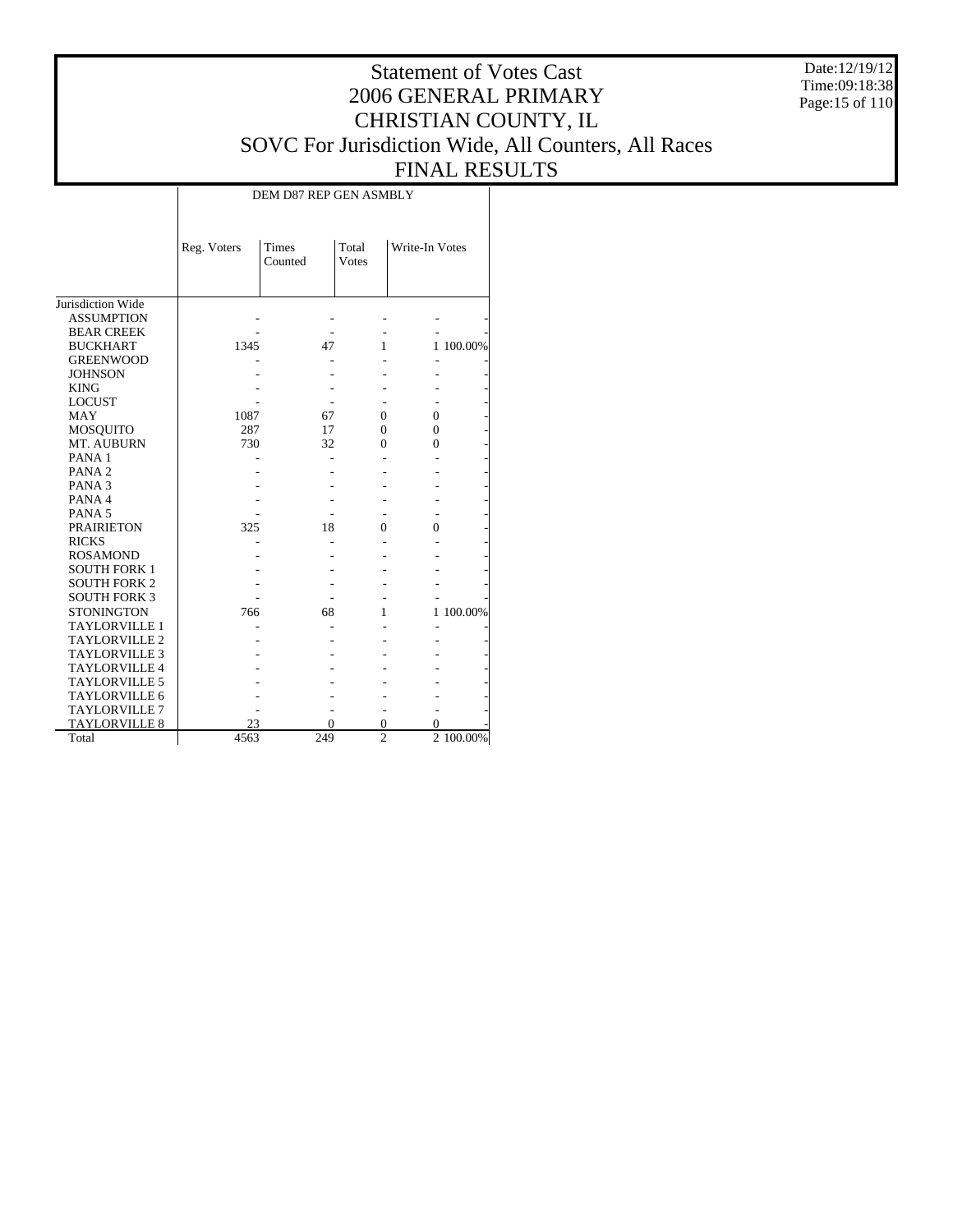# Statement of Votes Cast
# 2006 GENERAL PRIMARY
# CHRISTIAN COUNTY, IL
# SOVC For Jurisdiction Wide, All Counters, All Races
# FINAL RESULTS

Date:12/19/12
Time:09:18:38

| | DEM D87 REP GEN ASMBLY | | | | |
|---|---|---|---|---|---|
| | Reg. Voters | Times Counted | Total Votes | Write-In Votes | |
| Jurisdiction Wide | | | | | |
| ASSUMPTION | - | - | - | - | - |
| BEAR CREEK | - | - | - | - | - |
| BUCKHART | 1345 | 47 | 1 | 1 | 100.00% |
| GREENWOOD | - | - | - | - | - |
| JOHNSON | - | - | - | - | - |
| KING | - | - | - | - | - |
| LOCUST | - | - | - | - | - |
| MAY | 1087 | 67 | 0 | 0 | - |
| MOSQUITO | 287 | 17 | 0 | 0 | - |
| MT. AUBURN | 730 | 32 | 0 | 0 | - |
| PANA 1 | - | - | - | - | - |
| PANA 2 | - | - | - | - | - |
| PANA 3 | - | - | - | - | - |
| PANA 4 | - | - | - | - | - |
| PANA 5 | - | - | - | - | - |
| PRAIRIETON | 325 | 18 | 0 | 0 | - |
| RICKS | - | - | - | - | - |
| ROSAMOND | - | - | - | - | - |
| SOUTH FORK 1 | - | - | - | - | - |
| SOUTH FORK 2 | - | - | - | - | - |
| SOUTH FORK 3 | - | - | - | - | - |
| STONINGTON | 766 | 68 | 1 | 1 | 100.00% |
| TAYLORVILLE 1 | - | - | - | - | - |
| TAYLORVILLE 2 | - | - | - | - | - |
| TAYLORVILLE 3 | - | - | - | - | - |
| TAYLORVILLE 4 | - | - | - | - | - |
| TAYLORVILLE 5 | - | - | - | - | - |
| TAYLORVILLE 6 | - | - | - | - | - |
| TAYLORVILLE 7 | - | - | - | - | - |
| TAYLORVILLE 8 | 23 | 0 | 0 | 0 | - |
| Total | 4563 | 249 | 2 | 2 | 100.00% |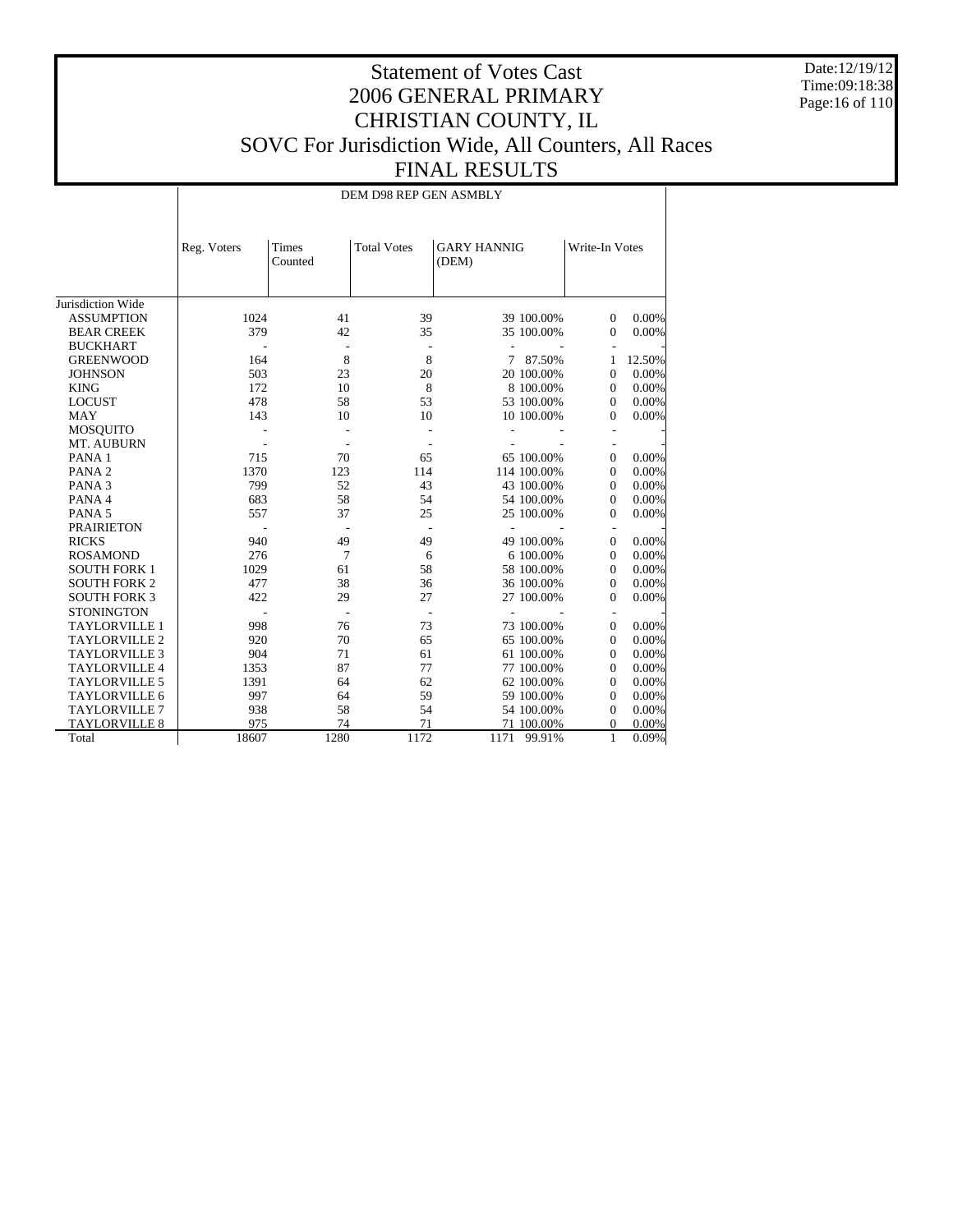# Statement of Votes Cast
# 2006 GENERAL PRIMARY
# CHRISTIAN COUNTY, IL
# SOVC For Jurisdiction Wide, All Counters, All Races
# FINAL RESULTS

Date:12/19/12
Time:09:18:38

| | DEM D98 REP GEN ASMBLY | | | | | | |
|---|---|---|---|---|---|---|---|
| | Reg. Voters | Times Counted | Total Votes | GARY HANNIG (DEM) | | Write-In Votes | |
| Jurisdiction Wide | | | | | | | |
| ASSUMPTION | 1024 | 41 | 39 | 39 | 100.00% | 0 | 0.00% |
| BEAR CREEK | 379 | 42 | 35 | 35 | 100.00% | 0 | 0.00% |
| BUCKHART | - | - | - | - | - | - | - |
| GREENWOOD | 164 | 8 | 8 | 7 | 87.50% | 1 | 12.50% |
| JOHNSON | 503 | 23 | 20 | 20 | 100.00% | 0 | 0.00% |
| KING | 172 | 10 | 8 | 8 | 100.00% | 0 | 0.00% |
| LOCUST | 478 | 58 | 53 | 53 | 100.00% | 0 | 0.00% |
| MAY | 143 | 10 | 10 | 10 | 100.00% | 0 | 0.00% |
| MOSQUITO | - | - | - | - | - | - | - |
| MT. AUBURN | - | - | - | - | - | - | - |
| PANA 1 | 715 | 70 | 65 | 65 | 100.00% | 0 | 0.00% |
| PANA 2 | 1370 | 123 | 114 | 114 | 100.00% | 0 | 0.00% |
| PANA 3 | 799 | 52 | 43 | 43 | 100.00% | 0 | 0.00% |
| PANA 4 | 683 | 58 | 54 | 54 | 100.00% | 0 | 0.00% |
| PANA 5 | 557 | 37 | 25 | 25 | 100.00% | 0 | 0.00% |
| PRAIRIETON | - | - | - | - | - | - | - |
| RICKS | 940 | 49 | 49 | 49 | 100.00% | 0 | 0.00% |
| ROSAMOND | 276 | 7 | 6 | 6 | 100.00% | 0 | 0.00% |
| SOUTH FORK 1 | 1029 | 61 | 58 | 58 | 100.00% | 0 | 0.00% |
| SOUTH FORK 2 | 477 | 38 | 36 | 36 | 100.00% | 0 | 0.00% |
| SOUTH FORK 3 | 422 | 29 | 27 | 27 | 100.00% | 0 | 0.00% |
| STONINGTON | - | - | - | - | - | - | - |
| TAYLORVILLE 1 | 998 | 76 | 73 | 73 | 100.00% | 0 | 0.00% |
| TAYLORVILLE 2 | 920 | 70 | 65 | 65 | 100.00% | 0 | 0.00% |
| TAYLORVILLE 3 | 904 | 71 | 61 | 61 | 100.00% | 0 | 0.00% |
| TAYLORVILLE 4 | 1353 | 87 | 77 | 77 | 100.00% | 0 | 0.00% |
| TAYLORVILLE 5 | 1391 | 64 | 62 | 62 | 100.00% | 0 | 0.00% |
| TAYLORVILLE 6 | 997 | 64 | 59 | 59 | 100.00% | 0 | 0.00% |
| TAYLORVILLE 7 | 938 | 58 | 54 | 54 | 100.00% | 0 | 0.00% |
| TAYLORVILLE 8 | 975 | 74 | 71 | 71 | 100.00% | 0 | 0.00% |
| Total | 18607 | 1280 | 1172 | 1171 | 99.91% | 1 | 0.09% |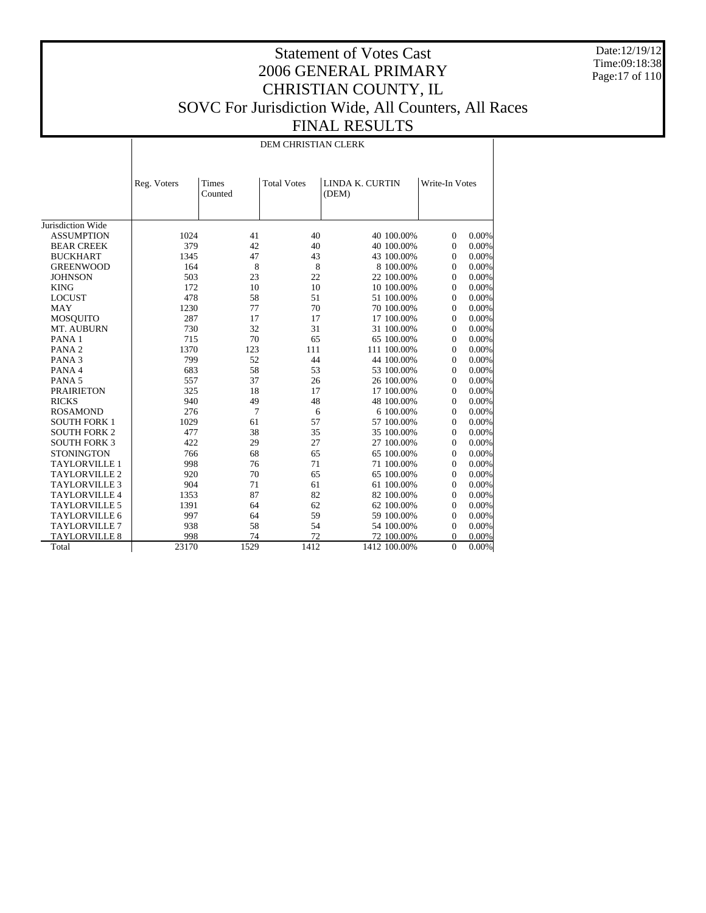# Statement of Votes Cast
# 2006 GENERAL PRIMARY
# CHRISTIAN COUNTY, IL
# SOVC For Jurisdiction Wide, All Counters, All Races
# FINAL RESULTS

Date:12/19/12
Time:09:18:38

DEM CHRISTIAN CLERK

| | Reg. Voters | Times Counted | Total Votes | LINDA K. CURTIN (DEM) | | Write-In Votes | |
|---|---|---|---|---|---|---|---|
| Jurisdiction Wide | | | | | | | |
| ASSUMPTION | 1024 | 41 | 40 | 40 | 100.00% | 0 | 0.00% |
| BEAR CREEK | 379 | 42 | 40 | 40 | 100.00% | 0 | 0.00% |
| BUCKHART | 1345 | 47 | 43 | 43 | 100.00% | 0 | 0.00% |
| GREENWOOD | 164 | 8 | 8 | 8 | 100.00% | 0 | 0.00% |
| JOHNSON | 503 | 23 | 22 | 22 | 100.00% | 0 | 0.00% |
| KING | 172 | 10 | 10 | 10 | 100.00% | 0 | 0.00% |
| LOCUST | 478 | 58 | 51 | 51 | 100.00% | 0 | 0.00% |
| MAY | 1230 | 77 | 70 | 70 | 100.00% | 0 | 0.00% |
| MOSQUITO | 287 | 17 | 17 | 17 | 100.00% | 0 | 0.00% |
| MT. AUBURN | 730 | 32 | 31 | 31 | 100.00% | 0 | 0.00% |
| PANA 1 | 715 | 70 | 65 | 65 | 100.00% | 0 | 0.00% |
| PANA 2 | 1370 | 123 | 111 | 111 | 100.00% | 0 | 0.00% |
| PANA 3 | 799 | 52 | 44 | 44 | 100.00% | 0 | 0.00% |
| PANA 4 | 683 | 58 | 53 | 53 | 100.00% | 0 | 0.00% |
| PANA 5 | 557 | 37 | 26 | 26 | 100.00% | 0 | 0.00% |
| PRAIRIETON | 325 | 18 | 17 | 17 | 100.00% | 0 | 0.00% |
| RICKS | 940 | 49 | 48 | 48 | 100.00% | 0 | 0.00% |
| ROSAMOND | 276 | 7 | 6 | 6 | 100.00% | 0 | 0.00% |
| SOUTH FORK 1 | 1029 | 61 | 57 | 57 | 100.00% | 0 | 0.00% |
| SOUTH FORK 2 | 477 | 38 | 35 | 35 | 100.00% | 0 | 0.00% |
| SOUTH FORK 3 | 422 | 29 | 27 | 27 | 100.00% | 0 | 0.00% |
| STONINGTON | 766 | 68 | 65 | 65 | 100.00% | 0 | 0.00% |
| TAYLORVILLE 1 | 998 | 76 | 71 | 71 | 100.00% | 0 | 0.00% |
| TAYLORVILLE 2 | 920 | 70 | 65 | 65 | 100.00% | 0 | 0.00% |
| TAYLORVILLE 3 | 904 | 71 | 61 | 61 | 100.00% | 0 | 0.00% |
| TAYLORVILLE 4 | 1353 | 87 | 82 | 82 | 100.00% | 0 | 0.00% |
| TAYLORVILLE 5 | 1391 | 64 | 62 | 62 | 100.00% | 0 | 0.00% |
| TAYLORVILLE 6 | 997 | 64 | 59 | 59 | 100.00% | 0 | 0.00% |
| TAYLORVILLE 7 | 938 | 58 | 54 | 54 | 100.00% | 0 | 0.00% |
| TAYLORVILLE 8 | 998 | 74 | 72 | 72 | 100.00% | 0 | 0.00% |
| Total | 23170 | 1529 | 1412 | 1412 | 100.00% | 0 | 0.00% |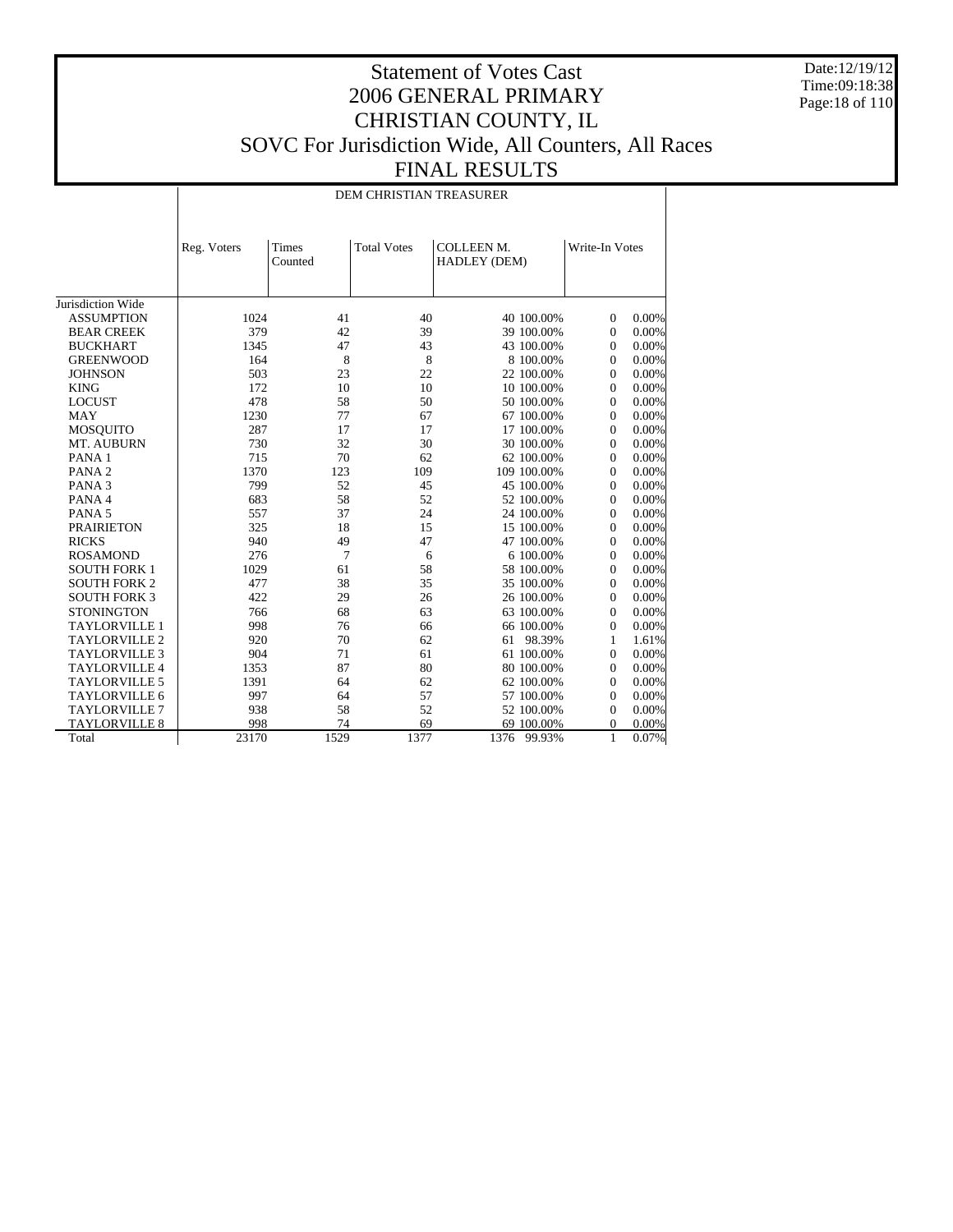# Statement of Votes Cast
# 2006 GENERAL PRIMARY
# CHRISTIAN COUNTY, IL
# SOVC For Jurisdiction Wide, All Counters, All Races
# FINAL RESULTS

Date:12/19/12
Time:09:18:38

| | DEM CHRISTIAN TREASURER | | | | | | |
|---|---|---|---|---|---|---|---|
| | Reg. Voters | Times Counted | Total Votes | COLLEEN M. HADLEY (DEM) | | Write-In Votes | |
| Jurisdiction Wide | | | | | | | |
| ASSUMPTION | 1024 | 41 | 40 | 40 | 100.00% | 0 | 0.00% |
| BEAR CREEK | 379 | 42 | 39 | 39 | 100.00% | 0 | 0.00% |
| BUCKHART | 1345 | 47 | 43 | 43 | 100.00% | 0 | 0.00% |
| GREENWOOD | 164 | 8 | 8 | 8 | 100.00% | 0 | 0.00% |
| JOHNSON | 503 | 23 | 22 | 22 | 100.00% | 0 | 0.00% |
| KING | 172 | 10 | 10 | 10 | 100.00% | 0 | 0.00% |
| LOCUST | 478 | 58 | 50 | 50 | 100.00% | 0 | 0.00% |
| MAY | 1230 | 77 | 67 | 67 | 100.00% | 0 | 0.00% |
| MOSQUITO | 287 | 17 | 17 | 17 | 100.00% | 0 | 0.00% |
| MT. AUBURN | 730 | 32 | 30 | 30 | 100.00% | 0 | 0.00% |
| PANA 1 | 715 | 70 | 62 | 62 | 100.00% | 0 | 0.00% |
| PANA 2 | 1370 | 123 | 109 | 109 | 100.00% | 0 | 0.00% |
| PANA 3 | 799 | 52 | 45 | 45 | 100.00% | 0 | 0.00% |
| PANA 4 | 683 | 58 | 52 | 52 | 100.00% | 0 | 0.00% |
| PANA 5 | 557 | 37 | 24 | 24 | 100.00% | 0 | 0.00% |
| PRAIRIETON | 325 | 18 | 15 | 15 | 100.00% | 0 | 0.00% |
| RICKS | 940 | 49 | 47 | 47 | 100.00% | 0 | 0.00% |
| ROSAMOND | 276 | 7 | 6 | 6 | 100.00% | 0 | 0.00% |
| SOUTH FORK 1 | 1029 | 61 | 58 | 58 | 100.00% | 0 | 0.00% |
| SOUTH FORK 2 | 477 | 38 | 35 | 35 | 100.00% | 0 | 0.00% |
| SOUTH FORK 3 | 422 | 29 | 26 | 26 | 100.00% | 0 | 0.00% |
| STONINGTON | 766 | 68 | 63 | 63 | 100.00% | 0 | 0.00% |
| TAYLORVILLE 1 | 998 | 76 | 66 | 66 | 100.00% | 0 | 0.00% |
| TAYLORVILLE 2 | 920 | 70 | 62 | 61 | 98.39% | 1 | 1.61% |
| TAYLORVILLE 3 | 904 | 71 | 61 | 61 | 100.00% | 0 | 0.00% |
| TAYLORVILLE 4 | 1353 | 87 | 80 | 80 | 100.00% | 0 | 0.00% |
| TAYLORVILLE 5 | 1391 | 64 | 62 | 62 | 100.00% | 0 | 0.00% |
| TAYLORVILLE 6 | 997 | 64 | 57 | 57 | 100.00% | 0 | 0.00% |
| TAYLORVILLE 7 | 938 | 58 | 52 | 52 | 100.00% | 0 | 0.00% |
| TAYLORVILLE 8 | 998 | 74 | 69 | 69 | 100.00% | 0 | 0.00% |
| Total | 23170 | 1529 | 1377 | 1376 | 99.93% | 1 | 0.07% |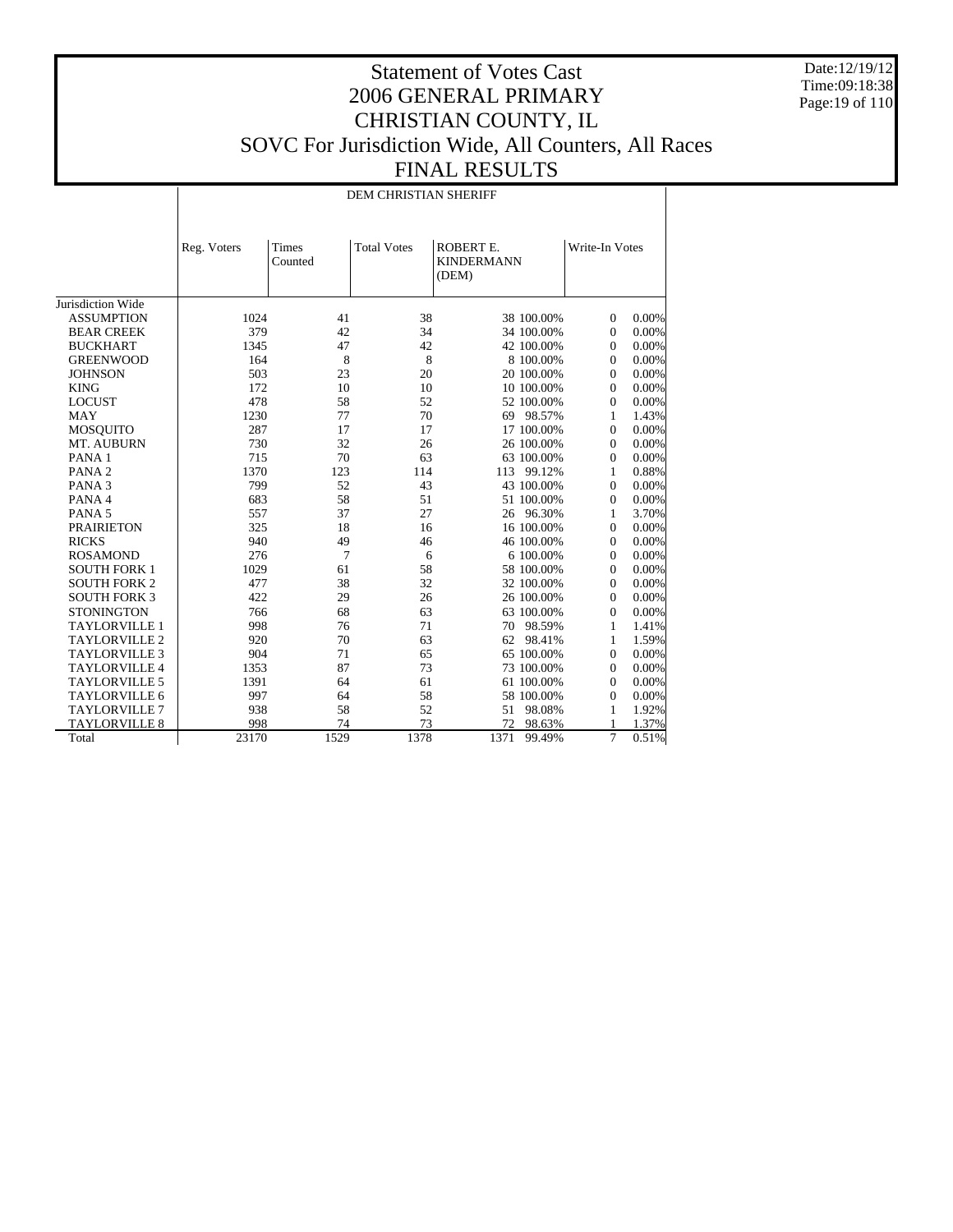# Statement of Votes Cast
# 2006 GENERAL PRIMARY
# CHRISTIAN COUNTY, IL
# SOVC For Jurisdiction Wide, All Counters, All Races
# FINAL RESULTS

Date:12/19/12
Time:09:18:38

| | DEM CHRISTIAN SHERIFF | | | | | | |
|---|---|---|---|---|---|---|---|
| | Reg. Voters | Times Counted | Total Votes | ROBERT E. KINDERMANN (DEM) | | Write-In Votes | |
| Jurisdiction Wide | | | | | | | |
| ASSUMPTION | 1024 | 41 | 38 | 38 | 100.00% | 0 | 0.00% |
| BEAR CREEK | 379 | 42 | 34 | 34 | 100.00% | 0 | 0.00% |
| BUCKHART | 1345 | 47 | 42 | 42 | 100.00% | 0 | 0.00% |
| GREENWOOD | 164 | 8 | 8 | 8 | 100.00% | 0 | 0.00% |
| JOHNSON | 503 | 23 | 20 | 20 | 100.00% | 0 | 0.00% |
| KING | 172 | 10 | 10 | 10 | 100.00% | 0 | 0.00% |
| LOCUST | 478 | 58 | 52 | 52 | 100.00% | 0 | 0.00% |
| MAY | 1230 | 77 | 70 | 69 | 98.57% | 1 | 1.43% |
| MOSQUITO | 287 | 17 | 17 | 17 | 100.00% | 0 | 0.00% |
| MT. AUBURN | 730 | 32 | 26 | 26 | 100.00% | 0 | 0.00% |
| PANA 1 | 715 | 70 | 63 | 63 | 100.00% | 0 | 0.00% |
| PANA 2 | 1370 | 123 | 114 | 113 | 99.12% | 1 | 0.88% |
| PANA 3 | 799 | 52 | 43 | 43 | 100.00% | 0 | 0.00% |
| PANA 4 | 683 | 58 | 51 | 51 | 100.00% | 0 | 0.00% |
| PANA 5 | 557 | 37 | 27 | 26 | 96.30% | 1 | 3.70% |
| PRAIRIETON | 325 | 18 | 16 | 16 | 100.00% | 0 | 0.00% |
| RICKS | 940 | 49 | 46 | 46 | 100.00% | 0 | 0.00% |
| ROSAMOND | 276 | 7 | 6 | 6 | 100.00% | 0 | 0.00% |
| SOUTH FORK 1 | 1029 | 61 | 58 | 58 | 100.00% | 0 | 0.00% |
| SOUTH FORK 2 | 477 | 38 | 32 | 32 | 100.00% | 0 | 0.00% |
| SOUTH FORK 3 | 422 | 29 | 26 | 26 | 100.00% | 0 | 0.00% |
| STONINGTON | 766 | 68 | 63 | 63 | 100.00% | 0 | 0.00% |
| TAYLORVILLE 1 | 998 | 76 | 71 | 70 | 98.59% | 1 | 1.41% |
| TAYLORVILLE 2 | 920 | 70 | 63 | 62 | 98.41% | 1 | 1.59% |
| TAYLORVILLE 3 | 904 | 71 | 65 | 65 | 100.00% | 0 | 0.00% |
| TAYLORVILLE 4 | 1353 | 87 | 73 | 73 | 100.00% | 0 | 0.00% |
| TAYLORVILLE 5 | 1391 | 64 | 61 | 61 | 100.00% | 0 | 0.00% |
| TAYLORVILLE 6 | 997 | 64 | 58 | 58 | 100.00% | 0 | 0.00% |
| TAYLORVILLE 7 | 938 | 58 | 52 | 51 | 98.08% | 1 | 1.92% |
| TAYLORVILLE 8 | 998 | 74 | 73 | 72 | 98.63% | 1 | 1.37% |
| Total | 23170 | 1529 | 1378 | 1371 | 99.49% | 7 | 0.51% |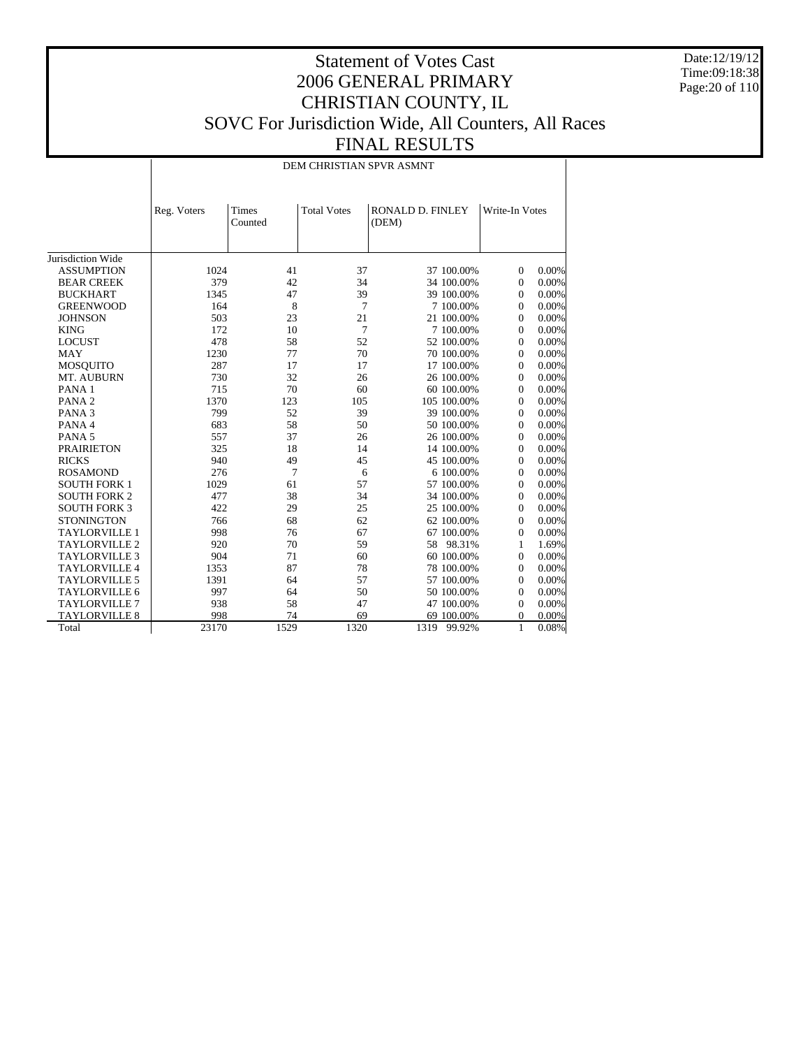# Statement of Votes Cast
# 2006 GENERAL PRIMARY
# CHRISTIAN COUNTY, IL
# SOVC For Jurisdiction Wide, All Counters, All Races
# FINAL RESULTS

Date:12/19/12
Time:09:18:38

| | DEM CHRISTIAN SPVR ASMNT | | | | | | |
|---|---|---|---|---|---|---|---|
| | Reg. Voters | Times Counted | Total Votes | RONALD D. FINLEY (DEM) | | Write-In Votes | |
| Jurisdiction Wide | | | | | | | |
| ASSUMPTION | 1024 | 41 | 37 | 37 | 100.00% | 0 | 0.00% |
| BEAR CREEK | 379 | 42 | 34 | 34 | 100.00% | 0 | 0.00% |
| BUCKHART | 1345 | 47 | 39 | 39 | 100.00% | 0 | 0.00% |
| GREENWOOD | 164 | 8 | 7 | 7 | 100.00% | 0 | 0.00% |
| JOHNSON | 503 | 23 | 21 | 21 | 100.00% | 0 | 0.00% |
| KING | 172 | 10 | 7 | 7 | 100.00% | 0 | 0.00% |
| LOCUST | 478 | 58 | 52 | 52 | 100.00% | 0 | 0.00% |
| MAY | 1230 | 77 | 70 | 70 | 100.00% | 0 | 0.00% |
| MOSQUITO | 287 | 17 | 17 | 17 | 100.00% | 0 | 0.00% |
| MT. AUBURN | 730 | 32 | 26 | 26 | 100.00% | 0 | 0.00% |
| PANA 1 | 715 | 70 | 60 | 60 | 100.00% | 0 | 0.00% |
| PANA 2 | 1370 | 123 | 105 | 105 | 100.00% | 0 | 0.00% |
| PANA 3 | 799 | 52 | 39 | 39 | 100.00% | 0 | 0.00% |
| PANA 4 | 683 | 58 | 50 | 50 | 100.00% | 0 | 0.00% |
| PANA 5 | 557 | 37 | 26 | 26 | 100.00% | 0 | 0.00% |
| PRAIRIETON | 325 | 18 | 14 | 14 | 100.00% | 0 | 0.00% |
| RICKS | 940 | 49 | 45 | 45 | 100.00% | 0 | 0.00% |
| ROSAMOND | 276 | 7 | 6 | 6 | 100.00% | 0 | 0.00% |
| SOUTH FORK 1 | 1029 | 61 | 57 | 57 | 100.00% | 0 | 0.00% |
| SOUTH FORK 2 | 477 | 38 | 34 | 34 | 100.00% | 0 | 0.00% |
| SOUTH FORK 3 | 422 | 29 | 25 | 25 | 100.00% | 0 | 0.00% |
| STONINGTON | 766 | 68 | 62 | 62 | 100.00% | 0 | 0.00% |
| TAYLORVILLE 1 | 998 | 76 | 67 | 67 | 100.00% | 0 | 0.00% |
| TAYLORVILLE 2 | 920 | 70 | 59 | 58 | 98.31% | 1 | 1.69% |
| TAYLORVILLE 3 | 904 | 71 | 60 | 60 | 100.00% | 0 | 0.00% |
| TAYLORVILLE 4 | 1353 | 87 | 78 | 78 | 100.00% | 0 | 0.00% |
| TAYLORVILLE 5 | 1391 | 64 | 57 | 57 | 100.00% | 0 | 0.00% |
| TAYLORVILLE 6 | 997 | 64 | 50 | 50 | 100.00% | 0 | 0.00% |
| TAYLORVILLE 7 | 938 | 58 | 47 | 47 | 100.00% | 0 | 0.00% |
| TAYLORVILLE 8 | 998 | 74 | 69 | 69 | 100.00% | 0 | 0.00% |
| Total | 23170 | 1529 | 1320 | 1319 | 99.92% | 1 | 0.08% |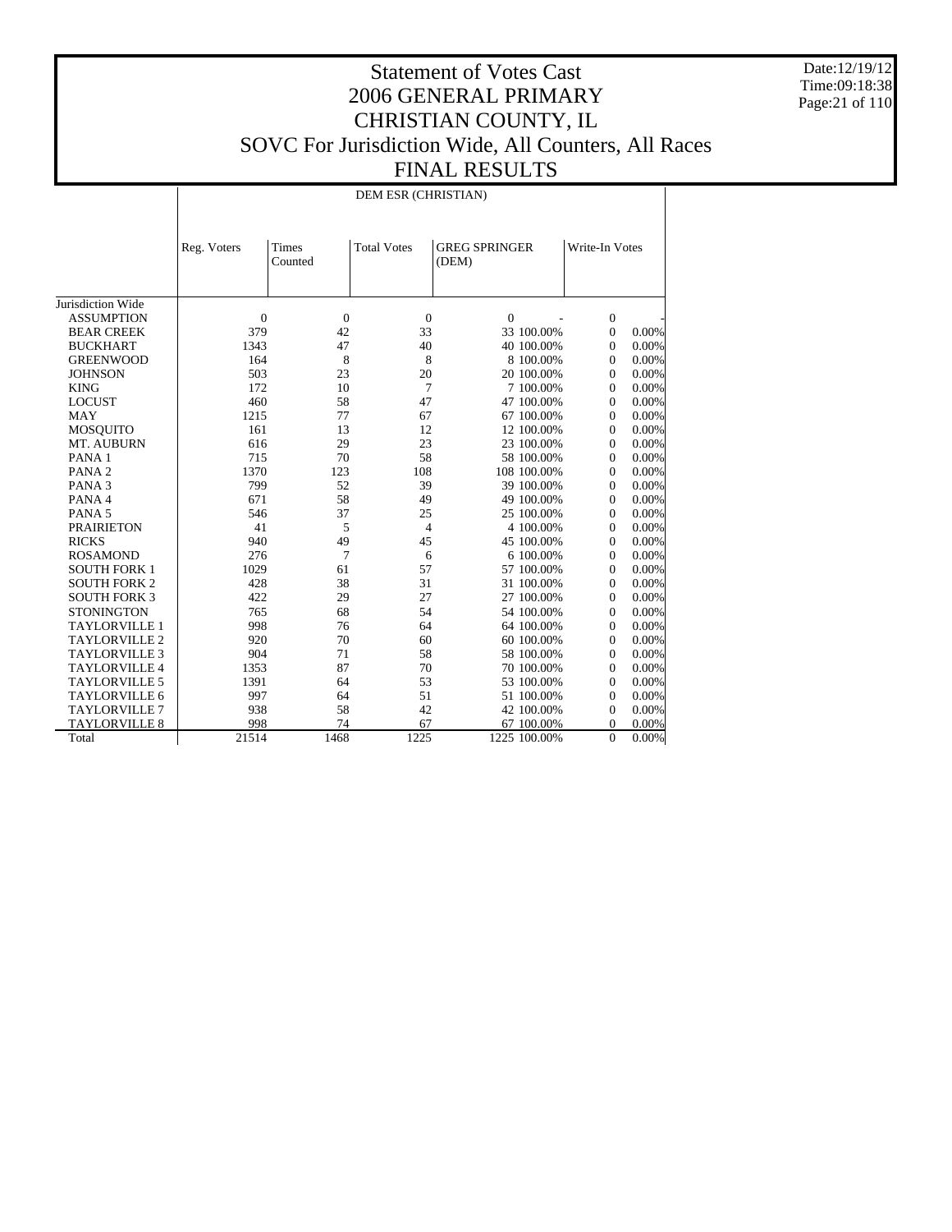# Statement of Votes Cast
# 2006 GENERAL PRIMARY
# CHRISTIAN COUNTY, IL
# SOVC For Jurisdiction Wide, All Counters, All Races
# FINAL RESULTS

Date:12/19/12
Time:09:18:38

| | DEM ESR (CHRISTIAN) | | | | | | |
|---|---|---|---|---|---|---|---|
| | Reg. Voters | Times Counted | Total Votes | GREG SPRINGER (DEM) | | Write-In Votes | |
| Jurisdiction Wide | | | | | | | |
| ASSUMPTION | 0 | 0 | 0 | 0 | - | 0 | - |
| BEAR CREEK | 379 | 42 | 33 | 33 | 100.00% | 0 | 0.00% |
| BUCKHART | 1343 | 47 | 40 | 40 | 100.00% | 0 | 0.00% |
| GREENWOOD | 164 | 8 | 8 | 8 | 100.00% | 0 | 0.00% |
| JOHNSON | 503 | 23 | 20 | 20 | 100.00% | 0 | 0.00% |
| KING | 172 | 10 | 7 | 7 | 100.00% | 0 | 0.00% |
| LOCUST | 460 | 58 | 47 | 47 | 100.00% | 0 | 0.00% |
| MAY | 1215 | 77 | 67 | 67 | 100.00% | 0 | 0.00% |
| MOSQUITO | 161 | 13 | 12 | 12 | 100.00% | 0 | 0.00% |
| MT. AUBURN | 616 | 29 | 23 | 23 | 100.00% | 0 | 0.00% |
| PANA 1 | 715 | 70 | 58 | 58 | 100.00% | 0 | 0.00% |
| PANA 2 | 1370 | 123 | 108 | 108 | 100.00% | 0 | 0.00% |
| PANA 3 | 799 | 52 | 39 | 39 | 100.00% | 0 | 0.00% |
| PANA 4 | 671 | 58 | 49 | 49 | 100.00% | 0 | 0.00% |
| PANA 5 | 546 | 37 | 25 | 25 | 100.00% | 0 | 0.00% |
| PRAIRIETON | 41 | 5 | 4 | 4 | 100.00% | 0 | 0.00% |
| RICKS | 940 | 49 | 45 | 45 | 100.00% | 0 | 0.00% |
| ROSAMOND | 276 | 7 | 6 | 6 | 100.00% | 0 | 0.00% |
| SOUTH FORK 1 | 1029 | 61 | 57 | 57 | 100.00% | 0 | 0.00% |
| SOUTH FORK 2 | 428 | 38 | 31 | 31 | 100.00% | 0 | 0.00% |
| SOUTH FORK 3 | 422 | 29 | 27 | 27 | 100.00% | 0 | 0.00% |
| STONINGTON | 765 | 68 | 54 | 54 | 100.00% | 0 | 0.00% |
| TAYLORVILLE 1 | 998 | 76 | 64 | 64 | 100.00% | 0 | 0.00% |
| TAYLORVILLE 2 | 920 | 70 | 60 | 60 | 100.00% | 0 | 0.00% |
| TAYLORVILLE 3 | 904 | 71 | 58 | 58 | 100.00% | 0 | 0.00% |
| TAYLORVILLE 4 | 1353 | 87 | 70 | 70 | 100.00% | 0 | 0.00% |
| TAYLORVILLE 5 | 1391 | 64 | 53 | 53 | 100.00% | 0 | 0.00% |
| TAYLORVILLE 6 | 997 | 64 | 51 | 51 | 100.00% | 0 | 0.00% |
| TAYLORVILLE 7 | 938 | 58 | 42 | 42 | 100.00% | 0 | 0.00% |
| TAYLORVILLE 8 | 998 | 74 | 67 | 67 | 100.00% | 0 | 0.00% |
| Total | 21514 | 1468 | 1225 | 1225 | 100.00% | 0 | 0.00% |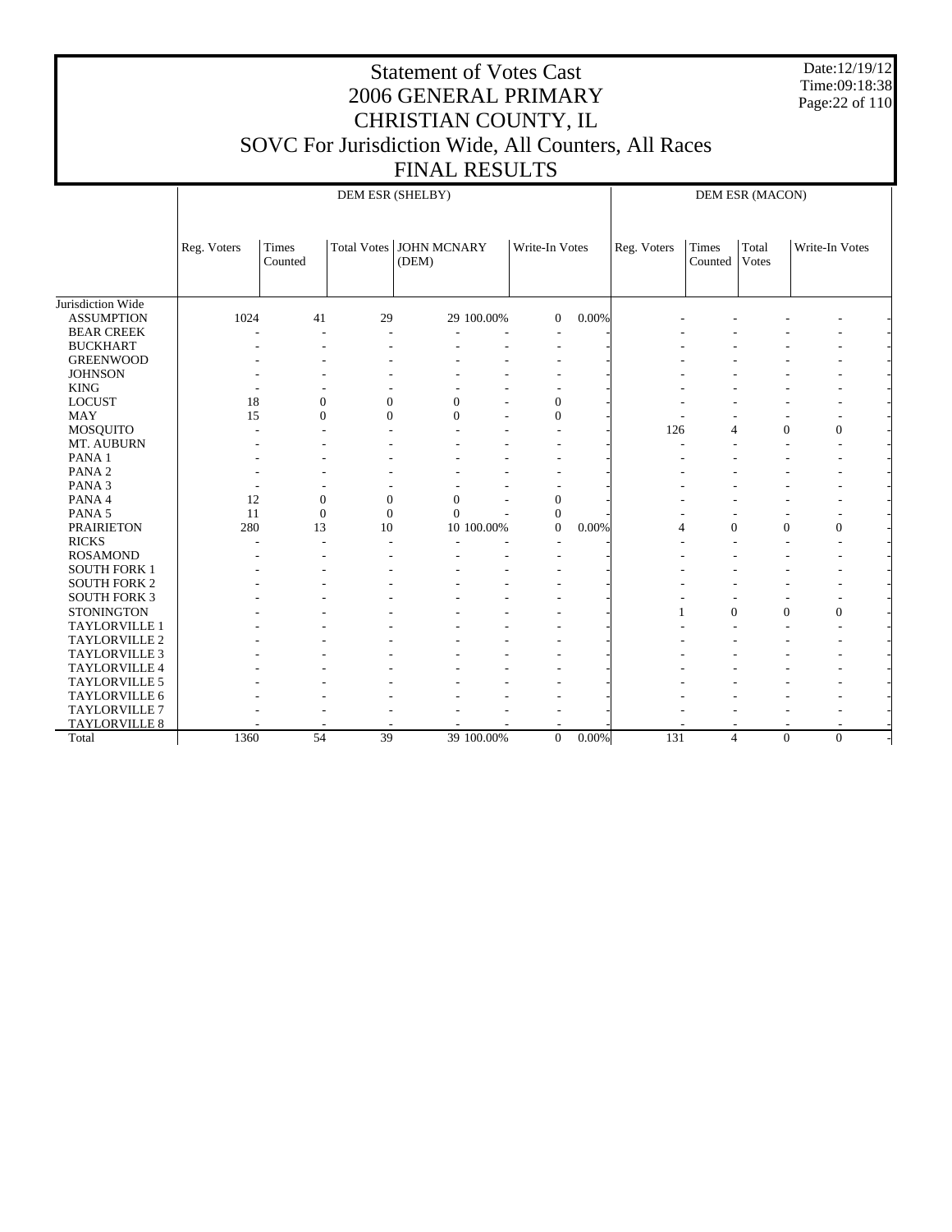# Statement of Votes Cast
## 2006 GENERAL PRIMARY
## CHRISTIAN COUNTY, IL
## SOVC For Jurisdiction Wide, All Counters, All Races
## FINAL RESULTS

Date:12/19/12
Time:09:18:38

| | DEM ESR (SHELBY) | | | | | | | DEM ESR (MACON) | | | | |
|---|---|---|---|---|---|---|---|---|---|---|---|---|
| | Reg. Voters | Times Counted | Total Votes | JOHN MCNARY (DEM) | | Write-In Votes | | Reg. Voters | Times Counted | Total Votes | Write-In Votes | |
| Jurisdiction Wide | | | | | | | | | | | | |
| ASSUMPTION | 1024 | 41 | 29 | 29 | 100.00% | 0 | 0.00% | - | - | - | - | - |
| BEAR CREEK | - | - | - | - | - | - | - | - | - | - | - | - |
| BUCKHART | - | - | - | - | - | - | - | - | - | - | - | - |
| GREENWOOD | - | - | - | - | - | - | - | - | - | - | - | - |
| JOHNSON | - | - | - | - | - | - | - | - | - | - | - | - |
| KING | - | - | - | - | - | - | - | - | - | - | - | - |
| LOCUST | 18 | 0 | 0 | 0 | - | 0 | - | - | - | - | - | - |
| MAY | 15 | 0 | 0 | 0 | - | 0 | - | - | - | - | - | - |
| MOSQUITO | - | - | - | - | - | - | - | 126 | 4 | 0 | 0 | - |
| MT. AUBURN | - | - | - | - | - | - | - | - | - | - | - | - |
| PANA 1 | - | - | - | - | - | - | - | - | - | - | - | - |
| PANA 2 | - | - | - | - | - | - | - | - | - | - | - | - |
| PANA 3 | - | - | - | - | - | - | - | - | - | - | - | - |
| PANA 4 | 12 | 0 | 0 | 0 | - | 0 | - | - | - | - | - | - |
| PANA 5 | 11 | 0 | 0 | 0 | - | 0 | - | - | - | - | - | - |
| PRAIRIETON | 280 | 13 | 10 | 10 | 100.00% | 0 | 0.00% | 4 | 0 | 0 | 0 | - |
| RICKS | - | - | - | - | - | - | - | - | - | - | - | - |
| ROSAMOND | - | - | - | - | - | - | - | - | - | - | - | - |
| SOUTH FORK 1 | - | - | - | - | - | - | - | - | - | - | - | - |
| SOUTH FORK 2 | - | - | - | - | - | - | - | - | - | - | - | - |
| SOUTH FORK 3 | - | - | - | - | - | - | - | - | - | - | - | - |
| STONINGTON | - | - | - | - | - | - | - | 1 | 0 | 0 | 0 | - |
| TAYLORVILLE 1 | - | - | - | - | - | - | - | - | - | - | - | - |
| TAYLORVILLE 2 | - | - | - | - | - | - | - | - | - | - | - | - |
| TAYLORVILLE 3 | - | - | - | - | - | - | - | - | - | - | - | - |
| TAYLORVILLE 4 | - | - | - | - | - | - | - | - | - | - | - | - |
| TAYLORVILLE 5 | - | - | - | - | - | - | - | - | - | - | - | - |
| TAYLORVILLE 6 | - | - | - | - | - | - | - | - | - | - | - | - |
| TAYLORVILLE 7 | - | - | - | - | - | - | - | - | - | - | - | - |
| TAYLORVILLE 8 | - | - | - | - | - | - | - | - | - | - | - | - |
| Total | 1360 | 54 | 39 | 39 | 100.00% | 0 | 0.00% | 131 | 4 | 0 | 0 | - |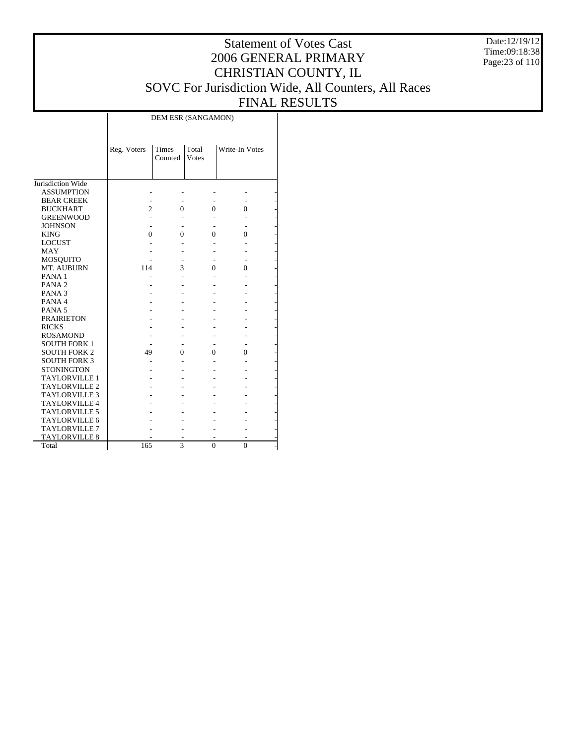# Statement of Votes Cast
# 2006 GENERAL PRIMARY
# CHRISTIAN COUNTY, IL
# SOVC For Jurisdiction Wide, All Counters, All Races
# FINAL RESULTS

Date:12/19/12
Time:09:18:38

| | DEM ESR (SANGAMON) | | | |
|---|---|---|---|---|
| | Reg. Voters | Times Counted | Total Votes | Write-In Votes |
| Jurisdiction Wide | | | | |
| ASSUMPTION | - | - | - | - |
| BEAR CREEK | - | - | - | - |
| BUCKHART | 2 | 0 | 0 | 0 |
| GREENWOOD | - | - | - | - |
| JOHNSON | - | - | - | - |
| KING | 0 | 0 | 0 | 0 |
| LOCUST | - | - | - | - |
| MAY | - | - | - | - |
| MOSQUITO | - | - | - | - |
| MT. AUBURN | 114 | 3 | 0 | 0 |
| PANA 1 | - | - | - | - |
| PANA 2 | - | - | - | - |
| PANA 3 | - | - | - | - |
| PANA 4 | - | - | - | - |
| PANA 5 | - | - | - | - |
| PRAIRIETON | - | - | - | - |
| RICKS | - | - | - | - |
| ROSAMOND | - | - | - | - |
| SOUTH FORK 1 | - | - | - | - |
| SOUTH FORK 2 | 49 | 0 | 0 | 0 |
| SOUTH FORK 3 | - | - | - | - |
| STONINGTON | - | - | - | - |
| TAYLORVILLE 1 | - | - | - | - |
| TAYLORVILLE 2 | - | - | - | - |
| TAYLORVILLE 3 | - | - | - | - |
| TAYLORVILLE 4 | - | - | - | - |
| TAYLORVILLE 5 | - | - | - | - |
| TAYLORVILLE 6 | - | - | - | - |
| TAYLORVILLE 7 | - | - | - | - |
| TAYLORVILLE 8 | - | - | - | - |
| Total | 165 | 3 | 0 | 0 |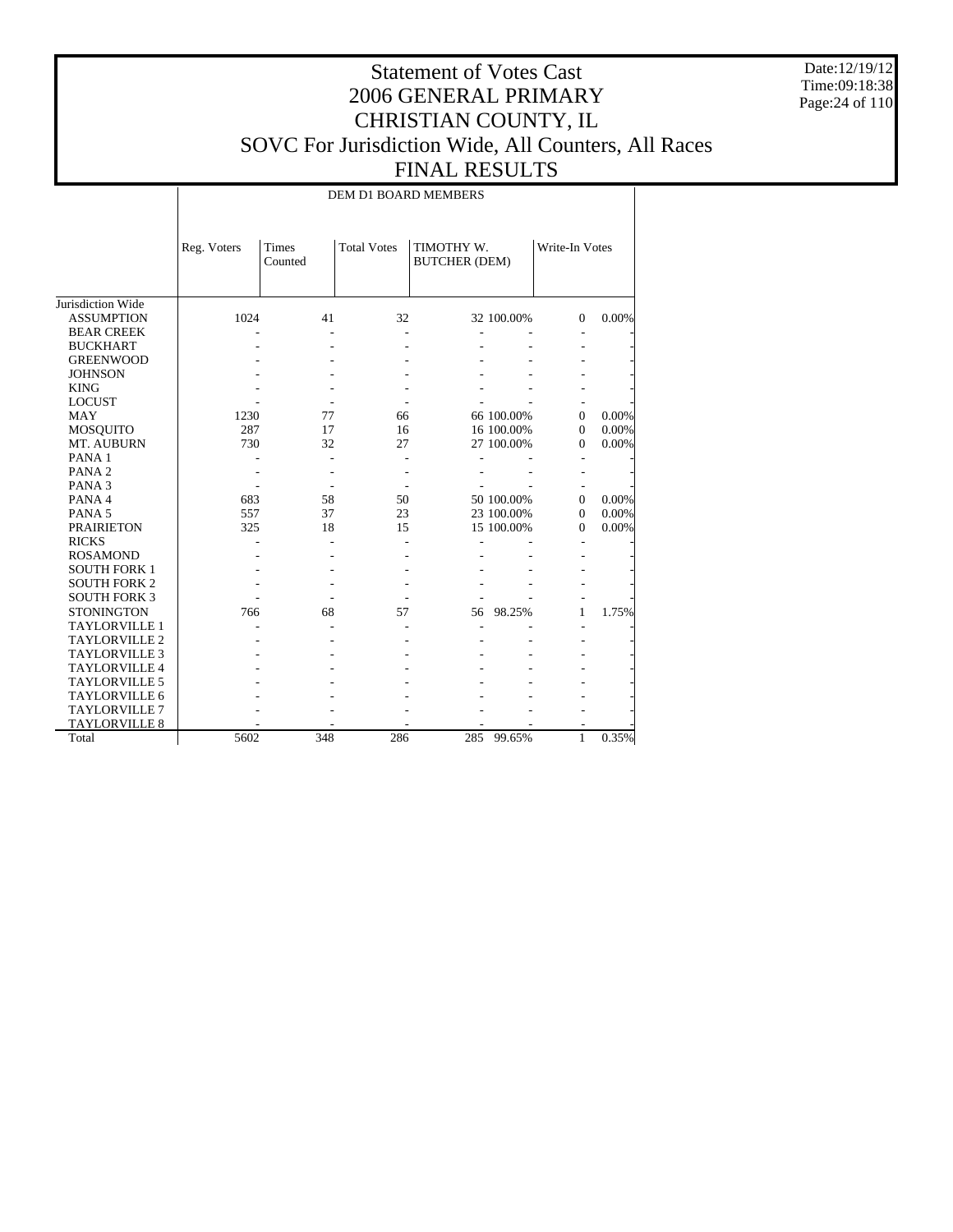# Statement of Votes Cast
# 2006 GENERAL PRIMARY
# CHRISTIAN COUNTY, IL
# SOVC For Jurisdiction Wide, All Counters, All Races
# FINAL RESULTS

Date:12/19/12
Time:09:18:38

| | DEM D1 BOARD MEMBERS | | | | | | |
|---|---|---|---|---|---|---|---|
| | Reg. Voters | Times Counted | Total Votes | TIMOTHY W. BUTCHER (DEM) | | Write-In Votes | |
| Jurisdiction Wide | | | | | | | |
| ASSUMPTION | 1024 | 41 | 32 | 32 | 100.00% | 0 | 0.00% |
| BEAR CREEK | - | - | - | - | - | - | - |
| BUCKHART | - | - | - | - | - | - | - |
| GREENWOOD | - | - | - | - | - | - | - |
| JOHNSON | - | - | - | - | - | - | - |
| KING | - | - | - | - | - | - | - |
| LOCUST | - | - | - | - | - | - | - |
| MAY | 1230 | 77 | 66 | 66 | 100.00% | 0 | 0.00% |
| MOSQUITO | 287 | 17 | 16 | 16 | 100.00% | 0 | 0.00% |
| MT. AUBURN | 730 | 32 | 27 | 27 | 100.00% | 0 | 0.00% |
| PANA 1 | - | - | - | - | - | - | - |
| PANA 2 | - | - | - | - | - | - | - |
| PANA 3 | - | - | - | - | - | - | - |
| PANA 4 | 683 | 58 | 50 | 50 | 100.00% | 0 | 0.00% |
| PANA 5 | 557 | 37 | 23 | 23 | 100.00% | 0 | 0.00% |
| PRAIRIETON | 325 | 18 | 15 | 15 | 100.00% | 0 | 0.00% |
| RICKS | - | - | - | - | - | - | - |
| ROSAMOND | - | - | - | - | - | - | - |
| SOUTH FORK 1 | - | - | - | - | - | - | - |
| SOUTH FORK 2 | - | - | - | - | - | - | - |
| SOUTH FORK 3 | - | - | - | - | - | - | - |
| STONINGTON | 766 | 68 | 57 | 56 | 98.25% | 1 | 1.75% |
| TAYLORVILLE 1 | - | - | - | - | - | - | - |
| TAYLORVILLE 2 | - | - | - | - | - | - | - |
| TAYLORVILLE 3 | - | - | - | - | - | - | - |
| TAYLORVILLE 4 | - | - | - | - | - | - | - |
| TAYLORVILLE 5 | - | - | - | - | - | - | - |
| TAYLORVILLE 6 | - | - | - | - | - | - | - |
| TAYLORVILLE 7 | - | - | - | - | - | - | - |
| TAYLORVILLE 8 | - | - | - | - | - | - | - |
| Total | 5602 | 348 | 286 | 285 | 99.65% | 1 | 0.35% |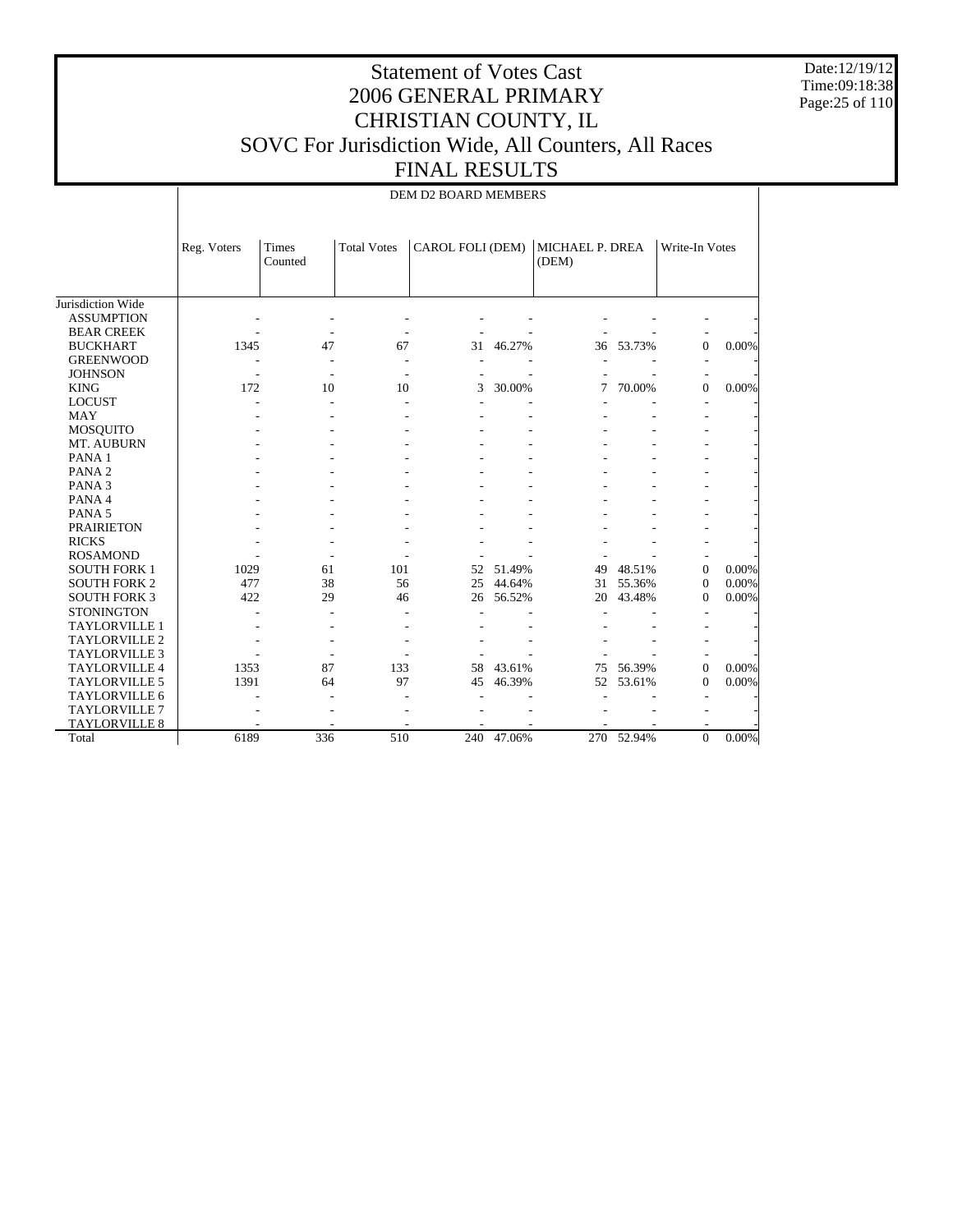# Statement of Votes Cast
# 2006 GENERAL PRIMARY
# CHRISTIAN COUNTY, IL
# SOVC For Jurisdiction Wide, All Counters, All Races
# FINAL RESULTS

Date:12/19/12
Time:09:18:38

DEM D2 BOARD MEMBERS

| | Reg. Voters | Times Counted | Total Votes | CAROL FOLI (DEM) | | MICHAEL P. DREA (DEM) | | Write-In Votes | |
|---|---|---|---|---|---|---|---|---|---|
| Jurisdiction Wide | | | | | | | | | |
| ASSUMPTION | - | - | - | - | - | - | - | - | - |
| BEAR CREEK | - | - | - | - | - | - | - | - | - |
| BUCKHART | 1345 | 47 | 67 | 31 | 46.27% | 36 | 53.73% | 0 | 0.00% |
| GREENWOOD | - | - | - | - | - | - | - | - | - |
| JOHNSON | - | - | - | - | - | - | - | - | - |
| KING | 172 | 10 | 10 | 3 | 30.00% | 7 | 70.00% | 0 | 0.00% |
| LOCUST | - | - | - | - | - | - | - | - | - |
| MAY | - | - | - | - | - | - | - | - | - |
| MOSQUITO | - | - | - | - | - | - | - | - | - |
| MT. AUBURN | - | - | - | - | - | - | - | - | - |
| PANA 1 | - | - | - | - | - | - | - | - | - |
| PANA 2 | - | - | - | - | - | - | - | - | - |
| PANA 3 | - | - | - | - | - | - | - | - | - |
| PANA 4 | - | - | - | - | - | - | - | - | - |
| PANA 5 | - | - | - | - | - | - | - | - | - |
| PRAIRIETON | - | - | - | - | - | - | - | - | - |
| RICKS | - | - | - | - | - | - | - | - | - |
| ROSAMOND | - | - | - | - | - | - | - | - | - |
| SOUTH FORK 1 | 1029 | 61 | 101 | 52 | 51.49% | 49 | 48.51% | 0 | 0.00% |
| SOUTH FORK 2 | 477 | 38 | 56 | 25 | 44.64% | 31 | 55.36% | 0 | 0.00% |
| SOUTH FORK 3 | 422 | 29 | 46 | 26 | 56.52% | 20 | 43.48% | 0 | 0.00% |
| STONINGTON | - | - | - | - | - | - | - | - | - |
| TAYLORVILLE 1 | - | - | - | - | - | - | - | - | - |
| TAYLORVILLE 2 | - | - | - | - | - | - | - | - | - |
| TAYLORVILLE 3 | - | - | - | - | - | - | - | - | - |
| TAYLORVILLE 4 | 1353 | 87 | 133 | 58 | 43.61% | 75 | 56.39% | 0 | 0.00% |
| TAYLORVILLE 5 | 1391 | 64 | 97 | 45 | 46.39% | 52 | 53.61% | 0 | 0.00% |
| TAYLORVILLE 6 | - | - | - | - | - | - | - | - | - |
| TAYLORVILLE 7 | - | - | - | - | - | - | - | - | - |
| TAYLORVILLE 8 | - | - | - | - | - | - | - | - | - |
| Total | 6189 | 336 | 510 | 240 | 47.06% | 270 | 52.94% | 0 | 0.00% |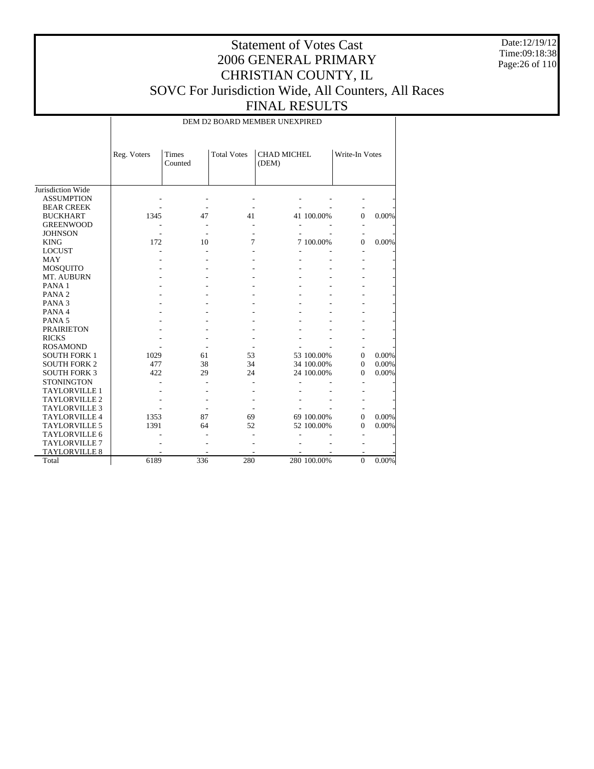# Statement of Votes Cast
# 2006 GENERAL PRIMARY
# CHRISTIAN COUNTY, IL
# SOVC For Jurisdiction Wide, All Counters, All Races
# FINAL RESULTS

Date:12/19/12
Time:09:18:38

| | DEM D2 BOARD MEMBER UNEXPIRED | | | | | | |
|---|---|---|---|---|---|---|---|
| | Reg. Voters | Times Counted | Total Votes | CHAD MICHEL (DEM) | | Write-In Votes | |
| Jurisdiction Wide | | | | | | | |
| ASSUMPTION | - | - | - | - | - | - | - |
| BEAR CREEK | - | - | - | - | - | - | - |
| BUCKHART | 1345 | 47 | 41 | 41 | 100.00% | 0 | 0.00% |
| GREENWOOD | - | - | - | - | - | - | - |
| JOHNSON | - | - | - | - | - | - | - |
| KING | 172 | 10 | 7 | 7 | 100.00% | 0 | 0.00% |
| LOCUST | - | - | - | - | - | - | - |
| MAY | - | - | - | - | - | - | - |
| MOSQUITO | - | - | - | - | - | - | - |
| MT. AUBURN | - | - | - | - | - | - | - |
| PANA 1 | - | - | - | - | - | - | - |
| PANA 2 | - | - | - | - | - | - | - |
| PANA 3 | - | - | - | - | - | - | - |
| PANA 4 | - | - | - | - | - | - | - |
| PANA 5 | - | - | - | - | - | - | - |
| PRAIRIETON | - | - | - | - | - | - | - |
| RICKS | - | - | - | - | - | - | - |
| ROSAMOND | - | - | - | - | - | - | - |
| SOUTH FORK 1 | 1029 | 61 | 53 | 53 | 100.00% | 0 | 0.00% |
| SOUTH FORK 2 | 477 | 38 | 34 | 34 | 100.00% | 0 | 0.00% |
| SOUTH FORK 3 | 422 | 29 | 24 | 24 | 100.00% | 0 | 0.00% |
| STONINGTON | - | - | - | - | - | - | - |
| TAYLORVILLE 1 | - | - | - | - | - | - | - |
| TAYLORVILLE 2 | - | - | - | - | - | - | - |
| TAYLORVILLE 3 | - | - | - | - | - | - | - |
| TAYLORVILLE 4 | 1353 | 87 | 69 | 69 | 100.00% | 0 | 0.00% |
| TAYLORVILLE 5 | 1391 | 64 | 52 | 52 | 100.00% | 0 | 0.00% |
| TAYLORVILLE 6 | - | - | - | - | - | - | - |
| TAYLORVILLE 7 | - | - | - | - | - | - | - |
| TAYLORVILLE 8 | - | - | - | - | - | - | - |
| Total | 6189 | 336 | 280 | 280 | 100.00% | 0 | 0.00% |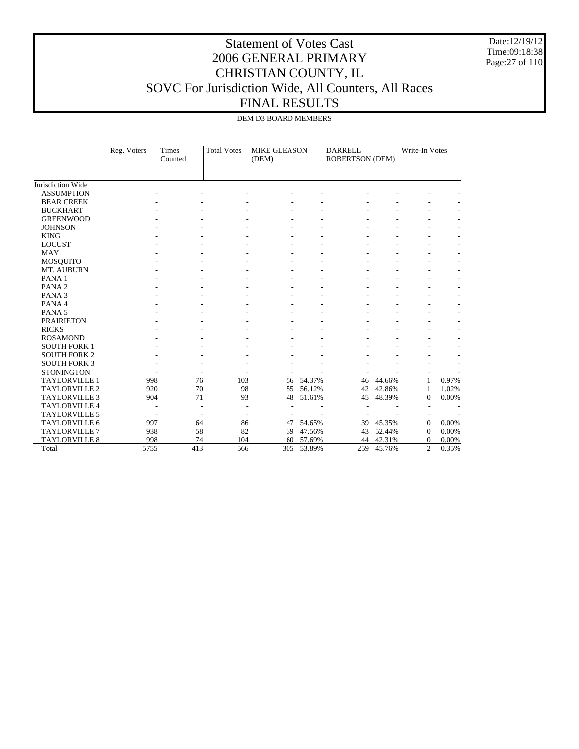# Statement of Votes Cast
# 2006 GENERAL PRIMARY
# CHRISTIAN COUNTY, IL
# SOVC For Jurisdiction Wide, All Counters, All Races
# FINAL RESULTS

Date:12/19/12
Time:09:18:38

DEM D3 BOARD MEMBERS

| | Reg. Voters | Times Counted | Total Votes | MIKE GLEASON (DEM) | | DARRELL ROBERTSON (DEM) | | Write-In Votes | |
|---|---|---|---|---|---|---|---|---|---|
| Jurisdiction Wide | | | | | | | | | |
| ASSUMPTION | - | - | - | - | - | - | - | - | - |
| BEAR CREEK | - | - | - | - | - | - | - | - | - |
| BUCKHART | - | - | - | - | - | - | - | - | - |
| GREENWOOD | - | - | - | - | - | - | - | - | - |
| JOHNSON | - | - | - | - | - | - | - | - | - |
| KING | - | - | - | - | - | - | - | - | - |
| LOCUST | - | - | - | - | - | - | - | - | - |
| MAY | - | - | - | - | - | - | - | - | - |
| MOSQUITO | - | - | - | - | - | - | - | - | - |
| MT. AUBURN | - | - | - | - | - | - | - | - | - |
| PANA 1 | - | - | - | - | - | - | - | - | - |
| PANA 2 | - | - | - | - | - | - | - | - | - |
| PANA 3 | - | - | - | - | - | - | - | - | - |
| PANA 4 | - | - | - | - | - | - | - | - | - |
| PANA 5 | - | - | - | - | - | - | - | - | - |
| PRAIRIETON | - | - | - | - | - | - | - | - | - |
| RICKS | - | - | - | - | - | - | - | - | - |
| ROSAMOND | - | - | - | - | - | - | - | - | - |
| SOUTH FORK 1 | - | - | - | - | - | - | - | - | - |
| SOUTH FORK 2 | - | - | - | - | - | - | - | - | - |
| SOUTH FORK 3 | - | - | - | - | - | - | - | - | - |
| STONINGTON | - | - | - | - | - | - | - | - | - |
| TAYLORVILLE 1 | 998 | 76 | 103 | 56 | 54.37% | 46 | 44.66% | 1 | 0.97% |
| TAYLORVILLE 2 | 920 | 70 | 98 | 55 | 56.12% | 42 | 42.86% | 1 | 1.02% |
| TAYLORVILLE 3 | 904 | 71 | 93 | 48 | 51.61% | 45 | 48.39% | 0 | 0.00% |
| TAYLORVILLE 4 | - | - | - | - | - | - | - | - | - |
| TAYLORVILLE 5 | - | - | - | - | - | - | - | - | - |
| TAYLORVILLE 6 | 997 | 64 | 86 | 47 | 54.65% | 39 | 45.35% | 0 | 0.00% |
| TAYLORVILLE 7 | 938 | 58 | 82 | 39 | 47.56% | 43 | 52.44% | 0 | 0.00% |
| TAYLORVILLE 8 | 998 | 74 | 104 | 60 | 57.69% | 44 | 42.31% | 0 | 0.00% |
| Total | 5755 | 413 | 566 | 305 | 53.89% | 259 | 45.76% | 2 | 0.35% |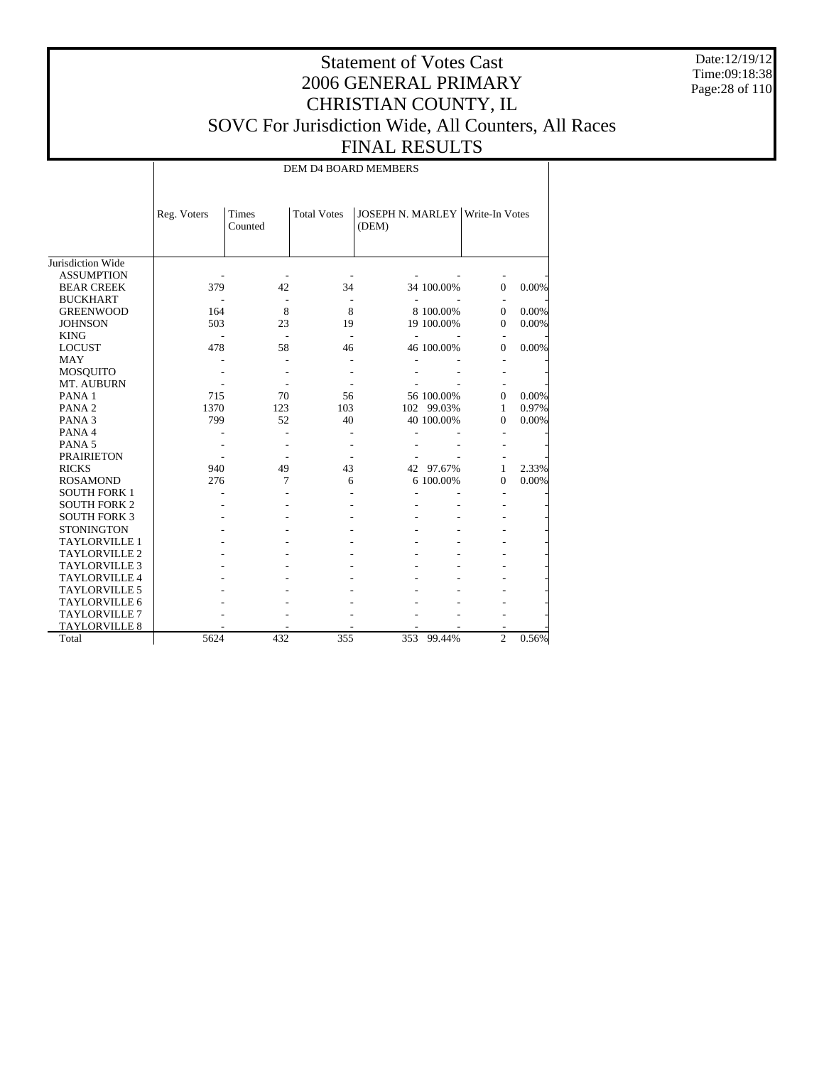# Statement of Votes Cast
# 2006 GENERAL PRIMARY
# CHRISTIAN COUNTY, IL
# SOVC For Jurisdiction Wide, All Counters, All Races
# FINAL RESULTS

Date:12/19/12
Time:09:18:38

| | DEM D4 BOARD MEMBERS | | | | | | |
|---|---|---|---|---|---|---|---|
| | Reg. Voters | Times Counted | Total Votes | JOSEPH N. MARLEY (DEM) | | Write-In Votes | |
| Jurisdiction Wide | | | | | | | |
| ASSUMPTION | - | - | - | - | - | - | - |
| BEAR CREEK | 379 | 42 | 34 | 34 | 100.00% | 0 | 0.00% |
| BUCKHART | - | - | - | - | - | - | - |
| GREENWOOD | 164 | 8 | 8 | 8 | 100.00% | 0 | 0.00% |
| JOHNSON | 503 | 23 | 19 | 19 | 100.00% | 0 | 0.00% |
| KING | - | - | - | - | - | - | - |
| LOCUST | 478 | 58 | 46 | 46 | 100.00% | 0 | 0.00% |
| MAY | - | - | - | - | - | - | - |
| MOSQUITO | - | - | - | - | - | - | - |
| MT. AUBURN | - | - | - | - | - | - | - |
| PANA 1 | 715 | 70 | 56 | 56 | 100.00% | 0 | 0.00% |
| PANA 2 | 1370 | 123 | 103 | 102 | 99.03% | 1 | 0.97% |
| PANA 3 | 799 | 52 | 40 | 40 | 100.00% | 0 | 0.00% |
| PANA 4 | - | - | - | - | - | - | - |
| PANA 5 | - | - | - | - | - | - | - |
| PRAIRIETON | - | - | - | - | - | - | - |
| RICKS | 940 | 49 | 43 | 42 | 97.67% | 1 | 2.33% |
| ROSAMOND | 276 | 7 | 6 | 6 | 100.00% | 0 | 0.00% |
| SOUTH FORK 1 | - | - | - | - | - | - | - |
| SOUTH FORK 2 | - | - | - | - | - | - | - |
| SOUTH FORK 3 | - | - | - | - | - | - | - |
| STONINGTON | - | - | - | - | - | - | - |
| TAYLORVILLE 1 | - | - | - | - | - | - | - |
| TAYLORVILLE 2 | - | - | - | - | - | - | - |
| TAYLORVILLE 3 | - | - | - | - | - | - | - |
| TAYLORVILLE 4 | - | - | - | - | - | - | - |
| TAYLORVILLE 5 | - | - | - | - | - | - | - |
| TAYLORVILLE 6 | - | - | - | - | - | - | - |
| TAYLORVILLE 7 | - | - | - | - | - | - | - |
| TAYLORVILLE 8 | - | - | - | - | - | - | - |
| Total | 5624 | 432 | 355 | 353 | 99.44% | 2 | 0.56% |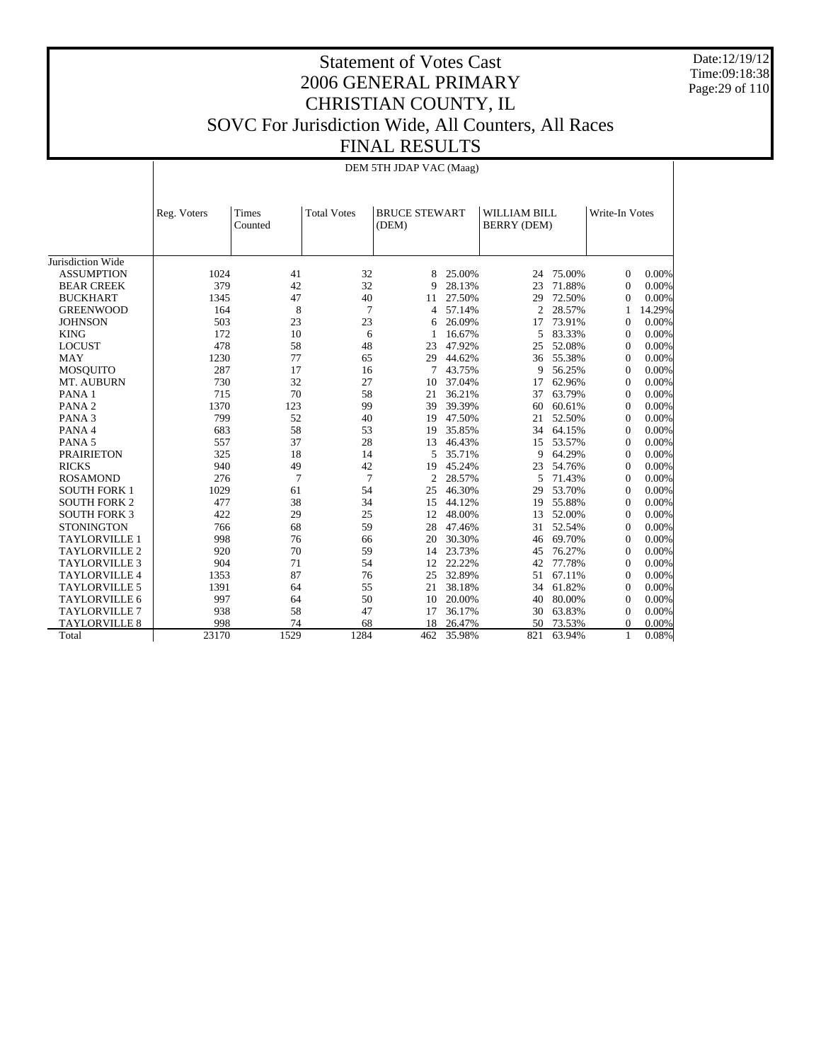# Statement of Votes Cast
# 2006 GENERAL PRIMARY
# CHRISTIAN COUNTY, IL
# SOVC For Jurisdiction Wide, All Counters, All Races
# FINAL RESULTS

Date:12/19/12
Time:09:18:38

DEM 5TH JDAP VAC (Maag)

| | Reg. Voters | Times Counted | Total Votes | BRUCE STEWART (DEM) | | WILLIAM BILL BERRY (DEM) | | Write-In Votes | |
|---|---|---|---|---|---|---|---|---|---|
| Jurisdiction Wide | | | | | | | | | |
| ASSUMPTION | 1024 | 41 | 32 | 8 | 25.00% | 24 | 75.00% | 0 | 0.00% |
| BEAR CREEK | 379 | 42 | 32 | 9 | 28.13% | 23 | 71.88% | 0 | 0.00% |
| BUCKHART | 1345 | 47 | 40 | 11 | 27.50% | 29 | 72.50% | 0 | 0.00% |
| GREENWOOD | 164 | 8 | 7 | 4 | 57.14% | 2 | 28.57% | 1 | 14.29% |
| JOHNSON | 503 | 23 | 23 | 6 | 26.09% | 17 | 73.91% | 0 | 0.00% |
| KING | 172 | 10 | 6 | 1 | 16.67% | 5 | 83.33% | 0 | 0.00% |
| LOCUST | 478 | 58 | 48 | 23 | 47.92% | 25 | 52.08% | 0 | 0.00% |
| MAY | 1230 | 77 | 65 | 29 | 44.62% | 36 | 55.38% | 0 | 0.00% |
| MOSQUITO | 287 | 17 | 16 | 7 | 43.75% | 9 | 56.25% | 0 | 0.00% |
| MT. AUBURN | 730 | 32 | 27 | 10 | 37.04% | 17 | 62.96% | 0 | 0.00% |
| PANA 1 | 715 | 70 | 58 | 21 | 36.21% | 37 | 63.79% | 0 | 0.00% |
| PANA 2 | 1370 | 123 | 99 | 39 | 39.39% | 60 | 60.61% | 0 | 0.00% |
| PANA 3 | 799 | 52 | 40 | 19 | 47.50% | 21 | 52.50% | 0 | 0.00% |
| PANA 4 | 683 | 58 | 53 | 19 | 35.85% | 34 | 64.15% | 0 | 0.00% |
| PANA 5 | 557 | 37 | 28 | 13 | 46.43% | 15 | 53.57% | 0 | 0.00% |
| PRAIRIETON | 325 | 18 | 14 | 5 | 35.71% | 9 | 64.29% | 0 | 0.00% |
| RICKS | 940 | 49 | 42 | 19 | 45.24% | 23 | 54.76% | 0 | 0.00% |
| ROSAMOND | 276 | 7 | 7 | 2 | 28.57% | 5 | 71.43% | 0 | 0.00% |
| SOUTH FORK 1 | 1029 | 61 | 54 | 25 | 46.30% | 29 | 53.70% | 0 | 0.00% |
| SOUTH FORK 2 | 477 | 38 | 34 | 15 | 44.12% | 19 | 55.88% | 0 | 0.00% |
| SOUTH FORK 3 | 422 | 29 | 25 | 12 | 48.00% | 13 | 52.00% | 0 | 0.00% |
| STONINGTON | 766 | 68 | 59 | 28 | 47.46% | 31 | 52.54% | 0 | 0.00% |
| TAYLORVILLE 1 | 998 | 76 | 66 | 20 | 30.30% | 46 | 69.70% | 0 | 0.00% |
| TAYLORVILLE 2 | 920 | 70 | 59 | 14 | 23.73% | 45 | 76.27% | 0 | 0.00% |
| TAYLORVILLE 3 | 904 | 71 | 54 | 12 | 22.22% | 42 | 77.78% | 0 | 0.00% |
| TAYLORVILLE 4 | 1353 | 87 | 76 | 25 | 32.89% | 51 | 67.11% | 0 | 0.00% |
| TAYLORVILLE 5 | 1391 | 64 | 55 | 21 | 38.18% | 34 | 61.82% | 0 | 0.00% |
| TAYLORVILLE 6 | 997 | 64 | 50 | 10 | 20.00% | 40 | 80.00% | 0 | 0.00% |
| TAYLORVILLE 7 | 938 | 58 | 47 | 17 | 36.17% | 30 | 63.83% | 0 | 0.00% |
| TAYLORVILLE 8 | 998 | 74 | 68 | 18 | 26.47% | 50 | 73.53% | 0 | 0.00% |
| Total | 23170 | 1529 | 1284 | 462 | 35.98% | 821 | 63.94% | 1 | 0.08% |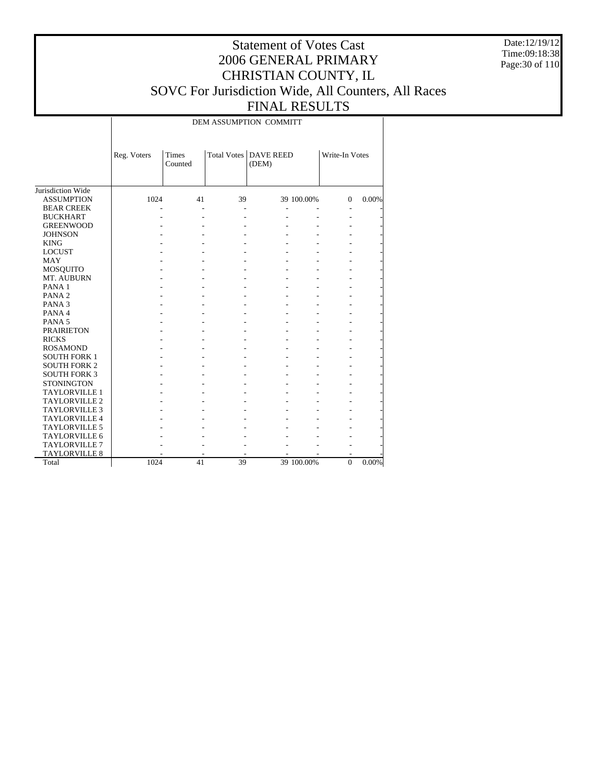# Statement of Votes Cast
# 2006 GENERAL PRIMARY
# CHRISTIAN COUNTY, IL
# SOVC For Jurisdiction Wide, All Counters, All Races
# FINAL RESULTS

Date:12/19/12
Time:09:18:38

| | DEM ASSUMPTION COMMITT | | | | | | |
|---|---|---|---|---|---|---|---|
| | Reg. Voters | Times Counted | Total Votes | DAVE REED (DEM) | | Write-In Votes | |
| Jurisdiction Wide | | | | | | | |
| ASSUMPTION | 1024 | 41 | 39 | 39 | 100.00% | 0 | 0.00% |
| BEAR CREEK | - | - | - | - | - | - | - |
| BUCKHART | - | - | - | - | - | - | - |
| GREENWOOD | - | - | - | - | - | - | - |
| JOHNSON | - | - | - | - | - | - | - |
| KING | - | - | - | - | - | - | - |
| LOCUST | - | - | - | - | - | - | - |
| MAY | - | - | - | - | - | - | - |
| MOSQUITO | - | - | - | - | - | - | - |
| MT. AUBURN | - | - | - | - | - | - | - |
| PANA 1 | - | - | - | - | - | - | - |
| PANA 2 | - | - | - | - | - | - | - |
| PANA 3 | - | - | - | - | - | - | - |
| PANA 4 | - | - | - | - | - | - | - |
| PANA 5 | - | - | - | - | - | - | - |
| PRAIRIETON | - | - | - | - | - | - | - |
| RICKS | - | - | - | - | - | - | - |
| ROSAMOND | - | - | - | - | - | - | - |
| SOUTH FORK 1 | - | - | - | - | - | - | - |
| SOUTH FORK 2 | - | - | - | - | - | - | - |
| SOUTH FORK 3 | - | - | - | - | - | - | - |
| STONINGTON | - | - | - | - | - | - | - |
| TAYLORVILLE 1 | - | - | - | - | - | - | - |
| TAYLORVILLE 2 | - | - | - | - | - | - | - |
| TAYLORVILLE 3 | - | - | - | - | - | - | - |
| TAYLORVILLE 4 | - | - | - | - | - | - | - |
| TAYLORVILLE 5 | - | - | - | - | - | - | - |
| TAYLORVILLE 6 | - | - | - | - | - | - | - |
| TAYLORVILLE 7 | - | - | - | - | - | - | - |
| TAYLORVILLE 8 | - | - | - | - | - | - | - |
| Total | 1024 | 41 | 39 | 39 | 100.00% | 0 | 0.00% |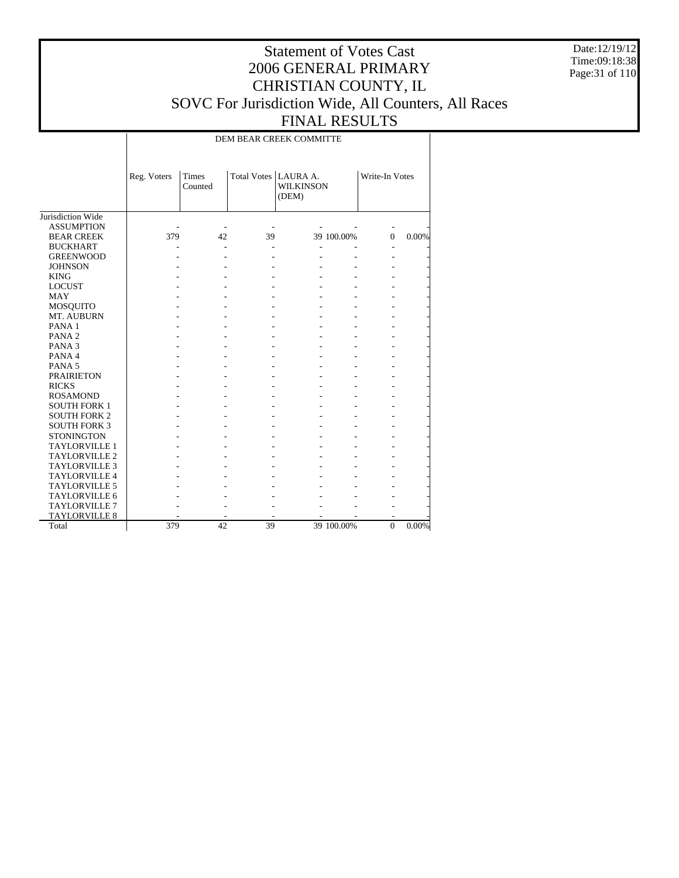# Statement of Votes Cast
# 2006 GENERAL PRIMARY
# CHRISTIAN COUNTY, IL
# SOVC For Jurisdiction Wide, All Counters, All Races
# FINAL RESULTS

Date:12/19/12
Time:09:18:38

| | DEM BEAR CREEK COMMITTE | | | | | | |
|---|---|---|---|---|---|---|---|
| | Reg. Voters | Times Counted | Total Votes | LAURA A. WILKINSON (DEM) | | Write-In Votes | |
| Jurisdiction Wide | | | | | | | |
| ASSUMPTION | - | - | - | - | - | - | - |
| BEAR CREEK | 379 | 42 | 39 | 39 | 100.00% | 0 | 0.00% |
| BUCKHART | - | - | - | - | - | - | - |
| GREENWOOD | - | - | - | - | - | - | - |
| JOHNSON | - | - | - | - | - | - | - |
| KING | - | - | - | - | - | - | - |
| LOCUST | - | - | - | - | - | - | - |
| MAY | - | - | - | - | - | - | - |
| MOSQUITO | - | - | - | - | - | - | - |
| MT. AUBURN | - | - | - | - | - | - | - |
| PANA 1 | - | - | - | - | - | - | - |
| PANA 2 | - | - | - | - | - | - | - |
| PANA 3 | - | - | - | - | - | - | - |
| PANA 4 | - | - | - | - | - | - | - |
| PANA 5 | - | - | - | - | - | - | - |
| PRAIRIETON | - | - | - | - | - | - | - |
| RICKS | - | - | - | - | - | - | - |
| ROSAMOND | - | - | - | - | - | - | - |
| SOUTH FORK 1 | - | - | - | - | - | - | - |
| SOUTH FORK 2 | - | - | - | - | - | - | - |
| SOUTH FORK 3 | - | - | - | - | - | - | - |
| STONINGTON | - | - | - | - | - | - | - |
| TAYLORVILLE 1 | - | - | - | - | - | - | - |
| TAYLORVILLE 2 | - | - | - | - | - | - | - |
| TAYLORVILLE 3 | - | - | - | - | - | - | - |
| TAYLORVILLE 4 | - | - | - | - | - | - | - |
| TAYLORVILLE 5 | - | - | - | - | - | - | - |
| TAYLORVILLE 6 | - | - | - | - | - | - | - |
| TAYLORVILLE 7 | - | - | - | - | - | - | - |
| TAYLORVILLE 8 | - | - | - | - | - | - | - |
| Total | 379 | 42 | 39 | 39 | 100.00% | 0 | 0.00% |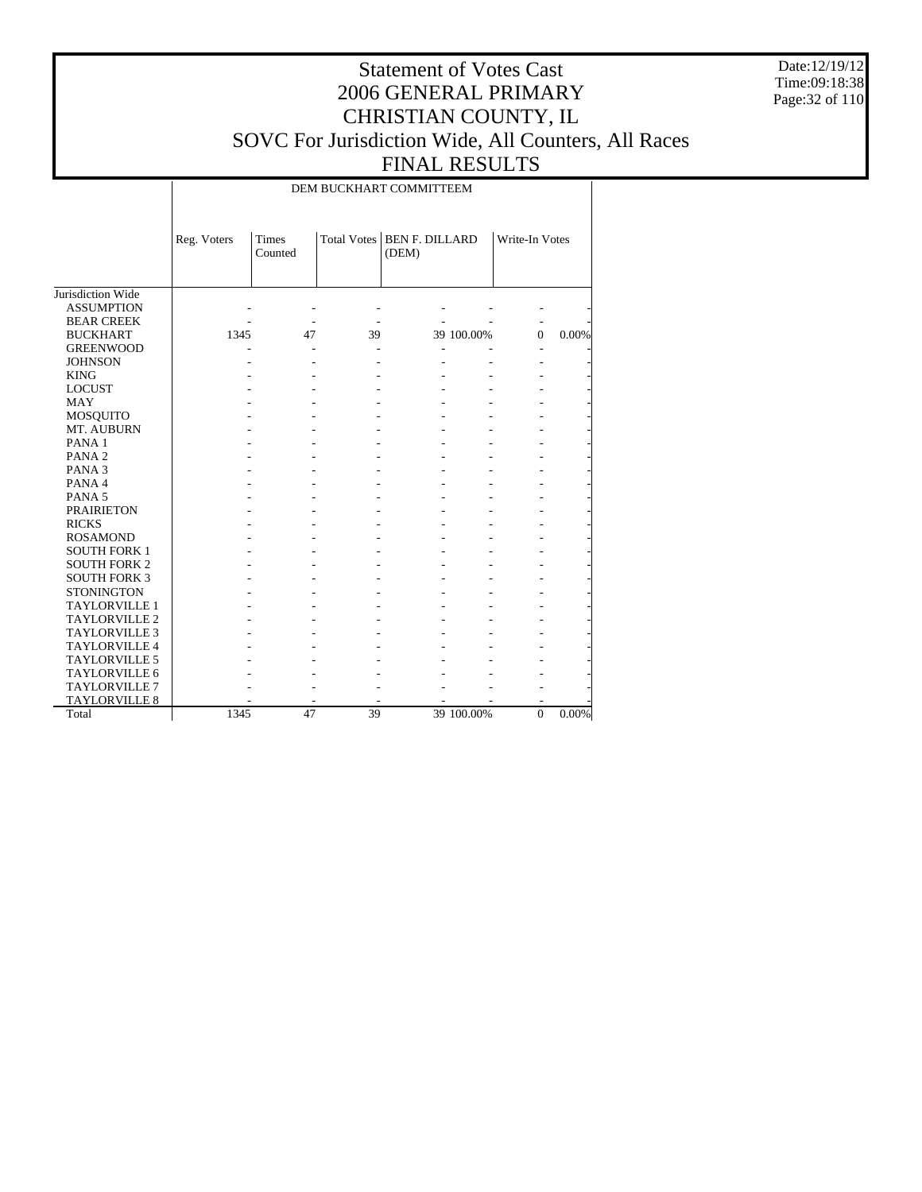# Statement of Votes Cast
# 2006 GENERAL PRIMARY
# CHRISTIAN COUNTY, IL
# SOVC For Jurisdiction Wide, All Counters, All Races
# FINAL RESULTS

Date:12/19/12
Time:09:18:38

| | DEM BUCKHART COMMITTEEM | | | | | | |
|---|---|---|---|---|---|---|---|
| | Reg. Voters | Times Counted | Total Votes | BEN F. DILLARD (DEM) | | Write-In Votes | |
| Jurisdiction Wide | | | | | | | |
| ASSUMPTION | - | - | - | - | - | - | - |
| BEAR CREEK | - | - | - | - | - | - | - |
| BUCKHART | 1345 | 47 | 39 | 39 | 100.00% | 0 | 0.00% |
| GREENWOOD | - | - | - | - | - | - | - |
| JOHNSON | - | - | - | - | - | - | - |
| KING | - | - | - | - | - | - | - |
| LOCUST | - | - | - | - | - | - | - |
| MAY | - | - | - | - | - | - | - |
| MOSQUITO | - | - | - | - | - | - | - |
| MT. AUBURN | - | - | - | - | - | - | - |
| PANA 1 | - | - | - | - | - | - | - |
| PANA 2 | - | - | - | - | - | - | - |
| PANA 3 | - | - | - | - | - | - | - |
| PANA 4 | - | - | - | - | - | - | - |
| PANA 5 | - | - | - | - | - | - | - |
| PRAIRIETON | - | - | - | - | - | - | - |
| RICKS | - | - | - | - | - | - | - |
| ROSAMOND | - | - | - | - | - | - | - |
| SOUTH FORK 1 | - | - | - | - | - | - | - |
| SOUTH FORK 2 | - | - | - | - | - | - | - |
| SOUTH FORK 3 | - | - | - | - | - | - | - |
| STONINGTON | - | - | - | - | - | - | - |
| TAYLORVILLE 1 | - | - | - | - | - | - | - |
| TAYLORVILLE 2 | - | - | - | - | - | - | - |
| TAYLORVILLE 3 | - | - | - | - | - | - | - |
| TAYLORVILLE 4 | - | - | - | - | - | - | - |
| TAYLORVILLE 5 | - | - | - | - | - | - | - |
| TAYLORVILLE 6 | - | - | - | - | - | - | - |
| TAYLORVILLE 7 | - | - | - | - | - | - | - |
| TAYLORVILLE 8 | - | - | - | - | - | - | - |
| Total | 1345 | 47 | 39 | 39 | 100.00% | 0 | 0.00% |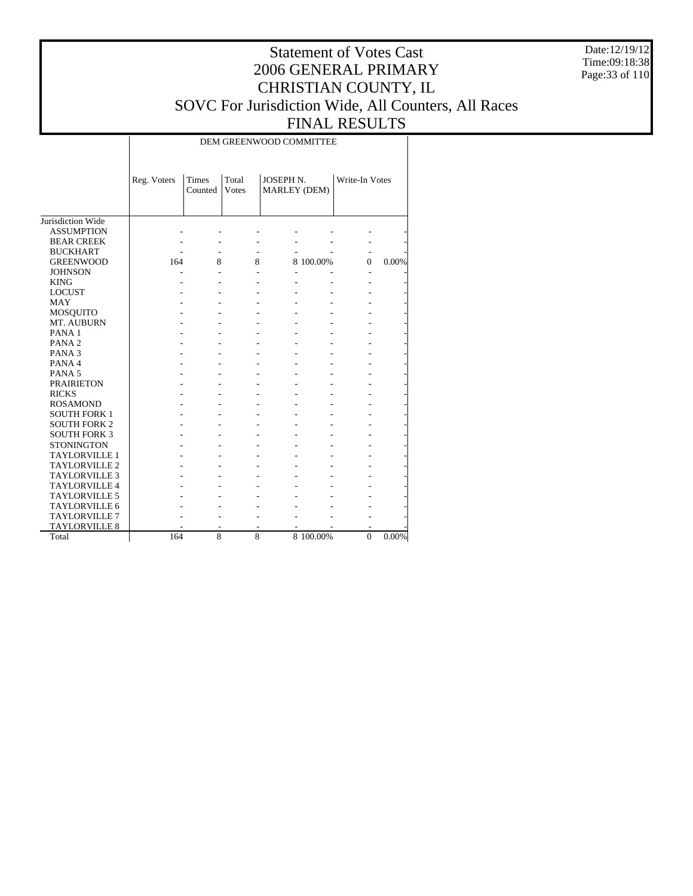# Statement of Votes Cast
# 2006 GENERAL PRIMARY
# CHRISTIAN COUNTY, IL
# SOVC For Jurisdiction Wide, All Counters, All Races
# FINAL RESULTS

Date:12/19/12
Time:09:18:38

| | DEM GREENWOOD COMMITTEE | | | | | | |
|---|---|---|---|---|---|---|---|
| | Reg. Voters | Times Counted | Total Votes | JOSEPH N. MARLEY (DEM) | | Write-In Votes | |
| Jurisdiction Wide | | | | | | | |
| ASSUMPTION | - | - | - | - | - | - | - |
| BEAR CREEK | - | - | - | - | - | - | - |
| BUCKHART | - | - | - | - | - | - | - |
| GREENWOOD | 164 | 8 | 8 | 8 | 100.00% | 0 | 0.00% |
| JOHNSON | - | - | - | - | - | - | - |
| KING | - | - | - | - | - | - | - |
| LOCUST | - | - | - | - | - | - | - |
| MAY | - | - | - | - | - | - | - |
| MOSQUITO | - | - | - | - | - | - | - |
| MT. AUBURN | - | - | - | - | - | - | - |
| PANA 1 | - | - | - | - | - | - | - |
| PANA 2 | - | - | - | - | - | - | - |
| PANA 3 | - | - | - | - | - | - | - |
| PANA 4 | - | - | - | - | - | - | - |
| PANA 5 | - | - | - | - | - | - | - |
| PRAIRIETON | - | - | - | - | - | - | - |
| RICKS | - | - | - | - | - | - | - |
| ROSAMOND | - | - | - | - | - | - | - |
| SOUTH FORK 1 | - | - | - | - | - | - | - |
| SOUTH FORK 2 | - | - | - | - | - | - | - |
| SOUTH FORK 3 | - | - | - | - | - | - | - |
| STONINGTON | - | - | - | - | - | - | - |
| TAYLORVILLE 1 | - | - | - | - | - | - | - |
| TAYLORVILLE 2 | - | - | - | - | - | - | - |
| TAYLORVILLE 3 | - | - | - | - | - | - | - |
| TAYLORVILLE 4 | - | - | - | - | - | - | - |
| TAYLORVILLE 5 | - | - | - | - | - | - | - |
| TAYLORVILLE 6 | - | - | - | - | - | - | - |
| TAYLORVILLE 7 | - | - | - | - | - | - | - |
| TAYLORVILLE 8 | - | - | - | - | - | - | - |
| Total | 164 | 8 | 8 | 8 | 100.00% | 0 | 0.00% |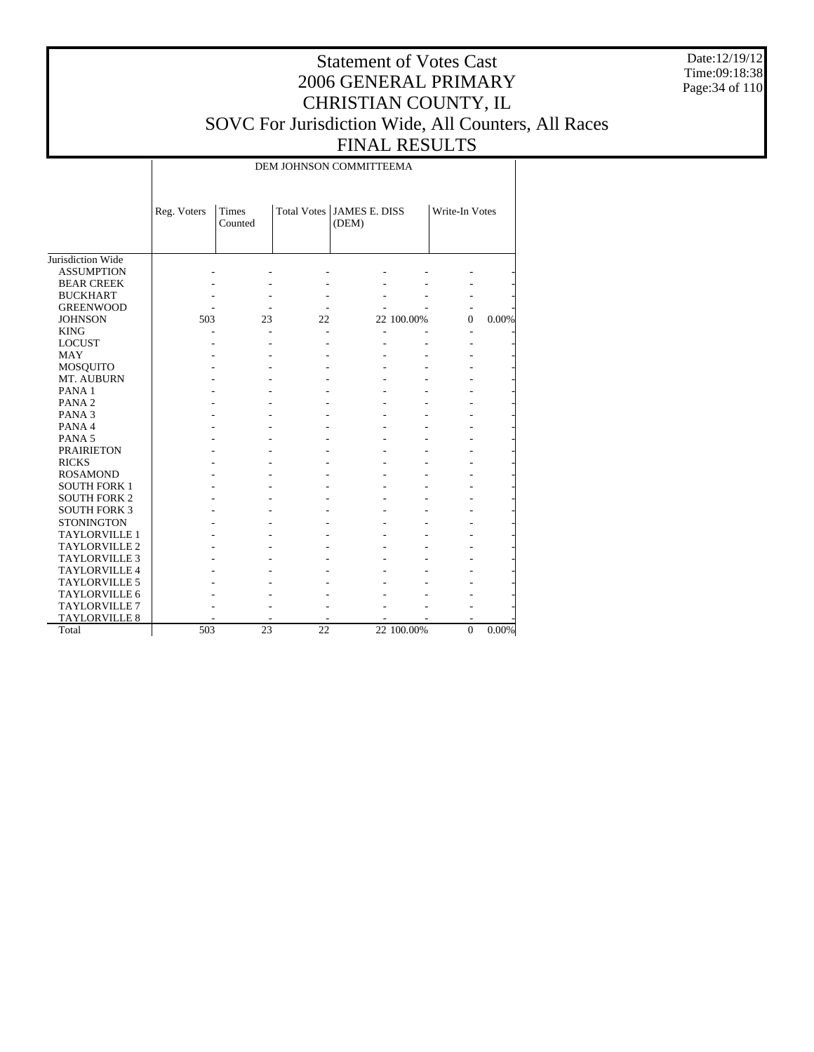# Statement of Votes Cast
# 2006 GENERAL PRIMARY
# CHRISTIAN COUNTY, IL
# SOVC For Jurisdiction Wide, All Counters, All Races
# FINAL RESULTS

Date:12/19/12
Time:09:18:38

| | DEM JOHNSON COMMITTEEMA | | | | | | |
|---|---|---|---|---|---|---|---|
| | Reg. Voters | Times Counted | Total Votes | JAMES E. DISS (DEM) | | Write-In Votes | |
| Jurisdiction Wide | | | | | | | |
| ASSUMPTION | - | - | - | - | - | - | - |
| BEAR CREEK | - | - | - | - | - | - | - |
| BUCKHART | - | - | - | - | - | - | - |
| GREENWOOD | - | - | - | - | - | - | - |
| JOHNSON | 503 | 23 | 22 | 22 | 100.00% | 0 | 0.00% |
| KING | - | - | - | - | - | - | - |
| LOCUST | - | - | - | - | - | - | - |
| MAY | - | - | - | - | - | - | - |
| MOSQUITO | - | - | - | - | - | - | - |
| MT. AUBURN | - | - | - | - | - | - | - |
| PANA 1 | - | - | - | - | - | - | - |
| PANA 2 | - | - | - | - | - | - | - |
| PANA 3 | - | - | - | - | - | - | - |
| PANA 4 | - | - | - | - | - | - | - |
| PANA 5 | - | - | - | - | - | - | - |
| PRAIRIETON | - | - | - | - | - | - | - |
| RICKS | - | - | - | - | - | - | - |
| ROSAMOND | - | - | - | - | - | - | - |
| SOUTH FORK 1 | - | - | - | - | - | - | - |
| SOUTH FORK 2 | - | - | - | - | - | - | - |
| SOUTH FORK 3 | - | - | - | - | - | - | - |
| STONINGTON | - | - | - | - | - | - | - |
| TAYLORVILLE 1 | - | - | - | - | - | - | - |
| TAYLORVILLE 2 | - | - | - | - | - | - | - |
| TAYLORVILLE 3 | - | - | - | - | - | - | - |
| TAYLORVILLE 4 | - | - | - | - | - | - | - |
| TAYLORVILLE 5 | - | - | - | - | - | - | - |
| TAYLORVILLE 6 | - | - | - | - | - | - | - |
| TAYLORVILLE 7 | - | - | - | - | - | - | - |
| TAYLORVILLE 8 | - | - | - | - | - | - | - |
| Total | 503 | 23 | 22 | 22 | 100.00% | 0 | 0.00% |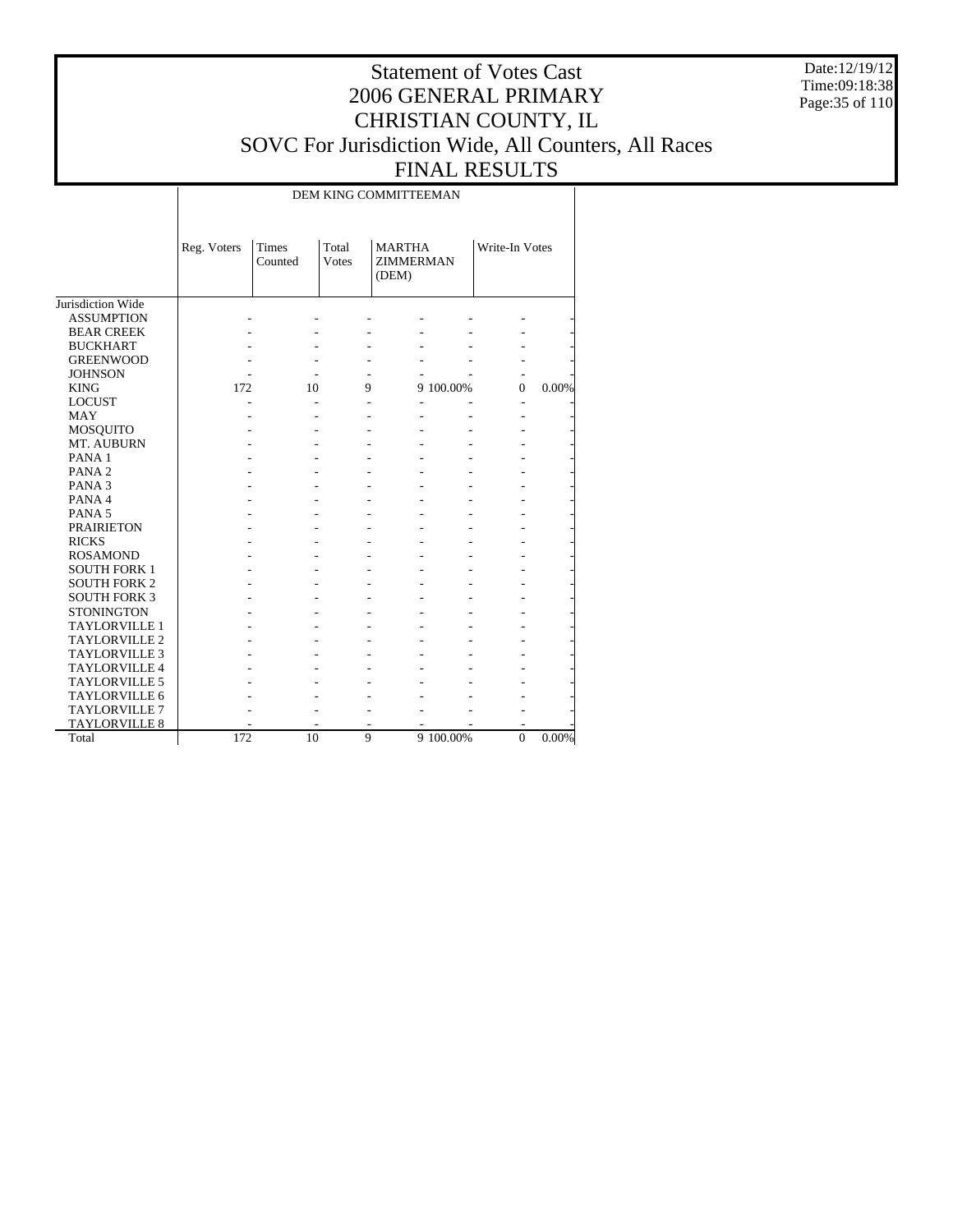# Statement of Votes Cast
# 2006 GENERAL PRIMARY
# CHRISTIAN COUNTY, IL
# SOVC For Jurisdiction Wide, All Counters, All Races
# FINAL RESULTS

Date:12/19/12
Time:09:18:38

| | DEM KING COMMITTEEMAN | | | | | | |
|---|---|---|---|---|---|---|---|
| | Reg. Voters | Times Counted | Total Votes | MARTHA ZIMMERMAN (DEM) | | Write-In Votes | |
| Jurisdiction Wide | | | | | | | |
| ASSUMPTION | - | - | - | - | - | - | - |
| BEAR CREEK | - | - | - | - | - | - | - |
| BUCKHART | - | - | - | - | - | - | - |
| GREENWOOD | - | - | - | - | - | - | - |
| JOHNSON | - | - | - | - | - | - | - |
| KING | 172 | 10 | 9 | 9 | 100.00% | 0 | 0.00% |
| LOCUST | - | - | - | - | - | - | - |
| MAY | - | - | - | - | - | - | - |
| MOSQUITO | - | - | - | - | - | - | - |
| MT. AUBURN | - | - | - | - | - | - | - |
| PANA 1 | - | - | - | - | - | - | - |
| PANA 2 | - | - | - | - | - | - | - |
| PANA 3 | - | - | - | - | - | - | - |
| PANA 4 | - | - | - | - | - | - | - |
| PANA 5 | - | - | - | - | - | - | - |
| PRAIRIETON | - | - | - | - | - | - | - |
| RICKS | - | - | - | - | - | - | - |
| ROSAMOND | - | - | - | - | - | - | - |
| SOUTH FORK 1 | - | - | - | - | - | - | - |
| SOUTH FORK 2 | - | - | - | - | - | - | - |
| SOUTH FORK 3 | - | - | - | - | - | - | - |
| STONINGTON | - | - | - | - | - | - | - |
| TAYLORVILLE 1 | - | - | - | - | - | - | - |
| TAYLORVILLE 2 | - | - | - | - | - | - | - |
| TAYLORVILLE 3 | - | - | - | - | - | - | - |
| TAYLORVILLE 4 | - | - | - | - | - | - | - |
| TAYLORVILLE 5 | - | - | - | - | - | - | - |
| TAYLORVILLE 6 | - | - | - | - | - | - | - |
| TAYLORVILLE 7 | - | - | - | - | - | - | - |
| TAYLORVILLE 8 | - | - | - | - | - | - | - |
| Total | 172 | 10 | 9 | 9 | 100.00% | 0 | 0.00% |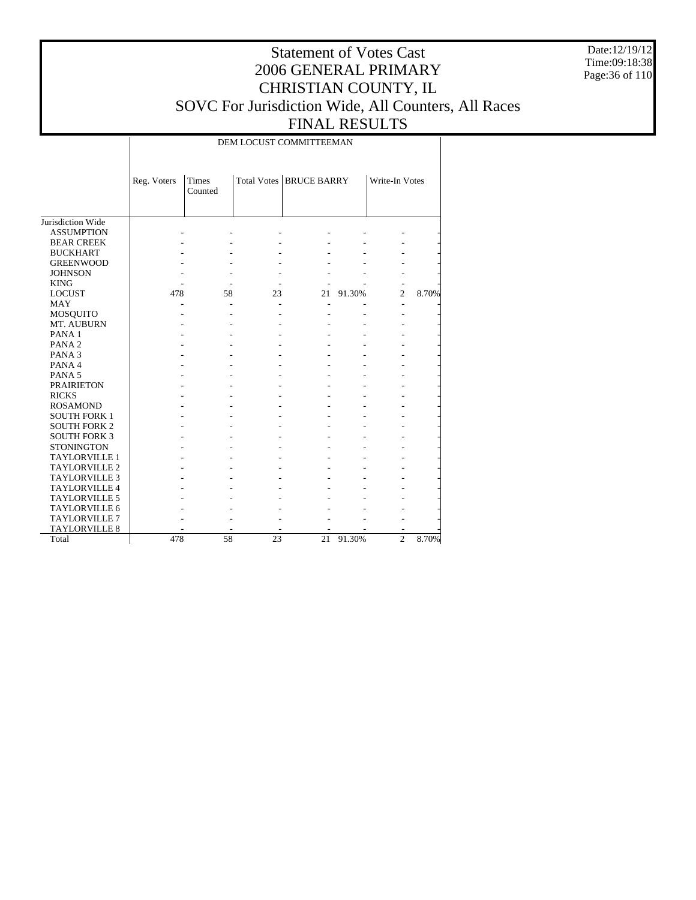# Statement of Votes Cast
# 2006 GENERAL PRIMARY
# CHRISTIAN COUNTY, IL
# SOVC For Jurisdiction Wide, All Counters, All Races
# FINAL RESULTS

Date:12/19/12
Time:09:18:38

| | DEM LOCUST COMMITTEEMAN | | | | | | |
|---|---|---|---|---|---|---|---|
| | Reg. Voters | Times Counted | Total Votes | BRUCE BARRY | | Write-In Votes | |
| Jurisdiction Wide | | | | | | | |
| ASSUMPTION | - | - | - | - | - | - | - |
| BEAR CREEK | - | - | - | - | - | - | - |
| BUCKHART | - | - | - | - | - | - | - |
| GREENWOOD | - | - | - | - | - | - | - |
| JOHNSON | - | - | - | - | - | - | - |
| KING | - | - | - | - | - | - | - |
| LOCUST | 478 | 58 | 23 | 21 | 91.30% | 2 | 8.70% |
| MAY | - | - | - | - | - | - | - |
| MOSQUITO | - | - | - | - | - | - | - |
| MT. AUBURN | - | - | - | - | - | - | - |
| PANA 1 | - | - | - | - | - | - | - |
| PANA 2 | - | - | - | - | - | - | - |
| PANA 3 | - | - | - | - | - | - | - |
| PANA 4 | - | - | - | - | - | - | - |
| PANA 5 | - | - | - | - | - | - | - |
| PRAIRIETON | - | - | - | - | - | - | - |
| RICKS | - | - | - | - | - | - | - |
| ROSAMOND | - | - | - | - | - | - | - |
| SOUTH FORK 1 | - | - | - | - | - | - | - |
| SOUTH FORK 2 | - | - | - | - | - | - | - |
| SOUTH FORK 3 | - | - | - | - | - | - | - |
| STONINGTON | - | - | - | - | - | - | - |
| TAYLORVILLE 1 | - | - | - | - | - | - | - |
| TAYLORVILLE 2 | - | - | - | - | - | - | - |
| TAYLORVILLE 3 | - | - | - | - | - | - | - |
| TAYLORVILLE 4 | - | - | - | - | - | - | - |
| TAYLORVILLE 5 | - | - | - | - | - | - | - |
| TAYLORVILLE 6 | - | - | - | - | - | - | - |
| TAYLORVILLE 7 | - | - | - | - | - | - | - |
| TAYLORVILLE 8 | - | - | - | - | - | - | - |
| Total | 478 | 58 | 23 | 21 | 91.30% | 2 | 8.70% |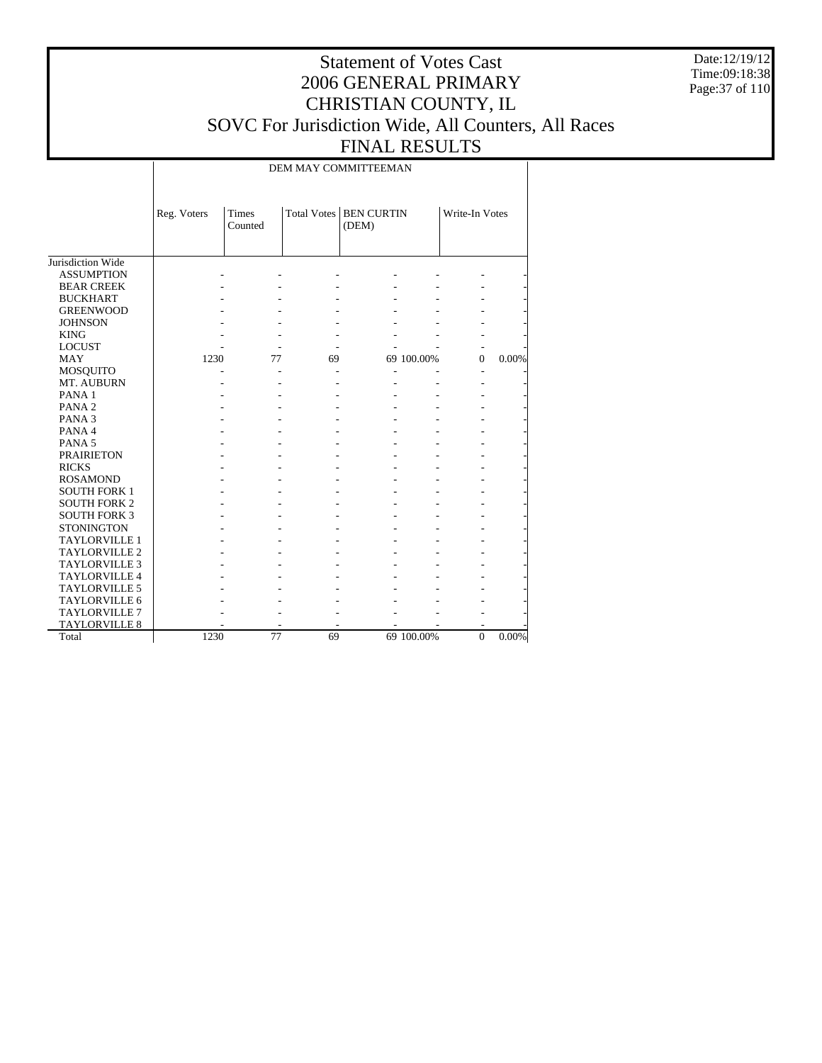# Statement of Votes Cast
## 2006 GENERAL PRIMARY
## CHRISTIAN COUNTY, IL
## SOVC For Jurisdiction Wide, All Counters, All Races
## FINAL RESULTS

Date:12/19/12
Time:09:18:38

| | DEM MAY COMMITTEEMAN | | | | | | |
|---|---|---|---|---|---|---|---|
| | Reg. Voters | Times Counted | Total Votes | BEN CURTIN (DEM) | | Write-In Votes | |
| Jurisdiction Wide | | | | | | | |
| ASSUMPTION | - | - | - | - | - | - | - |
| BEAR CREEK | - | - | - | - | - | - | - |
| BUCKHART | - | - | - | - | - | - | - |
| GREENWOOD | - | - | - | - | - | - | - |
| JOHNSON | - | - | - | - | - | - | - |
| KING | - | - | - | - | - | - | - |
| LOCUST | - | - | - | - | - | - | - |
| MAY | 1230 | 77 | 69 | 69 | 100.00% | 0 | 0.00% |
| MOSQUITO | - | - | - | - | - | - | - |
| MT. AUBURN | - | - | - | - | - | - | - |
| PANA 1 | - | - | - | - | - | - | - |
| PANA 2 | - | - | - | - | - | - | - |
| PANA 3 | - | - | - | - | - | - | - |
| PANA 4 | - | - | - | - | - | - | - |
| PANA 5 | - | - | - | - | - | - | - |
| PRAIRIETON | - | - | - | - | - | - | - |
| RICKS | - | - | - | - | - | - | - |
| ROSAMOND | - | - | - | - | - | - | - |
| SOUTH FORK 1 | - | - | - | - | - | - | - |
| SOUTH FORK 2 | - | - | - | - | - | - | - |
| SOUTH FORK 3 | - | - | - | - | - | - | - |
| STONINGTON | - | - | - | - | - | - | - |
| TAYLORVILLE 1 | - | - | - | - | - | - | - |
| TAYLORVILLE 2 | - | - | - | - | - | - | - |
| TAYLORVILLE 3 | - | - | - | - | - | - | - |
| TAYLORVILLE 4 | - | - | - | - | - | - | - |
| TAYLORVILLE 5 | - | - | - | - | - | - | - |
| TAYLORVILLE 6 | - | - | - | - | - | - | - |
| TAYLORVILLE 7 | - | - | - | - | - | - | - |
| TAYLORVILLE 8 | - | - | - | - | - | - | - |
| Total | 1230 | 77 | 69 | 69 | 100.00% | 0 | 0.00% |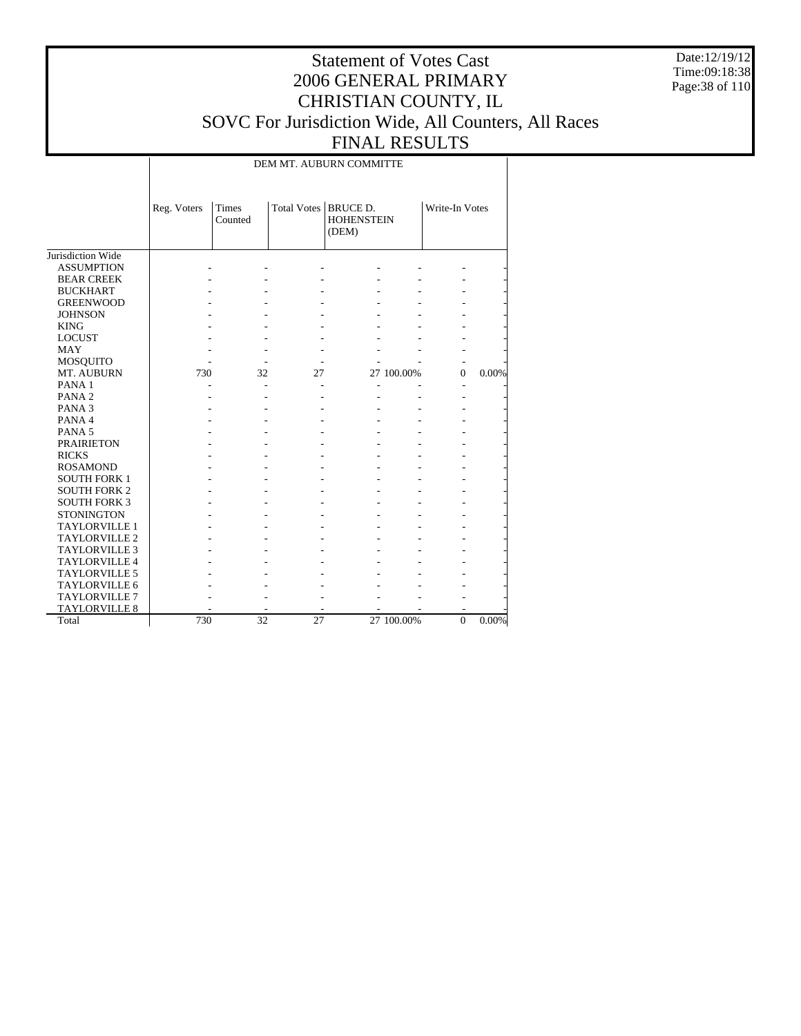# Statement of Votes Cast
## 2006 GENERAL PRIMARY
## CHRISTIAN COUNTY, IL
## SOVC For Jurisdiction Wide, All Counters, All Races
## FINAL RESULTS

Date:12/19/12
Time:09:18:38

DEM MT. AUBURN COMMITTE

| | Reg. Voters | Times Counted | Total Votes | BRUCE D. HOHENSTEIN (DEM) | | Write-In Votes | |
|---|---|---|---|---|---|---|---|
| Jurisdiction Wide | | | | | | | |
| ASSUMPTION | - | - | - | - | - | - | - |
| BEAR CREEK | - | - | - | - | - | - | - |
| BUCKHART | - | - | - | - | - | - | - |
| GREENWOOD | - | - | - | - | - | - | - |
| JOHNSON | - | - | - | - | - | - | - |
| KING | - | - | - | - | - | - | - |
| LOCUST | - | - | - | - | - | - | - |
| MAY | - | - | - | - | - | - | - |
| MOSQUITO | - | - | - | - | - | - | - |
| MT. AUBURN | 730 | 32 | 27 | 27 | 100.00% | 0 | 0.00% |
| PANA 1 | - | - | - | - | - | - | - |
| PANA 2 | - | - | - | - | - | - | - |
| PANA 3 | - | - | - | - | - | - | - |
| PANA 4 | - | - | - | - | - | - | - |
| PANA 5 | - | - | - | - | - | - | - |
| PRAIRIETON | - | - | - | - | - | - | - |
| RICKS | - | - | - | - | - | - | - |
| ROSAMOND | - | - | - | - | - | - | - |
| SOUTH FORK 1 | - | - | - | - | - | - | - |
| SOUTH FORK 2 | - | - | - | - | - | - | - |
| SOUTH FORK 3 | - | - | - | - | - | - | - |
| STONINGTON | - | - | - | - | - | - | - |
| TAYLORVILLE 1 | - | - | - | - | - | - | - |
| TAYLORVILLE 2 | - | - | - | - | - | - | - |
| TAYLORVILLE 3 | - | - | - | - | - | - | - |
| TAYLORVILLE 4 | - | - | - | - | - | - | - |
| TAYLORVILLE 5 | - | - | - | - | - | - | - |
| TAYLORVILLE 6 | - | - | - | - | - | - | - |
| TAYLORVILLE 7 | - | - | - | - | - | - | - |
| TAYLORVILLE 8 | - | - | - | - | - | - | - |
| Total | 730 | 32 | 27 | 27 | 100.00% | 0 | 0.00% |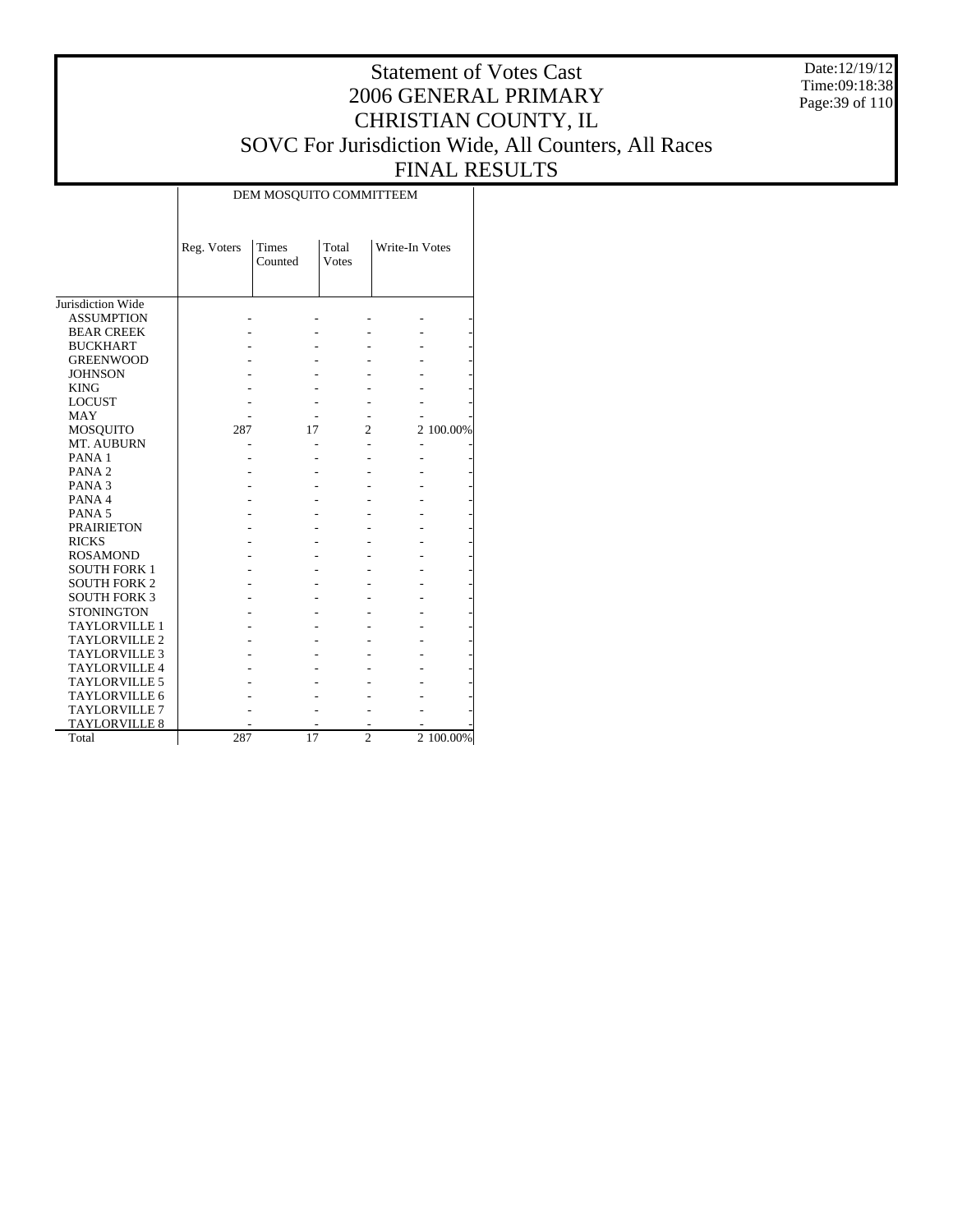# Statement of Votes Cast
## 2006 GENERAL PRIMARY
## CHRISTIAN COUNTY, IL
## SOVC For Jurisdiction Wide, All Counters, All Races
## FINAL RESULTS

Date:12/19/12
Time:09:18:38

| | DEM MOSQUITO COMMITTEEM | | | | |
|---|---|---|---|---|---|
| | Reg. Voters | Times Counted | Total Votes | Write-In Votes | |
| Jurisdiction Wide | | | | | |
| ASSUMPTION | - | - | - | - | - |
| BEAR CREEK | - | - | - | - | - |
| BUCKHART | - | - | - | - | - |
| GREENWOOD | - | - | - | - | - |
| JOHNSON | - | - | - | - | - |
| KING | - | - | - | - | - |
| LOCUST | - | - | - | - | - |
| MAY | - | - | - | - | - |
| MOSQUITO | 287 | 17 | 2 | 2 | 100.00% |
| MT. AUBURN | - | - | - | - | - |
| PANA 1 | - | - | - | - | - |
| PANA 2 | - | - | - | - | - |
| PANA 3 | - | - | - | - | - |
| PANA 4 | - | - | - | - | - |
| PANA 5 | - | - | - | - | - |
| PRAIRIETON | - | - | - | - | - |
| RICKS | - | - | - | - | - |
| ROSAMOND | - | - | - | - | - |
| SOUTH FORK 1 | - | - | - | - | - |
| SOUTH FORK 2 | - | - | - | - | - |
| SOUTH FORK 3 | - | - | - | - | - |
| STONINGTON | - | - | - | - | - |
| TAYLORVILLE 1 | - | - | - | - | - |
| TAYLORVILLE 2 | - | - | - | - | - |
| TAYLORVILLE 3 | - | - | - | - | - |
| TAYLORVILLE 4 | - | - | - | - | - |
| TAYLORVILLE 5 | - | - | - | - | - |
| TAYLORVILLE 6 | - | - | - | - | - |
| TAYLORVILLE 7 | - | - | - | - | - |
| TAYLORVILLE 8 | - | - | - | - | - |
| Total | 287 | 17 | 2 | 2 | 100.00% |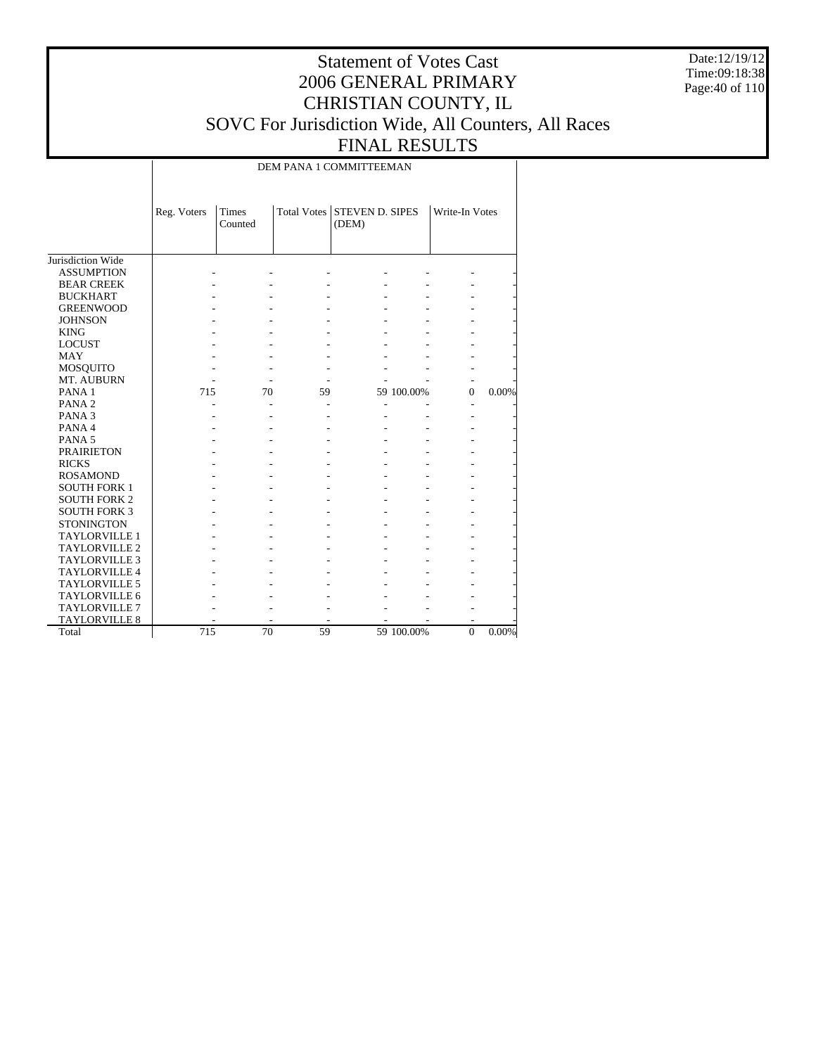# Statement of Votes Cast
# 2006 GENERAL PRIMARY
# CHRISTIAN COUNTY, IL
# SOVC For Jurisdiction Wide, All Counters, All Races
# FINAL RESULTS

Date:12/19/12
Time:09:18:38

| | DEM PANA 1 COMMITTEEMAN | | | | | | |
|---|---|---|---|---|---|---|---|
| | Reg. Voters | Times Counted | Total Votes | STEVEN D. SIPES (DEM) | | Write-In Votes | |
| Jurisdiction Wide | | | | | | | |
| ASSUMPTION | - | - | - | - | - | - | - |
| BEAR CREEK | - | - | - | - | - | - | - |
| BUCKHART | - | - | - | - | - | - | - |
| GREENWOOD | - | - | - | - | - | - | - |
| JOHNSON | - | - | - | - | - | - | - |
| KING | - | - | - | - | - | - | - |
| LOCUST | - | - | - | - | - | - | - |
| MAY | - | - | - | - | - | - | - |
| MOSQUITO | - | - | - | - | - | - | - |
| MT. AUBURN | - | - | - | - | - | - | - |
| PANA 1 | 715 | 70 | 59 | 59 | 100.00% | 0 | 0.00% |
| PANA 2 | - | - | - | - | - | - | - |
| PANA 3 | - | - | - | - | - | - | - |
| PANA 4 | - | - | - | - | - | - | - |
| PANA 5 | - | - | - | - | - | - | - |
| PRAIRIETON | - | - | - | - | - | - | - |
| RICKS | - | - | - | - | - | - | - |
| ROSAMOND | - | - | - | - | - | - | - |
| SOUTH FORK 1 | - | - | - | - | - | - | - |
| SOUTH FORK 2 | - | - | - | - | - | - | - |
| SOUTH FORK 3 | - | - | - | - | - | - | - |
| STONINGTON | - | - | - | - | - | - | - |
| TAYLORVILLE 1 | - | - | - | - | - | - | - |
| TAYLORVILLE 2 | - | - | - | - | - | - | - |
| TAYLORVILLE 3 | - | - | - | - | - | - | - |
| TAYLORVILLE 4 | - | - | - | - | - | - | - |
| TAYLORVILLE 5 | - | - | - | - | - | - | - |
| TAYLORVILLE 6 | - | - | - | - | - | - | - |
| TAYLORVILLE 7 | - | - | - | - | - | - | - |
| TAYLORVILLE 8 | - | - | - | - | - | - | - |
| Total | 715 | 70 | 59 | 59 | 100.00% | 0 | 0.00% |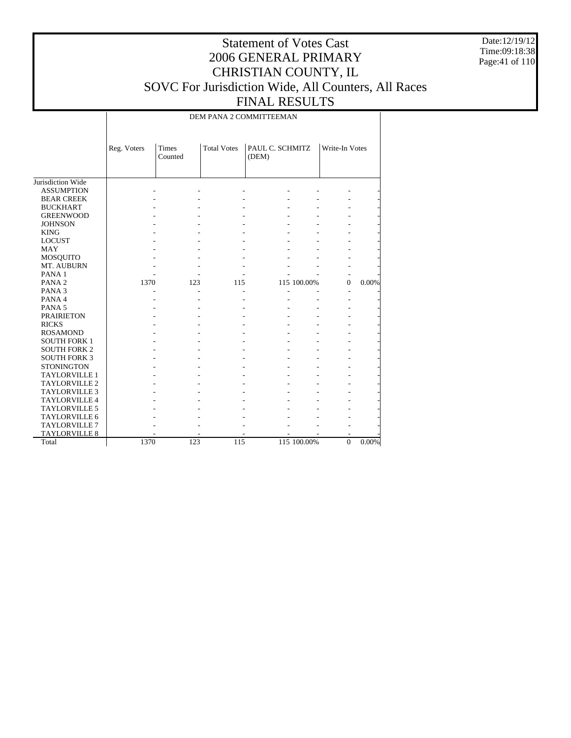# Statement of Votes Cast
# 2006 GENERAL PRIMARY
# CHRISTIAN COUNTY, IL
# SOVC For Jurisdiction Wide, All Counters, All Races
# FINAL RESULTS

Date:12/19/12
Time:09:18:38

## DEM PANA 2 COMMITTEEMAN

| | Reg. Voters | Times Counted | Total Votes | PAUL C. SCHMITZ (DEM) | | Write-In Votes | |
|---|---|---|---|---|---|---|---|
| Jurisdiction Wide | | | | | | | |
| ASSUMPTION | - | - | - | - | - | - | - |
| BEAR CREEK | - | - | - | - | - | - | - |
| BUCKHART | - | - | - | - | - | - | - |
| GREENWOOD | - | - | - | - | - | - | - |
| JOHNSON | - | - | - | - | - | - | - |
| KING | - | - | - | - | - | - | - |
| LOCUST | - | - | - | - | - | - | - |
| MAY | - | - | - | - | - | - | - |
| MOSQUITO | - | - | - | - | - | - | - |
| MT. AUBURN | - | - | - | - | - | - | - |
| PANA 1 | - | - | - | - | - | - | - |
| PANA 2 | 1370 | 123 | 115 | 115 | 100.00% | 0 | 0.00% |
| PANA 3 | - | - | - | - | - | - | - |
| PANA 4 | - | - | - | - | - | - | - |
| PANA 5 | - | - | - | - | - | - | - |
| PRAIRIETON | - | - | - | - | - | - | - |
| RICKS | - | - | - | - | - | - | - |
| ROSAMOND | - | - | - | - | - | - | - |
| SOUTH FORK 1 | - | - | - | - | - | - | - |
| SOUTH FORK 2 | - | - | - | - | - | - | - |
| SOUTH FORK 3 | - | - | - | - | - | - | - |
| STONINGTON | - | - | - | - | - | - | - |
| TAYLORVILLE 1 | - | - | - | - | - | - | - |
| TAYLORVILLE 2 | - | - | - | - | - | - | - |
| TAYLORVILLE 3 | - | - | - | - | - | - | - |
| TAYLORVILLE 4 | - | - | - | - | - | - | - |
| TAYLORVILLE 5 | - | - | - | - | - | - | - |
| TAYLORVILLE 6 | - | - | - | - | - | - | - |
| TAYLORVILLE 7 | - | - | - | - | - | - | - |
| TAYLORVILLE 8 | - | - | - | - | - | - | - |
| Total | 1370 | 123 | 115 | 115 | 100.00% | 0 | 0.00% |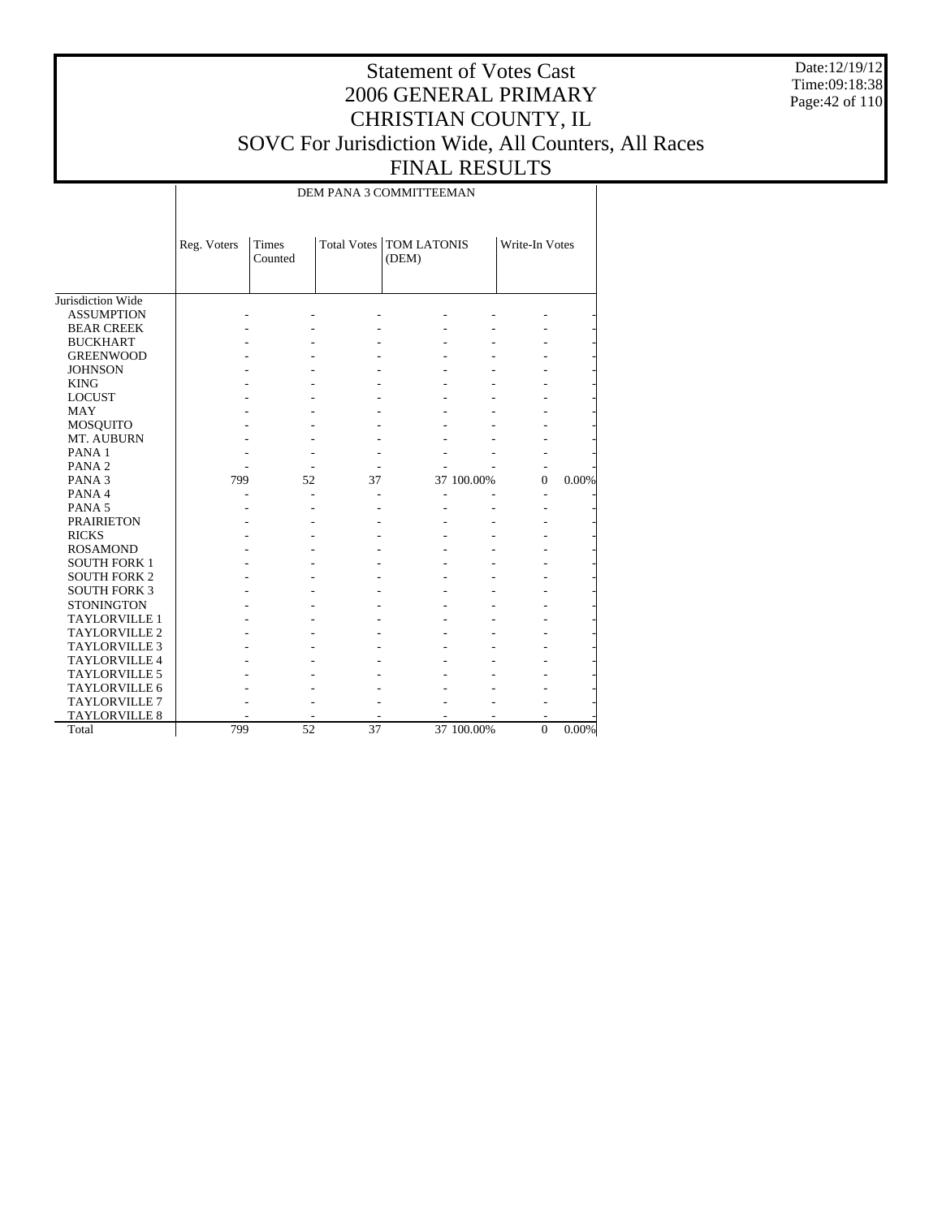# Statement of Votes Cast
# 2006 GENERAL PRIMARY
# CHRISTIAN COUNTY, IL
# SOVC For Jurisdiction Wide, All Counters, All Races
# FINAL RESULTS

Date:12/19/12
Time:09:18:38

| | DEM PANA 3 COMMITTEEMAN | | | | | | |
|---|---|---|---|---|---|---|---|
| | Reg. Voters | Times Counted | Total Votes | TOM LATONIS (DEM) | | Write-In Votes | |
| Jurisdiction Wide | | | | | | | |
| ASSUMPTION | - | - | - | - | - | - | - |
| BEAR CREEK | - | - | - | - | - | - | - |
| BUCKHART | - | - | - | - | - | - | - |
| GREENWOOD | - | - | - | - | - | - | - |
| JOHNSON | - | - | - | - | - | - | - |
| KING | - | - | - | - | - | - | - |
| LOCUST | - | - | - | - | - | - | - |
| MAY | - | - | - | - | - | - | - |
| MOSQUITO | - | - | - | - | - | - | - |
| MT. AUBURN | - | - | - | - | - | - | - |
| PANA 1 | - | - | - | - | - | - | - |
| PANA 2 | - | - | - | - | - | - | - |
| PANA 3 | 799 | 52 | 37 | 37 | 100.00% | 0 | 0.00% |
| PANA 4 | - | - | - | - | - | - | - |
| PANA 5 | - | - | - | - | - | - | - |
| PRAIRIETON | - | - | - | - | - | - | - |
| RICKS | - | - | - | - | - | - | - |
| ROSAMOND | - | - | - | - | - | - | - |
| SOUTH FORK 1 | - | - | - | - | - | - | - |
| SOUTH FORK 2 | - | - | - | - | - | - | - |
| SOUTH FORK 3 | - | - | - | - | - | - | - |
| STONINGTON | - | - | - | - | - | - | - |
| TAYLORVILLE 1 | - | - | - | - | - | - | - |
| TAYLORVILLE 2 | - | - | - | - | - | - | - |
| TAYLORVILLE 3 | - | - | - | - | - | - | - |
| TAYLORVILLE 4 | - | - | - | - | - | - | - |
| TAYLORVILLE 5 | - | - | - | - | - | - | - |
| TAYLORVILLE 6 | - | - | - | - | - | - | - |
| TAYLORVILLE 7 | - | - | - | - | - | - | - |
| TAYLORVILLE 8 | - | - | - | - | - | - | - |
| Total | 799 | 52 | 37 | 37 | 100.00% | 0 | 0.00% |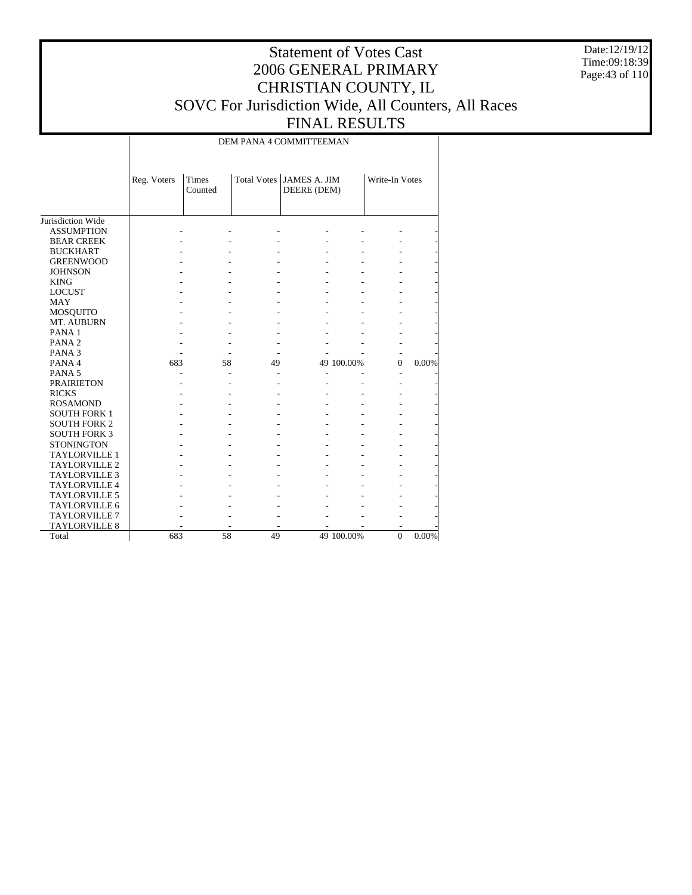# Statement of Votes Cast
# 2006 GENERAL PRIMARY
# CHRISTIAN COUNTY, IL
# SOVC For Jurisdiction Wide, All Counters, All Races
# FINAL RESULTS

Date:12/19/12
Time:09:18:39

| | DEM PANA 4 COMMITTEEMAN | | | | | | |
|---|---|---|---|---|---|---|---|
| | Reg. Voters | Times Counted | Total Votes | JAMES A. JIM DEERE (DEM) | | Write-In Votes | |
| Jurisdiction Wide | | | | | | | |
| ASSUMPTION | - | - | - | - | - | - | - |
| BEAR CREEK | - | - | - | - | - | - | - |
| BUCKHART | - | - | - | - | - | - | - |
| GREENWOOD | - | - | - | - | - | - | - |
| JOHNSON | - | - | - | - | - | - | - |
| KING | - | - | - | - | - | - | - |
| LOCUST | - | - | - | - | - | - | - |
| MAY | - | - | - | - | - | - | - |
| MOSQUITO | - | - | - | - | - | - | - |
| MT. AUBURN | - | - | - | - | - | - | - |
| PANA 1 | - | - | - | - | - | - | - |
| PANA 2 | - | - | - | - | - | - | - |
| PANA 3 | - | - | - | - | - | - | - |
| PANA 4 | 683 | 58 | 49 | 49 | 100.00% | 0 | 0.00% |
| PANA 5 | - | - | - | - | - | - | - |
| PRAIRIETON | - | - | - | - | - | - | - |
| RICKS | - | - | - | - | - | - | - |
| ROSAMOND | - | - | - | - | - | - | - |
| SOUTH FORK 1 | - | - | - | - | - | - | - |
| SOUTH FORK 2 | - | - | - | - | - | - | - |
| SOUTH FORK 3 | - | - | - | - | - | - | - |
| STONINGTON | - | - | - | - | - | - | - |
| TAYLORVILLE 1 | - | - | - | - | - | - | - |
| TAYLORVILLE 2 | - | - | - | - | - | - | - |
| TAYLORVILLE 3 | - | - | - | - | - | - | - |
| TAYLORVILLE 4 | - | - | - | - | - | - | - |
| TAYLORVILLE 5 | - | - | - | - | - | - | - |
| TAYLORVILLE 6 | - | - | - | - | - | - | - |
| TAYLORVILLE 7 | - | - | - | - | - | - | - |
| TAYLORVILLE 8 | - | - | - | - | - | - | - |
| Total | 683 | 58 | 49 | 49 | 100.00% | 0 | 0.00% |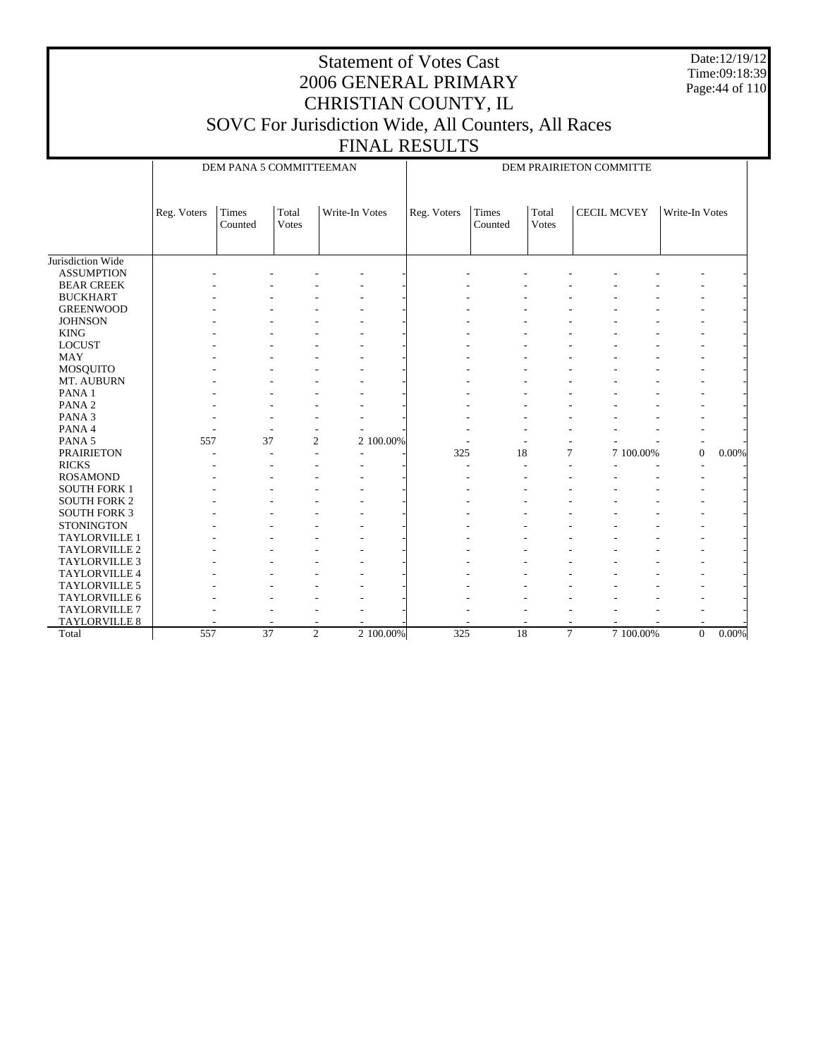# Statement of Votes Cast
# 2006 GENERAL PRIMARY
# CHRISTIAN COUNTY, IL
# SOVC For Jurisdiction Wide, All Counters, All Races
# FINAL RESULTS

Date:12/19/12
Time:09:18:39

| | DEM PANA 5 COMMITTEEMAN | | | | | DEM PRAIRIETON COMMITTE | | | | | | |
|---|---|---|---|---|---|---|---|---|---|---|---|---|
| | Reg. Voters | Times Counted | Total Votes | Write-In Votes | | Reg. Voters | Times Counted | Total Votes | CECIL MCVEY | | Write-In Votes | |
| Jurisdiction Wide | | | | | | | | | | | | |
| ASSUMPTION | - | - | - | - | - | - | - | - | - | - | - | - |
| BEAR CREEK | - | - | - | - | - | - | - | - | - | - | - | - |
| BUCKHART | - | - | - | - | - | - | - | - | - | - | - | - |
| GREENWOOD | - | - | - | - | - | - | - | - | - | - | - | - |
| JOHNSON | - | - | - | - | - | - | - | - | - | - | - | - |
| KING | - | - | - | - | - | - | - | - | - | - | - | - |
| LOCUST | - | - | - | - | - | - | - | - | - | - | - | - |
| MAY | - | - | - | - | - | - | - | - | - | - | - | - |
| MOSQUITO | - | - | - | - | - | - | - | - | - | - | - | - |
| MT. AUBURN | - | - | - | - | - | - | - | - | - | - | - | - |
| PANA 1 | - | - | - | - | - | - | - | - | - | - | - | - |
| PANA 2 | - | - | - | - | - | - | - | - | - | - | - | - |
| PANA 3 | - | - | - | - | - | - | - | - | - | - | - | - |
| PANA 4 | - | - | - | - | - | - | - | - | - | - | - | - |
| PANA 5 | 557 | 37 | 2 | 2 | 100.00% | - | - | - | - | - | - | - |
| PRAIRIETON | - | - | - | - | - | 325 | 18 | 7 | 7 | 100.00% | 0 | 0.00% |
| RICKS | - | - | - | - | - | - | - | - | - | - | - | - |
| ROSAMOND | - | - | - | - | - | - | - | - | - | - | - | - |
| SOUTH FORK 1 | - | - | - | - | - | - | - | - | - | - | - | - |
| SOUTH FORK 2 | - | - | - | - | - | - | - | - | - | - | - | - |
| SOUTH FORK 3 | - | - | - | - | - | - | - | - | - | - | - | - |
| STONINGTON | - | - | - | - | - | - | - | - | - | - | - | - |
| TAYLORVILLE 1 | - | - | - | - | - | - | - | - | - | - | - | - |
| TAYLORVILLE 2 | - | - | - | - | - | - | - | - | - | - | - | - |
| TAYLORVILLE 3 | - | - | - | - | - | - | - | - | - | - | - | - |
| TAYLORVILLE 4 | - | - | - | - | - | - | - | - | - | - | - | - |
| TAYLORVILLE 5 | - | - | - | - | - | - | - | - | - | - | - | - |
| TAYLORVILLE 6 | - | - | - | - | - | - | - | - | - | - | - | - |
| TAYLORVILLE 7 | - | - | - | - | - | - | - | - | - | - | - | - |
| TAYLORVILLE 8 | - | - | - | - | - | - | - | - | - | - | - | - |
| Total | 557 | 37 | 2 | 2 | 100.00% | 325 | 18 | 7 | 7 | 100.00% | 0 | 0.00% |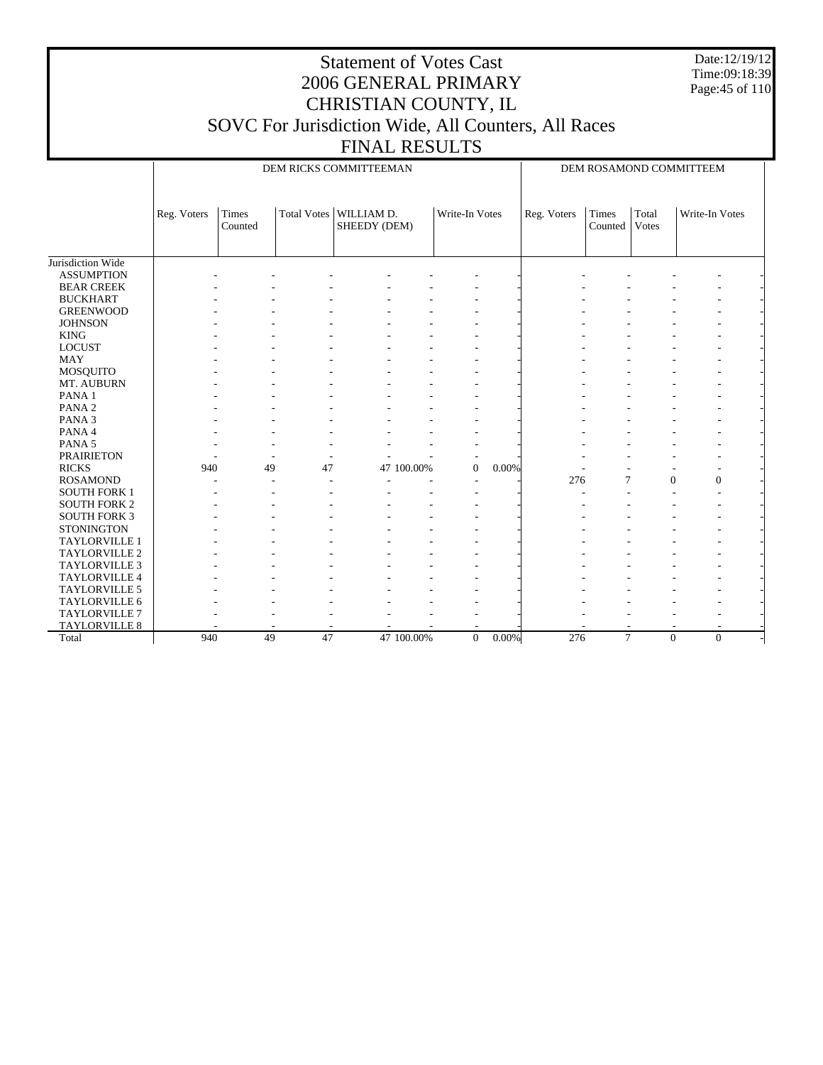# Statement of Votes Cast
## 2006 GENERAL PRIMARY
## CHRISTIAN COUNTY, IL
## SOVC For Jurisdiction Wide, All Counters, All Races
## FINAL RESULTS

Date:12/19/12
Time:09:18:39

| | DEM RICKS COMMITTEEMAN | | | | | | | DEM ROSAMOND COMMITTEEM | | | | |
|---|---|---|---|---|---|---|---|---|---|---|---|---|
| | Reg. Voters | Times Counted | Total Votes | WILLIAM D. SHEEDY (DEM) | | Write-In Votes | | Reg. Voters | Times Counted | Total Votes | Write-In Votes | |
| Jurisdiction Wide | | | | | | | | | | | | |
| ASSUMPTION | - | - | - | - | - | - | - | - | - | - | - | - |
| BEAR CREEK | - | - | - | - | - | - | - | - | - | - | - | - |
| BUCKHART | - | - | - | - | - | - | - | - | - | - | - | - |
| GREENWOOD | - | - | - | - | - | - | - | - | - | - | - | - |
| JOHNSON | - | - | - | - | - | - | - | - | - | - | - | - |
| KING | - | - | - | - | - | - | - | - | - | - | - | - |
| LOCUST | - | - | - | - | - | - | - | - | - | - | - | - |
| MAY | - | - | - | - | - | - | - | - | - | - | - | - |
| MOSQUITO | - | - | - | - | - | - | - | - | - | - | - | - |
| MT. AUBURN | - | - | - | - | - | - | - | - | - | - | - | - |
| PANA 1 | - | - | - | - | - | - | - | - | - | - | - | - |
| PANA 2 | - | - | - | - | - | - | - | - | - | - | - | - |
| PANA 3 | - | - | - | - | - | - | - | - | - | - | - | - |
| PANA 4 | - | - | - | - | - | - | - | - | - | - | - | - |
| PANA 5 | - | - | - | - | - | - | - | - | - | - | - | - |
| PRAIRIETON | - | - | - | - | - | - | - | - | - | - | - | - |
| RICKS | 940 | 49 | 47 | 47 | 100.00% | 0 | 0.00% | - | - | - | - | - |
| ROSAMOND | - | - | - | - | - | - | - | 276 | 7 | 0 | 0 | - |
| SOUTH FORK 1 | - | - | - | - | - | - | - | - | - | - | - | - |
| SOUTH FORK 2 | - | - | - | - | - | - | - | - | - | - | - | - |
| SOUTH FORK 3 | - | - | - | - | - | - | - | - | - | - | - | - |
| STONINGTON | - | - | - | - | - | - | - | - | - | - | - | - |
| TAYLORVILLE 1 | - | - | - | - | - | - | - | - | - | - | - | - |
| TAYLORVILLE 2 | - | - | - | - | - | - | - | - | - | - | - | - |
| TAYLORVILLE 3 | - | - | - | - | - | - | - | - | - | - | - | - |
| TAYLORVILLE 4 | - | - | - | - | - | - | - | - | - | - | - | - |
| TAYLORVILLE 5 | - | - | - | - | - | - | - | - | - | - | - | - |
| TAYLORVILLE 6 | - | - | - | - | - | - | - | - | - | - | - | - |
| TAYLORVILLE 7 | - | - | - | - | - | - | - | - | - | - | - | - |
| TAYLORVILLE 8 | - | - | - | - | - | - | - | - | - | - | - | - |
| Total | 940 | 49 | 47 | 47 | 100.00% | 0 | 0.00% | 276 | 7 | 0 | 0 | - |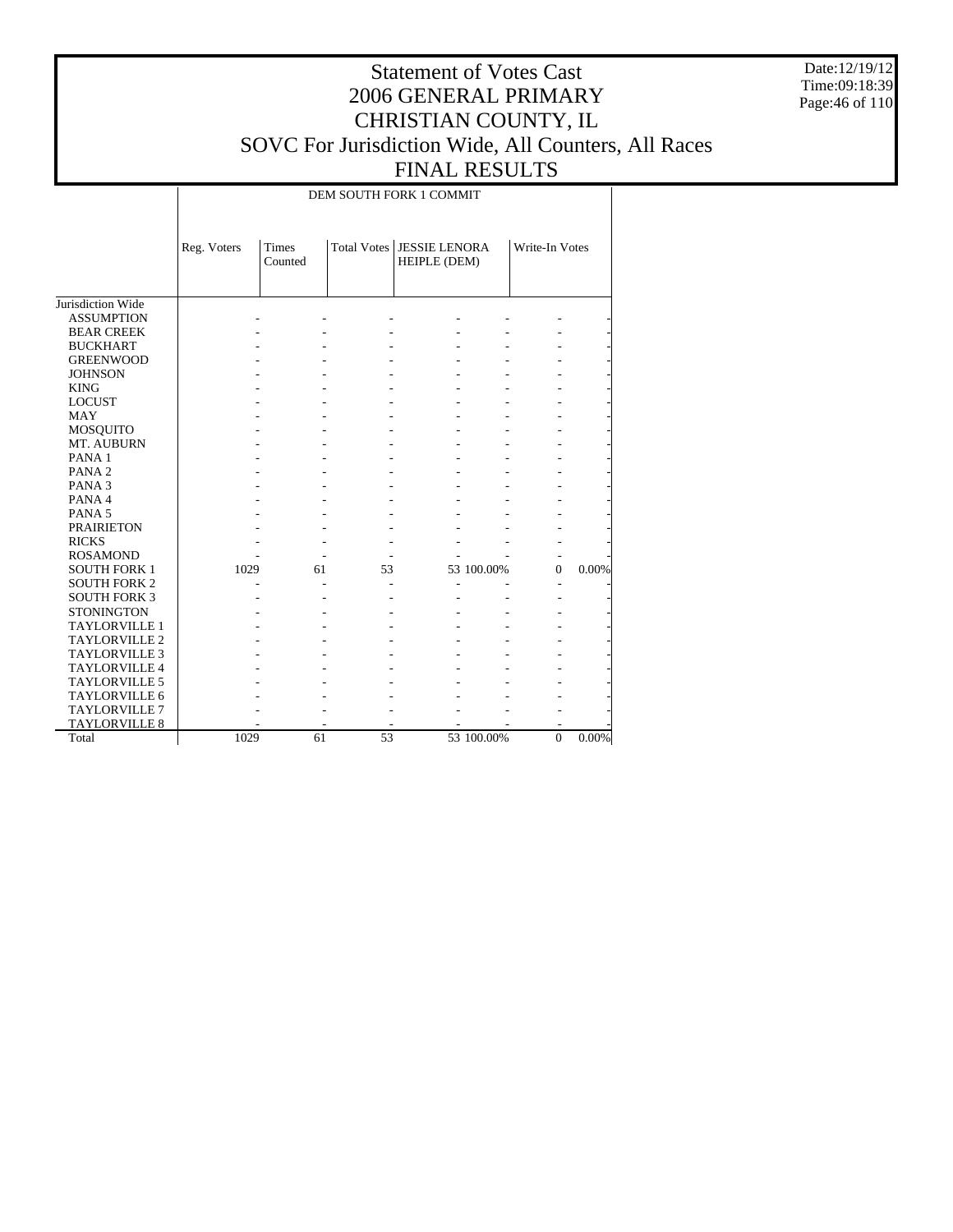# Statement of Votes Cast
# 2006 GENERAL PRIMARY
# CHRISTIAN COUNTY, IL
# SOVC For Jurisdiction Wide, All Counters, All Races
# FINAL RESULTS

Date:12/19/12
Time:09:18:39

| | DEM SOUTH FORK 1 COMMIT | | | | | | |
|---|---|---|---|---|---|---|---|
| | Reg. Voters | Times Counted | Total Votes | JESSIE LENORA HEIPLE (DEM) | | Write-In Votes | |
| Jurisdiction Wide | | | | | | | |
| ASSUMPTION | - | - | - | - | - | - | - |
| BEAR CREEK | - | - | - | - | - | - | - |
| BUCKHART | - | - | - | - | - | - | - |
| GREENWOOD | - | - | - | - | - | - | - |
| JOHNSON | - | - | - | - | - | - | - |
| KING | - | - | - | - | - | - | - |
| LOCUST | - | - | - | - | - | - | - |
| MAY | - | - | - | - | - | - | - |
| MOSQUITO | - | - | - | - | - | - | - |
| MT. AUBURN | - | - | - | - | - | - | - |
| PANA 1 | - | - | - | - | - | - | - |
| PANA 2 | - | - | - | - | - | - | - |
| PANA 3 | - | - | - | - | - | - | - |
| PANA 4 | - | - | - | - | - | - | - |
| PANA 5 | - | - | - | - | - | - | - |
| PRAIRIETON | - | - | - | - | - | - | - |
| RICKS | - | - | - | - | - | - | - |
| ROSAMOND | - | - | - | - | - | - | - |
| SOUTH FORK 1 | 1029 | 61 | 53 | 53 | 100.00% | 0 | 0.00% |
| SOUTH FORK 2 | - | - | - | - | - | - | - |
| SOUTH FORK 3 | - | - | - | - | - | - | - |
| STONINGTON | - | - | - | - | - | - | - |
| TAYLORVILLE 1 | - | - | - | - | - | - | - |
| TAYLORVILLE 2 | - | - | - | - | - | - | - |
| TAYLORVILLE 3 | - | - | - | - | - | - | - |
| TAYLORVILLE 4 | - | - | - | - | - | - | - |
| TAYLORVILLE 5 | - | - | - | - | - | - | - |
| TAYLORVILLE 6 | - | - | - | - | - | - | - |
| TAYLORVILLE 7 | - | - | - | - | - | - | - |
| TAYLORVILLE 8 | - | - | - | - | - | - | - |
| Total | 1029 | 61 | 53 | 53 | 100.00% | 0 | 0.00% |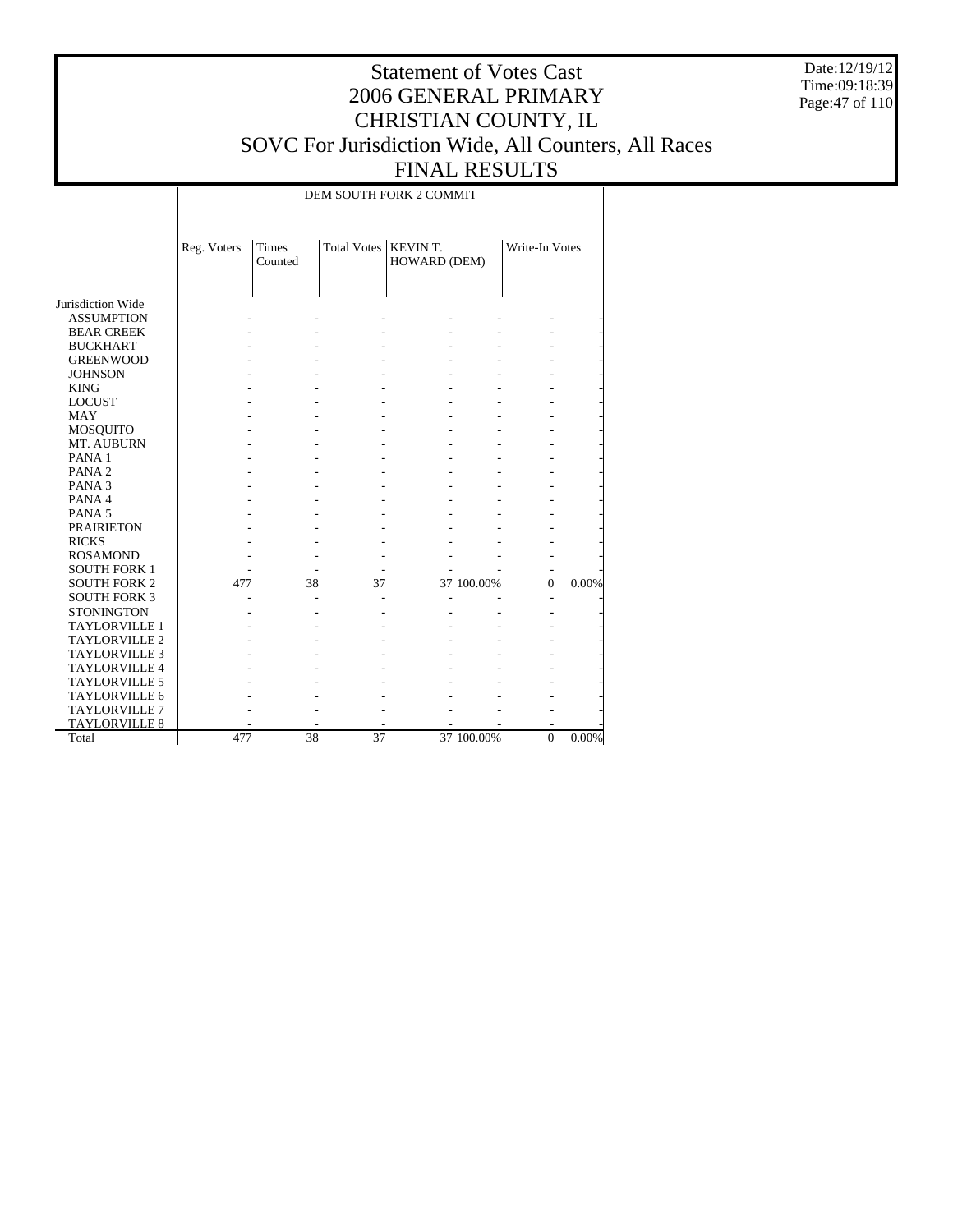# Statement of Votes Cast
# 2006 GENERAL PRIMARY
# CHRISTIAN COUNTY, IL
# SOVC For Jurisdiction Wide, All Counters, All Races
# FINAL RESULTS

Date:12/19/12
Time:09:18:39

| | DEM SOUTH FORK 2 COMMIT | | | | | | |
|---|---|---|---|---|---|---|---|
| | Reg. Voters | Times Counted | Total Votes | KEVIN T. HOWARD (DEM) | | Write-In Votes | |
| Jurisdiction Wide | | | | | | | |
| ASSUMPTION | - | - | - | - | - | - | - |
| BEAR CREEK | - | - | - | - | - | - | - |
| BUCKHART | - | - | - | - | - | - | - |
| GREENWOOD | - | - | - | - | - | - | - |
| JOHNSON | - | - | - | - | - | - | - |
| KING | - | - | - | - | - | - | - |
| LOCUST | - | - | - | - | - | - | - |
| MAY | - | - | - | - | - | - | - |
| MOSQUITO | - | - | - | - | - | - | - |
| MT. AUBURN | - | - | - | - | - | - | - |
| PANA 1 | - | - | - | - | - | - | - |
| PANA 2 | - | - | - | - | - | - | - |
| PANA 3 | - | - | - | - | - | - | - |
| PANA 4 | - | - | - | - | - | - | - |
| PANA 5 | - | - | - | - | - | - | - |
| PRAIRIETON | - | - | - | - | - | - | - |
| RICKS | - | - | - | - | - | - | - |
| ROSAMOND | - | - | - | - | - | - | - |
| SOUTH FORK 1 | - | - | - | - | - | - | - |
| SOUTH FORK 2 | 477 | 38 | 37 | 37 | 100.00% | 0 | 0.00% |
| SOUTH FORK 3 | - | - | - | - | - | - | - |
| STONINGTON | - | - | - | - | - | - | - |
| TAYLORVILLE 1 | - | - | - | - | - | - | - |
| TAYLORVILLE 2 | - | - | - | - | - | - | - |
| TAYLORVILLE 3 | - | - | - | - | - | - | - |
| TAYLORVILLE 4 | - | - | - | - | - | - | - |
| TAYLORVILLE 5 | - | - | - | - | - | - | - |
| TAYLORVILLE 6 | - | - | - | - | - | - | - |
| TAYLORVILLE 7 | - | - | - | - | - | - | - |
| TAYLORVILLE 8 | - | - | - | - | - | - | - |
| Total | 477 | 38 | 37 | 37 | 100.00% | 0 | 0.00% |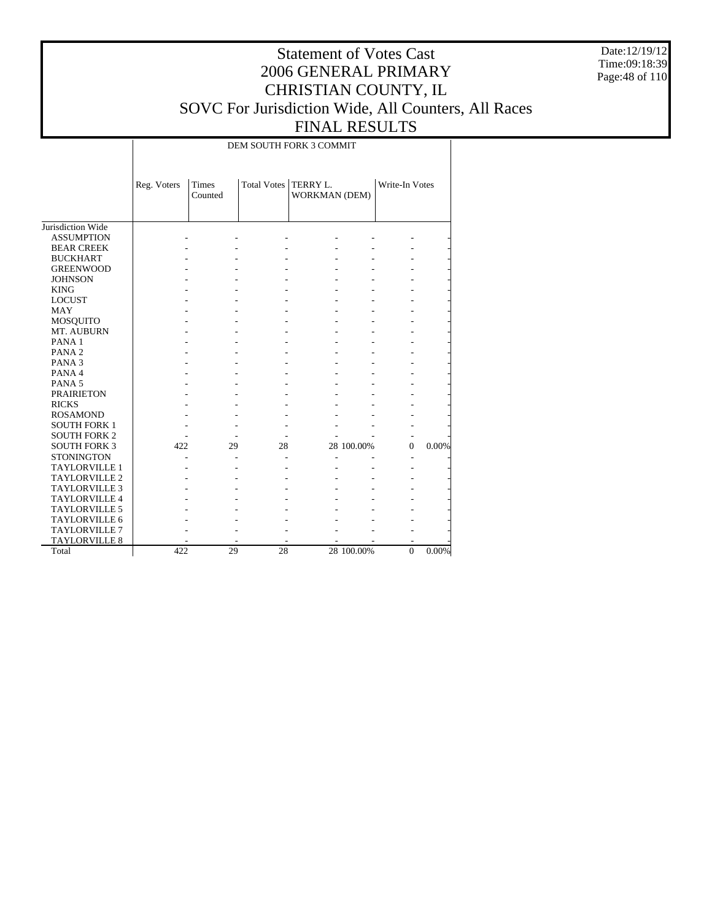# Statement of Votes Cast
# 2006 GENERAL PRIMARY
# CHRISTIAN COUNTY, IL
# SOVC For Jurisdiction Wide, All Counters, All Races
# FINAL RESULTS

Date:12/19/12
Time:09:18:39

| | DEM SOUTH FORK 3 COMMIT | | | | | | |
|---|---|---|---|---|---|---|---|
| | Reg. Voters | Times Counted | Total Votes | TERRY L. WORKMAN (DEM) | | Write-In Votes | |
| Jurisdiction Wide | | | | | | | |
| ASSUMPTION | - | - | - | - | - | - | - |
| BEAR CREEK | - | - | - | - | - | - | - |
| BUCKHART | - | - | - | - | - | - | - |
| GREENWOOD | - | - | - | - | - | - | - |
| JOHNSON | - | - | - | - | - | - | - |
| KING | - | - | - | - | - | - | - |
| LOCUST | - | - | - | - | - | - | - |
| MAY | - | - | - | - | - | - | - |
| MOSQUITO | - | - | - | - | - | - | - |
| MT. AUBURN | - | - | - | - | - | - | - |
| PANA 1 | - | - | - | - | - | - | - |
| PANA 2 | - | - | - | - | - | - | - |
| PANA 3 | - | - | - | - | - | - | - |
| PANA 4 | - | - | - | - | - | - | - |
| PANA 5 | - | - | - | - | - | - | - |
| PRAIRIETON | - | - | - | - | - | - | - |
| RICKS | - | - | - | - | - | - | - |
| ROSAMOND | - | - | - | - | - | - | - |
| SOUTH FORK 1 | - | - | - | - | - | - | - |
| SOUTH FORK 2 | - | - | - | - | - | - | - |
| SOUTH FORK 3 | 422 | 29 | 28 | 28 | 100.00% | 0 | 0.00% |
| STONINGTON | - | - | - | - | - | - | - |
| TAYLORVILLE 1 | - | - | - | - | - | - | - |
| TAYLORVILLE 2 | - | - | - | - | - | - | - |
| TAYLORVILLE 3 | - | - | - | - | - | - | - |
| TAYLORVILLE 4 | - | - | - | - | - | - | - |
| TAYLORVILLE 5 | - | - | - | - | - | - | - |
| TAYLORVILLE 6 | - | - | - | - | - | - | - |
| TAYLORVILLE 7 | - | - | - | - | - | - | - |
| TAYLORVILLE 8 | - | - | - | - | - | - | - |
| Total | 422 | 29 | 28 | 28 | 100.00% | 0 | 0.00% |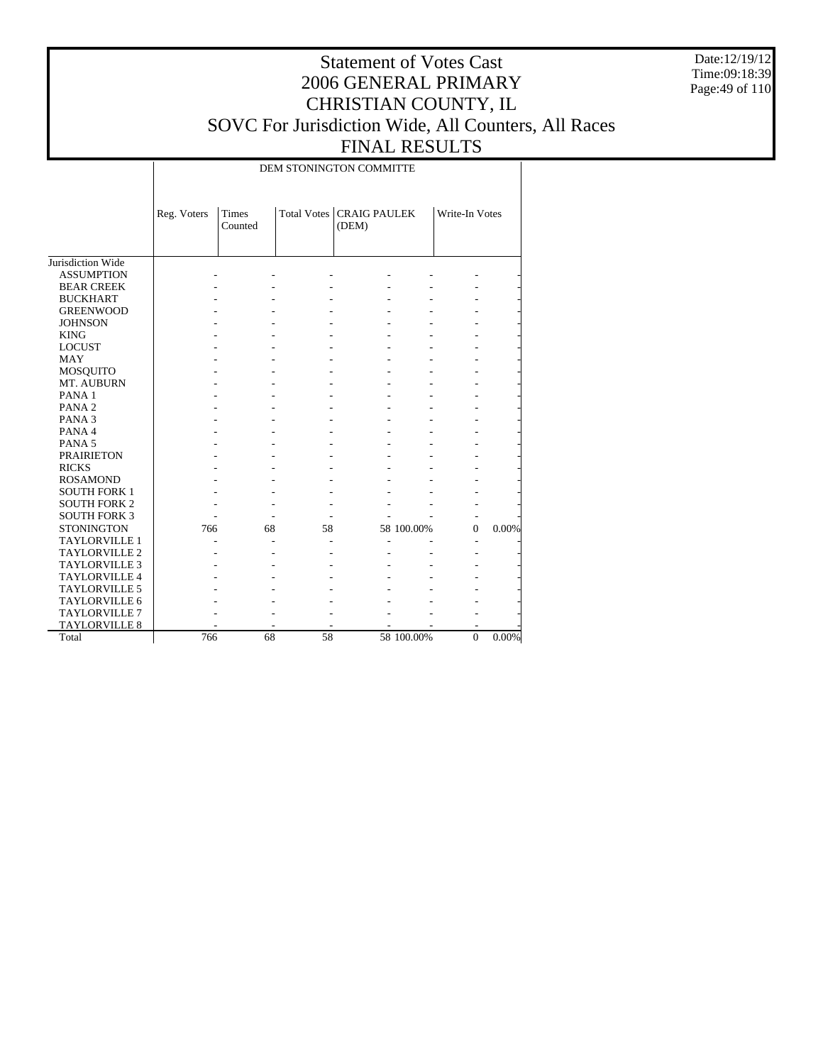# Statement of Votes Cast
# 2006 GENERAL PRIMARY
# CHRISTIAN COUNTY, IL
# SOVC For Jurisdiction Wide, All Counters, All Races
# FINAL RESULTS

Date:12/19/12
Time:09:18:39

| | DEM STONINGTON COMMITTE | | | | | | |
|---|---|---|---|---|---|---|---|
| | Reg. Voters | Times Counted | Total Votes | CRAIG PAULEK (DEM) | | Write-In Votes | |
| Jurisdiction Wide | | | | | | | |
| ASSUMPTION | - | - | - | - | - | - | - |
| BEAR CREEK | - | - | - | - | - | - | - |
| BUCKHART | - | - | - | - | - | - | - |
| GREENWOOD | - | - | - | - | - | - | - |
| JOHNSON | - | - | - | - | - | - | - |
| KING | - | - | - | - | - | - | - |
| LOCUST | - | - | - | - | - | - | - |
| MAY | - | - | - | - | - | - | - |
| MOSQUITO | - | - | - | - | - | - | - |
| MT. AUBURN | - | - | - | - | - | - | - |
| PANA 1 | - | - | - | - | - | - | - |
| PANA 2 | - | - | - | - | - | - | - |
| PANA 3 | - | - | - | - | - | - | - |
| PANA 4 | - | - | - | - | - | - | - |
| PANA 5 | - | - | - | - | - | - | - |
| PRAIRIETON | - | - | - | - | - | - | - |
| RICKS | - | - | - | - | - | - | - |
| ROSAMOND | - | - | - | - | - | - | - |
| SOUTH FORK 1 | - | - | - | - | - | - | - |
| SOUTH FORK 2 | - | - | - | - | - | - | - |
| SOUTH FORK 3 | - | - | - | - | - | - | - |
| STONINGTON | 766 | 68 | 58 | 58 | 100.00% | 0 | 0.00% |
| TAYLORVILLE 1 | - | - | - | - | - | - | - |
| TAYLORVILLE 2 | - | - | - | - | - | - | - |
| TAYLORVILLE 3 | - | - | - | - | - | - | - |
| TAYLORVILLE 4 | - | - | - | - | - | - | - |
| TAYLORVILLE 5 | - | - | - | - | - | - | - |
| TAYLORVILLE 6 | - | - | - | - | - | - | - |
| TAYLORVILLE 7 | - | - | - | - | - | - | - |
| TAYLORVILLE 8 | - | - | - | - | - | - | - |
| Total | 766 | 68 | 58 | 58 | 100.00% | 0 | 0.00% |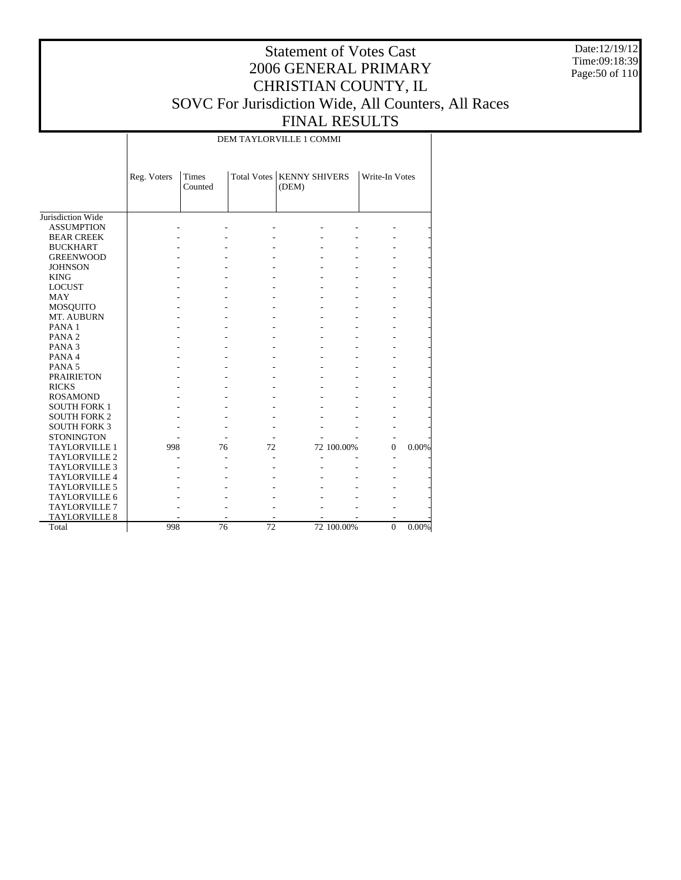# Statement of Votes Cast
# 2006 GENERAL PRIMARY
# CHRISTIAN COUNTY, IL
# SOVC For Jurisdiction Wide, All Counters, All Races
# FINAL RESULTS

Date:12/19/12
Time:09:18:39

| | DEM TAYLORVILLE 1 COMMI | | | | | | |
|---|---|---|---|---|---|---|---|
| | Reg. Voters | Times Counted | Total Votes | KENNY SHIVERS (DEM) | | Write-In Votes | |
| Jurisdiction Wide | | | | | | | |
| ASSUMPTION | - | - | - | - | - | - | - |
| BEAR CREEK | - | - | - | - | - | - | - |
| BUCKHART | - | - | - | - | - | - | - |
| GREENWOOD | - | - | - | - | - | - | - |
| JOHNSON | - | - | - | - | - | - | - |
| KING | - | - | - | - | - | - | - |
| LOCUST | - | - | - | - | - | - | - |
| MAY | - | - | - | - | - | - | - |
| MOSQUITO | - | - | - | - | - | - | - |
| MT. AUBURN | - | - | - | - | - | - | - |
| PANA 1 | - | - | - | - | - | - | - |
| PANA 2 | - | - | - | - | - | - | - |
| PANA 3 | - | - | - | - | - | - | - |
| PANA 4 | - | - | - | - | - | - | - |
| PANA 5 | - | - | - | - | - | - | - |
| PRAIRIETON | - | - | - | - | - | - | - |
| RICKS | - | - | - | - | - | - | - |
| ROSAMOND | - | - | - | - | - | - | - |
| SOUTH FORK 1 | - | - | - | - | - | - | - |
| SOUTH FORK 2 | - | - | - | - | - | - | - |
| SOUTH FORK 3 | - | - | - | - | - | - | - |
| STONINGTON | - | - | - | - | - | - | - |
| TAYLORVILLE 1 | 998 | 76 | 72 | 72 | 100.00% | 0 | 0.00% |
| TAYLORVILLE 2 | - | - | - | - | - | - | - |
| TAYLORVILLE 3 | - | - | - | - | - | - | - |
| TAYLORVILLE 4 | - | - | - | - | - | - | - |
| TAYLORVILLE 5 | - | - | - | - | - | - | - |
| TAYLORVILLE 6 | - | - | - | - | - | - | - |
| TAYLORVILLE 7 | - | - | - | - | - | - | - |
| TAYLORVILLE 8 | - | - | - | - | - | - | - |
| Total | 998 | 76 | 72 | 72 | 100.00% | 0 | 0.00% |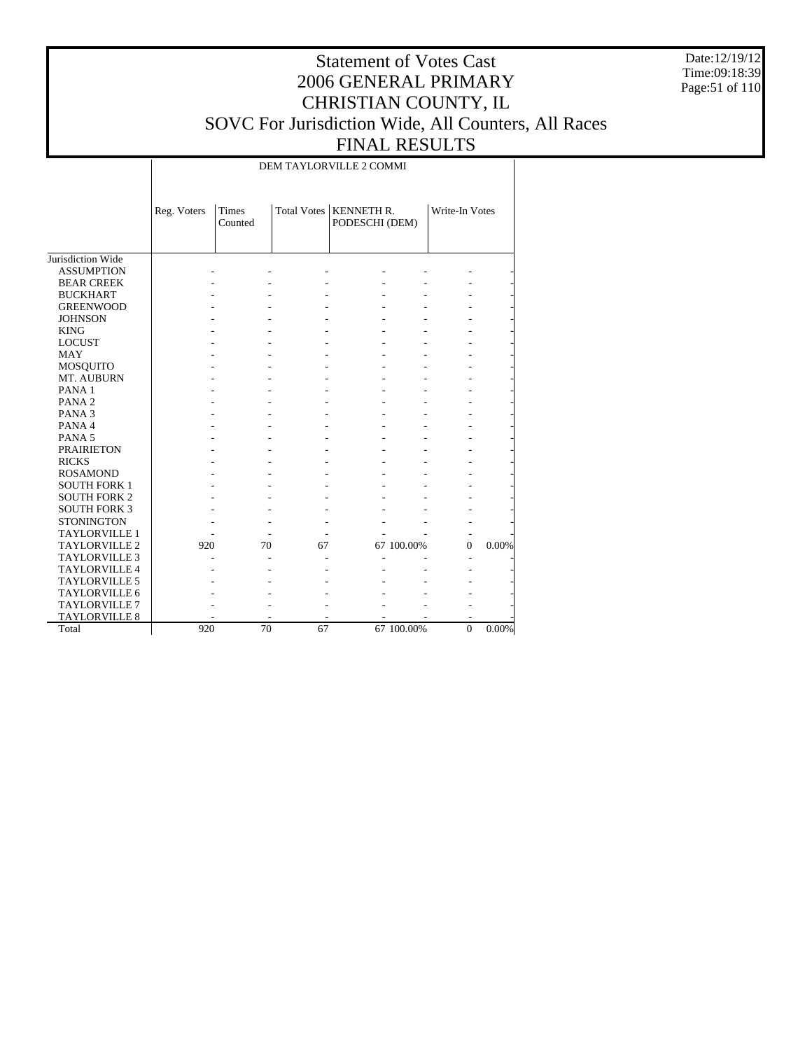# Statement of Votes Cast
# 2006 GENERAL PRIMARY
# CHRISTIAN COUNTY, IL
# SOVC For Jurisdiction Wide, All Counters, All Races
# FINAL RESULTS

Date:12/19/12
Time:09:18:39

| | DEM TAYLORVILLE 2 COMMI | | | | | | |
|---|---|---|---|---|---|---|---|
| | Reg. Voters | Times Counted | Total Votes | KENNETH R. PODESCHI (DEM) | | Write-In Votes | |
| Jurisdiction Wide | | | | | | | |
| ASSUMPTION | - | - | - | - | - | - | - |
| BEAR CREEK | - | - | - | - | - | - | - |
| BUCKHART | - | - | - | - | - | - | - |
| GREENWOOD | - | - | - | - | - | - | - |
| JOHNSON | - | - | - | - | - | - | - |
| KING | - | - | - | - | - | - | - |
| LOCUST | - | - | - | - | - | - | - |
| MAY | - | - | - | - | - | - | - |
| MOSQUITO | - | - | - | - | - | - | - |
| MT. AUBURN | - | - | - | - | - | - | - |
| PANA 1 | - | - | - | - | - | - | - |
| PANA 2 | - | - | - | - | - | - | - |
| PANA 3 | - | - | - | - | - | - | - |
| PANA 4 | - | - | - | - | - | - | - |
| PANA 5 | - | - | - | - | - | - | - |
| PRAIRIETON | - | - | - | - | - | - | - |
| RICKS | - | - | - | - | - | - | - |
| ROSAMOND | - | - | - | - | - | - | - |
| SOUTH FORK 1 | - | - | - | - | - | - | - |
| SOUTH FORK 2 | - | - | - | - | - | - | - |
| SOUTH FORK 3 | - | - | - | - | - | - | - |
| STONINGTON | - | - | - | - | - | - | - |
| TAYLORVILLE 1 | - | - | - | - | - | - | - |
| TAYLORVILLE 2 | 920 | 70 | 67 | 67 | 100.00% | 0 | 0.00% |
| TAYLORVILLE 3 | - | - | - | - | - | - | - |
| TAYLORVILLE 4 | - | - | - | - | - | - | - |
| TAYLORVILLE 5 | - | - | - | - | - | - | - |
| TAYLORVILLE 6 | - | - | - | - | - | - | - |
| TAYLORVILLE 7 | - | - | - | - | - | - | - |
| TAYLORVILLE 8 | - | - | - | - | - | - | - |
| Total | 920 | 70 | 67 | 67 | 100.00% | 0 | 0.00% |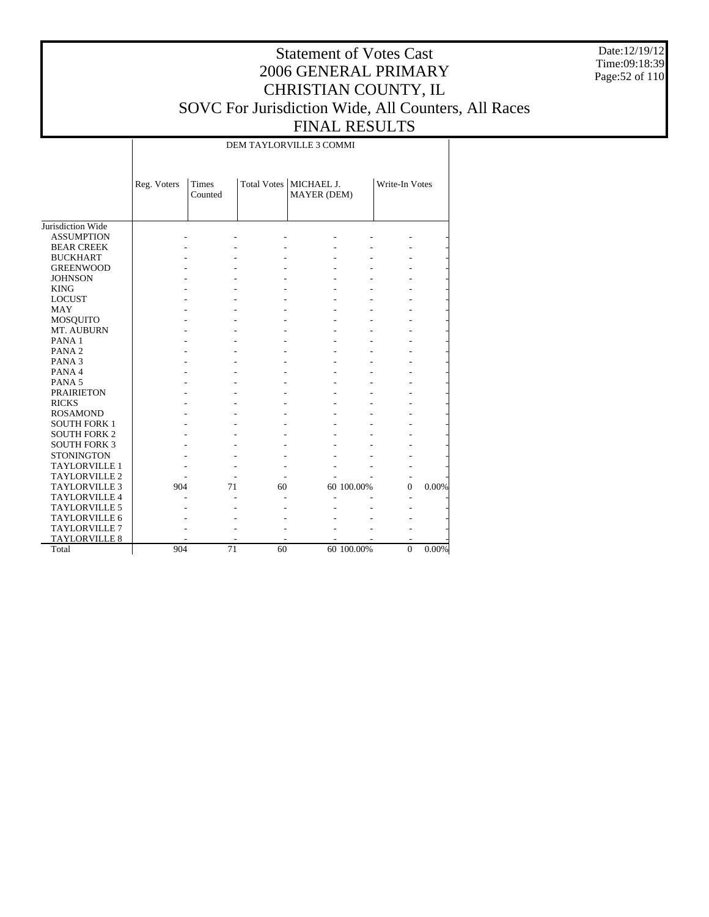# Statement of Votes Cast
# 2006 GENERAL PRIMARY
# CHRISTIAN COUNTY, IL
# SOVC For Jurisdiction Wide, All Counters, All Races
# FINAL RESULTS

Date:12/19/12
Time:09:18:39

| | DEM TAYLORVILLE 3 COMMI | | | | | | |
|---|---|---|---|---|---|---|---|
| | Reg. Voters | Times Counted | Total Votes | MICHAEL J. MAYER (DEM) | | Write-In Votes | |
| Jurisdiction Wide | | | | | | | |
| ASSUMPTION | - | - | - | - | - | - | - |
| BEAR CREEK | - | - | - | - | - | - | - |
| BUCKHART | - | - | - | - | - | - | - |
| GREENWOOD | - | - | - | - | - | - | - |
| JOHNSON | - | - | - | - | - | - | - |
| KING | - | - | - | - | - | - | - |
| LOCUST | - | - | - | - | - | - | - |
| MAY | - | - | - | - | - | - | - |
| MOSQUITO | - | - | - | - | - | - | - |
| MT. AUBURN | - | - | - | - | - | - | - |
| PANA 1 | - | - | - | - | - | - | - |
| PANA 2 | - | - | - | - | - | - | - |
| PANA 3 | - | - | - | - | - | - | - |
| PANA 4 | - | - | - | - | - | - | - |
| PANA 5 | - | - | - | - | - | - | - |
| PRAIRIETON | - | - | - | - | - | - | - |
| RICKS | - | - | - | - | - | - | - |
| ROSAMOND | - | - | - | - | - | - | - |
| SOUTH FORK 1 | - | - | - | - | - | - | - |
| SOUTH FORK 2 | - | - | - | - | - | - | - |
| SOUTH FORK 3 | - | - | - | - | - | - | - |
| STONINGTON | - | - | - | - | - | - | - |
| TAYLORVILLE 1 | - | - | - | - | - | - | - |
| TAYLORVILLE 2 | - | - | - | - | - | - | - |
| TAYLORVILLE 3 | 904 | 71 | 60 | 60 | 100.00% | 0 | 0.00% |
| TAYLORVILLE 4 | - | - | - | - | - | - | - |
| TAYLORVILLE 5 | - | - | - | - | - | - | - |
| TAYLORVILLE 6 | - | - | - | - | - | - | - |
| TAYLORVILLE 7 | - | - | - | - | - | - | - |
| TAYLORVILLE 8 | - | - | - | - | - | - | - |
| Total | 904 | 71 | 60 | 60 | 100.00% | 0 | 0.00% |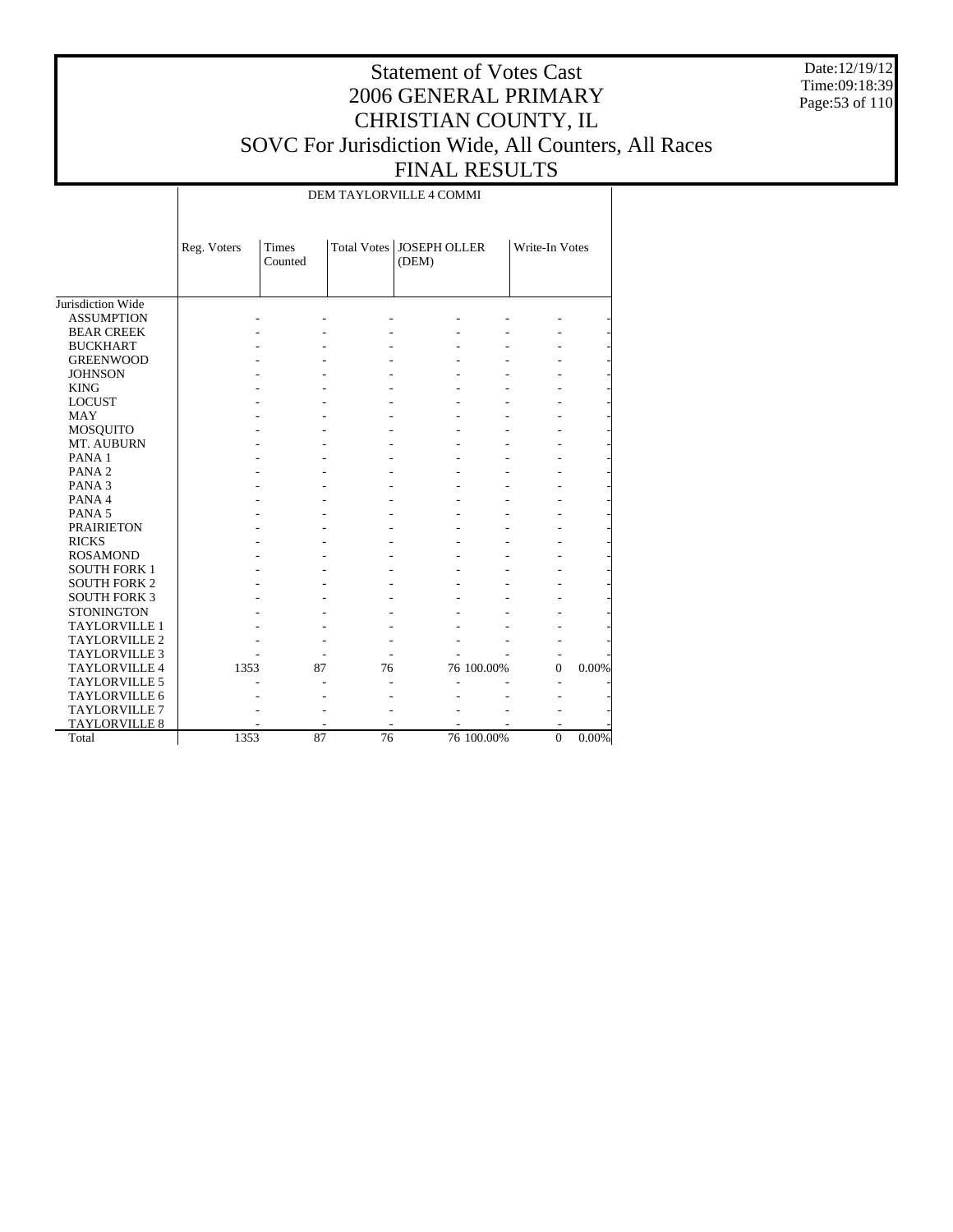# Statement of Votes Cast
# 2006 GENERAL PRIMARY
# CHRISTIAN COUNTY, IL
# SOVC For Jurisdiction Wide, All Counters, All Races
# FINAL RESULTS

| | DEM TAYLORVILLE 4 COMMI | | | | | | |
|---|---|---|---|---|---|---|---|
| | Reg. Voters | Times Counted | Total Votes | JOSEPH OLLER (DEM) | | Write-In Votes | |
| Jurisdiction Wide | | | | | | | |
| ASSUMPTION | - | - | - | - | - | - | - |
| BEAR CREEK | - | - | - | - | - | - | - |
| BUCKHART | - | - | - | - | - | - | - |
| GREENWOOD | - | - | - | - | - | - | - |
| JOHNSON | - | - | - | - | - | - | - |
| KING | - | - | - | - | - | - | - |
| LOCUST | - | - | - | - | - | - | - |
| MAY | - | - | - | - | - | - | - |
| MOSQUITO | - | - | - | - | - | - | - |
| MT. AUBURN | - | - | - | - | - | - | - |
| PANA 1 | - | - | - | - | - | - | - |
| PANA 2 | - | - | - | - | - | - | - |
| PANA 3 | - | - | - | - | - | - | - |
| PANA 4 | - | - | - | - | - | - | - |
| PANA 5 | - | - | - | - | - | - | - |
| PRAIRIETON | - | - | - | - | - | - | - |
| RICKS | - | - | - | - | - | - | - |
| ROSAMOND | - | - | - | - | - | - | - |
| SOUTH FORK 1 | - | - | - | - | - | - | - |
| SOUTH FORK 2 | - | - | - | - | - | - | - |
| SOUTH FORK 3 | - | - | - | - | - | - | - |
| STONINGTON | - | - | - | - | - | - | - |
| TAYLORVILLE 1 | - | - | - | - | - | - | - |
| TAYLORVILLE 2 | - | - | - | - | - | - | - |
| TAYLORVILLE 3 | - | - | - | - | - | - | - |
| TAYLORVILLE 4 | 1353 | 87 | 76 | 76 | 100.00% | 0 | 0.00% |
| TAYLORVILLE 5 | - | - | - | - | - | - | - |
| TAYLORVILLE 6 | - | - | - | - | - | - | - |
| TAYLORVILLE 7 | - | - | - | - | - | - | - |
| TAYLORVILLE 8 | - | - | - | - | - | - | - |
| Total | 1353 | 87 | 76 | 76 | 100.00% | 0 | 0.00% |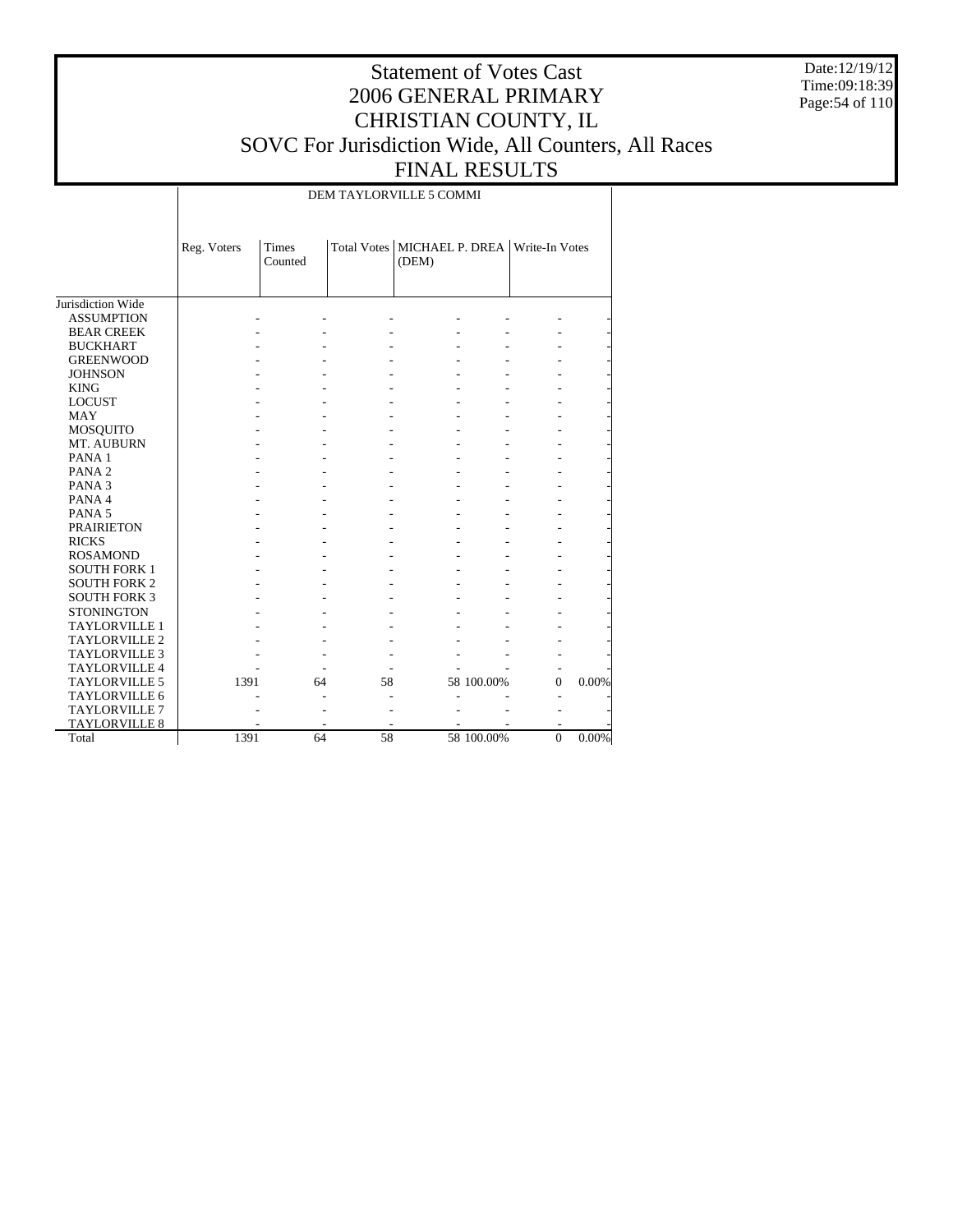# Statement of Votes Cast
# 2006 GENERAL PRIMARY
# CHRISTIAN COUNTY, IL
# SOVC For Jurisdiction Wide, All Counters, All Races
# FINAL RESULTS

Date:12/19/12
Time:09:18:39

| | DEM TAYLORVILLE 5 COMMI | | | | | | |
|---|---|---|---|---|---|---|---|
| | Reg. Voters | Times Counted | Total Votes | MICHAEL P. DREA (DEM) | | Write-In Votes | |
| Jurisdiction Wide | | | | | | | |
| ASSUMPTION | - | - | - | - | - | - | - |
| BEAR CREEK | - | - | - | - | - | - | - |
| BUCKHART | - | - | - | - | - | - | - |
| GREENWOOD | - | - | - | - | - | - | - |
| JOHNSON | - | - | - | - | - | - | - |
| KING | - | - | - | - | - | - | - |
| LOCUST | - | - | - | - | - | - | - |
| MAY | - | - | - | - | - | - | - |
| MOSQUITO | - | - | - | - | - | - | - |
| MT. AUBURN | - | - | - | - | - | - | - |
| PANA 1 | - | - | - | - | - | - | - |
| PANA 2 | - | - | - | - | - | - | - |
| PANA 3 | - | - | - | - | - | - | - |
| PANA 4 | - | - | - | - | - | - | - |
| PANA 5 | - | - | - | - | - | - | - |
| PRAIRIETON | - | - | - | - | - | - | - |
| RICKS | - | - | - | - | - | - | - |
| ROSAMOND | - | - | - | - | - | - | - |
| SOUTH FORK 1 | - | - | - | - | - | - | - |
| SOUTH FORK 2 | - | - | - | - | - | - | - |
| SOUTH FORK 3 | - | - | - | - | - | - | - |
| STONINGTON | - | - | - | - | - | - | - |
| TAYLORVILLE 1 | - | - | - | - | - | - | - |
| TAYLORVILLE 2 | - | - | - | - | - | - | - |
| TAYLORVILLE 3 | - | - | - | - | - | - | - |
| TAYLORVILLE 4 | - | - | - | - | - | - | - |
| TAYLORVILLE 5 | 1391 | 64 | 58 | 58 | 100.00% | 0 | 0.00% |
| TAYLORVILLE 6 | - | - | - | - | - | - | - |
| TAYLORVILLE 7 | - | - | - | - | - | - | - |
| TAYLORVILLE 8 | - | - | - | - | - | - | - |
| Total | 1391 | 64 | 58 | 58 | 100.00% | 0 | 0.00% |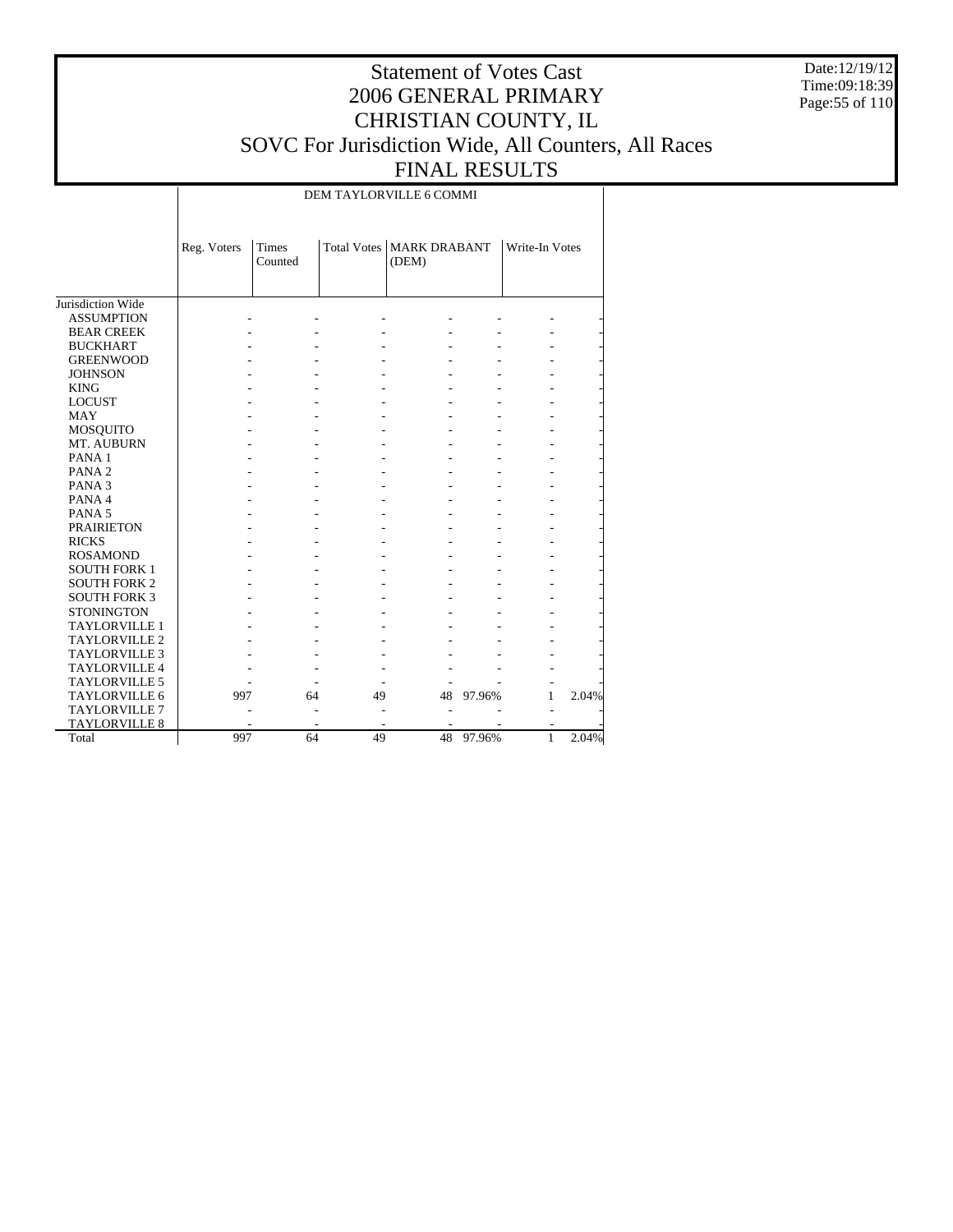# Statement of Votes Cast
# 2006 GENERAL PRIMARY
# CHRISTIAN COUNTY, IL
# SOVC For Jurisdiction Wide, All Counters, All Races
# FINAL RESULTS

Date:12/19/12
Time:09:18:39

| | DEM TAYLORVILLE 6 COMMI | | | | | | |
|---|---|---|---|---|---|---|---|
| | Reg. Voters | Times Counted | Total Votes | MARK DRABANT (DEM) | | Write-In Votes | |
| Jurisdiction Wide | | | | | | | |
| ASSUMPTION | - | - | - | - | - | - | - |
| BEAR CREEK | - | - | - | - | - | - | - |
| BUCKHART | - | - | - | - | - | - | - |
| GREENWOOD | - | - | - | - | - | - | - |
| JOHNSON | - | - | - | - | - | - | - |
| KING | - | - | - | - | - | - | - |
| LOCUST | - | - | - | - | - | - | - |
| MAY | - | - | - | - | - | - | - |
| MOSQUITO | - | - | - | - | - | - | - |
| MT. AUBURN | - | - | - | - | - | - | - |
| PANA 1 | - | - | - | - | - | - | - |
| PANA 2 | - | - | - | - | - | - | - |
| PANA 3 | - | - | - | - | - | - | - |
| PANA 4 | - | - | - | - | - | - | - |
| PANA 5 | - | - | - | - | - | - | - |
| PRAIRIETON | - | - | - | - | - | - | - |
| RICKS | - | - | - | - | - | - | - |
| ROSAMOND | - | - | - | - | - | - | - |
| SOUTH FORK 1 | - | - | - | - | - | - | - |
| SOUTH FORK 2 | - | - | - | - | - | - | - |
| SOUTH FORK 3 | - | - | - | - | - | - | - |
| STONINGTON | - | - | - | - | - | - | - |
| TAYLORVILLE 1 | - | - | - | - | - | - | - |
| TAYLORVILLE 2 | - | - | - | - | - | - | - |
| TAYLORVILLE 3 | - | - | - | - | - | - | - |
| TAYLORVILLE 4 | - | - | - | - | - | - | - |
| TAYLORVILLE 5 | - | - | - | - | - | - | - |
| TAYLORVILLE 6 | 997 | 64 | 49 | 48 | 97.96% | 1 | 2.04% |
| TAYLORVILLE 7 | - | - | - | - | - | - | - |
| TAYLORVILLE 8 | - | - | - | - | - | - | - |
| Total | 997 | 64 | 49 | 48 | 97.96% | 1 | 2.04% |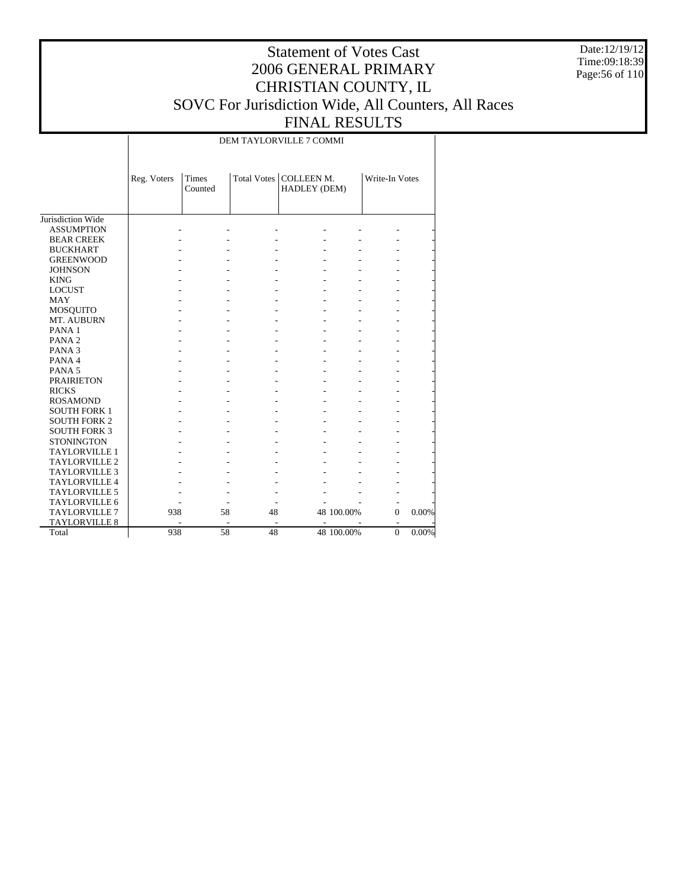# Statement of Votes Cast
# 2006 GENERAL PRIMARY
# CHRISTIAN COUNTY, IL
# SOVC For Jurisdiction Wide, All Counters, All Races
# FINAL RESULTS

Date:12/19/12
Time:09:18:39

| | DEM TAYLORVILLE 7 COMMI | | | | | | |
|---|---|---|---|---|---|---|---|
| | Reg. Voters | Times Counted | Total Votes | COLLEEN M. HADLEY (DEM) | | Write-In Votes | |
| Jurisdiction Wide | | | | | | | |
| ASSUMPTION | - | - | - | - | - | - | - |
| BEAR CREEK | - | - | - | - | - | - | - |
| BUCKHART | - | - | - | - | - | - | - |
| GREENWOOD | - | - | - | - | - | - | - |
| JOHNSON | - | - | - | - | - | - | - |
| KING | - | - | - | - | - | - | - |
| LOCUST | - | - | - | - | - | - | - |
| MAY | - | - | - | - | - | - | - |
| MOSQUITO | - | - | - | - | - | - | - |
| MT. AUBURN | - | - | - | - | - | - | - |
| PANA 1 | - | - | - | - | - | - | - |
| PANA 2 | - | - | - | - | - | - | - |
| PANA 3 | - | - | - | - | - | - | - |
| PANA 4 | - | - | - | - | - | - | - |
| PANA 5 | - | - | - | - | - | - | - |
| PRAIRIETON | - | - | - | - | - | - | - |
| RICKS | - | - | - | - | - | - | - |
| ROSAMOND | - | - | - | - | - | - | - |
| SOUTH FORK 1 | - | - | - | - | - | - | - |
| SOUTH FORK 2 | - | - | - | - | - | - | - |
| SOUTH FORK 3 | - | - | - | - | - | - | - |
| STONINGTON | - | - | - | - | - | - | - |
| TAYLORVILLE 1 | - | - | - | - | - | - | - |
| TAYLORVILLE 2 | - | - | - | - | - | - | - |
| TAYLORVILLE 3 | - | - | - | - | - | - | - |
| TAYLORVILLE 4 | - | - | - | - | - | - | - |
| TAYLORVILLE 5 | - | - | - | - | - | - | - |
| TAYLORVILLE 6 | - | - | - | - | - | - | - |
| TAYLORVILLE 7 | 938 | 58 | 48 | 48 | 100.00% | 0 | 0.00% |
| TAYLORVILLE 8 | - | - | - | - | - | - | - |
| Total | 938 | 58 | 48 | 48 | 100.00% | 0 | 0.00% |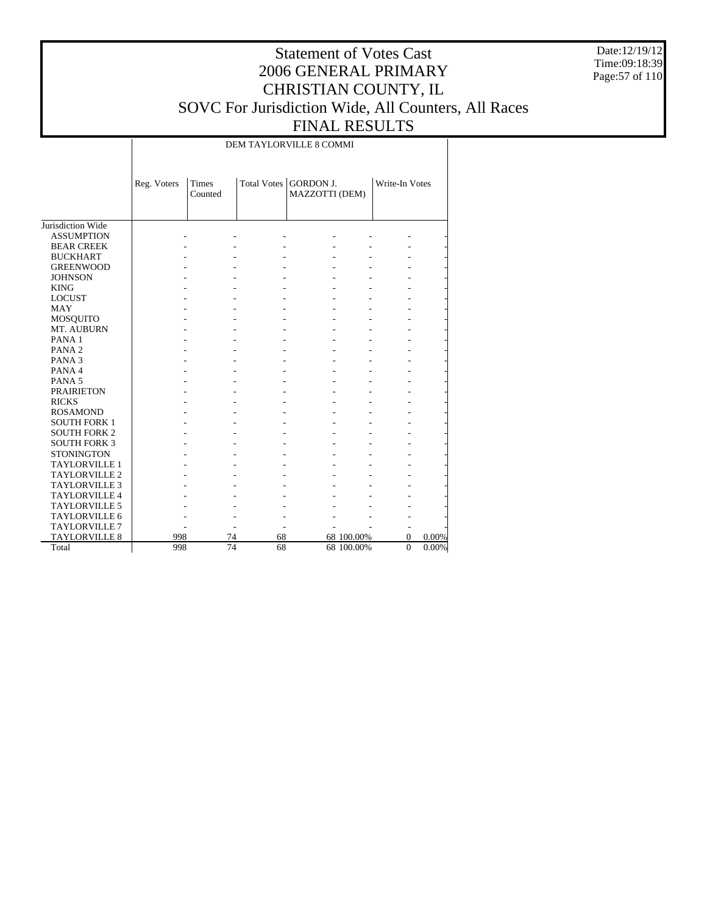# Statement of Votes Cast
# 2006 GENERAL PRIMARY
# CHRISTIAN COUNTY, IL
# SOVC For Jurisdiction Wide, All Counters, All Races
# FINAL RESULTS

Date:12/19/12
Time:09:18:39

| | DEM TAYLORVILLE 8 COMMI | | | | | | |
|---|---|---|---|---|---|---|---|
| | Reg. Voters | Times Counted | Total Votes | GORDON J. MAZZOTTI (DEM) | | Write-In Votes | |
| Jurisdiction Wide | | | | | | | |
| ASSUMPTION | - | - | - | - | - | - | - |
| BEAR CREEK | - | - | - | - | - | - | - |
| BUCKHART | - | - | - | - | - | - | - |
| GREENWOOD | - | - | - | - | - | - | - |
| JOHNSON | - | - | - | - | - | - | - |
| KING | - | - | - | - | - | - | - |
| LOCUST | - | - | - | - | - | - | - |
| MAY | - | - | - | - | - | - | - |
| MOSQUITO | - | - | - | - | - | - | - |
| MT. AUBURN | - | - | - | - | - | - | - |
| PANA 1 | - | - | - | - | - | - | - |
| PANA 2 | - | - | - | - | - | - | - |
| PANA 3 | - | - | - | - | - | - | - |
| PANA 4 | - | - | - | - | - | - | - |
| PANA 5 | - | - | - | - | - | - | - |
| PRAIRIETON | - | - | - | - | - | - | - |
| RICKS | - | - | - | - | - | - | - |
| ROSAMOND | - | - | - | - | - | - | - |
| SOUTH FORK 1 | - | - | - | - | - | - | - |
| SOUTH FORK 2 | - | - | - | - | - | - | - |
| SOUTH FORK 3 | - | - | - | - | - | - | - |
| STONINGTON | - | - | - | - | - | - | - |
| TAYLORVILLE 1 | - | - | - | - | - | - | - |
| TAYLORVILLE 2 | - | - | - | - | - | - | - |
| TAYLORVILLE 3 | - | - | - | - | - | - | - |
| TAYLORVILLE 4 | - | - | - | - | - | - | - |
| TAYLORVILLE 5 | - | - | - | - | - | - | - |
| TAYLORVILLE 6 | - | - | - | - | - | - | - |
| TAYLORVILLE 7 | - | - | - | - | - | - | - |
| TAYLORVILLE 8 | 998 | 74 | 68 | 68 | 100.00% | 0 | 0.00% |
| Total | 998 | 74 | 68 | 68 | 100.00% | 0 | 0.00% |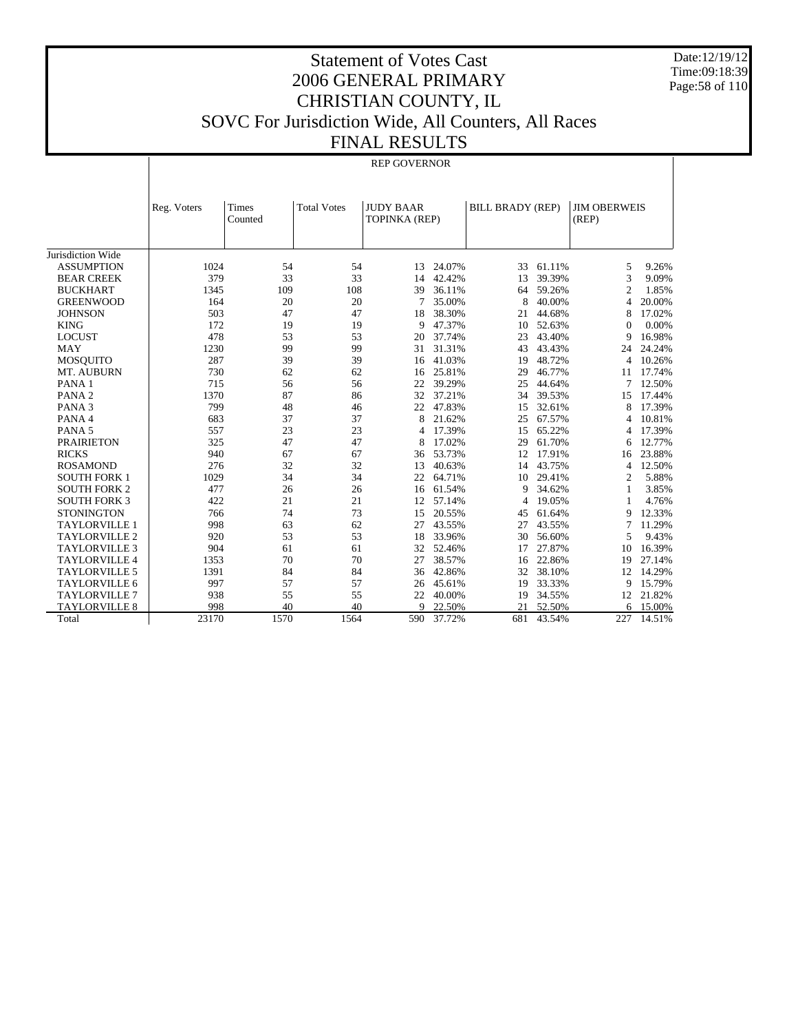# Statement of Votes Cast
# 2006 GENERAL PRIMARY
# CHRISTIAN COUNTY, IL
# SOVC For Jurisdiction Wide, All Counters, All Races
# FINAL RESULTS

Date:12/19/12
Time:09:18:39

## REP GOVERNOR

| | Reg. Voters | Times Counted | Total Votes | JUDY BAAR TOPINKA (REP) | | BILL BRADY (REP) | | JIM OBERWEIS (REP) | |
|---|---|---|---|---|---|---|---|---|---|
| Jurisdiction Wide | | | | | | | | | |
| ASSUMPTION | 1024 | 54 | 54 | 13 | 24.07% | 33 | 61.11% | 5 | 9.26% |
| BEAR CREEK | 379 | 33 | 33 | 14 | 42.42% | 13 | 39.39% | 3 | 9.09% |
| BUCKHART | 1345 | 109 | 108 | 39 | 36.11% | 64 | 59.26% | 2 | 1.85% |
| GREENWOOD | 164 | 20 | 20 | 7 | 35.00% | 8 | 40.00% | 4 | 20.00% |
| JOHNSON | 503 | 47 | 47 | 18 | 38.30% | 21 | 44.68% | 8 | 17.02% |
| KING | 172 | 19 | 19 | 9 | 47.37% | 10 | 52.63% | 0 | 0.00% |
| LOCUST | 478 | 53 | 53 | 20 | 37.74% | 23 | 43.40% | 9 | 16.98% |
| MAY | 1230 | 99 | 99 | 31 | 31.31% | 43 | 43.43% | 24 | 24.24% |
| MOSQUITO | 287 | 39 | 39 | 16 | 41.03% | 19 | 48.72% | 4 | 10.26% |
| MT. AUBURN | 730 | 62 | 62 | 16 | 25.81% | 29 | 46.77% | 11 | 17.74% |
| PANA 1 | 715 | 56 | 56 | 22 | 39.29% | 25 | 44.64% | 7 | 12.50% |
| PANA 2 | 1370 | 87 | 86 | 32 | 37.21% | 34 | 39.53% | 15 | 17.44% |
| PANA 3 | 799 | 48 | 46 | 22 | 47.83% | 15 | 32.61% | 8 | 17.39% |
| PANA 4 | 683 | 37 | 37 | 8 | 21.62% | 25 | 67.57% | 4 | 10.81% |
| PANA 5 | 557 | 23 | 23 | 4 | 17.39% | 15 | 65.22% | 4 | 17.39% |
| PRAIRIETON | 325 | 47 | 47 | 8 | 17.02% | 29 | 61.70% | 6 | 12.77% |
| RICKS | 940 | 67 | 67 | 36 | 53.73% | 12 | 17.91% | 16 | 23.88% |
| ROSAMOND | 276 | 32 | 32 | 13 | 40.63% | 14 | 43.75% | 4 | 12.50% |
| SOUTH FORK 1 | 1029 | 34 | 34 | 22 | 64.71% | 10 | 29.41% | 2 | 5.88% |
| SOUTH FORK 2 | 477 | 26 | 26 | 16 | 61.54% | 9 | 34.62% | 1 | 3.85% |
| SOUTH FORK 3 | 422 | 21 | 21 | 12 | 57.14% | 4 | 19.05% | 1 | 4.76% |
| STONINGTON | 766 | 74 | 73 | 15 | 20.55% | 45 | 61.64% | 9 | 12.33% |
| TAYLORVILLE 1 | 998 | 63 | 62 | 27 | 43.55% | 27 | 43.55% | 7 | 11.29% |
| TAYLORVILLE 2 | 920 | 53 | 53 | 18 | 33.96% | 30 | 56.60% | 5 | 9.43% |
| TAYLORVILLE 3 | 904 | 61 | 61 | 32 | 52.46% | 17 | 27.87% | 10 | 16.39% |
| TAYLORVILLE 4 | 1353 | 70 | 70 | 27 | 38.57% | 16 | 22.86% | 19 | 27.14% |
| TAYLORVILLE 5 | 1391 | 84 | 84 | 36 | 42.86% | 32 | 38.10% | 12 | 14.29% |
| TAYLORVILLE 6 | 997 | 57 | 57 | 26 | 45.61% | 19 | 33.33% | 9 | 15.79% |
| TAYLORVILLE 7 | 938 | 55 | 55 | 22 | 40.00% | 19 | 34.55% | 12 | 21.82% |
| TAYLORVILLE 8 | 998 | 40 | 40 | 9 | 22.50% | 21 | 52.50% | 6 | 15.00% |
| Total | 23170 | 1570 | 1564 | 590 | 37.72% | 681 | 43.54% | 227 | 14.51% |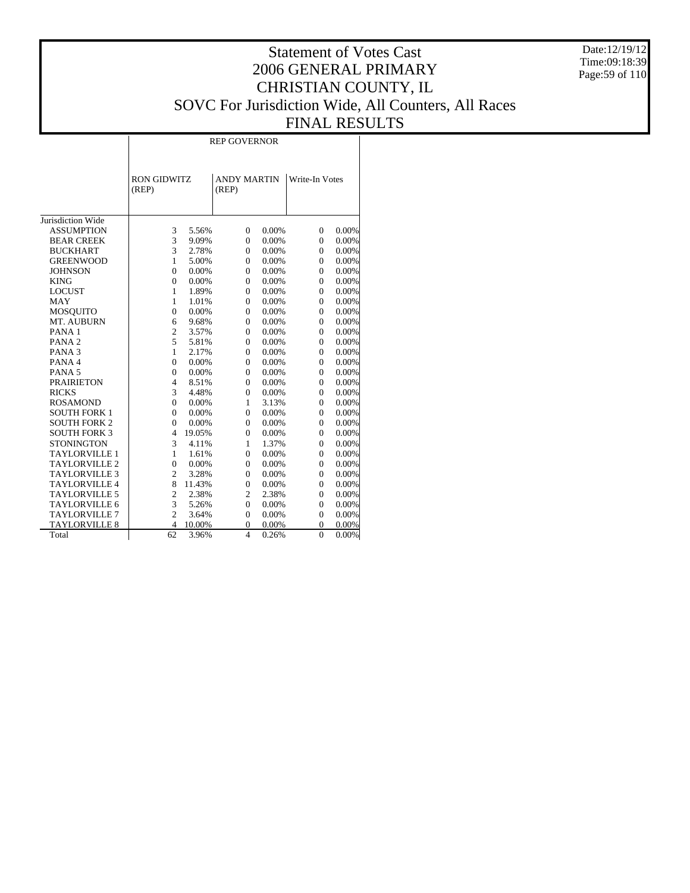# Statement of Votes Cast
# 2006 GENERAL PRIMARY
# CHRISTIAN COUNTY, IL
# SOVC For Jurisdiction Wide, All Counters, All Races
# FINAL RESULTS

Date:12/19/12
Time:09:18:39

| | REP GOVERNOR | | | | | |
|---|---|---|---|---|---|---|
| | RON GIDWITZ (REP) | | ANDY MARTIN (REP) | | Write-In Votes | |
| Jurisdiction Wide | | | | | | |
| ASSUMPTION | 3 | 5.56% | 0 | 0.00% | 0 | 0.00% |
| BEAR CREEK | 3 | 9.09% | 0 | 0.00% | 0 | 0.00% |
| BUCKHART | 3 | 2.78% | 0 | 0.00% | 0 | 0.00% |
| GREENWOOD | 1 | 5.00% | 0 | 0.00% | 0 | 0.00% |
| JOHNSON | 0 | 0.00% | 0 | 0.00% | 0 | 0.00% |
| KING | 0 | 0.00% | 0 | 0.00% | 0 | 0.00% |
| LOCUST | 1 | 1.89% | 0 | 0.00% | 0 | 0.00% |
| MAY | 1 | 1.01% | 0 | 0.00% | 0 | 0.00% |
| MOSQUITO | 0 | 0.00% | 0 | 0.00% | 0 | 0.00% |
| MT. AUBURN | 6 | 9.68% | 0 | 0.00% | 0 | 0.00% |
| PANA 1 | 2 | 3.57% | 0 | 0.00% | 0 | 0.00% |
| PANA 2 | 5 | 5.81% | 0 | 0.00% | 0 | 0.00% |
| PANA 3 | 1 | 2.17% | 0 | 0.00% | 0 | 0.00% |
| PANA 4 | 0 | 0.00% | 0 | 0.00% | 0 | 0.00% |
| PANA 5 | 0 | 0.00% | 0 | 0.00% | 0 | 0.00% |
| PRAIRIETON | 4 | 8.51% | 0 | 0.00% | 0 | 0.00% |
| RICKS | 3 | 4.48% | 0 | 0.00% | 0 | 0.00% |
| ROSAMOND | 0 | 0.00% | 1 | 3.13% | 0 | 0.00% |
| SOUTH FORK 1 | 0 | 0.00% | 0 | 0.00% | 0 | 0.00% |
| SOUTH FORK 2 | 0 | 0.00% | 0 | 0.00% | 0 | 0.00% |
| SOUTH FORK 3 | 4 | 19.05% | 0 | 0.00% | 0 | 0.00% |
| STONINGTON | 3 | 4.11% | 1 | 1.37% | 0 | 0.00% |
| TAYLORVILLE 1 | 1 | 1.61% | 0 | 0.00% | 0 | 0.00% |
| TAYLORVILLE 2 | 0 | 0.00% | 0 | 0.00% | 0 | 0.00% |
| TAYLORVILLE 3 | 2 | 3.28% | 0 | 0.00% | 0 | 0.00% |
| TAYLORVILLE 4 | 8 | 11.43% | 0 | 0.00% | 0 | 0.00% |
| TAYLORVILLE 5 | 2 | 2.38% | 2 | 2.38% | 0 | 0.00% |
| TAYLORVILLE 6 | 3 | 5.26% | 0 | 0.00% | 0 | 0.00% |
| TAYLORVILLE 7 | 2 | 3.64% | 0 | 0.00% | 0 | 0.00% |
| TAYLORVILLE 8 | 4 | 10.00% | 0 | 0.00% | 0 | 0.00% |
| Total | 62 | 3.96% | 4 | 0.26% | 0 | 0.00% |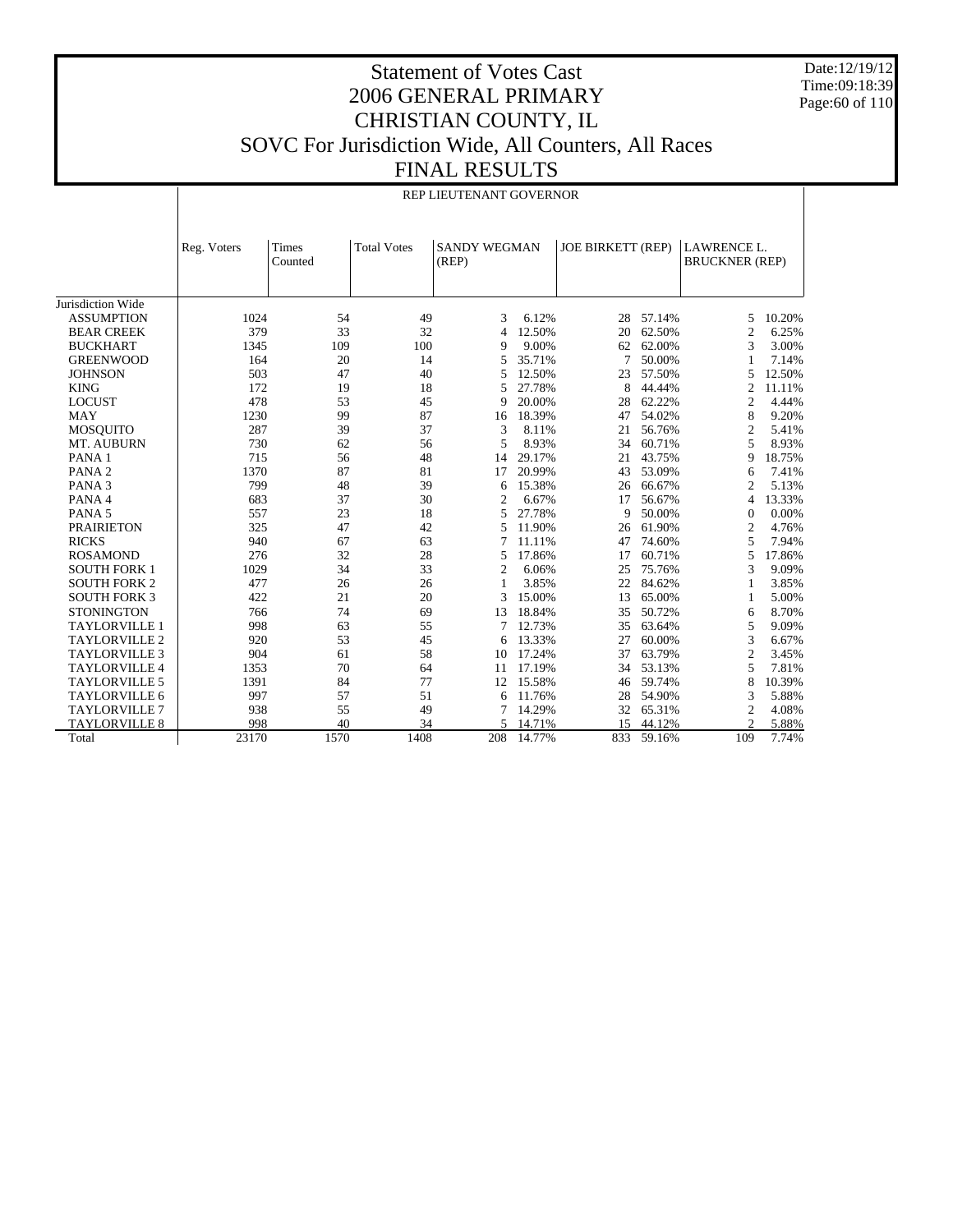# Statement of Votes Cast
# 2006 GENERAL PRIMARY
# CHRISTIAN COUNTY, IL
# SOVC For Jurisdiction Wide, All Counters, All Races
# FINAL RESULTS

Date:12/19/12
Time:09:18:39

REP LIEUTENANT GOVERNOR

| | Reg. Voters | Times Counted | Total Votes | SANDY WEGMAN (REP) | | JOE BIRKETT (REP) | | LAWRENCE L. BRUCKNER (REP) | |
|---|---|---|---|---|---|---|---|---|---|
| Jurisdiction Wide | | | | | | | | | |
| ASSUMPTION | 1024 | 54 | 49 | 3 | 6.12% | 28 | 57.14% | 5 | 10.20% |
| BEAR CREEK | 379 | 33 | 32 | 4 | 12.50% | 20 | 62.50% | 2 | 6.25% |
| BUCKHART | 1345 | 109 | 100 | 9 | 9.00% | 62 | 62.00% | 3 | 3.00% |
| GREENWOOD | 164 | 20 | 14 | 5 | 35.71% | 7 | 50.00% | 1 | 7.14% |
| JOHNSON | 503 | 47 | 40 | 5 | 12.50% | 23 | 57.50% | 5 | 12.50% |
| KING | 172 | 19 | 18 | 5 | 27.78% | 8 | 44.44% | 2 | 11.11% |
| LOCUST | 478 | 53 | 45 | 9 | 20.00% | 28 | 62.22% | 2 | 4.44% |
| MAY | 1230 | 99 | 87 | 16 | 18.39% | 47 | 54.02% | 8 | 9.20% |
| MOSQUITO | 287 | 39 | 37 | 3 | 8.11% | 21 | 56.76% | 2 | 5.41% |
| MT. AUBURN | 730 | 62 | 56 | 5 | 8.93% | 34 | 60.71% | 5 | 8.93% |
| PANA 1 | 715 | 56 | 48 | 14 | 29.17% | 21 | 43.75% | 9 | 18.75% |
| PANA 2 | 1370 | 87 | 81 | 17 | 20.99% | 43 | 53.09% | 6 | 7.41% |
| PANA 3 | 799 | 48 | 39 | 6 | 15.38% | 26 | 66.67% | 2 | 5.13% |
| PANA 4 | 683 | 37 | 30 | 2 | 6.67% | 17 | 56.67% | 4 | 13.33% |
| PANA 5 | 557 | 23 | 18 | 5 | 27.78% | 9 | 50.00% | 0 | 0.00% |
| PRAIRIETON | 325 | 47 | 42 | 5 | 11.90% | 26 | 61.90% | 2 | 4.76% |
| RICKS | 940 | 67 | 63 | 7 | 11.11% | 47 | 74.60% | 5 | 7.94% |
| ROSAMOND | 276 | 32 | 28 | 5 | 17.86% | 17 | 60.71% | 5 | 17.86% |
| SOUTH FORK 1 | 1029 | 34 | 33 | 2 | 6.06% | 25 | 75.76% | 3 | 9.09% |
| SOUTH FORK 2 | 477 | 26 | 26 | 1 | 3.85% | 22 | 84.62% | 1 | 3.85% |
| SOUTH FORK 3 | 422 | 21 | 20 | 3 | 15.00% | 13 | 65.00% | 1 | 5.00% |
| STONINGTON | 766 | 74 | 69 | 13 | 18.84% | 35 | 50.72% | 6 | 8.70% |
| TAYLORVILLE 1 | 998 | 63 | 55 | 7 | 12.73% | 35 | 63.64% | 5 | 9.09% |
| TAYLORVILLE 2 | 920 | 53 | 45 | 6 | 13.33% | 27 | 60.00% | 3 | 6.67% |
| TAYLORVILLE 3 | 904 | 61 | 58 | 10 | 17.24% | 37 | 63.79% | 2 | 3.45% |
| TAYLORVILLE 4 | 1353 | 70 | 64 | 11 | 17.19% | 34 | 53.13% | 5 | 7.81% |
| TAYLORVILLE 5 | 1391 | 84 | 77 | 12 | 15.58% | 46 | 59.74% | 8 | 10.39% |
| TAYLORVILLE 6 | 997 | 57 | 51 | 6 | 11.76% | 28 | 54.90% | 3 | 5.88% |
| TAYLORVILLE 7 | 938 | 55 | 49 | 7 | 14.29% | 32 | 65.31% | 2 | 4.08% |
| TAYLORVILLE 8 | 998 | 40 | 34 | 5 | 14.71% | 15 | 44.12% | 2 | 5.88% |
| Total | 23170 | 1570 | 1408 | 208 | 14.77% | 833 | 59.16% | 109 | 7.74% |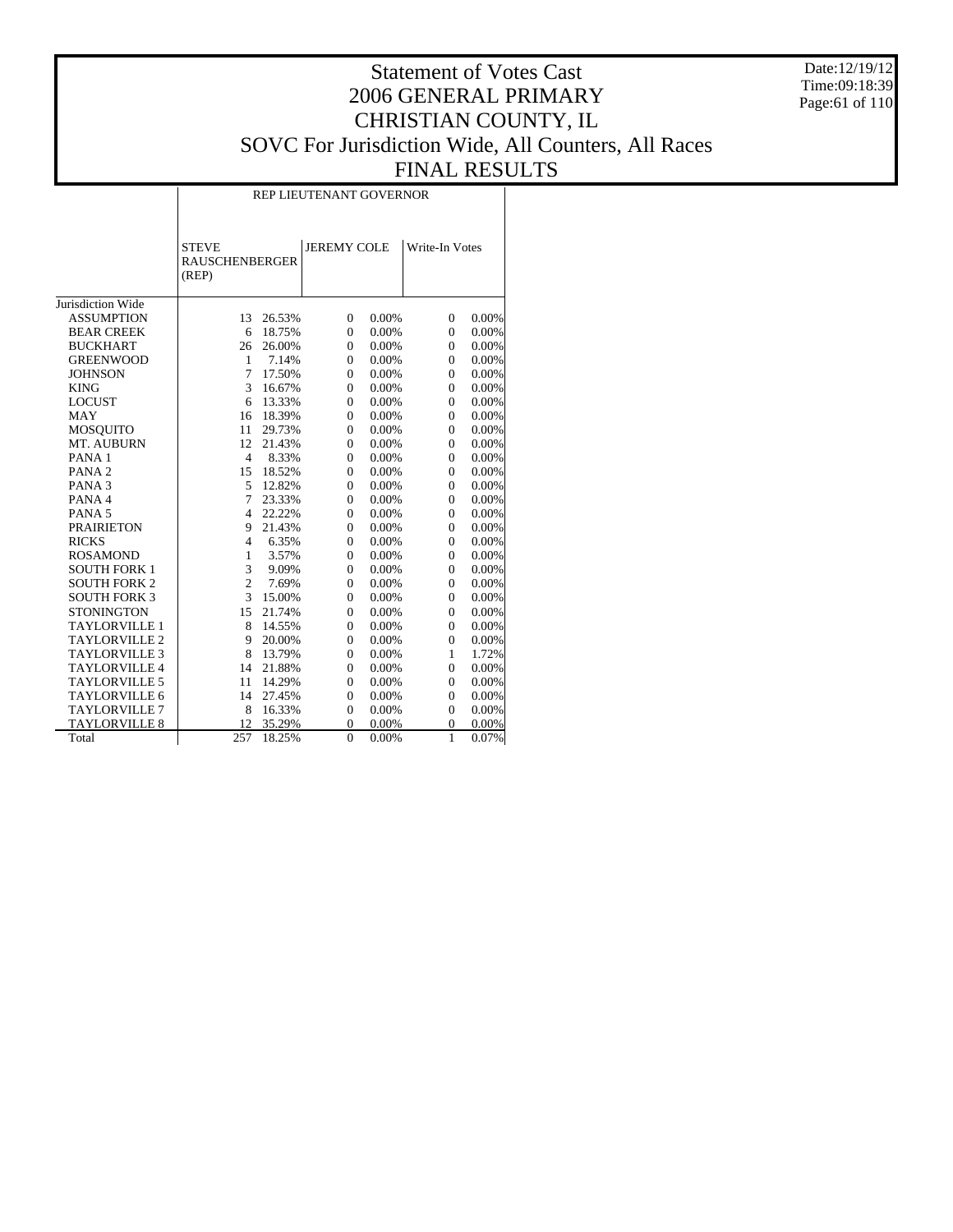# Statement of Votes Cast
# 2006 GENERAL PRIMARY
# CHRISTIAN COUNTY, IL
# SOVC For Jurisdiction Wide, All Counters, All Races
# FINAL RESULTS

Date:12/19/12
Time:09:18:39

| | REP LIEUTENANT GOVERNOR | | | | | |
|---|---|---|---|---|---|---|
| | STEVE RAUSCHENBERGER (REP) | | JEREMY COLE | | Write-In Votes | |
| Jurisdiction Wide | | | | | | |
| ASSUMPTION | 13 | 26.53% | 0 | 0.00% | 0 | 0.00% |
| BEAR CREEK | 6 | 18.75% | 0 | 0.00% | 0 | 0.00% |
| BUCKHART | 26 | 26.00% | 0 | 0.00% | 0 | 0.00% |
| GREENWOOD | 1 | 7.14% | 0 | 0.00% | 0 | 0.00% |
| JOHNSON | 7 | 17.50% | 0 | 0.00% | 0 | 0.00% |
| KING | 3 | 16.67% | 0 | 0.00% | 0 | 0.00% |
| LOCUST | 6 | 13.33% | 0 | 0.00% | 0 | 0.00% |
| MAY | 16 | 18.39% | 0 | 0.00% | 0 | 0.00% |
| MOSQUITO | 11 | 29.73% | 0 | 0.00% | 0 | 0.00% |
| MT. AUBURN | 12 | 21.43% | 0 | 0.00% | 0 | 0.00% |
| PANA 1 | 4 | 8.33% | 0 | 0.00% | 0 | 0.00% |
| PANA 2 | 15 | 18.52% | 0 | 0.00% | 0 | 0.00% |
| PANA 3 | 5 | 12.82% | 0 | 0.00% | 0 | 0.00% |
| PANA 4 | 7 | 23.33% | 0 | 0.00% | 0 | 0.00% |
| PANA 5 | 4 | 22.22% | 0 | 0.00% | 0 | 0.00% |
| PRAIRIETON | 9 | 21.43% | 0 | 0.00% | 0 | 0.00% |
| RICKS | 4 | 6.35% | 0 | 0.00% | 0 | 0.00% |
| ROSAMOND | 1 | 3.57% | 0 | 0.00% | 0 | 0.00% |
| SOUTH FORK 1 | 3 | 9.09% | 0 | 0.00% | 0 | 0.00% |
| SOUTH FORK 2 | 2 | 7.69% | 0 | 0.00% | 0 | 0.00% |
| SOUTH FORK 3 | 3 | 15.00% | 0 | 0.00% | 0 | 0.00% |
| STONINGTON | 15 | 21.74% | 0 | 0.00% | 0 | 0.00% |
| TAYLORVILLE 1 | 8 | 14.55% | 0 | 0.00% | 0 | 0.00% |
| TAYLORVILLE 2 | 9 | 20.00% | 0 | 0.00% | 0 | 0.00% |
| TAYLORVILLE 3 | 8 | 13.79% | 0 | 0.00% | 1 | 1.72% |
| TAYLORVILLE 4 | 14 | 21.88% | 0 | 0.00% | 0 | 0.00% |
| TAYLORVILLE 5 | 11 | 14.29% | 0 | 0.00% | 0 | 0.00% |
| TAYLORVILLE 6 | 14 | 27.45% | 0 | 0.00% | 0 | 0.00% |
| TAYLORVILLE 7 | 8 | 16.33% | 0 | 0.00% | 0 | 0.00% |
| TAYLORVILLE 8 | 12 | 35.29% | 0 | 0.00% | 0 | 0.00% |
| Total | 257 | 18.25% | 0 | 0.00% | 1 | 0.07% |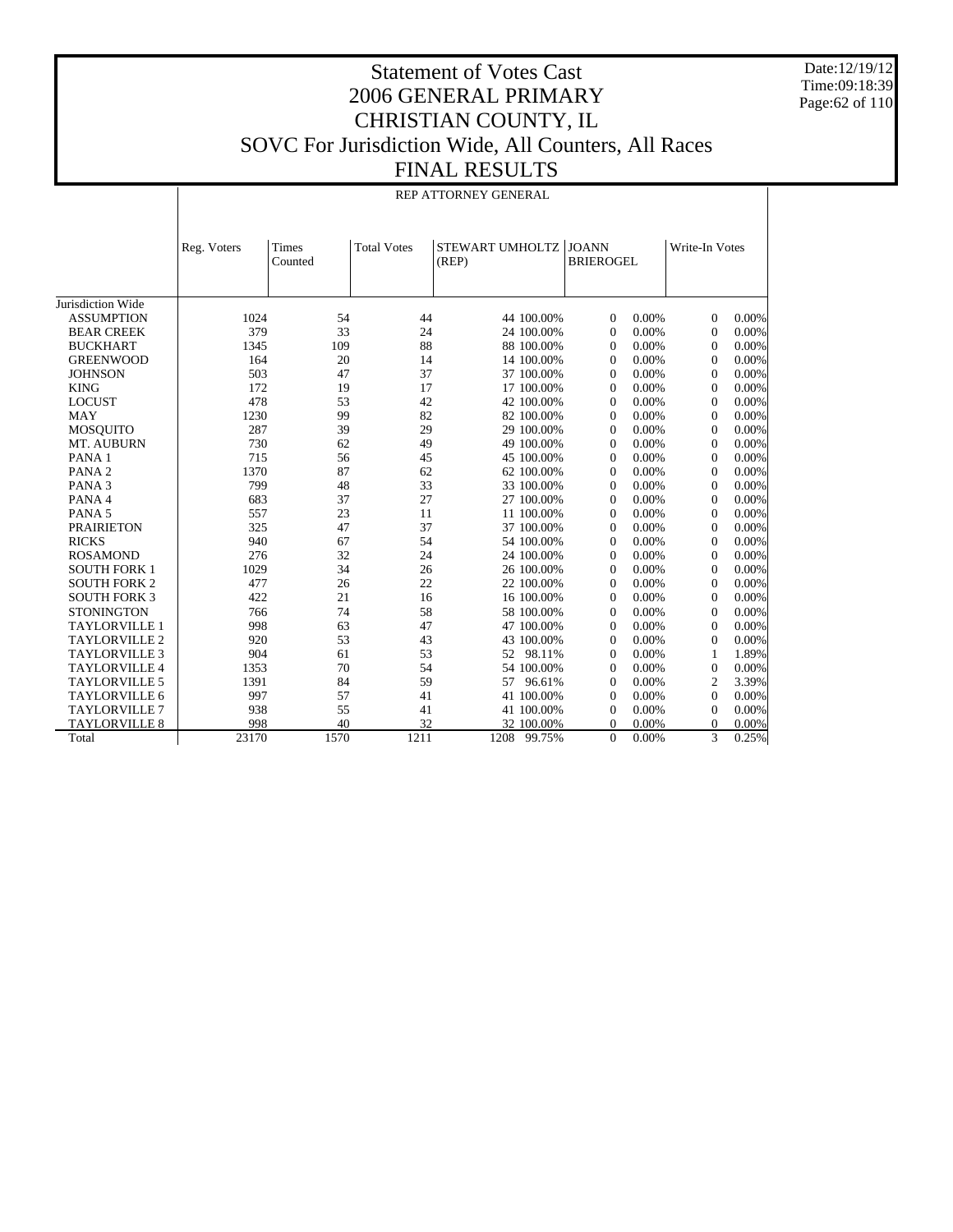# Statement of Votes Cast
# 2006 GENERAL PRIMARY
# CHRISTIAN COUNTY, IL
# SOVC For Jurisdiction Wide, All Counters, All Races
# FINAL RESULTS

Date:12/19/12
Time:09:18:39

| | REP ATTORNEY GENERAL | | | | | | | | |
|---|---|---|---|---|---|---|---|---|---|
| | Reg. Voters | Times Counted | Total Votes | STEWART UMHOLTZ (REP) | | JOANN BRIEROGEL | | Write-In Votes | |
| Jurisdiction Wide | | | | | | | | | |
| ASSUMPTION | 1024 | 54 | 44 | 44 | 100.00% | 0 | 0.00% | 0 | 0.00% |
| BEAR CREEK | 379 | 33 | 24 | 24 | 100.00% | 0 | 0.00% | 0 | 0.00% |
| BUCKHART | 1345 | 109 | 88 | 88 | 100.00% | 0 | 0.00% | 0 | 0.00% |
| GREENWOOD | 164 | 20 | 14 | 14 | 100.00% | 0 | 0.00% | 0 | 0.00% |
| JOHNSON | 503 | 47 | 37 | 37 | 100.00% | 0 | 0.00% | 0 | 0.00% |
| KING | 172 | 19 | 17 | 17 | 100.00% | 0 | 0.00% | 0 | 0.00% |
| LOCUST | 478 | 53 | 42 | 42 | 100.00% | 0 | 0.00% | 0 | 0.00% |
| MAY | 1230 | 99 | 82 | 82 | 100.00% | 0 | 0.00% | 0 | 0.00% |
| MOSQUITO | 287 | 39 | 29 | 29 | 100.00% | 0 | 0.00% | 0 | 0.00% |
| MT. AUBURN | 730 | 62 | 49 | 49 | 100.00% | 0 | 0.00% | 0 | 0.00% |
| PANA 1 | 715 | 56 | 45 | 45 | 100.00% | 0 | 0.00% | 0 | 0.00% |
| PANA 2 | 1370 | 87 | 62 | 62 | 100.00% | 0 | 0.00% | 0 | 0.00% |
| PANA 3 | 799 | 48 | 33 | 33 | 100.00% | 0 | 0.00% | 0 | 0.00% |
| PANA 4 | 683 | 37 | 27 | 27 | 100.00% | 0 | 0.00% | 0 | 0.00% |
| PANA 5 | 557 | 23 | 11 | 11 | 100.00% | 0 | 0.00% | 0 | 0.00% |
| PRAIRIETON | 325 | 47 | 37 | 37 | 100.00% | 0 | 0.00% | 0 | 0.00% |
| RICKS | 940 | 67 | 54 | 54 | 100.00% | 0 | 0.00% | 0 | 0.00% |
| ROSAMOND | 276 | 32 | 24 | 24 | 100.00% | 0 | 0.00% | 0 | 0.00% |
| SOUTH FORK 1 | 1029 | 34 | 26 | 26 | 100.00% | 0 | 0.00% | 0 | 0.00% |
| SOUTH FORK 2 | 477 | 26 | 22 | 22 | 100.00% | 0 | 0.00% | 0 | 0.00% |
| SOUTH FORK 3 | 422 | 21 | 16 | 16 | 100.00% | 0 | 0.00% | 0 | 0.00% |
| STONINGTON | 766 | 74 | 58 | 58 | 100.00% | 0 | 0.00% | 0 | 0.00% |
| TAYLORVILLE 1 | 998 | 63 | 47 | 47 | 100.00% | 0 | 0.00% | 0 | 0.00% |
| TAYLORVILLE 2 | 920 | 53 | 43 | 43 | 100.00% | 0 | 0.00% | 0 | 0.00% |
| TAYLORVILLE 3 | 904 | 61 | 53 | 52 | 98.11% | 0 | 0.00% | 1 | 1.89% |
| TAYLORVILLE 4 | 1353 | 70 | 54 | 54 | 100.00% | 0 | 0.00% | 0 | 0.00% |
| TAYLORVILLE 5 | 1391 | 84 | 59 | 57 | 96.61% | 0 | 0.00% | 2 | 3.39% |
| TAYLORVILLE 6 | 997 | 57 | 41 | 41 | 100.00% | 0 | 0.00% | 0 | 0.00% |
| TAYLORVILLE 7 | 938 | 55 | 41 | 41 | 100.00% | 0 | 0.00% | 0 | 0.00% |
| TAYLORVILLE 8 | 998 | 40 | 32 | 32 | 100.00% | 0 | 0.00% | 0 | 0.00% |
| Total | 23170 | 1570 | 1211 | 1208 | 99.75% | 0 | 0.00% | 3 | 0.25% |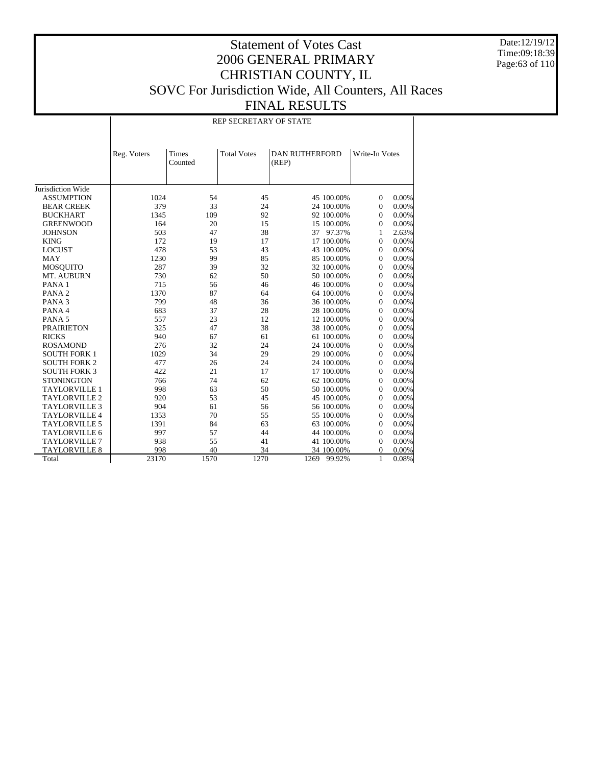# Statement of Votes Cast
# 2006 GENERAL PRIMARY
# CHRISTIAN COUNTY, IL
# SOVC For Jurisdiction Wide, All Counters, All Races
# FINAL RESULTS

Date:12/19/12
Time:09:18:39

| | REP SECRETARY OF STATE | | | | | | |
|---|---|---|---|---|---|---|---|
| | Reg. Voters | Times Counted | Total Votes | DAN RUTHERFORD (REP) | | Write-In Votes | |
| Jurisdiction Wide | | | | | | | |
| ASSUMPTION | 1024 | 54 | 45 | 45 | 100.00% | 0 | 0.00% |
| BEAR CREEK | 379 | 33 | 24 | 24 | 100.00% | 0 | 0.00% |
| BUCKHART | 1345 | 109 | 92 | 92 | 100.00% | 0 | 0.00% |
| GREENWOOD | 164 | 20 | 15 | 15 | 100.00% | 0 | 0.00% |
| JOHNSON | 503 | 47 | 38 | 37 | 97.37% | 1 | 2.63% |
| KING | 172 | 19 | 17 | 17 | 100.00% | 0 | 0.00% |
| LOCUST | 478 | 53 | 43 | 43 | 100.00% | 0 | 0.00% |
| MAY | 1230 | 99 | 85 | 85 | 100.00% | 0 | 0.00% |
| MOSQUITO | 287 | 39 | 32 | 32 | 100.00% | 0 | 0.00% |
| MT. AUBURN | 730 | 62 | 50 | 50 | 100.00% | 0 | 0.00% |
| PANA 1 | 715 | 56 | 46 | 46 | 100.00% | 0 | 0.00% |
| PANA 2 | 1370 | 87 | 64 | 64 | 100.00% | 0 | 0.00% |
| PANA 3 | 799 | 48 | 36 | 36 | 100.00% | 0 | 0.00% |
| PANA 4 | 683 | 37 | 28 | 28 | 100.00% | 0 | 0.00% |
| PANA 5 | 557 | 23 | 12 | 12 | 100.00% | 0 | 0.00% |
| PRAIRIETON | 325 | 47 | 38 | 38 | 100.00% | 0 | 0.00% |
| RICKS | 940 | 67 | 61 | 61 | 100.00% | 0 | 0.00% |
| ROSAMOND | 276 | 32 | 24 | 24 | 100.00% | 0 | 0.00% |
| SOUTH FORK 1 | 1029 | 34 | 29 | 29 | 100.00% | 0 | 0.00% |
| SOUTH FORK 2 | 477 | 26 | 24 | 24 | 100.00% | 0 | 0.00% |
| SOUTH FORK 3 | 422 | 21 | 17 | 17 | 100.00% | 0 | 0.00% |
| STONINGTON | 766 | 74 | 62 | 62 | 100.00% | 0 | 0.00% |
| TAYLORVILLE 1 | 998 | 63 | 50 | 50 | 100.00% | 0 | 0.00% |
| TAYLORVILLE 2 | 920 | 53 | 45 | 45 | 100.00% | 0 | 0.00% |
| TAYLORVILLE 3 | 904 | 61 | 56 | 56 | 100.00% | 0 | 0.00% |
| TAYLORVILLE 4 | 1353 | 70 | 55 | 55 | 100.00% | 0 | 0.00% |
| TAYLORVILLE 5 | 1391 | 84 | 63 | 63 | 100.00% | 0 | 0.00% |
| TAYLORVILLE 6 | 997 | 57 | 44 | 44 | 100.00% | 0 | 0.00% |
| TAYLORVILLE 7 | 938 | 55 | 41 | 41 | 100.00% | 0 | 0.00% |
| TAYLORVILLE 8 | 998 | 40 | 34 | 34 | 100.00% | 0 | 0.00% |
| Total | 23170 | 1570 | 1270 | 1269 | 99.92% | 1 | 0.08% |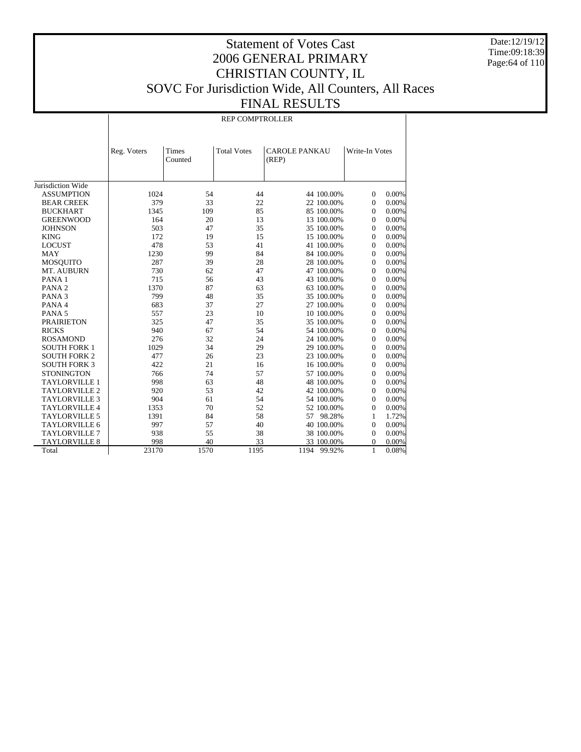# Statement of Votes Cast
# 2006 GENERAL PRIMARY
# CHRISTIAN COUNTY, IL
# SOVC For Jurisdiction Wide, All Counters, All Races
# FINAL RESULTS

Date:12/19/12
Time:09:18:39

## REP COMPTROLLER

| | Reg. Voters | Times Counted | Total Votes | CAROLE PANKAU (REP) | | Write-In Votes | |
|---|---|---|---|---|---|---|---|
| Jurisdiction Wide | | | | | | | |
| ASSUMPTION | 1024 | 54 | 44 | 44 | 100.00% | 0 | 0.00% |
| BEAR CREEK | 379 | 33 | 22 | 22 | 100.00% | 0 | 0.00% |
| BUCKHART | 1345 | 109 | 85 | 85 | 100.00% | 0 | 0.00% |
| GREENWOOD | 164 | 20 | 13 | 13 | 100.00% | 0 | 0.00% |
| JOHNSON | 503 | 47 | 35 | 35 | 100.00% | 0 | 0.00% |
| KING | 172 | 19 | 15 | 15 | 100.00% | 0 | 0.00% |
| LOCUST | 478 | 53 | 41 | 41 | 100.00% | 0 | 0.00% |
| MAY | 1230 | 99 | 84 | 84 | 100.00% | 0 | 0.00% |
| MOSQUITO | 287 | 39 | 28 | 28 | 100.00% | 0 | 0.00% |
| MT. AUBURN | 730 | 62 | 47 | 47 | 100.00% | 0 | 0.00% |
| PANA 1 | 715 | 56 | 43 | 43 | 100.00% | 0 | 0.00% |
| PANA 2 | 1370 | 87 | 63 | 63 | 100.00% | 0 | 0.00% |
| PANA 3 | 799 | 48 | 35 | 35 | 100.00% | 0 | 0.00% |
| PANA 4 | 683 | 37 | 27 | 27 | 100.00% | 0 | 0.00% |
| PANA 5 | 557 | 23 | 10 | 10 | 100.00% | 0 | 0.00% |
| PRAIRIETON | 325 | 47 | 35 | 35 | 100.00% | 0 | 0.00% |
| RICKS | 940 | 67 | 54 | 54 | 100.00% | 0 | 0.00% |
| ROSAMOND | 276 | 32 | 24 | 24 | 100.00% | 0 | 0.00% |
| SOUTH FORK 1 | 1029 | 34 | 29 | 29 | 100.00% | 0 | 0.00% |
| SOUTH FORK 2 | 477 | 26 | 23 | 23 | 100.00% | 0 | 0.00% |
| SOUTH FORK 3 | 422 | 21 | 16 | 16 | 100.00% | 0 | 0.00% |
| STONINGTON | 766 | 74 | 57 | 57 | 100.00% | 0 | 0.00% |
| TAYLORVILLE 1 | 998 | 63 | 48 | 48 | 100.00% | 0 | 0.00% |
| TAYLORVILLE 2 | 920 | 53 | 42 | 42 | 100.00% | 0 | 0.00% |
| TAYLORVILLE 3 | 904 | 61 | 54 | 54 | 100.00% | 0 | 0.00% |
| TAYLORVILLE 4 | 1353 | 70 | 52 | 52 | 100.00% | 0 | 0.00% |
| TAYLORVILLE 5 | 1391 | 84 | 58 | 57 | 98.28% | 1 | 1.72% |
| TAYLORVILLE 6 | 997 | 57 | 40 | 40 | 100.00% | 0 | 0.00% |
| TAYLORVILLE 7 | 938 | 55 | 38 | 38 | 100.00% | 0 | 0.00% |
| TAYLORVILLE 8 | 998 | 40 | 33 | 33 | 100.00% | 0 | 0.00% |
| Total | 23170 | 1570 | 1195 | 1194 | 99.92% | 1 | 0.08% |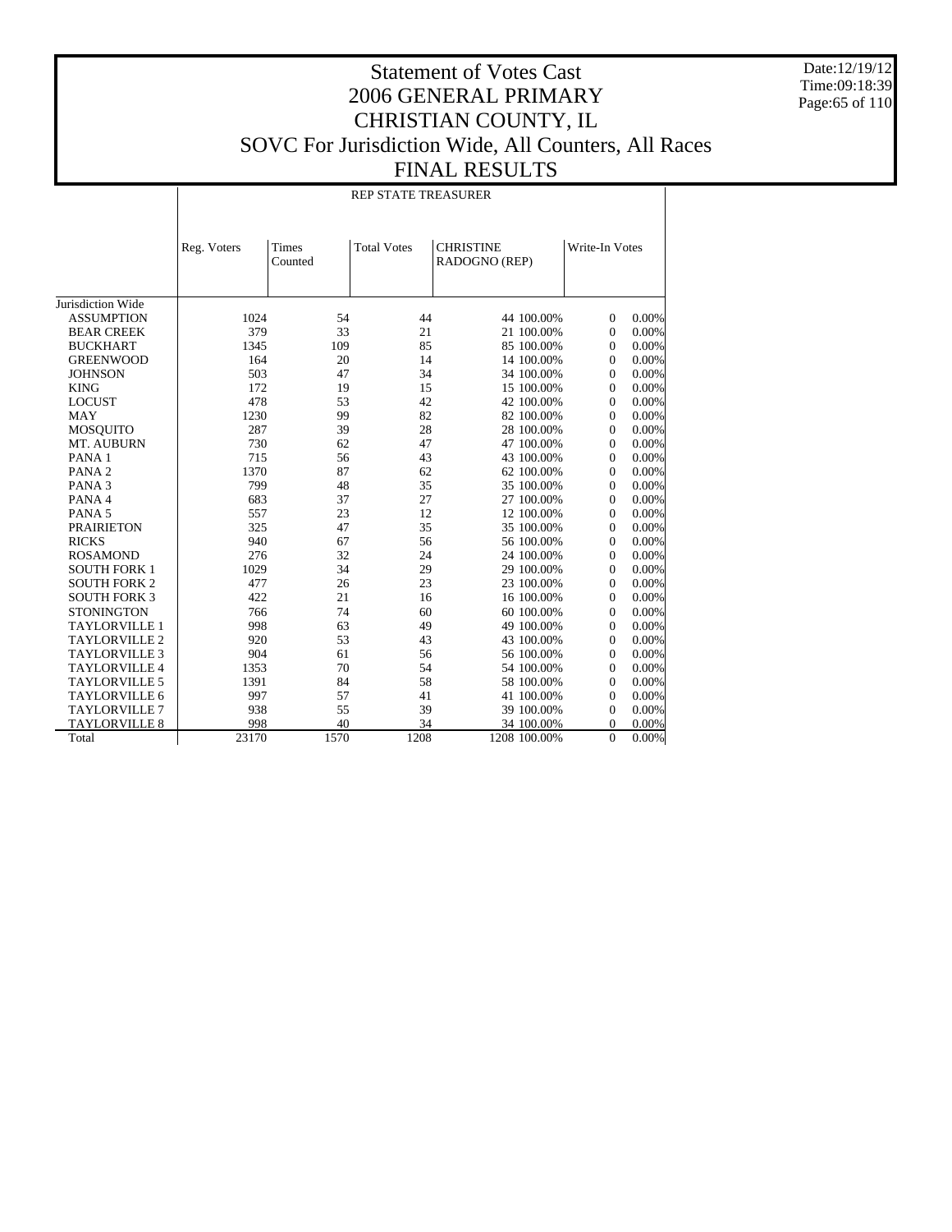# Statement of Votes Cast
# 2006 GENERAL PRIMARY
# CHRISTIAN COUNTY, IL
# SOVC For Jurisdiction Wide, All Counters, All Races
# FINAL RESULTS

Date:12/19/12
Time:09:18:39

| | REP STATE TREASURER | | | | | | |
|---|---|---|---|---|---|---|---|
| | Reg. Voters | Times Counted | Total Votes | CHRISTINE RADOGNO (REP) | | Write-In Votes | |
| Jurisdiction Wide | | | | | | | |
| ASSUMPTION | 1024 | 54 | 44 | 44 | 100.00% | 0 | 0.00% |
| BEAR CREEK | 379 | 33 | 21 | 21 | 100.00% | 0 | 0.00% |
| BUCKHART | 1345 | 109 | 85 | 85 | 100.00% | 0 | 0.00% |
| GREENWOOD | 164 | 20 | 14 | 14 | 100.00% | 0 | 0.00% |
| JOHNSON | 503 | 47 | 34 | 34 | 100.00% | 0 | 0.00% |
| KING | 172 | 19 | 15 | 15 | 100.00% | 0 | 0.00% |
| LOCUST | 478 | 53 | 42 | 42 | 100.00% | 0 | 0.00% |
| MAY | 1230 | 99 | 82 | 82 | 100.00% | 0 | 0.00% |
| MOSQUITO | 287 | 39 | 28 | 28 | 100.00% | 0 | 0.00% |
| MT. AUBURN | 730 | 62 | 47 | 47 | 100.00% | 0 | 0.00% |
| PANA 1 | 715 | 56 | 43 | 43 | 100.00% | 0 | 0.00% |
| PANA 2 | 1370 | 87 | 62 | 62 | 100.00% | 0 | 0.00% |
| PANA 3 | 799 | 48 | 35 | 35 | 100.00% | 0 | 0.00% |
| PANA 4 | 683 | 37 | 27 | 27 | 100.00% | 0 | 0.00% |
| PANA 5 | 557 | 23 | 12 | 12 | 100.00% | 0 | 0.00% |
| PRAIRIETON | 325 | 47 | 35 | 35 | 100.00% | 0 | 0.00% |
| RICKS | 940 | 67 | 56 | 56 | 100.00% | 0 | 0.00% |
| ROSAMOND | 276 | 32 | 24 | 24 | 100.00% | 0 | 0.00% |
| SOUTH FORK 1 | 1029 | 34 | 29 | 29 | 100.00% | 0 | 0.00% |
| SOUTH FORK 2 | 477 | 26 | 23 | 23 | 100.00% | 0 | 0.00% |
| SOUTH FORK 3 | 422 | 21 | 16 | 16 | 100.00% | 0 | 0.00% |
| STONINGTON | 766 | 74 | 60 | 60 | 100.00% | 0 | 0.00% |
| TAYLORVILLE 1 | 998 | 63 | 49 | 49 | 100.00% | 0 | 0.00% |
| TAYLORVILLE 2 | 920 | 53 | 43 | 43 | 100.00% | 0 | 0.00% |
| TAYLORVILLE 3 | 904 | 61 | 56 | 56 | 100.00% | 0 | 0.00% |
| TAYLORVILLE 4 | 1353 | 70 | 54 | 54 | 100.00% | 0 | 0.00% |
| TAYLORVILLE 5 | 1391 | 84 | 58 | 58 | 100.00% | 0 | 0.00% |
| TAYLORVILLE 6 | 997 | 57 | 41 | 41 | 100.00% | 0 | 0.00% |
| TAYLORVILLE 7 | 938 | 55 | 39 | 39 | 100.00% | 0 | 0.00% |
| TAYLORVILLE 8 | 998 | 40 | 34 | 34 | 100.00% | 0 | 0.00% |
| Total | 23170 | 1570 | 1208 | 1208 | 100.00% | 0 | 0.00% |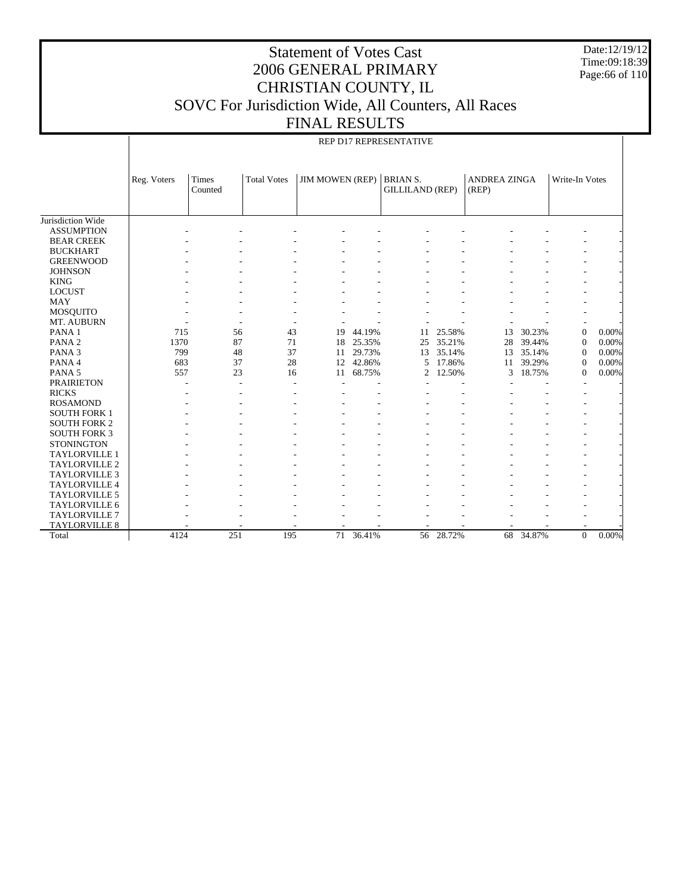# Statement of Votes Cast
# 2006 GENERAL PRIMARY
# CHRISTIAN COUNTY, IL
# SOVC For Jurisdiction Wide, All Counters, All Races
# FINAL RESULTS

Date:12/19/12
Time:09:18:39

REP D17 REPRESENTATIVE

| | Reg. Voters | Times Counted | Total Votes | JIM MOWEN (REP) | | BRIAN S. GILLILAND (REP) | | ANDREA ZINGA (REP) | | Write-In Votes | |
|---|---|---|---|---|---|---|---|---|---|---|---|
| Jurisdiction Wide | | | | | | | | | | | |
| ASSUMPTION | - | - | - | - | - | - | - | - | - | - | - |
| BEAR CREEK | - | - | - | - | - | - | - | - | - | - | - |
| BUCKHART | - | - | - | - | - | - | - | - | - | - | - |
| GREENWOOD | - | - | - | - | - | - | - | - | - | - | - |
| JOHNSON | - | - | - | - | - | - | - | - | - | - | - |
| KING | - | - | - | - | - | - | - | - | - | - | - |
| LOCUST | - | - | - | - | - | - | - | - | - | - | - |
| MAY | - | - | - | - | - | - | - | - | - | - | - |
| MOSQUITO | - | - | - | - | - | - | - | - | - | - | - |
| MT. AUBURN | - | - | - | - | - | - | - | - | - | - | - |
| PANA 1 | 715 | 56 | 43 | 19 | 44.19% | 11 | 25.58% | 13 | 30.23% | 0 | 0.00% |
| PANA 2 | 1370 | 87 | 71 | 18 | 25.35% | 25 | 35.21% | 28 | 39.44% | 0 | 0.00% |
| PANA 3 | 799 | 48 | 37 | 11 | 29.73% | 13 | 35.14% | 13 | 35.14% | 0 | 0.00% |
| PANA 4 | 683 | 37 | 28 | 12 | 42.86% | 5 | 17.86% | 11 | 39.29% | 0 | 0.00% |
| PANA 5 | 557 | 23 | 16 | 11 | 68.75% | 2 | 12.50% | 3 | 18.75% | 0 | 0.00% |
| PRAIRIETON | - | - | - | - | - | - | - | - | - | - | - |
| RICKS | - | - | - | - | - | - | - | - | - | - | - |
| ROSAMOND | - | - | - | - | - | - | - | - | - | - | - |
| SOUTH FORK 1 | - | - | - | - | - | - | - | - | - | - | - |
| SOUTH FORK 2 | - | - | - | - | - | - | - | - | - | - | - |
| SOUTH FORK 3 | - | - | - | - | - | - | - | - | - | - | - |
| STONINGTON | - | - | - | - | - | - | - | - | - | - | - |
| TAYLORVILLE 1 | - | - | - | - | - | - | - | - | - | - | - |
| TAYLORVILLE 2 | - | - | - | - | - | - | - | - | - | - | - |
| TAYLORVILLE 3 | - | - | - | - | - | - | - | - | - | - | - |
| TAYLORVILLE 4 | - | - | - | - | - | - | - | - | - | - | - |
| TAYLORVILLE 5 | - | - | - | - | - | - | - | - | - | - | - |
| TAYLORVILLE 6 | - | - | - | - | - | - | - | - | - | - | - |
| TAYLORVILLE 7 | - | - | - | - | - | - | - | - | - | - | - |
| TAYLORVILLE 8 | - | - | - | - | - | - | - | - | - | - | - |
| Total | 4124 | 251 | 195 | 71 | 36.41% | 56 | 28.72% | 68 | 34.87% | 0 | 0.00% |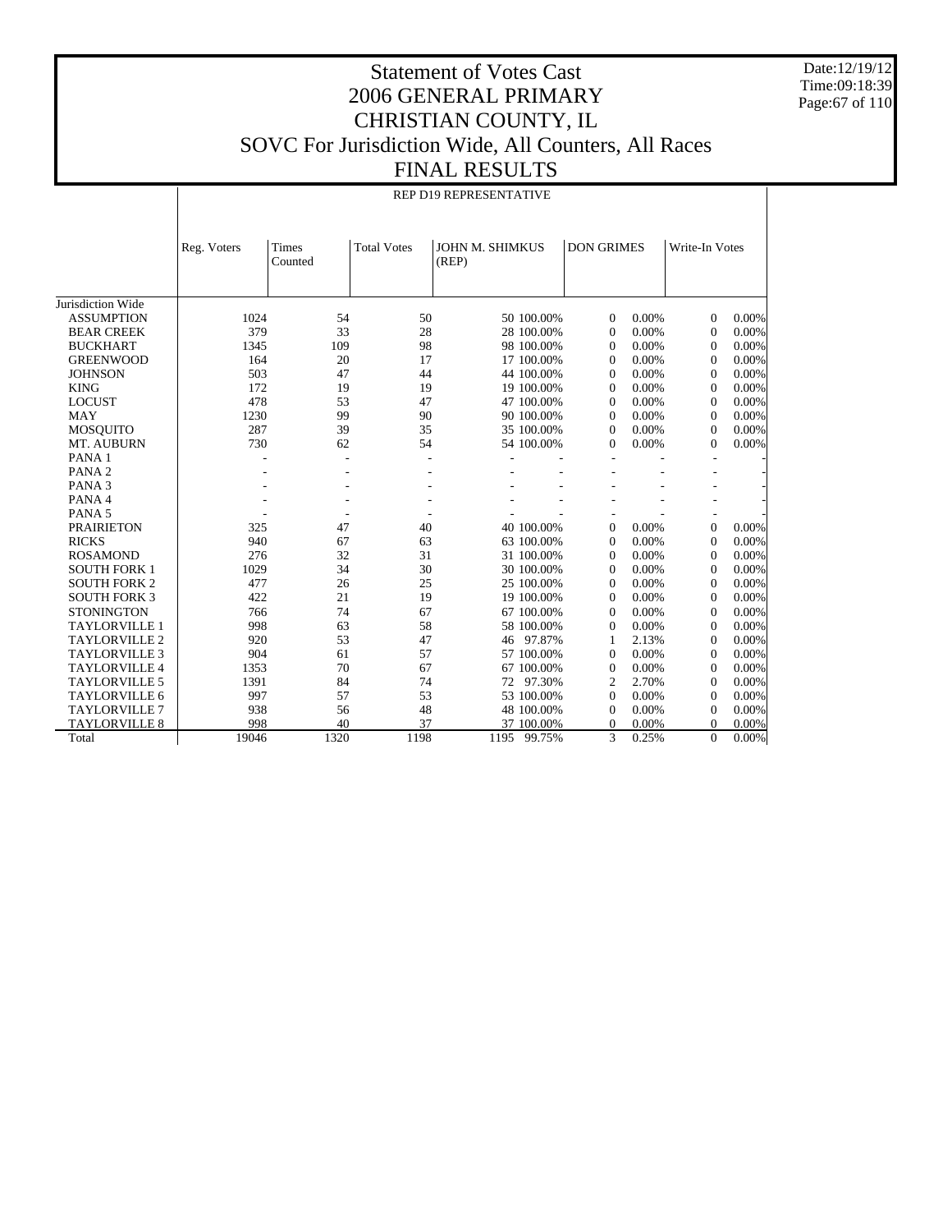# Statement of Votes Cast
# 2006 GENERAL PRIMARY
# CHRISTIAN COUNTY, IL
# SOVC For Jurisdiction Wide, All Counters, All Races
# FINAL RESULTS

Date:12/19/12
Time:09:18:39

## REP D19 REPRESENTATIVE

| | Reg. Voters | Times Counted | Total Votes | JOHN M. SHIMKUS (REP) | | DON GRIMES | | Write-In Votes | |
|---|---|---|---|---|---|---|---|---|---|
| Jurisdiction Wide | | | | | | | | | |
| ASSUMPTION | 1024 | 54 | 50 | 50 | 100.00% | 0 | 0.00% | 0 | 0.00% |
| BEAR CREEK | 379 | 33 | 28 | 28 | 100.00% | 0 | 0.00% | 0 | 0.00% |
| BUCKHART | 1345 | 109 | 98 | 98 | 100.00% | 0 | 0.00% | 0 | 0.00% |
| GREENWOOD | 164 | 20 | 17 | 17 | 100.00% | 0 | 0.00% | 0 | 0.00% |
| JOHNSON | 503 | 47 | 44 | 44 | 100.00% | 0 | 0.00% | 0 | 0.00% |
| KING | 172 | 19 | 19 | 19 | 100.00% | 0 | 0.00% | 0 | 0.00% |
| LOCUST | 478 | 53 | 47 | 47 | 100.00% | 0 | 0.00% | 0 | 0.00% |
| MAY | 1230 | 99 | 90 | 90 | 100.00% | 0 | 0.00% | 0 | 0.00% |
| MOSQUITO | 287 | 39 | 35 | 35 | 100.00% | 0 | 0.00% | 0 | 0.00% |
| MT. AUBURN | 730 | 62 | 54 | 54 | 100.00% | 0 | 0.00% | 0 | 0.00% |
| PANA 1 | - | - | - | - | - | - | - | - | - |
| PANA 2 | - | - | - | - | - | - | - | - | - |
| PANA 3 | - | - | - | - | - | - | - | - | - |
| PANA 4 | - | - | - | - | - | - | - | - | - |
| PANA 5 | - | - | - | - | - | - | - | - | - |
| PRAIRIETON | 325 | 47 | 40 | 40 | 100.00% | 0 | 0.00% | 0 | 0.00% |
| RICKS | 940 | 67 | 63 | 63 | 100.00% | 0 | 0.00% | 0 | 0.00% |
| ROSAMOND | 276 | 32 | 31 | 31 | 100.00% | 0 | 0.00% | 0 | 0.00% |
| SOUTH FORK 1 | 1029 | 34 | 30 | 30 | 100.00% | 0 | 0.00% | 0 | 0.00% |
| SOUTH FORK 2 | 477 | 26 | 25 | 25 | 100.00% | 0 | 0.00% | 0 | 0.00% |
| SOUTH FORK 3 | 422 | 21 | 19 | 19 | 100.00% | 0 | 0.00% | 0 | 0.00% |
| STONINGTON | 766 | 74 | 67 | 67 | 100.00% | 0 | 0.00% | 0 | 0.00% |
| TAYLORVILLE 1 | 998 | 63 | 58 | 58 | 100.00% | 0 | 0.00% | 0 | 0.00% |
| TAYLORVILLE 2 | 920 | 53 | 47 | 46 | 97.87% | 1 | 2.13% | 0 | 0.00% |
| TAYLORVILLE 3 | 904 | 61 | 57 | 57 | 100.00% | 0 | 0.00% | 0 | 0.00% |
| TAYLORVILLE 4 | 1353 | 70 | 67 | 67 | 100.00% | 0 | 0.00% | 0 | 0.00% |
| TAYLORVILLE 5 | 1391 | 84 | 74 | 72 | 97.30% | 2 | 2.70% | 0 | 0.00% |
| TAYLORVILLE 6 | 997 | 57 | 53 | 53 | 100.00% | 0 | 0.00% | 0 | 0.00% |
| TAYLORVILLE 7 | 938 | 56 | 48 | 48 | 100.00% | 0 | 0.00% | 0 | 0.00% |
| TAYLORVILLE 8 | 998 | 40 | 37 | 37 | 100.00% | 0 | 0.00% | 0 | 0.00% |
| Total | 19046 | 1320 | 1198 | 1195 | 99.75% | 3 | 0.25% | 0 | 0.00% |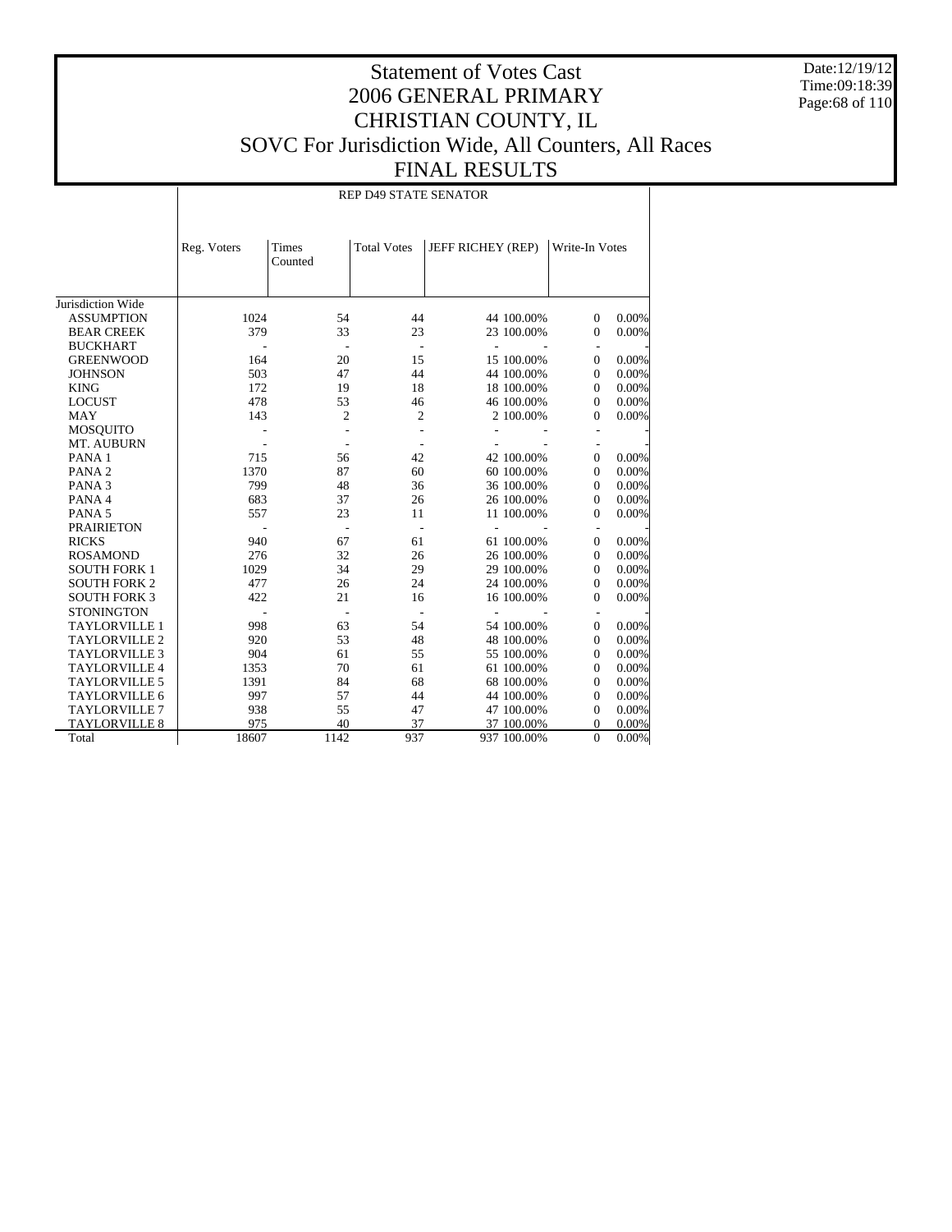# Statement of Votes Cast
# 2006 GENERAL PRIMARY
# CHRISTIAN COUNTY, IL
# SOVC For Jurisdiction Wide, All Counters, All Races
# FINAL RESULTS

Date:12/19/12
Time:09:18:39

| | REP D49 STATE SENATOR | | | | | | |
|---|---|---|---|---|---|---|---|
| | Reg. Voters | Times Counted | Total Votes | JEFF RICHEY (REP) | | Write-In Votes | |
| Jurisdiction Wide | | | | | | | |
| ASSUMPTION | 1024 | 54 | 44 | 44 | 100.00% | 0 | 0.00% |
| BEAR CREEK | 379 | 33 | 23 | 23 | 100.00% | 0 | 0.00% |
| BUCKHART | - | - | - | - | - | - | - |
| GREENWOOD | 164 | 20 | 15 | 15 | 100.00% | 0 | 0.00% |
| JOHNSON | 503 | 47 | 44 | 44 | 100.00% | 0 | 0.00% |
| KING | 172 | 19 | 18 | 18 | 100.00% | 0 | 0.00% |
| LOCUST | 478 | 53 | 46 | 46 | 100.00% | 0 | 0.00% |
| MAY | 143 | 2 | 2 | 2 | 100.00% | 0 | 0.00% |
| MOSQUITO | - | - | - | - | - | - | - |
| MT. AUBURN | - | - | - | - | - | - | - |
| PANA 1 | 715 | 56 | 42 | 42 | 100.00% | 0 | 0.00% |
| PANA 2 | 1370 | 87 | 60 | 60 | 100.00% | 0 | 0.00% |
| PANA 3 | 799 | 48 | 36 | 36 | 100.00% | 0 | 0.00% |
| PANA 4 | 683 | 37 | 26 | 26 | 100.00% | 0 | 0.00% |
| PANA 5 | 557 | 23 | 11 | 11 | 100.00% | 0 | 0.00% |
| PRAIRIETON | - | - | - | - | - | - | - |
| RICKS | 940 | 67 | 61 | 61 | 100.00% | 0 | 0.00% |
| ROSAMOND | 276 | 32 | 26 | 26 | 100.00% | 0 | 0.00% |
| SOUTH FORK 1 | 1029 | 34 | 29 | 29 | 100.00% | 0 | 0.00% |
| SOUTH FORK 2 | 477 | 26 | 24 | 24 | 100.00% | 0 | 0.00% |
| SOUTH FORK 3 | 422 | 21 | 16 | 16 | 100.00% | 0 | 0.00% |
| STONINGTON | - | - | - | - | - | - | - |
| TAYLORVILLE 1 | 998 | 63 | 54 | 54 | 100.00% | 0 | 0.00% |
| TAYLORVILLE 2 | 920 | 53 | 48 | 48 | 100.00% | 0 | 0.00% |
| TAYLORVILLE 3 | 904 | 61 | 55 | 55 | 100.00% | 0 | 0.00% |
| TAYLORVILLE 4 | 1353 | 70 | 61 | 61 | 100.00% | 0 | 0.00% |
| TAYLORVILLE 5 | 1391 | 84 | 68 | 68 | 100.00% | 0 | 0.00% |
| TAYLORVILLE 6 | 997 | 57 | 44 | 44 | 100.00% | 0 | 0.00% |
| TAYLORVILLE 7 | 938 | 55 | 47 | 47 | 100.00% | 0 | 0.00% |
| TAYLORVILLE 8 | 975 | 40 | 37 | 37 | 100.00% | 0 | 0.00% |
| Total | 18607 | 1142 | 937 | 937 | 100.00% | 0 | 0.00% |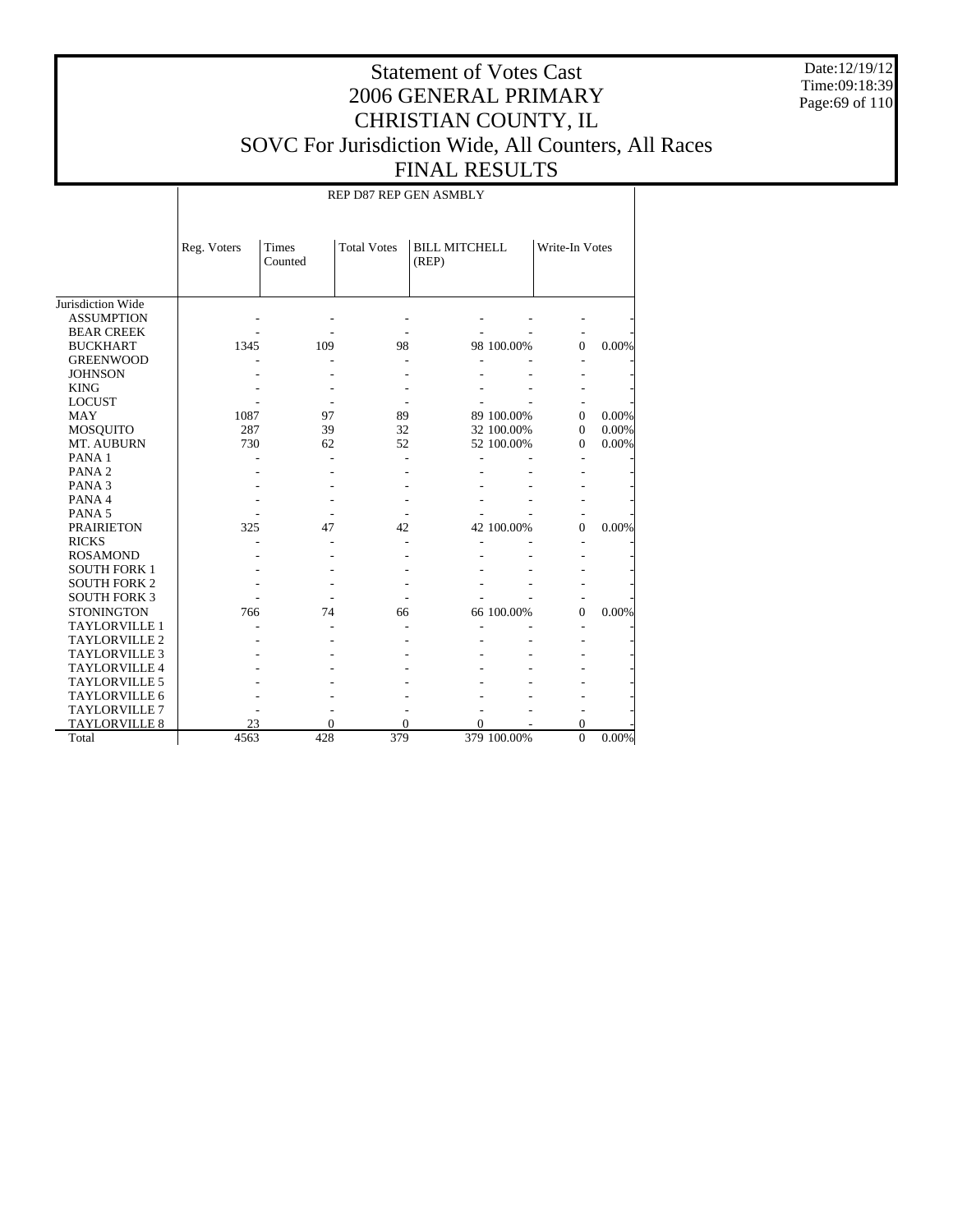# Statement of Votes Cast
## 2006 GENERAL PRIMARY
## CHRISTIAN COUNTY, IL
## SOVC For Jurisdiction Wide, All Counters, All Races
## FINAL RESULTS

Date:12/19/12
Time:09:18:39

| | REP D87 REP GEN ASMBLY | | | | | | |
|---|---|---|---|---|---|---|---|
| | Reg. Voters | Times Counted | Total Votes | BILL MITCHELL (REP) | | Write-In Votes | |
| Jurisdiction Wide | | | | | | | |
| ASSUMPTION | - | - | - | - | - | - | - |
| BEAR CREEK | - | - | - | - | - | - | - |
| BUCKHART | 1345 | 109 | 98 | 98 | 100.00% | 0 | 0.00% |
| GREENWOOD | - | - | - | - | - | - | - |
| JOHNSON | - | - | - | - | - | - | - |
| KING | - | - | - | - | - | - | - |
| LOCUST | - | - | - | - | - | - | - |
| MAY | 1087 | 97 | 89 | 89 | 100.00% | 0 | 0.00% |
| MOSQUITO | 287 | 39 | 32 | 32 | 100.00% | 0 | 0.00% |
| MT. AUBURN | 730 | 62 | 52 | 52 | 100.00% | 0 | 0.00% |
| PANA 1 | - | - | - | - | - | - | - |
| PANA 2 | - | - | - | - | - | - | - |
| PANA 3 | - | - | - | - | - | - | - |
| PANA 4 | - | - | - | - | - | - | - |
| PANA 5 | - | - | - | - | - | - | - |
| PRAIRIETON | 325 | 47 | 42 | 42 | 100.00% | 0 | 0.00% |
| RICKS | - | - | - | - | - | - | - |
| ROSAMOND | - | - | - | - | - | - | - |
| SOUTH FORK 1 | - | - | - | - | - | - | - |
| SOUTH FORK 2 | - | - | - | - | - | - | - |
| SOUTH FORK 3 | - | - | - | - | - | - | - |
| STONINGTON | 766 | 74 | 66 | 66 | 100.00% | 0 | 0.00% |
| TAYLORVILLE 1 | - | - | - | - | - | - | - |
| TAYLORVILLE 2 | - | - | - | - | - | - | - |
| TAYLORVILLE 3 | - | - | - | - | - | - | - |
| TAYLORVILLE 4 | - | - | - | - | - | - | - |
| TAYLORVILLE 5 | - | - | - | - | - | - | - |
| TAYLORVILLE 6 | - | - | - | - | - | - | - |
| TAYLORVILLE 7 | - | - | - | - | - | - | - |
| TAYLORVILLE 8 | 23 | 0 | 0 | 0 | - | 0 | - |
| Total | 4563 | 428 | 379 | 379 | 100.00% | 0 | 0.00% |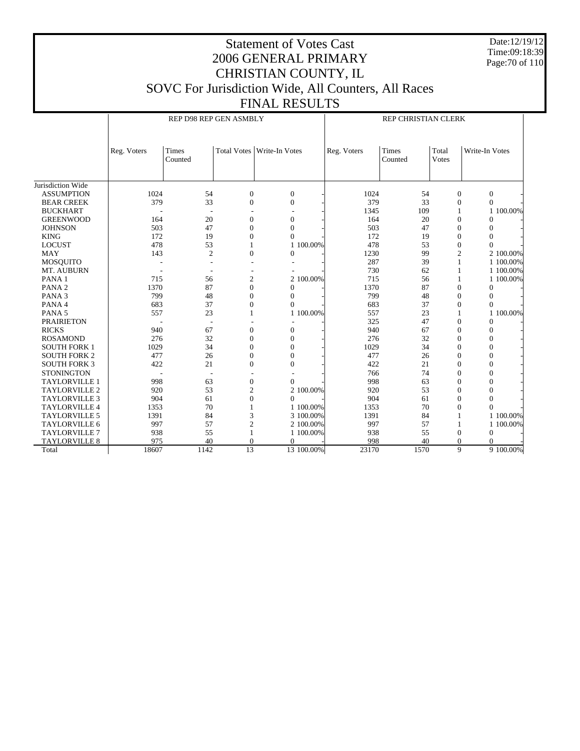# Statement of Votes Cast
## 2006 GENERAL PRIMARY
## CHRISTIAN COUNTY, IL
## SOVC For Jurisdiction Wide, All Counters, All Races
## FINAL RESULTS

Date:12/19/12
Time:09:18:39

| | REP D98 REP GEN ASMBLY | | | | | REP CHRISTIAN CLERK | | | | |
|---|---|---|---|---|---|---|---|---|---|---|
| | Reg. Voters | Times Counted | Total Votes | Write-In Votes | | Reg. Voters | Times Counted | Total Votes | Write-In Votes | |
| Jurisdiction Wide | | | | | | | | | | |
| ASSUMPTION | 1024 | 54 | 0 | 0 | - | 1024 | 54 | 0 | 0 | - |
| BEAR CREEK | 379 | 33 | 0 | 0 | - | 379 | 33 | 0 | 0 | - |
| BUCKHART | - | - | - | - | - | 1345 | 109 | 1 | 1 | 100.00% |
| GREENWOOD | 164 | 20 | 0 | 0 | - | 164 | 20 | 0 | 0 | - |
| JOHNSON | 503 | 47 | 0 | 0 | - | 503 | 47 | 0 | 0 | - |
| KING | 172 | 19 | 0 | 0 | - | 172 | 19 | 0 | 0 | - |
| LOCUST | 478 | 53 | 1 | 1 | 100.00% | 478 | 53 | 0 | 0 | - |
| MAY | 143 | 2 | 0 | 0 | - | 1230 | 99 | 2 | 2 | 100.00% |
| MOSQUITO | - | - | - | - | - | 287 | 39 | 1 | 1 | 100.00% |
| MT. AUBURN | - | - | - | - | - | 730 | 62 | 1 | 1 | 100.00% |
| PANA 1 | 715 | 56 | 2 | 2 | 100.00% | 715 | 56 | 1 | 1 | 100.00% |
| PANA 2 | 1370 | 87 | 0 | 0 | - | 1370 | 87 | 0 | 0 | - |
| PANA 3 | 799 | 48 | 0 | 0 | - | 799 | 48 | 0 | 0 | - |
| PANA 4 | 683 | 37 | 0 | 0 | - | 683 | 37 | 0 | 0 | - |
| PANA 5 | 557 | 23 | 1 | 1 | 100.00% | 557 | 23 | 1 | 1 | 100.00% |
| PRAIRIETON | - | - | - | - | - | 325 | 47 | 0 | 0 | - |
| RICKS | 940 | 67 | 0 | 0 | - | 940 | 67 | 0 | 0 | - |
| ROSAMOND | 276 | 32 | 0 | 0 | - | 276 | 32 | 0 | 0 | - |
| SOUTH FORK 1 | 1029 | 34 | 0 | 0 | - | 1029 | 34 | 0 | 0 | - |
| SOUTH FORK 2 | 477 | 26 | 0 | 0 | - | 477 | 26 | 0 | 0 | - |
| SOUTH FORK 3 | 422 | 21 | 0 | 0 | - | 422 | 21 | 0 | 0 | - |
| STONINGTON | - | - | - | - | - | 766 | 74 | 0 | 0 | - |
| TAYLORVILLE 1 | 998 | 63 | 0 | 0 | - | 998 | 63 | 0 | 0 | - |
| TAYLORVILLE 2 | 920 | 53 | 2 | 2 | 100.00% | 920 | 53 | 0 | 0 | - |
| TAYLORVILLE 3 | 904 | 61 | 0 | 0 | - | 904 | 61 | 0 | 0 | - |
| TAYLORVILLE 4 | 1353 | 70 | 1 | 1 | 100.00% | 1353 | 70 | 0 | 0 | - |
| TAYLORVILLE 5 | 1391 | 84 | 3 | 3 | 100.00% | 1391 | 84 | 1 | 1 | 100.00% |
| TAYLORVILLE 6 | 997 | 57 | 2 | 2 | 100.00% | 997 | 57 | 1 | 1 | 100.00% |
| TAYLORVILLE 7 | 938 | 55 | 1 | 1 | 100.00% | 938 | 55 | 0 | 0 | - |
| TAYLORVILLE 8 | 975 | 40 | 0 | 0 | - | 998 | 40 | 0 | 0 | - |
| Total | 18607 | 1142 | 13 | 13 | 100.00% | 23170 | 1570 | 9 | 9 | 100.00% |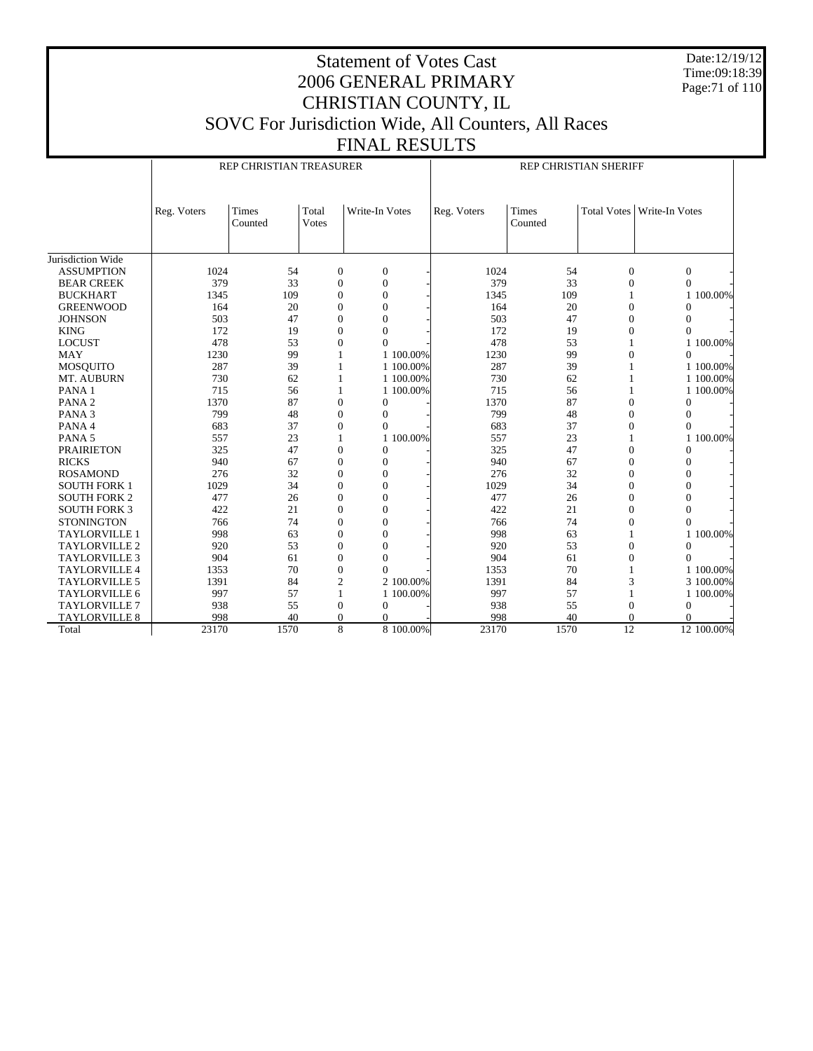# Statement of Votes Cast
# 2006 GENERAL PRIMARY
# CHRISTIAN COUNTY, IL
# SOVC For Jurisdiction Wide, All Counters, All Races
# FINAL RESULTS

Date:12/19/12
Time:09:18:39

| | REP CHRISTIAN TREASURER | | | | | REP CHRISTIAN SHERIFF | | | | |
|---|---|---|---|---|---|---|---|---|---|---|
| | Reg. Voters | Times Counted | Total Votes | Write-In Votes | | Reg. Voters | Times Counted | Total Votes | Write-In Votes | |
| Jurisdiction Wide | | | | | | | | | | |
| ASSUMPTION | 1024 | 54 | 0 | 0 | - | 1024 | 54 | 0 | 0 | - |
| BEAR CREEK | 379 | 33 | 0 | 0 | - | 379 | 33 | 0 | 0 | - |
| BUCKHART | 1345 | 109 | 0 | 0 | - | 1345 | 109 | 1 | 1 | 100.00% |
| GREENWOOD | 164 | 20 | 0 | 0 | - | 164 | 20 | 0 | 0 | - |
| JOHNSON | 503 | 47 | 0 | 0 | - | 503 | 47 | 0 | 0 | - |
| KING | 172 | 19 | 0 | 0 | - | 172 | 19 | 0 | 0 | - |
| LOCUST | 478 | 53 | 0 | 0 | - | 478 | 53 | 1 | 1 | 100.00% |
| MAY | 1230 | 99 | 1 | 1 | 100.00% | 1230 | 99 | 0 | 0 | - |
| MOSQUITO | 287 | 39 | 1 | 1 | 100.00% | 287 | 39 | 1 | 1 | 100.00% |
| MT. AUBURN | 730 | 62 | 1 | 1 | 100.00% | 730 | 62 | 1 | 1 | 100.00% |
| PANA 1 | 715 | 56 | 1 | 1 | 100.00% | 715 | 56 | 1 | 1 | 100.00% |
| PANA 2 | 1370 | 87 | 0 | 0 | - | 1370 | 87 | 0 | 0 | - |
| PANA 3 | 799 | 48 | 0 | 0 | - | 799 | 48 | 0 | 0 | - |
| PANA 4 | 683 | 37 | 0 | 0 | - | 683 | 37 | 0 | 0 | - |
| PANA 5 | 557 | 23 | 1 | 1 | 100.00% | 557 | 23 | 1 | 1 | 100.00% |
| PRAIRIETON | 325 | 47 | 0 | 0 | - | 325 | 47 | 0 | 0 | - |
| RICKS | 940 | 67 | 0 | 0 | - | 940 | 67 | 0 | 0 | - |
| ROSAMOND | 276 | 32 | 0 | 0 | - | 276 | 32 | 0 | 0 | - |
| SOUTH FORK 1 | 1029 | 34 | 0 | 0 | - | 1029 | 34 | 0 | 0 | - |
| SOUTH FORK 2 | 477 | 26 | 0 | 0 | - | 477 | 26 | 0 | 0 | - |
| SOUTH FORK 3 | 422 | 21 | 0 | 0 | - | 422 | 21 | 0 | 0 | - |
| STONINGTON | 766 | 74 | 0 | 0 | - | 766 | 74 | 0 | 0 | - |
| TAYLORVILLE 1 | 998 | 63 | 0 | 0 | - | 998 | 63 | 1 | 1 | 100.00% |
| TAYLORVILLE 2 | 920 | 53 | 0 | 0 | - | 920 | 53 | 0 | 0 | - |
| TAYLORVILLE 3 | 904 | 61 | 0 | 0 | - | 904 | 61 | 0 | 0 | - |
| TAYLORVILLE 4 | 1353 | 70 | 0 | 0 | - | 1353 | 70 | 1 | 1 | 100.00% |
| TAYLORVILLE 5 | 1391 | 84 | 2 | 2 | 100.00% | 1391 | 84 | 3 | 3 | 100.00% |
| TAYLORVILLE 6 | 997 | 57 | 1 | 1 | 100.00% | 997 | 57 | 1 | 1 | 100.00% |
| TAYLORVILLE 7 | 938 | 55 | 0 | 0 | - | 938 | 55 | 0 | 0 | - |
| TAYLORVILLE 8 | 998 | 40 | 0 | 0 | - | 998 | 40 | 0 | 0 | - |
| Total | 23170 | 1570 | 8 | 8 | 100.00% | 23170 | 1570 | 12 | 12 | 100.00% |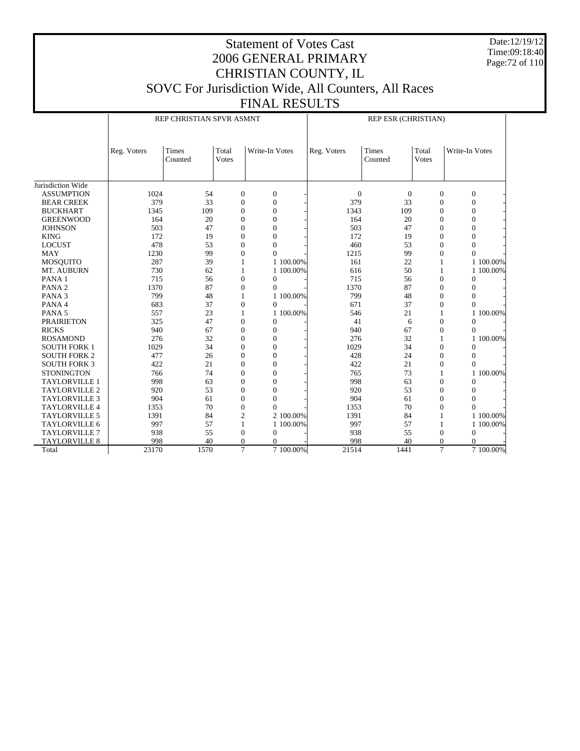# Statement of Votes Cast
## 2006 GENERAL PRIMARY
## CHRISTIAN COUNTY, IL
## SOVC For Jurisdiction Wide, All Counters, All Races
## FINAL RESULTS

Date:12/19/12
Time:09:18:40

| | REP CHRISTIAN SPVR ASMNT | | | | | REP ESR (CHRISTIAN) | | | | |
|---|---|---|---|---|---|---|---|---|---|---|
| | Reg. Voters | Times Counted | Total Votes | Write-In Votes | | Reg. Voters | Times Counted | Total Votes | Write-In Votes | |
| Jurisdiction Wide | | | | | | | | | | |
| ASSUMPTION | 1024 | 54 | 0 | 0 | - | 0 | 0 | 0 | 0 | - |
| BEAR CREEK | 379 | 33 | 0 | 0 | - | 379 | 33 | 0 | 0 | - |
| BUCKHART | 1345 | 109 | 0 | 0 | - | 1343 | 109 | 0 | 0 | - |
| GREENWOOD | 164 | 20 | 0 | 0 | - | 164 | 20 | 0 | 0 | - |
| JOHNSON | 503 | 47 | 0 | 0 | - | 503 | 47 | 0 | 0 | - |
| KING | 172 | 19 | 0 | 0 | - | 172 | 19 | 0 | 0 | - |
| LOCUST | 478 | 53 | 0 | 0 | - | 460 | 53 | 0 | 0 | - |
| MAY | 1230 | 99 | 0 | 0 | - | 1215 | 99 | 0 | 0 | - |
| MOSQUITO | 287 | 39 | 1 | 1 | 100.00% | 161 | 22 | 1 | 1 | 100.00% |
| MT. AUBURN | 730 | 62 | 1 | 1 | 100.00% | 616 | 50 | 1 | 1 | 100.00% |
| PANA 1 | 715 | 56 | 0 | 0 | - | 715 | 56 | 0 | 0 | - |
| PANA 2 | 1370 | 87 | 0 | 0 | - | 1370 | 87 | 0 | 0 | - |
| PANA 3 | 799 | 48 | 1 | 1 | 100.00% | 799 | 48 | 0 | 0 | - |
| PANA 4 | 683 | 37 | 0 | 0 | - | 671 | 37 | 0 | 0 | - |
| PANA 5 | 557 | 23 | 1 | 1 | 100.00% | 546 | 21 | 1 | 1 | 100.00% |
| PRAIRIETON | 325 | 47 | 0 | 0 | - | 41 | 6 | 0 | 0 | - |
| RICKS | 940 | 67 | 0 | 0 | - | 940 | 67 | 0 | 0 | - |
| ROSAMOND | 276 | 32 | 0 | 0 | - | 276 | 32 | 1 | 1 | 100.00% |
| SOUTH FORK 1 | 1029 | 34 | 0 | 0 | - | 1029 | 34 | 0 | 0 | - |
| SOUTH FORK 2 | 477 | 26 | 0 | 0 | - | 428 | 24 | 0 | 0 | - |
| SOUTH FORK 3 | 422 | 21 | 0 | 0 | - | 422 | 21 | 0 | 0 | - |
| STONINGTON | 766 | 74 | 0 | 0 | - | 765 | 73 | 1 | 1 | 100.00% |
| TAYLORVILLE 1 | 998 | 63 | 0 | 0 | - | 998 | 63 | 0 | 0 | - |
| TAYLORVILLE 2 | 920 | 53 | 0 | 0 | - | 920 | 53 | 0 | 0 | - |
| TAYLORVILLE 3 | 904 | 61 | 0 | 0 | - | 904 | 61 | 0 | 0 | - |
| TAYLORVILLE 4 | 1353 | 70 | 0 | 0 | - | 1353 | 70 | 0 | 0 | - |
| TAYLORVILLE 5 | 1391 | 84 | 2 | 2 | 100.00% | 1391 | 84 | 1 | 1 | 100.00% |
| TAYLORVILLE 6 | 997 | 57 | 1 | 1 | 100.00% | 997 | 57 | 1 | 1 | 100.00% |
| TAYLORVILLE 7 | 938 | 55 | 0 | 0 | - | 938 | 55 | 0 | 0 | - |
| TAYLORVILLE 8 | 998 | 40 | 0 | 0 | - | 998 | 40 | 0 | 0 | - |
| Total | 23170 | 1570 | 7 | 7 | 100.00% | 21514 | 1441 | 7 | 7 | 100.00% |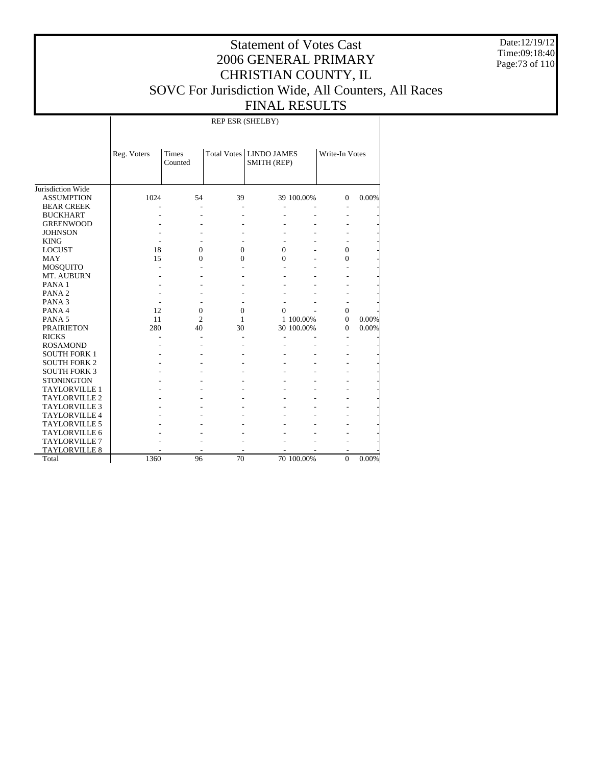# Statement of Votes Cast
# 2006 GENERAL PRIMARY
# CHRISTIAN COUNTY, IL
# SOVC For Jurisdiction Wide, All Counters, All Races
# FINAL RESULTS

Date:12/19/12
Time:09:18:40

| | REP ESR (SHELBY) | | | | | | |
|---|---|---|---|---|---|---|---|
| | Reg. Voters | Times Counted | Total Votes | LINDO JAMES SMITH (REP) | | Write-In Votes | |
| Jurisdiction Wide | | | | | | | |
| ASSUMPTION | 1024 | 54 | 39 | 39 | 100.00% | 0 | 0.00% |
| BEAR CREEK | - | - | - | - | - | - | - |
| BUCKHART | - | - | - | - | - | - | - |
| GREENWOOD | - | - | - | - | - | - | - |
| JOHNSON | - | - | - | - | - | - | - |
| KING | - | - | - | - | - | - | - |
| LOCUST | 18 | 0 | 0 | 0 | - | 0 | - |
| MAY | 15 | 0 | 0 | 0 | - | 0 | - |
| MOSQUITO | - | - | - | - | - | - | - |
| MT. AUBURN | - | - | - | - | - | - | - |
| PANA 1 | - | - | - | - | - | - | - |
| PANA 2 | - | - | - | - | - | - | - |
| PANA 3 | - | - | - | - | - | - | - |
| PANA 4 | 12 | 0 | 0 | 0 | - | 0 | - |
| PANA 5 | 11 | 2 | 1 | 1 | 100.00% | 0 | 0.00% |
| PRAIRIETON | 280 | 40 | 30 | 30 | 100.00% | 0 | 0.00% |
| RICKS | - | - | - | - | - | - | - |
| ROSAMOND | - | - | - | - | - | - | - |
| SOUTH FORK 1 | - | - | - | - | - | - | - |
| SOUTH FORK 2 | - | - | - | - | - | - | - |
| SOUTH FORK 3 | - | - | - | - | - | - | - |
| STONINGTON | - | - | - | - | - | - | - |
| TAYLORVILLE 1 | - | - | - | - | - | - | - |
| TAYLORVILLE 2 | - | - | - | - | - | - | - |
| TAYLORVILLE 3 | - | - | - | - | - | - | - |
| TAYLORVILLE 4 | - | - | - | - | - | - | - |
| TAYLORVILLE 5 | - | - | - | - | - | - | - |
| TAYLORVILLE 6 | - | - | - | - | - | - | - |
| TAYLORVILLE 7 | - | - | - | - | - | - | - |
| TAYLORVILLE 8 | - | - | - | - | - | - | - |
| Total | 1360 | 96 | 70 | 70 | 100.00% | 0 | 0.00% |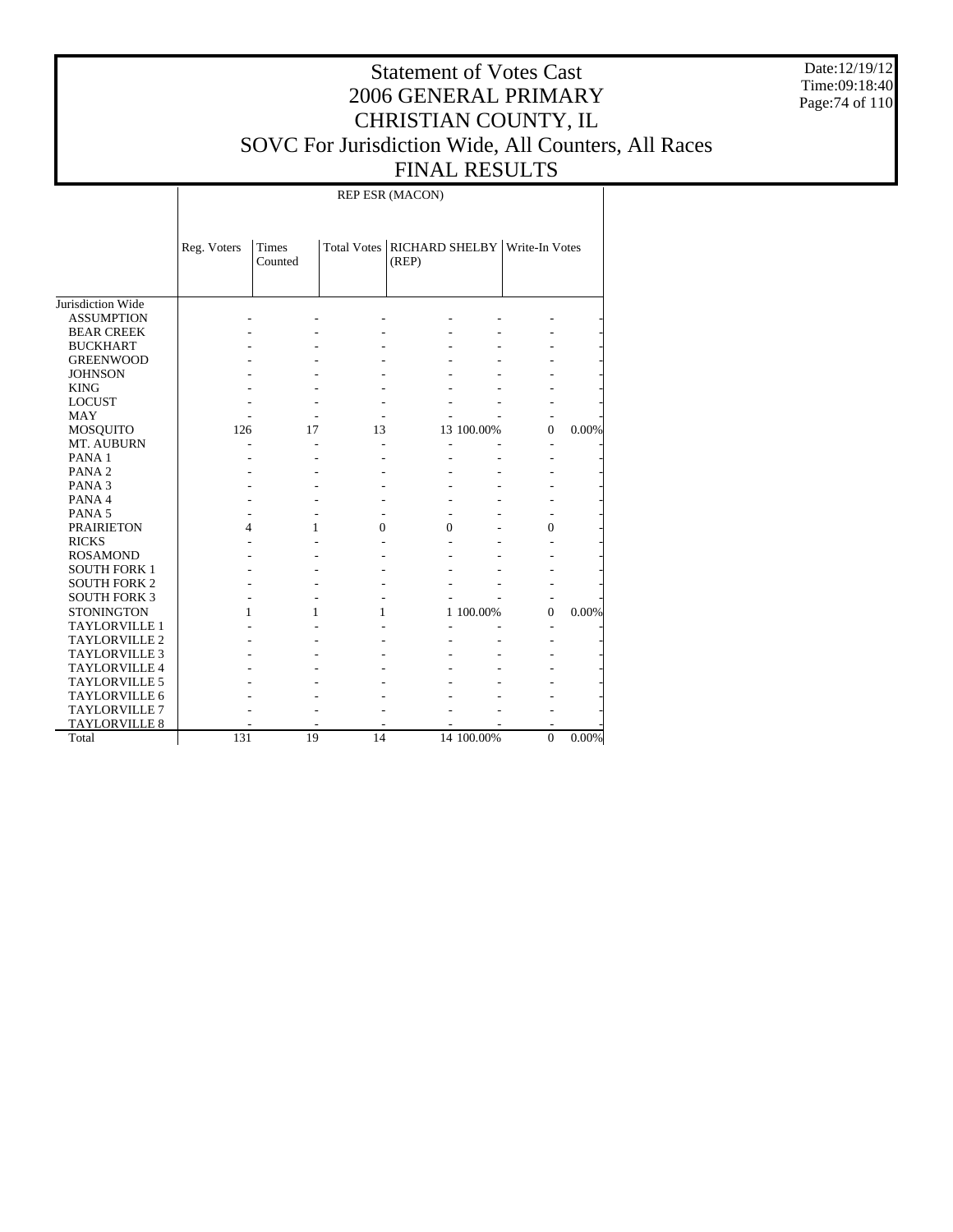# Statement of Votes Cast
# 2006 GENERAL PRIMARY
# CHRISTIAN COUNTY, IL
# SOVC For Jurisdiction Wide, All Counters, All Races
# FINAL RESULTS

Date:12/19/12
Time:09:18:40

| | REP ESR (MACON) | | | | | | |
|---|---|---|---|---|---|---|---|
| | Reg. Voters | Times Counted | Total Votes | RICHARD SHELBY (REP) | | Write-In Votes | |
| Jurisdiction Wide | | | | | | | |
| ASSUMPTION | - | - | - | - | - | - | - |
| BEAR CREEK | - | - | - | - | - | - | - |
| BUCKHART | - | - | - | - | - | - | - |
| GREENWOOD | - | - | - | - | - | - | - |
| JOHNSON | - | - | - | - | - | - | - |
| KING | - | - | - | - | - | - | - |
| LOCUST | - | - | - | - | - | - | - |
| MAY | - | - | - | - | - | - | - |
| MOSQUITO | 126 | 17 | 13 | 13 | 100.00% | 0 | 0.00% |
| MT. AUBURN | - | - | - | - | - | - | - |
| PANA 1 | - | - | - | - | - | - | - |
| PANA 2 | - | - | - | - | - | - | - |
| PANA 3 | - | - | - | - | - | - | - |
| PANA 4 | - | - | - | - | - | - | - |
| PANA 5 | - | - | - | - | - | - | - |
| PRAIRIETON | 4 | 1 | 0 | 0 | - | 0 | - |
| RICKS | - | - | - | - | - | - | - |
| ROSAMOND | - | - | - | - | - | - | - |
| SOUTH FORK 1 | - | - | - | - | - | - | - |
| SOUTH FORK 2 | - | - | - | - | - | - | - |
| SOUTH FORK 3 | - | - | - | - | - | - | - |
| STONINGTON | 1 | 1 | 1 | 1 | 100.00% | 0 | 0.00% |
| TAYLORVILLE 1 | - | - | - | - | - | - | - |
| TAYLORVILLE 2 | - | - | - | - | - | - | - |
| TAYLORVILLE 3 | - | - | - | - | - | - | - |
| TAYLORVILLE 4 | - | - | - | - | - | - | - |
| TAYLORVILLE 5 | - | - | - | - | - | - | - |
| TAYLORVILLE 6 | - | - | - | - | - | - | - |
| TAYLORVILLE 7 | - | - | - | - | - | - | - |
| TAYLORVILLE 8 | - | - | - | - | - | - | - |
| Total | 131 | 19 | 14 | 14 | 100.00% | 0 | 0.00% |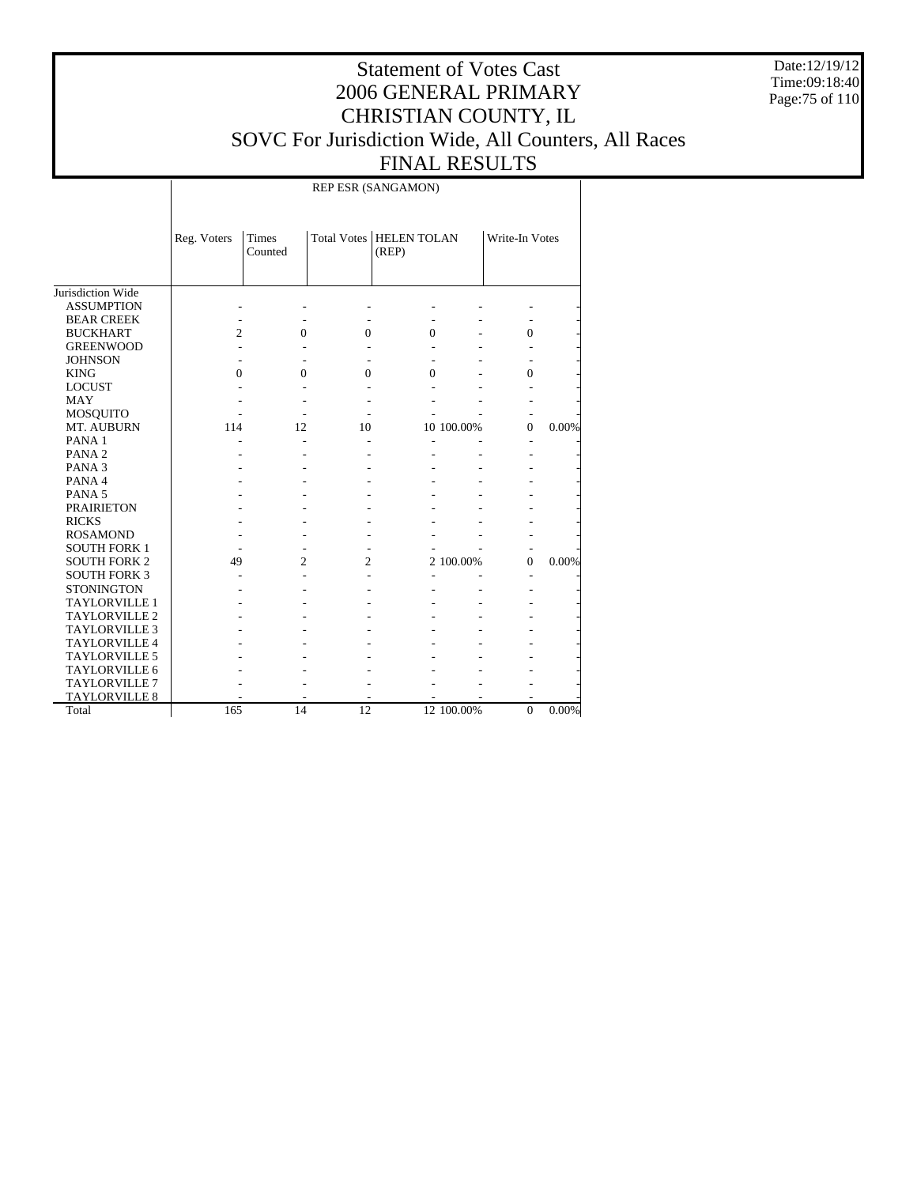# Statement of Votes Cast
# 2006 GENERAL PRIMARY
# CHRISTIAN COUNTY, IL
# SOVC For Jurisdiction Wide, All Counters, All Races
# FINAL RESULTS

Date:12/19/12
Time:09:18:40

| | REP ESR (SANGAMON) | | | | | | |
|---|---|---|---|---|---|---|---|
| | Reg. Voters | Times Counted | Total Votes | HELEN TOLAN (REP) | | Write-In Votes | |
| Jurisdiction Wide | | | | | | | |
| ASSUMPTION | - | - | - | - | - | - | - |
| BEAR CREEK | - | - | - | - | - | - | - |
| BUCKHART | 2 | 0 | 0 | 0 | - | 0 | - |
| GREENWOOD | - | - | - | - | - | - | - |
| JOHNSON | - | - | - | - | - | - | - |
| KING | 0 | 0 | 0 | 0 | - | 0 | - |
| LOCUST | - | - | - | - | - | - | - |
| MAY | - | - | - | - | - | - | - |
| MOSQUITO | - | - | - | - | - | - | - |
| MT. AUBURN | 114 | 12 | 10 | 10 | 100.00% | 0 | 0.00% |
| PANA 1 | - | - | - | - | - | - | - |
| PANA 2 | - | - | - | - | - | - | - |
| PANA 3 | - | - | - | - | - | - | - |
| PANA 4 | - | - | - | - | - | - | - |
| PANA 5 | - | - | - | - | - | - | - |
| PRAIRIETON | - | - | - | - | - | - | - |
| RICKS | - | - | - | - | - | - | - |
| ROSAMOND | - | - | - | - | - | - | - |
| SOUTH FORK 1 | - | - | - | - | - | - | - |
| SOUTH FORK 2 | 49 | 2 | 2 | 2 | 100.00% | 0 | 0.00% |
| SOUTH FORK 3 | - | - | - | - | - | - | - |
| STONINGTON | - | - | - | - | - | - | - |
| TAYLORVILLE 1 | - | - | - | - | - | - | - |
| TAYLORVILLE 2 | - | - | - | - | - | - | - |
| TAYLORVILLE 3 | - | - | - | - | - | - | - |
| TAYLORVILLE 4 | - | - | - | - | - | - | - |
| TAYLORVILLE 5 | - | - | - | - | - | - | - |
| TAYLORVILLE 6 | - | - | - | - | - | - | - |
| TAYLORVILLE 7 | - | - | - | - | - | - | - |
| TAYLORVILLE 8 | - | - | - | - | - | - | - |
| Total | 165 | 14 | 12 | 12 | 100.00% | 0 | 0.00% |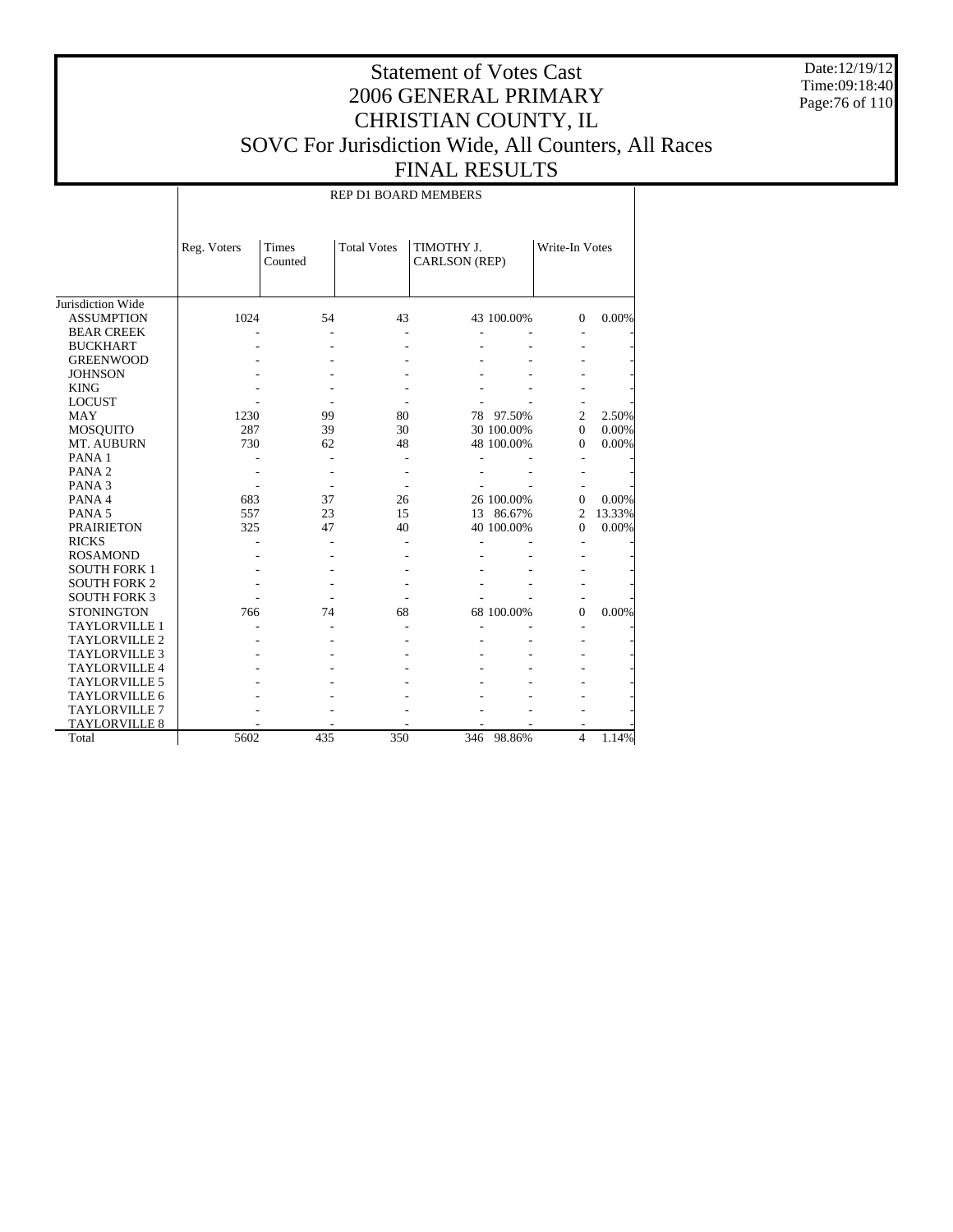# Statement of Votes Cast
# 2006 GENERAL PRIMARY
# CHRISTIAN COUNTY, IL
# SOVC For Jurisdiction Wide, All Counters, All Races
# FINAL RESULTS

Date:12/19/12
Time:09:18:40

| | REP D1 BOARD MEMBERS | | | | | | |
|---|---|---|---|---|---|---|---|
| | Reg. Voters | Times Counted | Total Votes | TIMOTHY J. CARLSON (REP) | | Write-In Votes | |
| Jurisdiction Wide | | | | | | | |
| ASSUMPTION | 1024 | 54 | 43 | 43 | 100.00% | 0 | 0.00% |
| BEAR CREEK | - | - | - | - | - | - | - |
| BUCKHART | - | - | - | - | - | - | - |
| GREENWOOD | - | - | - | - | - | - | - |
| JOHNSON | - | - | - | - | - | - | - |
| KING | - | - | - | - | - | - | - |
| LOCUST | - | - | - | - | - | - | - |
| MAY | 1230 | 99 | 80 | 78 | 97.50% | 2 | 2.50% |
| MOSQUITO | 287 | 39 | 30 | 30 | 100.00% | 0 | 0.00% |
| MT. AUBURN | 730 | 62 | 48 | 48 | 100.00% | 0 | 0.00% |
| PANA 1 | - | - | - | - | - | - | - |
| PANA 2 | - | - | - | - | - | - | - |
| PANA 3 | - | - | - | - | - | - | - |
| PANA 4 | 683 | 37 | 26 | 26 | 100.00% | 0 | 0.00% |
| PANA 5 | 557 | 23 | 15 | 13 | 86.67% | 2 | 13.33% |
| PRAIRIETON | 325 | 47 | 40 | 40 | 100.00% | 0 | 0.00% |
| RICKS | - | - | - | - | - | - | - |
| ROSAMOND | - | - | - | - | - | - | - |
| SOUTH FORK 1 | - | - | - | - | - | - | - |
| SOUTH FORK 2 | - | - | - | - | - | - | - |
| SOUTH FORK 3 | - | - | - | - | - | - | - |
| STONINGTON | 766 | 74 | 68 | 68 | 100.00% | 0 | 0.00% |
| TAYLORVILLE 1 | - | - | - | - | - | - | - |
| TAYLORVILLE 2 | - | - | - | - | - | - | - |
| TAYLORVILLE 3 | - | - | - | - | - | - | - |
| TAYLORVILLE 4 | - | - | - | - | - | - | - |
| TAYLORVILLE 5 | - | - | - | - | - | - | - |
| TAYLORVILLE 6 | - | - | - | - | - | - | - |
| TAYLORVILLE 7 | - | - | - | - | - | - | - |
| TAYLORVILLE 8 | - | - | - | - | - | - | - |
| Total | 5602 | 435 | 350 | 346 | 98.86% | 4 | 1.14% |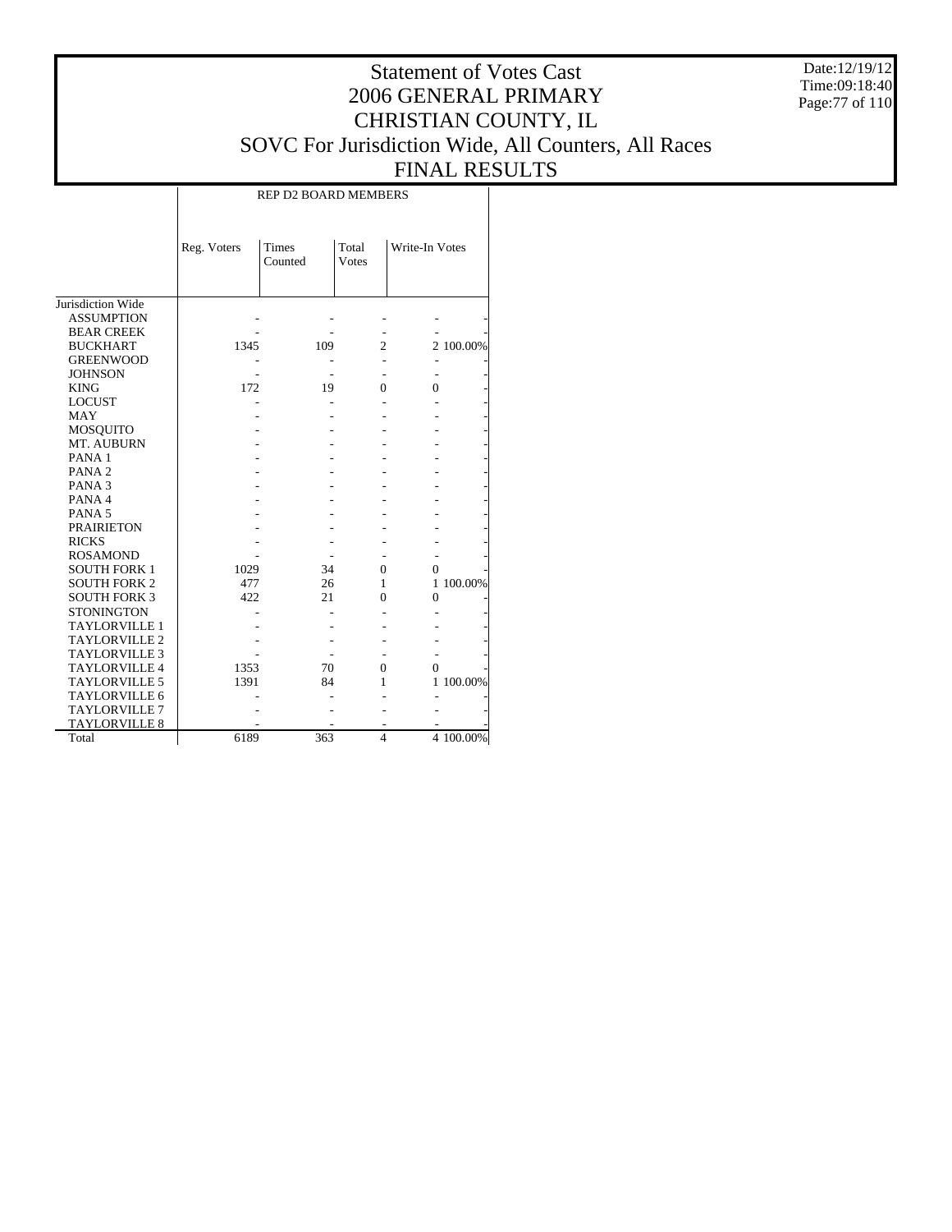# Statement of Votes Cast
## 2006 GENERAL PRIMARY
## CHRISTIAN COUNTY, IL
## SOVC For Jurisdiction Wide, All Counters, All Races
## FINAL RESULTS

Date:12/19/12
Time:09:18:40

| | REP D2 BOARD MEMBERS | | | | |
|---|---|---|---|---|---|
| | Reg. Voters | Times Counted | Total Votes | Write-In Votes | |
| Jurisdiction Wide | | | | | |
| ASSUMPTION | - | - | - | - | - |
| BEAR CREEK | - | - | - | - | - |
| BUCKHART | 1345 | 109 | 2 | 2 | 100.00% |
| GREENWOOD | - | - | - | - | - |
| JOHNSON | - | - | - | - | - |
| KING | 172 | 19 | 0 | 0 | - |
| LOCUST | - | - | - | - | - |
| MAY | - | - | - | - | - |
| MOSQUITO | - | - | - | - | - |
| MT. AUBURN | - | - | - | - | - |
| PANA 1 | - | - | - | - | - |
| PANA 2 | - | - | - | - | - |
| PANA 3 | - | - | - | - | - |
| PANA 4 | - | - | - | - | - |
| PANA 5 | - | - | - | - | - |
| PRAIRIETON | - | - | - | - | - |
| RICKS | - | - | - | - | - |
| ROSAMOND | - | - | - | - | - |
| SOUTH FORK 1 | 1029 | 34 | 0 | 0 | - |
| SOUTH FORK 2 | 477 | 26 | 1 | 1 | 100.00% |
| SOUTH FORK 3 | 422 | 21 | 0 | 0 | - |
| STONINGTON | - | - | - | - | - |
| TAYLORVILLE 1 | - | - | - | - | - |
| TAYLORVILLE 2 | - | - | - | - | - |
| TAYLORVILLE 3 | - | - | - | - | - |
| TAYLORVILLE 4 | 1353 | 70 | 0 | 0 | - |
| TAYLORVILLE 5 | 1391 | 84 | 1 | 1 | 100.00% |
| TAYLORVILLE 6 | - | - | - | - | - |
| TAYLORVILLE 7 | - | - | - | - | - |
| TAYLORVILLE 8 | - | - | - | - | - |
| Total | 6189 | 363 | 4 | 4 | 100.00% |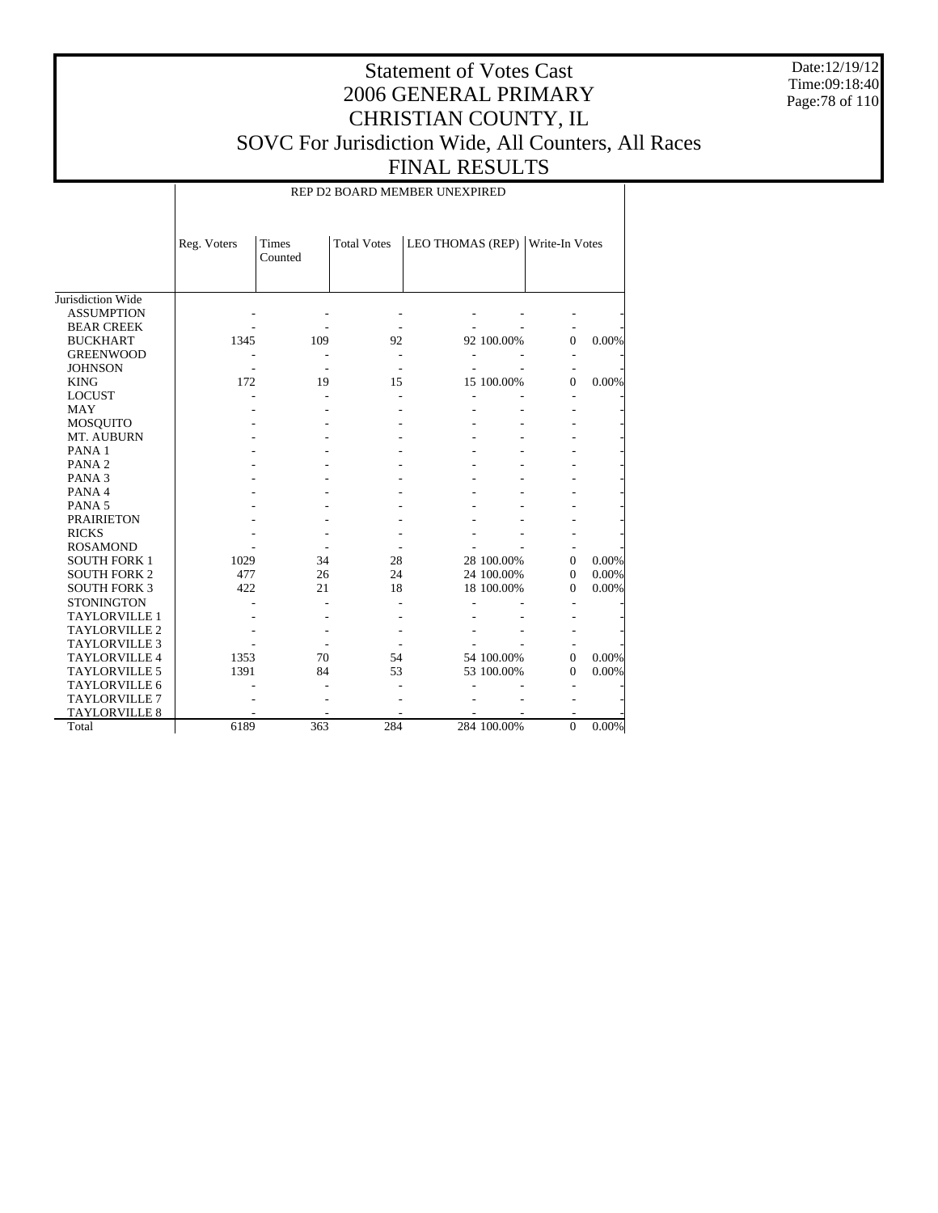# Statement of Votes Cast
# 2006 GENERAL PRIMARY
# CHRISTIAN COUNTY, IL
# SOVC For Jurisdiction Wide, All Counters, All Races
# FINAL RESULTS

Date:12/19/12
Time:09:18:40

| | REP D2 BOARD MEMBER UNEXPIRED | | | | | | |
|---|---|---|---|---|---|---|---|
| | Reg. Voters | Times Counted | Total Votes | LEO THOMAS (REP) | | Write-In Votes | |
| Jurisdiction Wide | | | | | | | |
| ASSUMPTION | - | - | - | - | - | - | - |
| BEAR CREEK | - | - | - | - | - | - | - |
| BUCKHART | 1345 | 109 | 92 | 92 | 100.00% | 0 | 0.00% |
| GREENWOOD | - | - | - | - | - | - | - |
| JOHNSON | - | - | - | - | - | - | - |
| KING | 172 | 19 | 15 | 15 | 100.00% | 0 | 0.00% |
| LOCUST | - | - | - | - | - | - | - |
| MAY | - | - | - | - | - | - | - |
| MOSQUITO | - | - | - | - | - | - | - |
| MT. AUBURN | - | - | - | - | - | - | - |
| PANA 1 | - | - | - | - | - | - | - |
| PANA 2 | - | - | - | - | - | - | - |
| PANA 3 | - | - | - | - | - | - | - |
| PANA 4 | - | - | - | - | - | - | - |
| PANA 5 | - | - | - | - | - | - | - |
| PRAIRIETON | - | - | - | - | - | - | - |
| RICKS | - | - | - | - | - | - | - |
| ROSAMOND | - | - | - | - | - | - | - |
| SOUTH FORK 1 | 1029 | 34 | 28 | 28 | 100.00% | 0 | 0.00% |
| SOUTH FORK 2 | 477 | 26 | 24 | 24 | 100.00% | 0 | 0.00% |
| SOUTH FORK 3 | 422 | 21 | 18 | 18 | 100.00% | 0 | 0.00% |
| STONINGTON | - | - | - | - | - | - | - |
| TAYLORVILLE 1 | - | - | - | - | - | - | - |
| TAYLORVILLE 2 | - | - | - | - | - | - | - |
| TAYLORVILLE 3 | - | - | - | - | - | - | - |
| TAYLORVILLE 4 | 1353 | 70 | 54 | 54 | 100.00% | 0 | 0.00% |
| TAYLORVILLE 5 | 1391 | 84 | 53 | 53 | 100.00% | 0 | 0.00% |
| TAYLORVILLE 6 | - | - | - | - | - | - | - |
| TAYLORVILLE 7 | - | - | - | - | - | - | - |
| TAYLORVILLE 8 | - | - | - | - | - | - | - |
| Total | 6189 | 363 | 284 | 284 | 100.00% | 0 | 0.00% |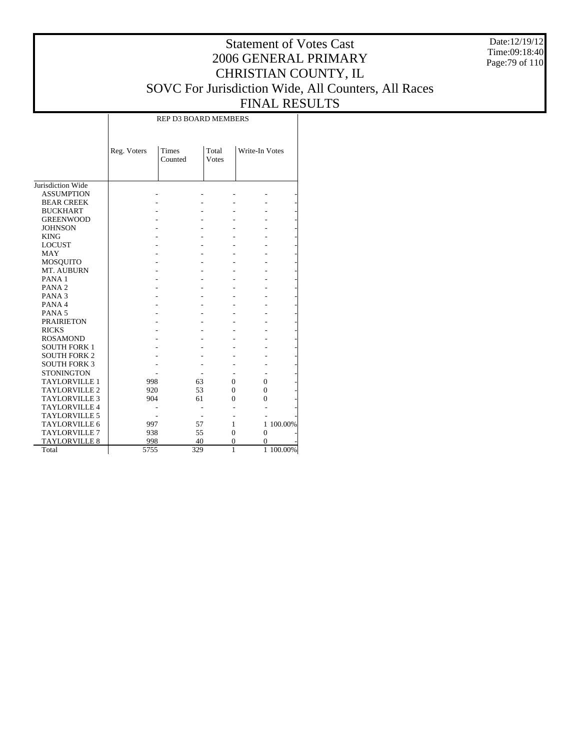# Statement of Votes Cast
# 2006 GENERAL PRIMARY
# CHRISTIAN COUNTY, IL
# SOVC For Jurisdiction Wide, All Counters, All Races
# FINAL RESULTS

Date:12/19/12
Time:09:18:40

| | REP D3 BOARD MEMBERS | | | | |
|---|---|---|---|---|---|
| | Reg. Voters | Times Counted | Total Votes | Write-In Votes | |
| Jurisdiction Wide | | | | | |
| ASSUMPTION | - | - | - | - | - |
| BEAR CREEK | - | - | - | - | - |
| BUCKHART | - | - | - | - | - |
| GREENWOOD | - | - | - | - | - |
| JOHNSON | - | - | - | - | - |
| KING | - | - | - | - | - |
| LOCUST | - | - | - | - | - |
| MAY | - | - | - | - | - |
| MOSQUITO | - | - | - | - | - |
| MT. AUBURN | - | - | - | - | - |
| PANA 1 | - | - | - | - | - |
| PANA 2 | - | - | - | - | - |
| PANA 3 | - | - | - | - | - |
| PANA 4 | - | - | - | - | - |
| PANA 5 | - | - | - | - | - |
| PRAIRIETON | - | - | - | - | - |
| RICKS | - | - | - | - | - |
| ROSAMOND | - | - | - | - | - |
| SOUTH FORK 1 | - | - | - | - | - |
| SOUTH FORK 2 | - | - | - | - | - |
| SOUTH FORK 3 | - | - | - | - | - |
| STONINGTON | - | - | - | - | - |
| TAYLORVILLE 1 | 998 | 63 | 0 | 0 | - |
| TAYLORVILLE 2 | 920 | 53 | 0 | 0 | - |
| TAYLORVILLE 3 | 904 | 61 | 0 | 0 | - |
| TAYLORVILLE 4 | - | - | - | - | - |
| TAYLORVILLE 5 | - | - | - | - | - |
| TAYLORVILLE 6 | 997 | 57 | 1 | 1 | 100.00% |
| TAYLORVILLE 7 | 938 | 55 | 0 | 0 | - |
| TAYLORVILLE 8 | 998 | 40 | 0 | 0 | - |
| Total | 5755 | 329 | 1 | 1 | 100.00% |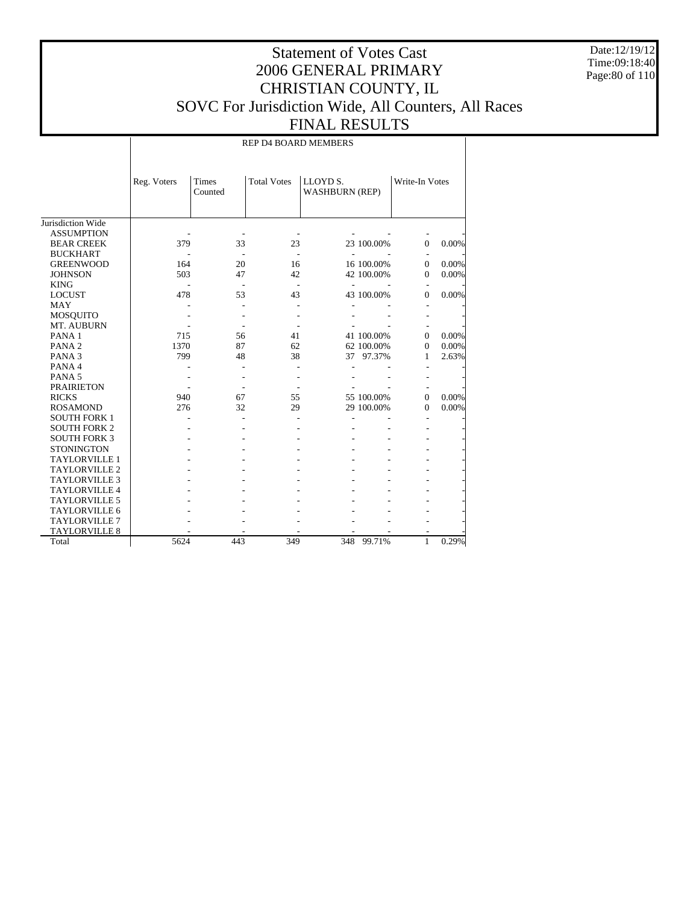# Statement of Votes Cast
# 2006 GENERAL PRIMARY
# CHRISTIAN COUNTY, IL
# SOVC For Jurisdiction Wide, All Counters, All Races
# FINAL RESULTS

Date:12/19/12
Time:09:18:40

| | REP D4 BOARD MEMBERS | | | | | | |
|---|---|---|---|---|---|---|---|
| | Reg. Voters | Times Counted | Total Votes | LLOYD S. WASHBURN (REP) | | Write-In Votes | |
| Jurisdiction Wide | | | | | | | |
| ASSUMPTION | - | - | - | - | - | - | - |
| BEAR CREEK | 379 | 33 | 23 | 23 | 100.00% | 0 | 0.00% |
| BUCKHART | - | - | - | - | - | - | - |
| GREENWOOD | 164 | 20 | 16 | 16 | 100.00% | 0 | 0.00% |
| JOHNSON | 503 | 47 | 42 | 42 | 100.00% | 0 | 0.00% |
| KING | - | - | - | - | - | - | - |
| LOCUST | 478 | 53 | 43 | 43 | 100.00% | 0 | 0.00% |
| MAY | - | - | - | - | - | - | - |
| MOSQUITO | - | - | - | - | - | - | - |
| MT. AUBURN | - | - | - | - | - | - | - |
| PANA 1 | 715 | 56 | 41 | 41 | 100.00% | 0 | 0.00% |
| PANA 2 | 1370 | 87 | 62 | 62 | 100.00% | 0 | 0.00% |
| PANA 3 | 799 | 48 | 38 | 37 | 97.37% | 1 | 2.63% |
| PANA 4 | - | - | - | - | - | - | - |
| PANA 5 | - | - | - | - | - | - | - |
| PRAIRIETON | - | - | - | - | - | - | - |
| RICKS | 940 | 67 | 55 | 55 | 100.00% | 0 | 0.00% |
| ROSAMOND | 276 | 32 | 29 | 29 | 100.00% | 0 | 0.00% |
| SOUTH FORK 1 | - | - | - | - | - | - | - |
| SOUTH FORK 2 | - | - | - | - | - | - | - |
| SOUTH FORK 3 | - | - | - | - | - | - | - |
| STONINGTON | - | - | - | - | - | - | - |
| TAYLORVILLE 1 | - | - | - | - | - | - | - |
| TAYLORVILLE 2 | - | - | - | - | - | - | - |
| TAYLORVILLE 3 | - | - | - | - | - | - | - |
| TAYLORVILLE 4 | - | - | - | - | - | - | - |
| TAYLORVILLE 5 | - | - | - | - | - | - | - |
| TAYLORVILLE 6 | - | - | - | - | - | - | - |
| TAYLORVILLE 7 | - | - | - | - | - | - | - |
| TAYLORVILLE 8 | - | - | - | - | - | - | - |
| Total | 5624 | 443 | 349 | 348 | 99.71% | 1 | 0.29% |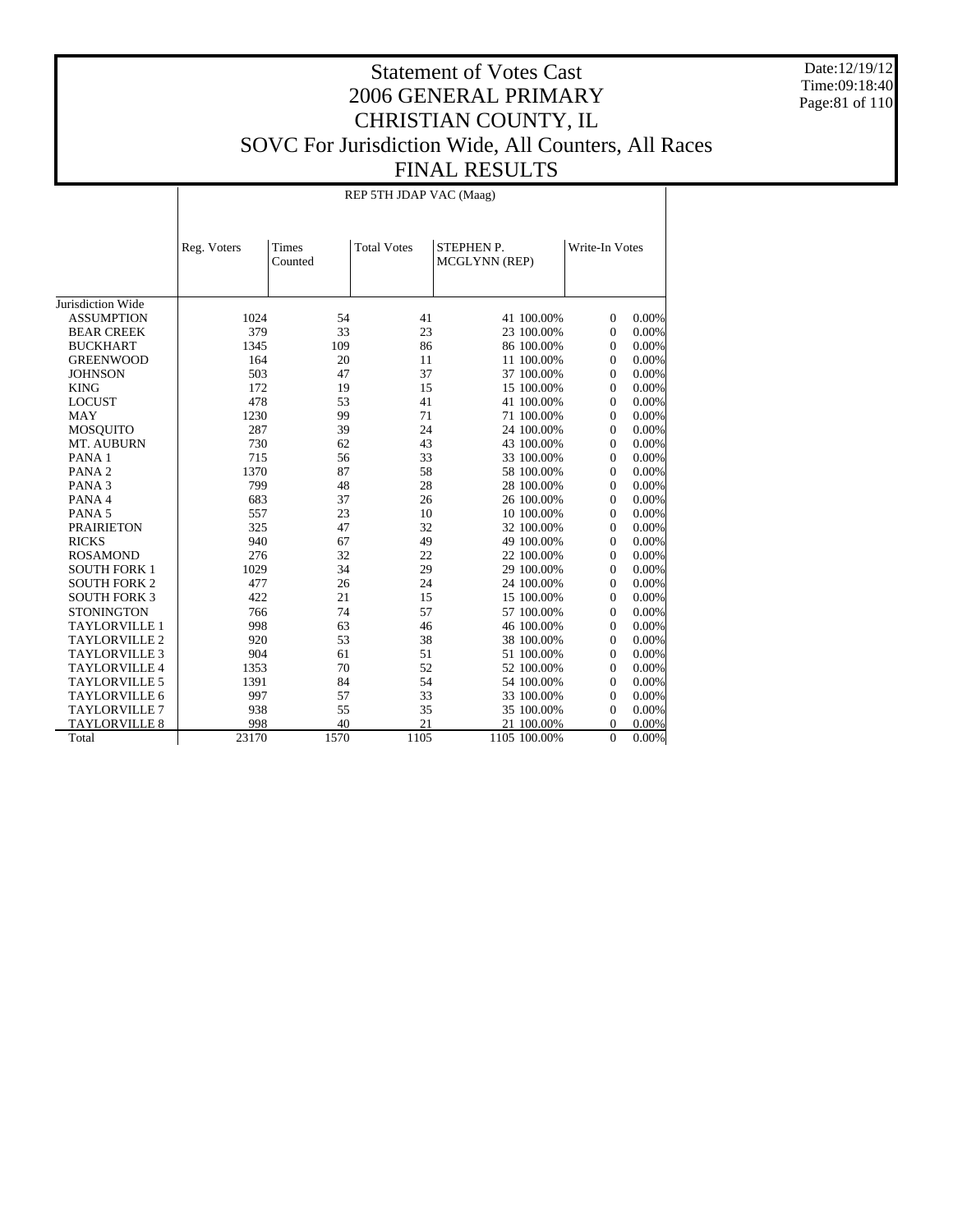# Statement of Votes Cast
# 2006 GENERAL PRIMARY
# CHRISTIAN COUNTY, IL
# SOVC For Jurisdiction Wide, All Counters, All Races
# FINAL RESULTS

Date:12/19/12
Time:09:18:40

| | REP 5TH JDAP VAC (Maag) | | | | | | |
|---|---|---|---|---|---|---|---|
| | Reg. Voters | Times Counted | Total Votes | STEPHEN P. MCGLYNN (REP) | | Write-In Votes | |
| Jurisdiction Wide | | | | | | | |
| ASSUMPTION | 1024 | 54 | 41 | 41 | 100.00% | 0 | 0.00% |
| BEAR CREEK | 379 | 33 | 23 | 23 | 100.00% | 0 | 0.00% |
| BUCKHART | 1345 | 109 | 86 | 86 | 100.00% | 0 | 0.00% |
| GREENWOOD | 164 | 20 | 11 | 11 | 100.00% | 0 | 0.00% |
| JOHNSON | 503 | 47 | 37 | 37 | 100.00% | 0 | 0.00% |
| KING | 172 | 19 | 15 | 15 | 100.00% | 0 | 0.00% |
| LOCUST | 478 | 53 | 41 | 41 | 100.00% | 0 | 0.00% |
| MAY | 1230 | 99 | 71 | 71 | 100.00% | 0 | 0.00% |
| MOSQUITO | 287 | 39 | 24 | 24 | 100.00% | 0 | 0.00% |
| MT. AUBURN | 730 | 62 | 43 | 43 | 100.00% | 0 | 0.00% |
| PANA 1 | 715 | 56 | 33 | 33 | 100.00% | 0 | 0.00% |
| PANA 2 | 1370 | 87 | 58 | 58 | 100.00% | 0 | 0.00% |
| PANA 3 | 799 | 48 | 28 | 28 | 100.00% | 0 | 0.00% |
| PANA 4 | 683 | 37 | 26 | 26 | 100.00% | 0 | 0.00% |
| PANA 5 | 557 | 23 | 10 | 10 | 100.00% | 0 | 0.00% |
| PRAIRIETON | 325 | 47 | 32 | 32 | 100.00% | 0 | 0.00% |
| RICKS | 940 | 67 | 49 | 49 | 100.00% | 0 | 0.00% |
| ROSAMOND | 276 | 32 | 22 | 22 | 100.00% | 0 | 0.00% |
| SOUTH FORK 1 | 1029 | 34 | 29 | 29 | 100.00% | 0 | 0.00% |
| SOUTH FORK 2 | 477 | 26 | 24 | 24 | 100.00% | 0 | 0.00% |
| SOUTH FORK 3 | 422 | 21 | 15 | 15 | 100.00% | 0 | 0.00% |
| STONINGTON | 766 | 74 | 57 | 57 | 100.00% | 0 | 0.00% |
| TAYLORVILLE 1 | 998 | 63 | 46 | 46 | 100.00% | 0 | 0.00% |
| TAYLORVILLE 2 | 920 | 53 | 38 | 38 | 100.00% | 0 | 0.00% |
| TAYLORVILLE 3 | 904 | 61 | 51 | 51 | 100.00% | 0 | 0.00% |
| TAYLORVILLE 4 | 1353 | 70 | 52 | 52 | 100.00% | 0 | 0.00% |
| TAYLORVILLE 5 | 1391 | 84 | 54 | 54 | 100.00% | 0 | 0.00% |
| TAYLORVILLE 6 | 997 | 57 | 33 | 33 | 100.00% | 0 | 0.00% |
| TAYLORVILLE 7 | 938 | 55 | 35 | 35 | 100.00% | 0 | 0.00% |
| TAYLORVILLE 8 | 998 | 40 | 21 | 21 | 100.00% | 0 | 0.00% |
| Total | 23170 | 1570 | 1105 | 1105 | 100.00% | 0 | 0.00% |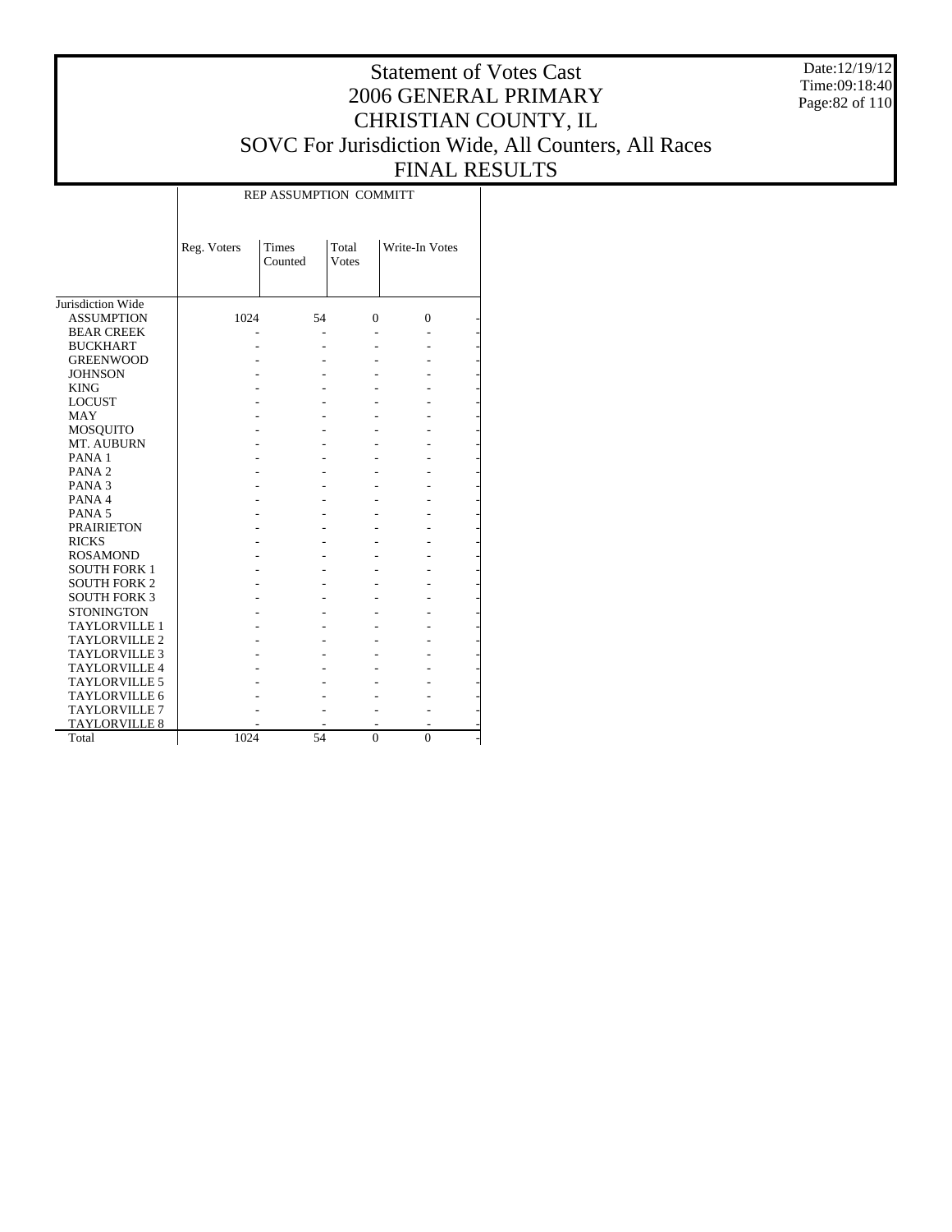# Statement of Votes Cast
## 2006 GENERAL PRIMARY
## CHRISTIAN COUNTY, IL
## SOVC For Jurisdiction Wide, All Counters, All Races
## FINAL RESULTS

Date:12/19/12
Time:09:18:40

| | REP ASSUMPTION COMMITT | | | |
|---|---|---|---|---|
| | Reg. Voters | Times Counted | Total Votes | Write-In Votes |
| Jurisdiction Wide | | | | |
| ASSUMPTION | 1024 | 54 | 0 | 0 |
| BEAR CREEK | - | - | - | - |
| BUCKHART | - | - | - | - |
| GREENWOOD | - | - | - | - |
| JOHNSON | - | - | - | - |
| KING | - | - | - | - |
| LOCUST | - | - | - | - |
| MAY | - | - | - | - |
| MOSQUITO | - | - | - | - |
| MT. AUBURN | - | - | - | - |
| PANA 1 | - | - | - | - |
| PANA 2 | - | - | - | - |
| PANA 3 | - | - | - | - |
| PANA 4 | - | - | - | - |
| PANA 5 | - | - | - | - |
| PRAIRIETON | - | - | - | - |
| RICKS | - | - | - | - |
| ROSAMOND | - | - | - | - |
| SOUTH FORK 1 | - | - | - | - |
| SOUTH FORK 2 | - | - | - | - |
| SOUTH FORK 3 | - | - | - | - |
| STONINGTON | - | - | - | - |
| TAYLORVILLE 1 | - | - | - | - |
| TAYLORVILLE 2 | - | - | - | - |
| TAYLORVILLE 3 | - | - | - | - |
| TAYLORVILLE 4 | - | - | - | - |
| TAYLORVILLE 5 | - | - | - | - |
| TAYLORVILLE 6 | - | - | - | - |
| TAYLORVILLE 7 | - | - | - | - |
| TAYLORVILLE 8 | - | - | - | - |
| Total | 1024 | 54 | 0 | 0 |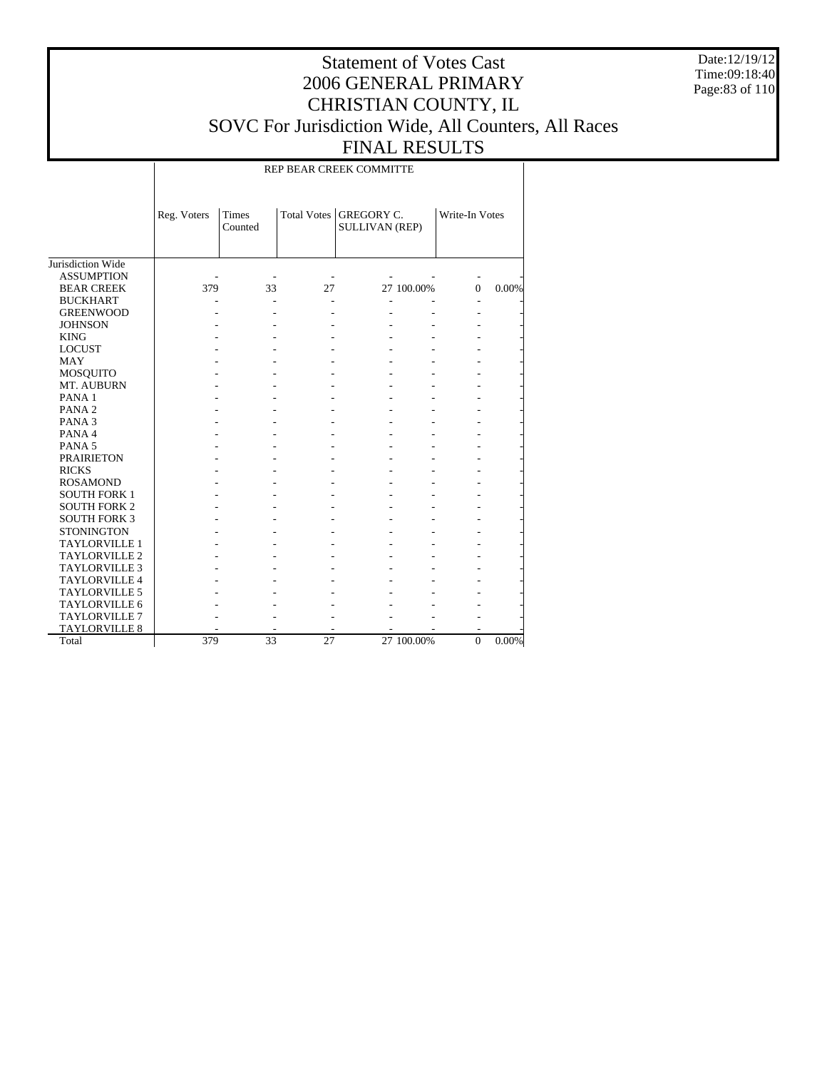# Statement of Votes Cast
## 2006 GENERAL PRIMARY
## CHRISTIAN COUNTY, IL
## SOVC For Jurisdiction Wide, All Counters, All Races
## FINAL RESULTS

Date:12/19/12
Time:09:18:40

REP BEAR CREEK COMMITTE

| | Reg. Voters | Times Counted | Total Votes | GREGORY C. SULLIVAN (REP) | | Write-In Votes | |
|---|---|---|---|---|---|---|---|
| Jurisdiction Wide | | | | | | | |
| ASSUMPTION | - | - | - | - | - | - | - |
| BEAR CREEK | 379 | 33 | 27 | 27 | 100.00% | 0 | 0.00% |
| BUCKHART | - | - | - | - | - | - | - |
| GREENWOOD | - | - | - | - | - | - | - |
| JOHNSON | - | - | - | - | - | - | - |
| KING | - | - | - | - | - | - | - |
| LOCUST | - | - | - | - | - | - | - |
| MAY | - | - | - | - | - | - | - |
| MOSQUITO | - | - | - | - | - | - | - |
| MT. AUBURN | - | - | - | - | - | - | - |
| PANA 1 | - | - | - | - | - | - | - |
| PANA 2 | - | - | - | - | - | - | - |
| PANA 3 | - | - | - | - | - | - | - |
| PANA 4 | - | - | - | - | - | - | - |
| PANA 5 | - | - | - | - | - | - | - |
| PRAIRIETON | - | - | - | - | - | - | - |
| RICKS | - | - | - | - | - | - | - |
| ROSAMOND | - | - | - | - | - | - | - |
| SOUTH FORK 1 | - | - | - | - | - | - | - |
| SOUTH FORK 2 | - | - | - | - | - | - | - |
| SOUTH FORK 3 | - | - | - | - | - | - | - |
| STONINGTON | - | - | - | - | - | - | - |
| TAYLORVILLE 1 | - | - | - | - | - | - | - |
| TAYLORVILLE 2 | - | - | - | - | - | - | - |
| TAYLORVILLE 3 | - | - | - | - | - | - | - |
| TAYLORVILLE 4 | - | - | - | - | - | - | - |
| TAYLORVILLE 5 | - | - | - | - | - | - | - |
| TAYLORVILLE 6 | - | - | - | - | - | - | - |
| TAYLORVILLE 7 | - | - | - | - | - | - | - |
| TAYLORVILLE 8 | - | - | - | - | - | - | - |
| Total | 379 | 33 | 27 | 27 | 100.00% | 0 | 0.00% |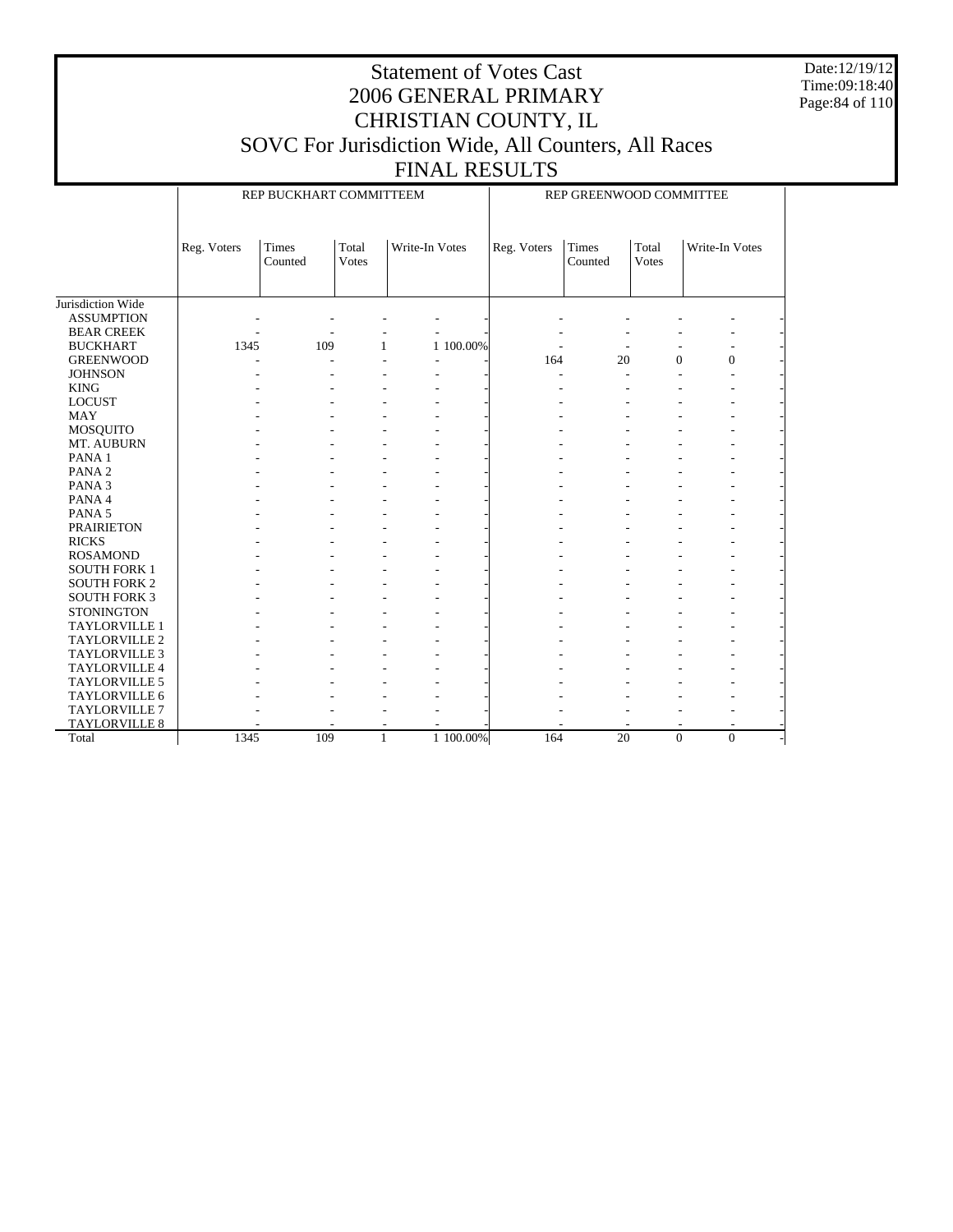# Statement of Votes Cast
# 2006 GENERAL PRIMARY
# CHRISTIAN COUNTY, IL
# SOVC For Jurisdiction Wide, All Counters, All Races
# FINAL RESULTS

Date:12/19/12
Time:09:18:40

| | REP BUCKHART COMMITTEEM | | | | | REP GREENWOOD COMMITTEE | | | | |
|---|---|---|---|---|---|---|---|---|---|---|
| | Reg. Voters | Times Counted | Total Votes | Write-In Votes | | Reg. Voters | Times Counted | Total Votes | Write-In Votes | |
| Jurisdiction Wide | | | | | | | | | | |
| ASSUMPTION | - | - | - | - | - | - | - | - | - | - |
| BEAR CREEK | - | - | - | - | - | - | - | - | - | - |
| BUCKHART | 1345 | 109 | 1 | 1 | 100.00% | - | - | - | - | - |
| GREENWOOD | - | - | - | - | - | 164 | 20 | 0 | 0 | - |
| JOHNSON | - | - | - | - | - | - | - | - | - | - |
| KING | - | - | - | - | - | - | - | - | - | - |
| LOCUST | - | - | - | - | - | - | - | - | - | - |
| MAY | - | - | - | - | - | - | - | - | - | - |
| MOSQUITO | - | - | - | - | - | - | - | - | - | - |
| MT. AUBURN | - | - | - | - | - | - | - | - | - | - |
| PANA 1 | - | - | - | - | - | - | - | - | - | - |
| PANA 2 | - | - | - | - | - | - | - | - | - | - |
| PANA 3 | - | - | - | - | - | - | - | - | - | - |
| PANA 4 | - | - | - | - | - | - | - | - | - | - |
| PANA 5 | - | - | - | - | - | - | - | - | - | - |
| PRAIRIETON | - | - | - | - | - | - | - | - | - | - |
| RICKS | - | - | - | - | - | - | - | - | - | - |
| ROSAMOND | - | - | - | - | - | - | - | - | - | - |
| SOUTH FORK 1 | - | - | - | - | - | - | - | - | - | - |
| SOUTH FORK 2 | - | - | - | - | - | - | - | - | - | - |
| SOUTH FORK 3 | - | - | - | - | - | - | - | - | - | - |
| STONINGTON | - | - | - | - | - | - | - | - | - | - |
| TAYLORVILLE 1 | - | - | - | - | - | - | - | - | - | - |
| TAYLORVILLE 2 | - | - | - | - | - | - | - | - | - | - |
| TAYLORVILLE 3 | - | - | - | - | - | - | - | - | - | - |
| TAYLORVILLE 4 | - | - | - | - | - | - | - | - | - | - |
| TAYLORVILLE 5 | - | - | - | - | - | - | - | - | - | - |
| TAYLORVILLE 6 | - | - | - | - | - | - | - | - | - | - |
| TAYLORVILLE 7 | - | - | - | - | - | - | - | - | - | - |
| TAYLORVILLE 8 | - | - | - | - | - | - | - | - | - | - |
| Total | 1345 | 109 | 1 | 1 | 100.00% | 164 | 20 | 0 | 0 | - |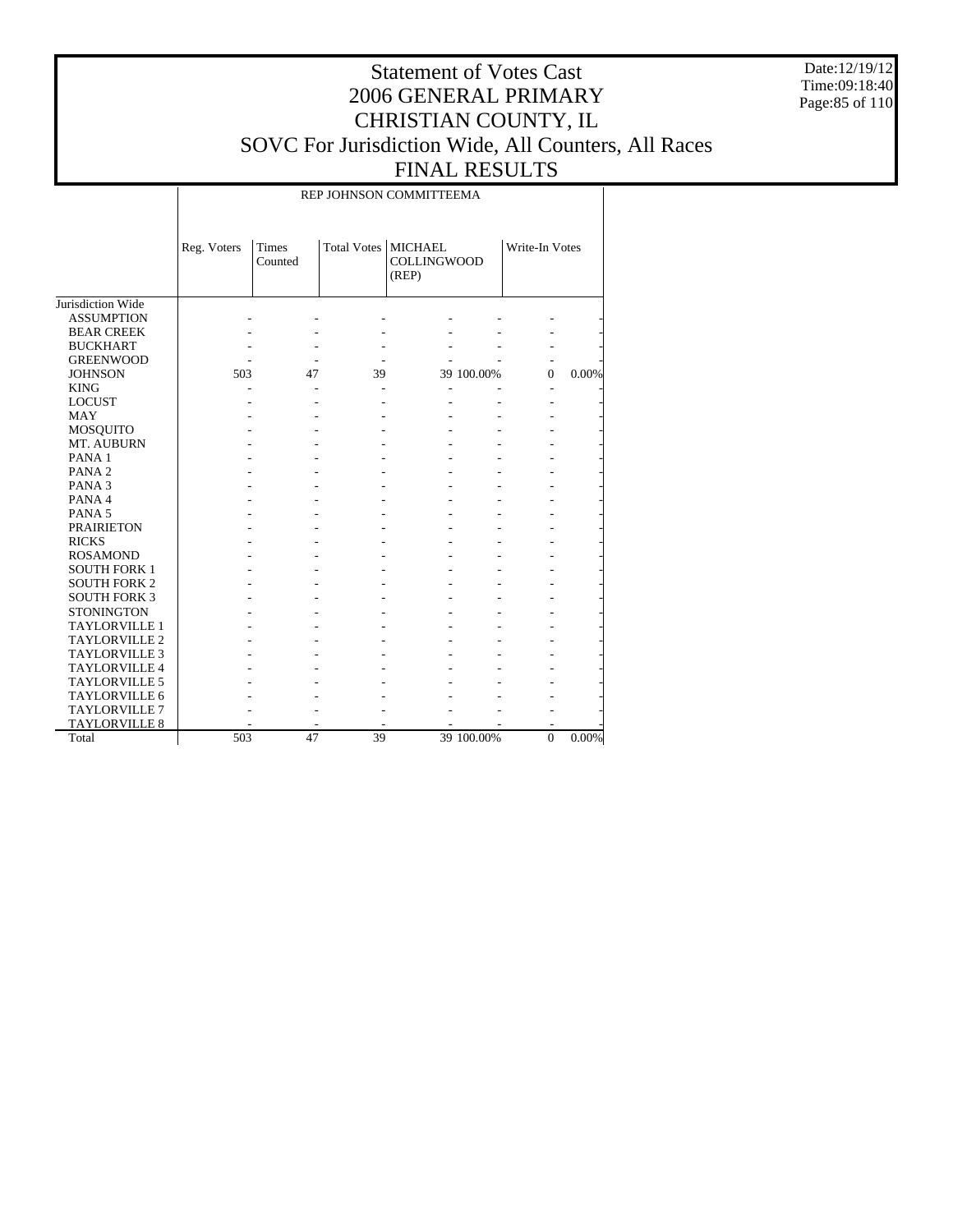# Statement of Votes Cast
# 2006 GENERAL PRIMARY
# CHRISTIAN COUNTY, IL
# SOVC For Jurisdiction Wide, All Counters, All Races
# FINAL RESULTS

Date:12/19/12
Time:09:18:40

| | REP JOHNSON COMMITTEEMA | | | | | | |
|---|---|---|---|---|---|---|---|
| | Reg. Voters | Times Counted | Total Votes | MICHAEL COLLINGWOOD (REP) | | Write-In Votes | |
| Jurisdiction Wide | | | | | | | |
| ASSUMPTION | - | - | - | - | - | - | - |
| BEAR CREEK | - | - | - | - | - | - | - |
| BUCKHART | - | - | - | - | - | - | - |
| GREENWOOD | - | - | - | - | - | - | - |
| JOHNSON | 503 | 47 | 39 | 39 | 100.00% | 0 | 0.00% |
| KING | - | - | - | - | - | - | - |
| LOCUST | - | - | - | - | - | - | - |
| MAY | - | - | - | - | - | - | - |
| MOSQUITO | - | - | - | - | - | - | - |
| MT. AUBURN | - | - | - | - | - | - | - |
| PANA 1 | - | - | - | - | - | - | - |
| PANA 2 | - | - | - | - | - | - | - |
| PANA 3 | - | - | - | - | - | - | - |
| PANA 4 | - | - | - | - | - | - | - |
| PANA 5 | - | - | - | - | - | - | - |
| PRAIRIETON | - | - | - | - | - | - | - |
| RICKS | - | - | - | - | - | - | - |
| ROSAMOND | - | - | - | - | - | - | - |
| SOUTH FORK 1 | - | - | - | - | - | - | - |
| SOUTH FORK 2 | - | - | - | - | - | - | - |
| SOUTH FORK 3 | - | - | - | - | - | - | - |
| STONINGTON | - | - | - | - | - | - | - |
| TAYLORVILLE 1 | - | - | - | - | - | - | - |
| TAYLORVILLE 2 | - | - | - | - | - | - | - |
| TAYLORVILLE 3 | - | - | - | - | - | - | - |
| TAYLORVILLE 4 | - | - | - | - | - | - | - |
| TAYLORVILLE 5 | - | - | - | - | - | - | - |
| TAYLORVILLE 6 | - | - | - | - | - | - | - |
| TAYLORVILLE 7 | - | - | - | - | - | - | - |
| TAYLORVILLE 8 | - | - | - | - | - | - | - |
| Total | 503 | 47 | 39 | 39 | 100.00% | 0 | 0.00% |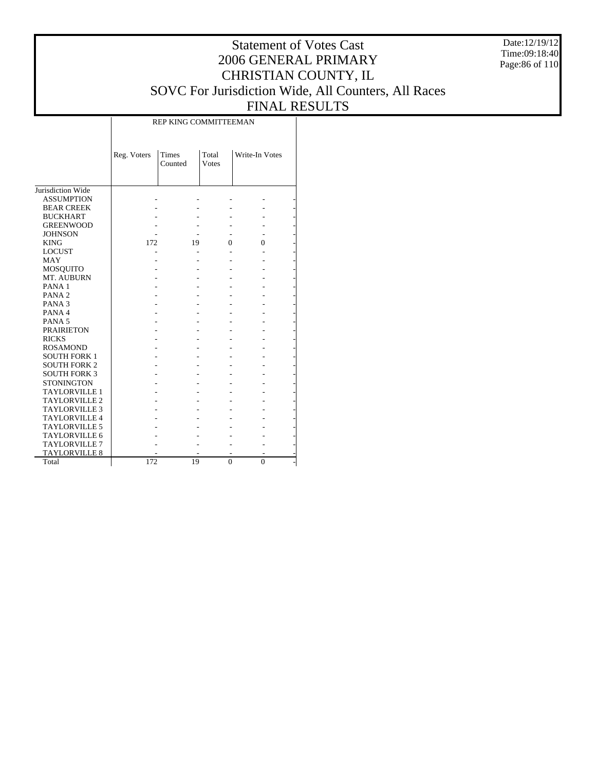# Statement of Votes Cast
# 2006 GENERAL PRIMARY
# CHRISTIAN COUNTY, IL
# SOVC For Jurisdiction Wide, All Counters, All Races
# FINAL RESULTS

Date:12/19/12
Time:09:18:40

| | REP KING COMMITTEEMAN | | | | |
|---|---|---|---|---|---|
| | Reg. Voters | Times Counted | Total Votes | Write-In Votes | |
| Jurisdiction Wide | | | | | |
| ASSUMPTION | - | - | - | - | - |
| BEAR CREEK | - | - | - | - | - |
| BUCKHART | - | - | - | - | - |
| GREENWOOD | - | - | - | - | - |
| JOHNSON | - | - | - | - | - |
| KING | 172 | 19 | 0 | 0 | - |
| LOCUST | - | - | - | - | - |
| MAY | - | - | - | - | - |
| MOSQUITO | - | - | - | - | - |
| MT. AUBURN | - | - | - | - | - |
| PANA 1 | - | - | - | - | - |
| PANA 2 | - | - | - | - | - |
| PANA 3 | - | - | - | - | - |
| PANA 4 | - | - | - | - | - |
| PANA 5 | - | - | - | - | - |
| PRAIRIETON | - | - | - | - | - |
| RICKS | - | - | - | - | - |
| ROSAMOND | - | - | - | - | - |
| SOUTH FORK 1 | - | - | - | - | - |
| SOUTH FORK 2 | - | - | - | - | - |
| SOUTH FORK 3 | - | - | - | - | - |
| STONINGTON | - | - | - | - | - |
| TAYLORVILLE 1 | - | - | - | - | - |
| TAYLORVILLE 2 | - | - | - | - | - |
| TAYLORVILLE 3 | - | - | - | - | - |
| TAYLORVILLE 4 | - | - | - | - | - |
| TAYLORVILLE 5 | - | - | - | - | - |
| TAYLORVILLE 6 | - | - | - | - | - |
| TAYLORVILLE 7 | - | - | - | - | - |
| TAYLORVILLE 8 | - | - | - | - | - |
| Total | 172 | 19 | 0 | 0 | - |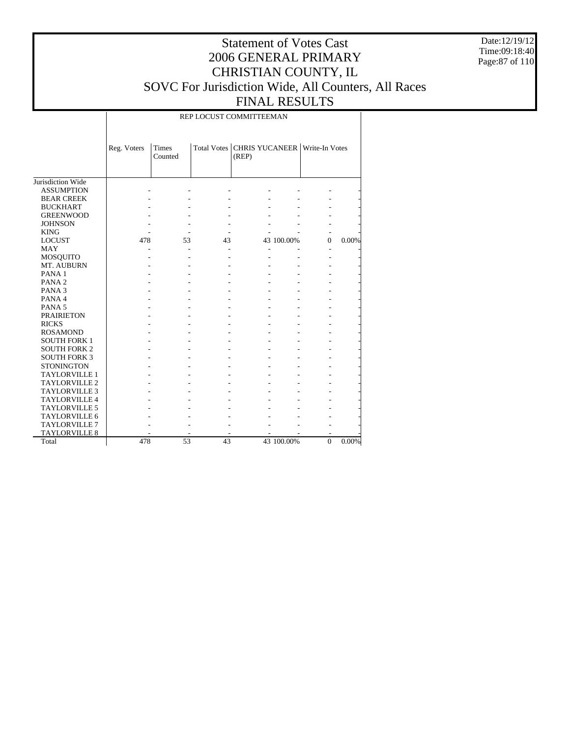# Statement of Votes Cast
## 2006 GENERAL PRIMARY
## CHRISTIAN COUNTY, IL
## SOVC For Jurisdiction Wide, All Counters, All Races
## FINAL RESULTS

Date:12/19/12
Time:09:18:40

| | REP LOCUST COMMITTEEMAN | | | | | | |
|---|---|---|---|---|---|---|---|
| | Reg. Voters | Times Counted | Total Votes | CHRIS YUCANEER (REP) | | Write-In Votes | |
| Jurisdiction Wide | | | | | | | |
| ASSUMPTION | - | - | - | - | - | - | - |
| BEAR CREEK | - | - | - | - | - | - | - |
| BUCKHART | - | - | - | - | - | - | - |
| GREENWOOD | - | - | - | - | - | - | - |
| JOHNSON | - | - | - | - | - | - | - |
| KING | - | - | - | - | - | - | - |
| LOCUST | 478 | 53 | 43 | 43 | 100.00% | 0 | 0.00% |
| MAY | - | - | - | - | - | - | - |
| MOSQUITO | - | - | - | - | - | - | - |
| MT. AUBURN | - | - | - | - | - | - | - |
| PANA 1 | - | - | - | - | - | - | - |
| PANA 2 | - | - | - | - | - | - | - |
| PANA 3 | - | - | - | - | - | - | - |
| PANA 4 | - | - | - | - | - | - | - |
| PANA 5 | - | - | - | - | - | - | - |
| PRAIRIETON | - | - | - | - | - | - | - |
| RICKS | - | - | - | - | - | - | - |
| ROSAMOND | - | - | - | - | - | - | - |
| SOUTH FORK 1 | - | - | - | - | - | - | - |
| SOUTH FORK 2 | - | - | - | - | - | - | - |
| SOUTH FORK 3 | - | - | - | - | - | - | - |
| STONINGTON | - | - | - | - | - | - | - |
| TAYLORVILLE 1 | - | - | - | - | - | - | - |
| TAYLORVILLE 2 | - | - | - | - | - | - | - |
| TAYLORVILLE 3 | - | - | - | - | - | - | - |
| TAYLORVILLE 4 | - | - | - | - | - | - | - |
| TAYLORVILLE 5 | - | - | - | - | - | - | - |
| TAYLORVILLE 6 | - | - | - | - | - | - | - |
| TAYLORVILLE 7 | - | - | - | - | - | - | - |
| TAYLORVILLE 8 | - | - | - | - | - | - | - |
| Total | 478 | 53 | 43 | 43 | 100.00% | 0 | 0.00% |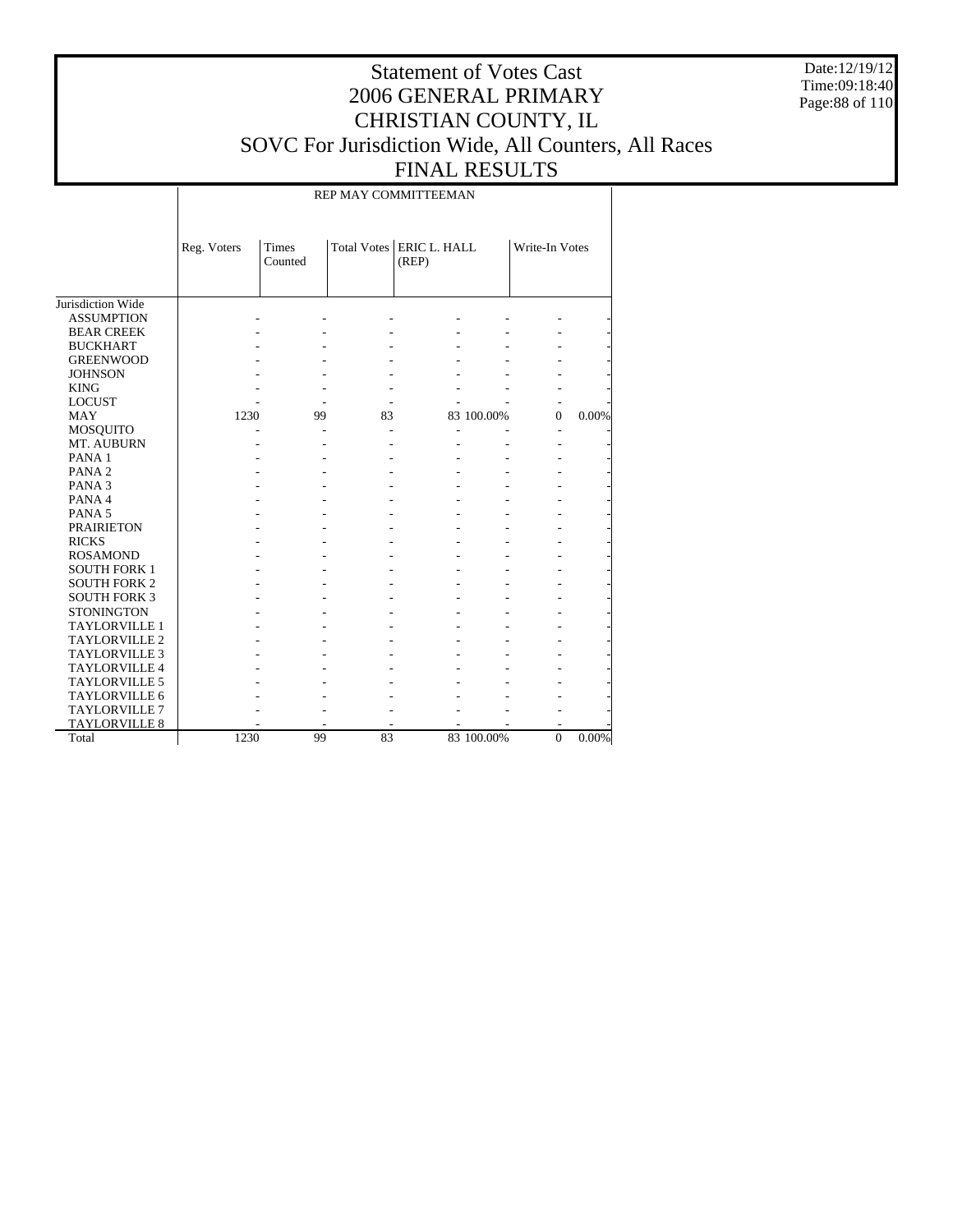# Statement of Votes Cast
# 2006 GENERAL PRIMARY
# CHRISTIAN COUNTY, IL
# SOVC For Jurisdiction Wide, All Counters, All Races
# FINAL RESULTS

Date:12/19/12
Time:09:18:40

| | REP MAY COMMITTEEMAN | | | | | | |
|---|---|---|---|---|---|---|---|
| | Reg. Voters | Times Counted | Total Votes | ERIC L. HALL (REP) | | Write-In Votes | |
| Jurisdiction Wide | | | | | | | |
| ASSUMPTION | - | - | - | - | - | - | - |
| BEAR CREEK | - | - | - | - | - | - | - |
| BUCKHART | - | - | - | - | - | - | - |
| GREENWOOD | - | - | - | - | - | - | - |
| JOHNSON | - | - | - | - | - | - | - |
| KING | - | - | - | - | - | - | - |
| LOCUST | - | - | - | - | - | - | - |
| MAY | 1230 | 99 | 83 | 83 | 100.00% | 0 | 0.00% |
| MOSQUITO | - | - | - | - | - | - | - |
| MT. AUBURN | - | - | - | - | - | - | - |
| PANA 1 | - | - | - | - | - | - | - |
| PANA 2 | - | - | - | - | - | - | - |
| PANA 3 | - | - | - | - | - | - | - |
| PANA 4 | - | - | - | - | - | - | - |
| PANA 5 | - | - | - | - | - | - | - |
| PRAIRIETON | - | - | - | - | - | - | - |
| RICKS | - | - | - | - | - | - | - |
| ROSAMOND | - | - | - | - | - | - | - |
| SOUTH FORK 1 | - | - | - | - | - | - | - |
| SOUTH FORK 2 | - | - | - | - | - | - | - |
| SOUTH FORK 3 | - | - | - | - | - | - | - |
| STONINGTON | - | - | - | - | - | - | - |
| TAYLORVILLE 1 | - | - | - | - | - | - | - |
| TAYLORVILLE 2 | - | - | - | - | - | - | - |
| TAYLORVILLE 3 | - | - | - | - | - | - | - |
| TAYLORVILLE 4 | - | - | - | - | - | - | - |
| TAYLORVILLE 5 | - | - | - | - | - | - | - |
| TAYLORVILLE 6 | - | - | - | - | - | - | - |
| TAYLORVILLE 7 | - | - | - | - | - | - | - |
| TAYLORVILLE 8 | - | - | - | - | - | - | - |
| Total | 1230 | 99 | 83 | 83 | 100.00% | 0 | 0.00% |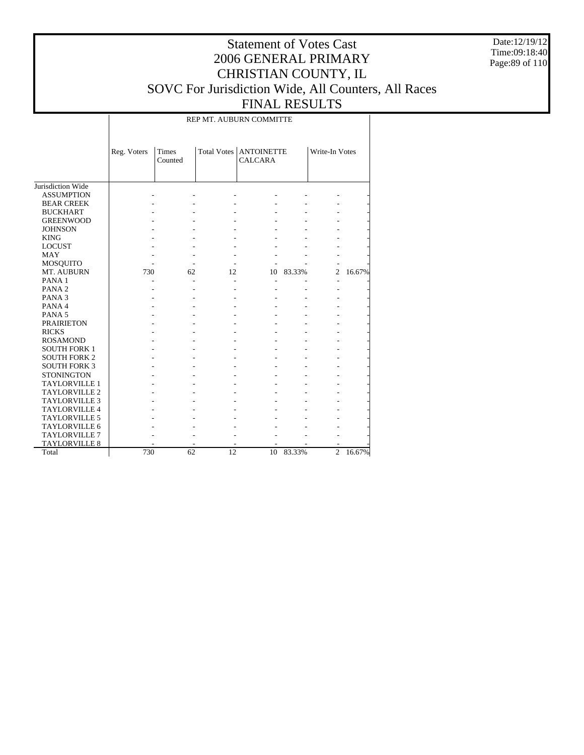# Statement of Votes Cast
# 2006 GENERAL PRIMARY
# CHRISTIAN COUNTY, IL
# SOVC For Jurisdiction Wide, All Counters, All Races
# FINAL RESULTS

Date:12/19/12
Time:09:18:40

| | REP MT. AUBURN COMMITTE | | | | | | |
|---|---|---|---|---|---|---|---|
| | Reg. Voters | Times Counted | Total Votes | ANTOINETTE CALCARA | | Write-In Votes | |
| Jurisdiction Wide | | | | | | | |
| ASSUMPTION | - | - | - | - | - | - | - |
| BEAR CREEK | - | - | - | - | - | - | - |
| BUCKHART | - | - | - | - | - | - | - |
| GREENWOOD | - | - | - | - | - | - | - |
| JOHNSON | - | - | - | - | - | - | - |
| KING | - | - | - | - | - | - | - |
| LOCUST | - | - | - | - | - | - | - |
| MAY | - | - | - | - | - | - | - |
| MOSQUITO | - | - | - | - | - | - | - |
| MT. AUBURN | 730 | 62 | 12 | 10 | 83.33% | 2 | 16.67% |
| PANA 1 | - | - | - | - | - | - | - |
| PANA 2 | - | - | - | - | - | - | - |
| PANA 3 | - | - | - | - | - | - | - |
| PANA 4 | - | - | - | - | - | - | - |
| PANA 5 | - | - | - | - | - | - | - |
| PRAIRIETON | - | - | - | - | - | - | - |
| RICKS | - | - | - | - | - | - | - |
| ROSAMOND | - | - | - | - | - | - | - |
| SOUTH FORK 1 | - | - | - | - | - | - | - |
| SOUTH FORK 2 | - | - | - | - | - | - | - |
| SOUTH FORK 3 | - | - | - | - | - | - | - |
| STONINGTON | - | - | - | - | - | - | - |
| TAYLORVILLE 1 | - | - | - | - | - | - | - |
| TAYLORVILLE 2 | - | - | - | - | - | - | - |
| TAYLORVILLE 3 | - | - | - | - | - | - | - |
| TAYLORVILLE 4 | - | - | - | - | - | - | - |
| TAYLORVILLE 5 | - | - | - | - | - | - | - |
| TAYLORVILLE 6 | - | - | - | - | - | - | - |
| TAYLORVILLE 7 | - | - | - | - | - | - | - |
| TAYLORVILLE 8 | - | - | - | - | - | - | - |
| Total | 730 | 62 | 12 | 10 | 83.33% | 2 | 16.67% |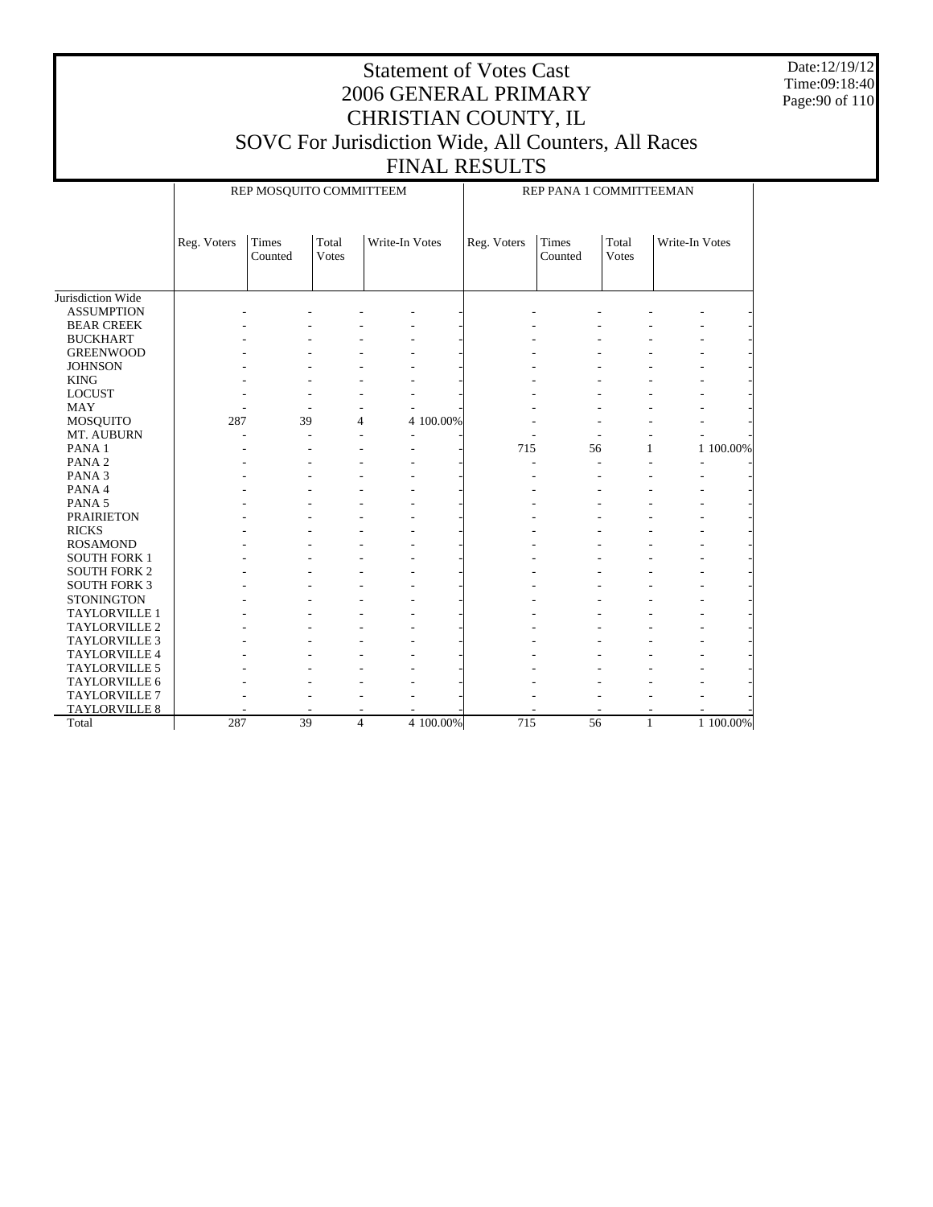# Statement of Votes Cast
# 2006 GENERAL PRIMARY
# CHRISTIAN COUNTY, IL
# SOVC For Jurisdiction Wide, All Counters, All Races
# FINAL RESULTS

Date:12/19/12
Time:09:18:40

| | REP MOSQUITO COMMITTEEM | | | | | REP PANA 1 COMMITTEEMAN | | | | |
|---|---|---|---|---|---|---|---|---|---|---|
| | Reg. Voters | Times Counted | Total Votes | Write-In Votes | | Reg. Voters | Times Counted | Total Votes | Write-In Votes | |
| Jurisdiction Wide | | | | | | | | | | |
| ASSUMPTION | - | - | - | - | - | - | - | - | - | - |
| BEAR CREEK | - | - | - | - | - | - | - | - | - | - |
| BUCKHART | - | - | - | - | - | - | - | - | - | - |
| GREENWOOD | - | - | - | - | - | - | - | - | - | - |
| JOHNSON | - | - | - | - | - | - | - | - | - | - |
| KING | - | - | - | - | - | - | - | - | - | - |
| LOCUST | - | - | - | - | - | - | - | - | - | - |
| MAY | - | - | - | - | - | - | - | - | - | - |
| MOSQUITO | 287 | 39 | 4 | 4 | 100.00% | - | - | - | - | - |
| MT. AUBURN | - | - | - | - | - | - | - | - | - | - |
| PANA 1 | - | - | - | - | - | 715 | 56 | 1 | 1 | 100.00% |
| PANA 2 | - | - | - | - | - | - | - | - | - | - |
| PANA 3 | - | - | - | - | - | - | - | - | - | - |
| PANA 4 | - | - | - | - | - | - | - | - | - | - |
| PANA 5 | - | - | - | - | - | - | - | - | - | - |
| PRAIRIETON | - | - | - | - | - | - | - | - | - | - |
| RICKS | - | - | - | - | - | - | - | - | - | - |
| ROSAMOND | - | - | - | - | - | - | - | - | - | - |
| SOUTH FORK 1 | - | - | - | - | - | - | - | - | - | - |
| SOUTH FORK 2 | - | - | - | - | - | - | - | - | - | - |
| SOUTH FORK 3 | - | - | - | - | - | - | - | - | - | - |
| STONINGTON | - | - | - | - | - | - | - | - | - | - |
| TAYLORVILLE 1 | - | - | - | - | - | - | - | - | - | - |
| TAYLORVILLE 2 | - | - | - | - | - | - | - | - | - | - |
| TAYLORVILLE 3 | - | - | - | - | - | - | - | - | - | - |
| TAYLORVILLE 4 | - | - | - | - | - | - | - | - | - | - |
| TAYLORVILLE 5 | - | - | - | - | - | - | - | - | - | - |
| TAYLORVILLE 6 | - | - | - | - | - | - | - | - | - | - |
| TAYLORVILLE 7 | - | - | - | - | - | - | - | - | - | - |
| TAYLORVILLE 8 | - | - | - | - | - | - | - | - | - | - |
| Total | 287 | 39 | 4 | 4 | 100.00% | 715 | 56 | 1 | 1 | 100.00% |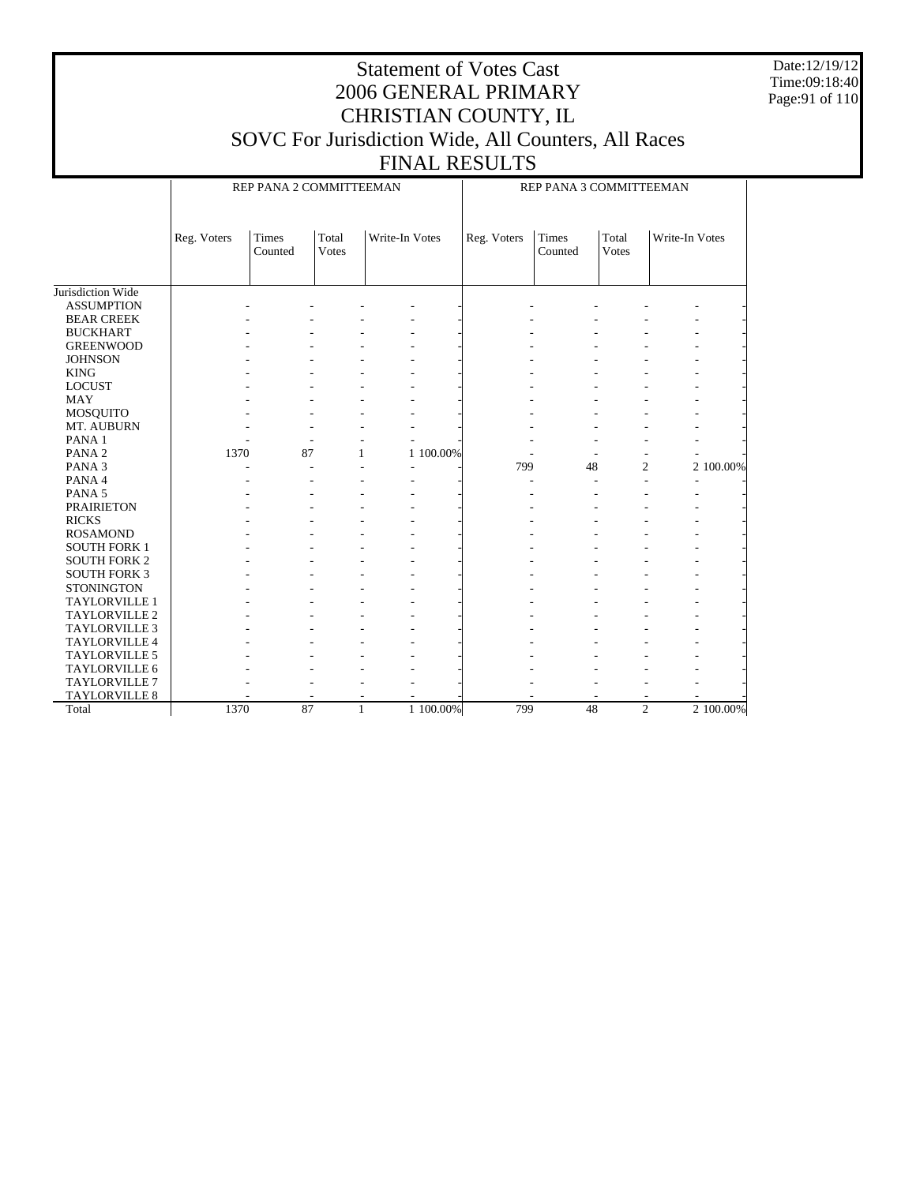# Statement of Votes Cast
# 2006 GENERAL PRIMARY
# CHRISTIAN COUNTY, IL
# SOVC For Jurisdiction Wide, All Counters, All Races
# FINAL RESULTS

Date:12/19/12
Time:09:18:40

| | REP PANA 2 COMMITTEEMAN | | | | | REP PANA 3 COMMITTEEMAN | | | | |
|---|---|---|---|---|---|---|---|---|---|---|
| | Reg. Voters | Times Counted | Total Votes | Write-In Votes | | Reg. Voters | Times Counted | Total Votes | Write-In Votes | |
| Jurisdiction Wide | | | | | | | | | | |
| ASSUMPTION | - | - | - | - | - | - | - | - | - | - |
| BEAR CREEK | - | - | - | - | - | - | - | - | - | - |
| BUCKHART | - | - | - | - | - | - | - | - | - | - |
| GREENWOOD | - | - | - | - | - | - | - | - | - | - |
| JOHNSON | - | - | - | - | - | - | - | - | - | - |
| KING | - | - | - | - | - | - | - | - | - | - |
| LOCUST | - | - | - | - | - | - | - | - | - | - |
| MAY | - | - | - | - | - | - | - | - | - | - |
| MOSQUITO | - | - | - | - | - | - | - | - | - | - |
| MT. AUBURN | - | - | - | - | - | - | - | - | - | - |
| PANA 1 | - | - | - | - | - | - | - | - | - | - |
| PANA 2 | 1370 | 87 | 1 | 1 | 100.00% | - | - | - | - | - |
| PANA 3 | - | - | - | - | - | 799 | 48 | 2 | 2 | 100.00% |
| PANA 4 | - | - | - | - | - | - | - | - | - | - |
| PANA 5 | - | - | - | - | - | - | - | - | - | - |
| PRAIRIETON | - | - | - | - | - | - | - | - | - | - |
| RICKS | - | - | - | - | - | - | - | - | - | - |
| ROSAMOND | - | - | - | - | - | - | - | - | - | - |
| SOUTH FORK 1 | - | - | - | - | - | - | - | - | - | - |
| SOUTH FORK 2 | - | - | - | - | - | - | - | - | - | - |
| SOUTH FORK 3 | - | - | - | - | - | - | - | - | - | - |
| STONINGTON | - | - | - | - | - | - | - | - | - | - |
| TAYLORVILLE 1 | - | - | - | - | - | - | - | - | - | - |
| TAYLORVILLE 2 | - | - | - | - | - | - | - | - | - | - |
| TAYLORVILLE 3 | - | - | - | - | - | - | - | - | - | - |
| TAYLORVILLE 4 | - | - | - | - | - | - | - | - | - | - |
| TAYLORVILLE 5 | - | - | - | - | - | - | - | - | - | - |
| TAYLORVILLE 6 | - | - | - | - | - | - | - | - | - | - |
| TAYLORVILLE 7 | - | - | - | - | - | - | - | - | - | - |
| TAYLORVILLE 8 | - | - | - | - | - | - | - | - | - | - |
| Total | 1370 | 87 | 1 | 1 | 100.00% | 799 | 48 | 2 | 2 | 100.00% |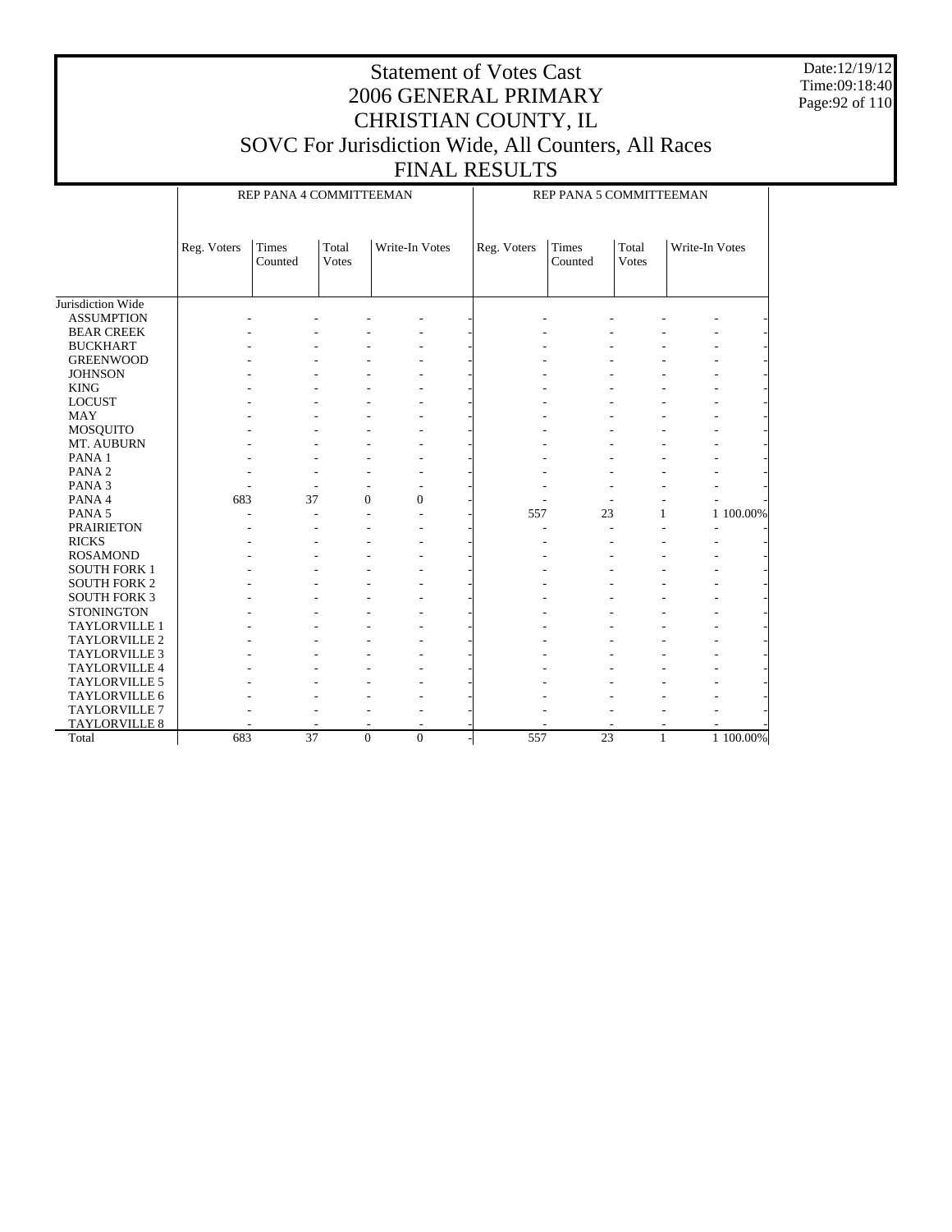# Statement of Votes Cast
## 2006 GENERAL PRIMARY
## CHRISTIAN COUNTY, IL
## SOVC For Jurisdiction Wide, All Counters, All Races
## FINAL RESULTS

Date:12/19/12
Time:09:18:40

| | REP PANA 4 COMMITTEEMAN | | | | | REP PANA 5 COMMITTEEMAN | | | | |
|---|---|---|---|---|---|---|---|---|---|---|
| | Reg. Voters | Times Counted | Total Votes | Write-In Votes | | Reg. Voters | Times Counted | Total Votes | Write-In Votes | |
| Jurisdiction Wide | | | | | | | | | | |
| ASSUMPTION | - | - | - | - | - | - | - | - | - | - |
| BEAR CREEK | - | - | - | - | - | - | - | - | - | - |
| BUCKHART | - | - | - | - | - | - | - | - | - | - |
| GREENWOOD | - | - | - | - | - | - | - | - | - | - |
| JOHNSON | - | - | - | - | - | - | - | - | - | - |
| KING | - | - | - | - | - | - | - | - | - | - |
| LOCUST | - | - | - | - | - | - | - | - | - | - |
| MAY | - | - | - | - | - | - | - | - | - | - |
| MOSQUITO | - | - | - | - | - | - | - | - | - | - |
| MT. AUBURN | - | - | - | - | - | - | - | - | - | - |
| PANA 1 | - | - | - | - | - | - | - | - | - | - |
| PANA 2 | - | - | - | - | - | - | - | - | - | - |
| PANA 3 | - | - | - | - | - | - | - | - | - | - |
| PANA 4 | 683 | 37 | 0 | 0 | - | - | - | - | - | - |
| PANA 5 | - | - | - | - | - | 557 | 23 | 1 | 1 | 100.00% |
| PRAIRIETON | - | - | - | - | - | - | - | - | - | - |
| RICKS | - | - | - | - | - | - | - | - | - | - |
| ROSAMOND | - | - | - | - | - | - | - | - | - | - |
| SOUTH FORK 1 | - | - | - | - | - | - | - | - | - | - |
| SOUTH FORK 2 | - | - | - | - | - | - | - | - | - | - |
| SOUTH FORK 3 | - | - | - | - | - | - | - | - | - | - |
| STONINGTON | - | - | - | - | - | - | - | - | - | - |
| TAYLORVILLE 1 | - | - | - | - | - | - | - | - | - | - |
| TAYLORVILLE 2 | - | - | - | - | - | - | - | - | - | - |
| TAYLORVILLE 3 | - | - | - | - | - | - | - | - | - | - |
| TAYLORVILLE 4 | - | - | - | - | - | - | - | - | - | - |
| TAYLORVILLE 5 | - | - | - | - | - | - | - | - | - | - |
| TAYLORVILLE 6 | - | - | - | - | - | - | - | - | - | - |
| TAYLORVILLE 7 | - | - | - | - | - | - | - | - | - | - |
| TAYLORVILLE 8 | - | - | - | - | - | - | - | - | - | - |
| Total | 683 | 37 | 0 | 0 | - | 557 | 23 | 1 | 1 | 100.00% |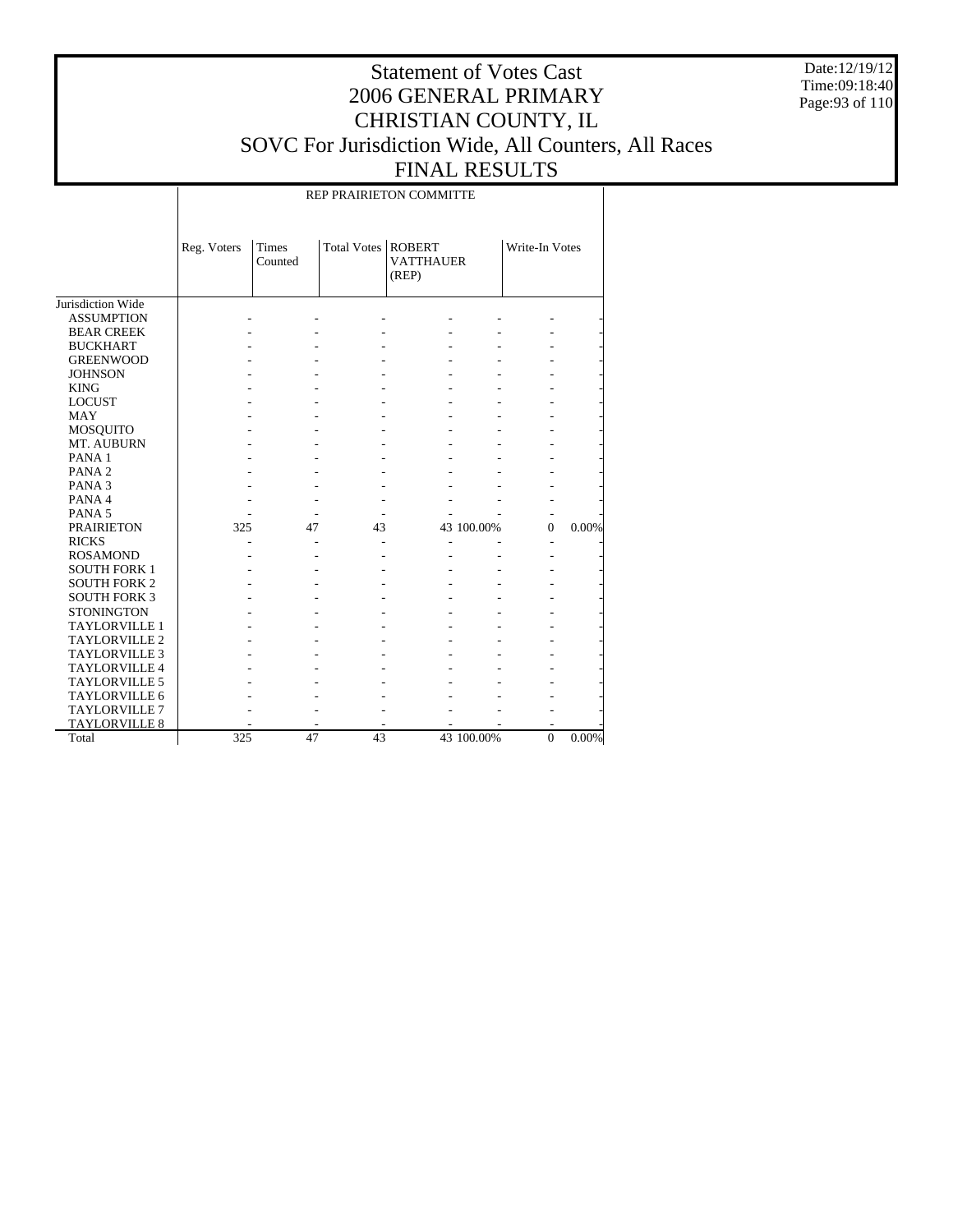# Statement of Votes Cast
# 2006 GENERAL PRIMARY
# CHRISTIAN COUNTY, IL
# SOVC For Jurisdiction Wide, All Counters, All Races
# FINAL RESULTS

Date:12/19/12
Time:09:18:40

| | REP PRAIRIETON COMMITTE | | | | | | |
|---|---|---|---|---|---|---|---|
| | Reg. Voters | Times Counted | Total Votes | ROBERT VATTHAUER (REP) | | Write-In Votes | |
| Jurisdiction Wide | | | | | | | |
| ASSUMPTION | - | - | - | - | - | - | - |
| BEAR CREEK | - | - | - | - | - | - | - |
| BUCKHART | - | - | - | - | - | - | - |
| GREENWOOD | - | - | - | - | - | - | - |
| JOHNSON | - | - | - | - | - | - | - |
| KING | - | - | - | - | - | - | - |
| LOCUST | - | - | - | - | - | - | - |
| MAY | - | - | - | - | - | - | - |
| MOSQUITO | - | - | - | - | - | - | - |
| MT. AUBURN | - | - | - | - | - | - | - |
| PANA 1 | - | - | - | - | - | - | - |
| PANA 2 | - | - | - | - | - | - | - |
| PANA 3 | - | - | - | - | - | - | - |
| PANA 4 | - | - | - | - | - | - | - |
| PANA 5 | - | - | - | - | - | - | - |
| PRAIRIETON | 325 | 47 | 43 | 43 | 100.00% | 0 | 0.00% |
| RICKS | - | - | - | - | - | - | - |
| ROSAMOND | - | - | - | - | - | - | - |
| SOUTH FORK 1 | - | - | - | - | - | - | - |
| SOUTH FORK 2 | - | - | - | - | - | - | - |
| SOUTH FORK 3 | - | - | - | - | - | - | - |
| STONINGTON | - | - | - | - | - | - | - |
| TAYLORVILLE 1 | - | - | - | - | - | - | - |
| TAYLORVILLE 2 | - | - | - | - | - | - | - |
| TAYLORVILLE 3 | - | - | - | - | - | - | - |
| TAYLORVILLE 4 | - | - | - | - | - | - | - |
| TAYLORVILLE 5 | - | - | - | - | - | - | - |
| TAYLORVILLE 6 | - | - | - | - | - | - | - |
| TAYLORVILLE 7 | - | - | - | - | - | - | - |
| TAYLORVILLE 8 | - | - | - | - | - | - | - |
| Total | 325 | 47 | 43 | 43 | 100.00% | 0 | 0.00% |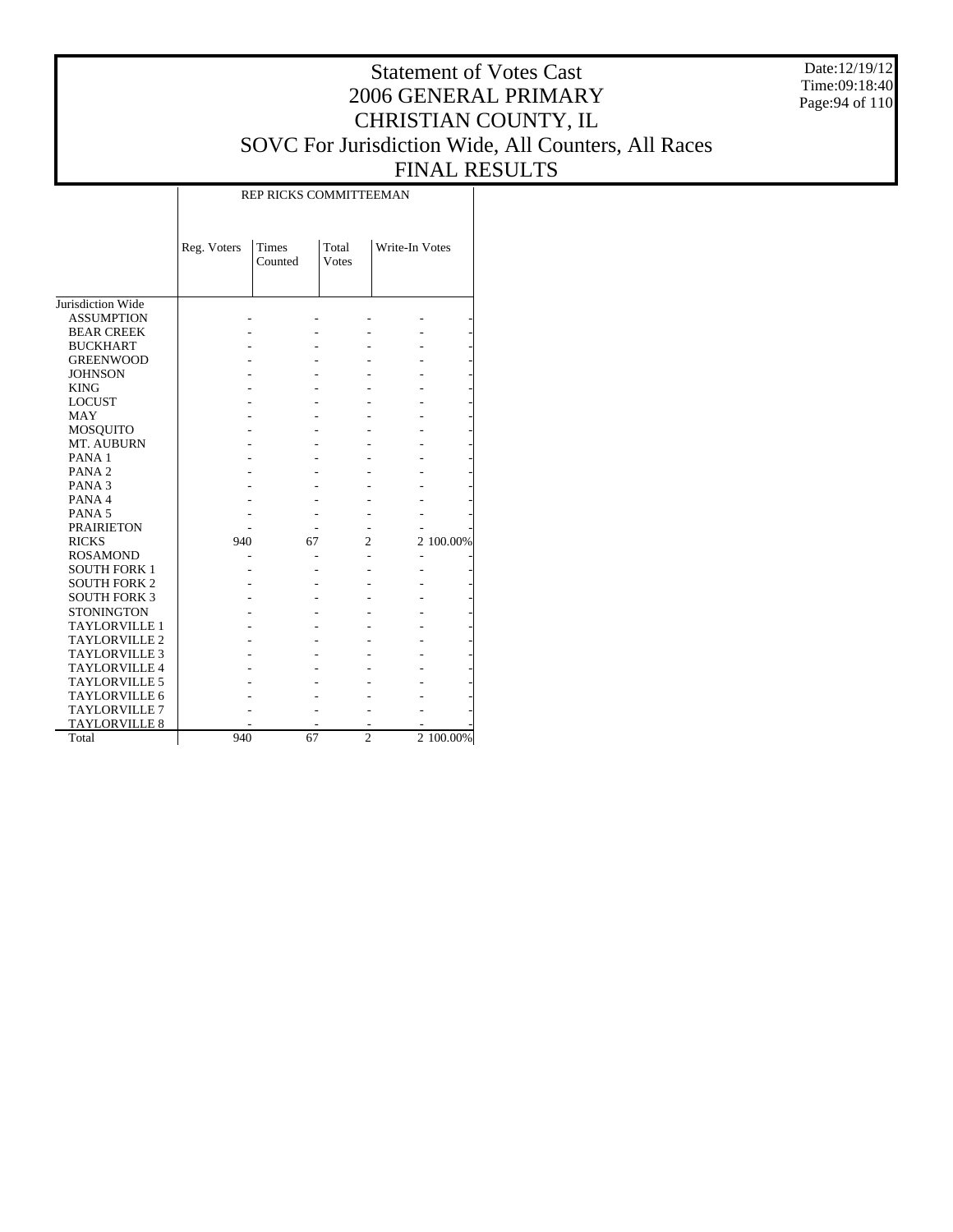# Statement of Votes Cast
# 2006 GENERAL PRIMARY
# CHRISTIAN COUNTY, IL
# SOVC For Jurisdiction Wide, All Counters, All Races
# FINAL RESULTS

Date:12/19/12
Time:09:18:40

| | REP RICKS COMMITTEEMAN | | | | |
|---|---|---|---|---|---|
| | Reg. Voters | Times Counted | Total Votes | Write-In Votes | |
| Jurisdiction Wide | | | | | |
| ASSUMPTION | - | - | - | - | - |
| BEAR CREEK | - | - | - | - | - |
| BUCKHART | - | - | - | - | - |
| GREENWOOD | - | - | - | - | - |
| JOHNSON | - | - | - | - | - |
| KING | - | - | - | - | - |
| LOCUST | - | - | - | - | - |
| MAY | - | - | - | - | - |
| MOSQUITO | - | - | - | - | - |
| MT. AUBURN | - | - | - | - | - |
| PANA 1 | - | - | - | - | - |
| PANA 2 | - | - | - | - | - |
| PANA 3 | - | - | - | - | - |
| PANA 4 | - | - | - | - | - |
| PANA 5 | - | - | - | - | - |
| PRAIRIETON | - | - | - | - | - |
| RICKS | 940 | 67 | 2 | 2 | 100.00% |
| ROSAMOND | - | - | - | - | - |
| SOUTH FORK 1 | - | - | - | - | - |
| SOUTH FORK 2 | - | - | - | - | - |
| SOUTH FORK 3 | - | - | - | - | - |
| STONINGTON | - | - | - | - | - |
| TAYLORVILLE 1 | - | - | - | - | - |
| TAYLORVILLE 2 | - | - | - | - | - |
| TAYLORVILLE 3 | - | - | - | - | - |
| TAYLORVILLE 4 | - | - | - | - | - |
| TAYLORVILLE 5 | - | - | - | - | - |
| TAYLORVILLE 6 | - | - | - | - | - |
| TAYLORVILLE 7 | - | - | - | - | - |
| TAYLORVILLE 8 | - | - | - | - | - |
| Total | 940 | 67 | 2 | 2 | 100.00% |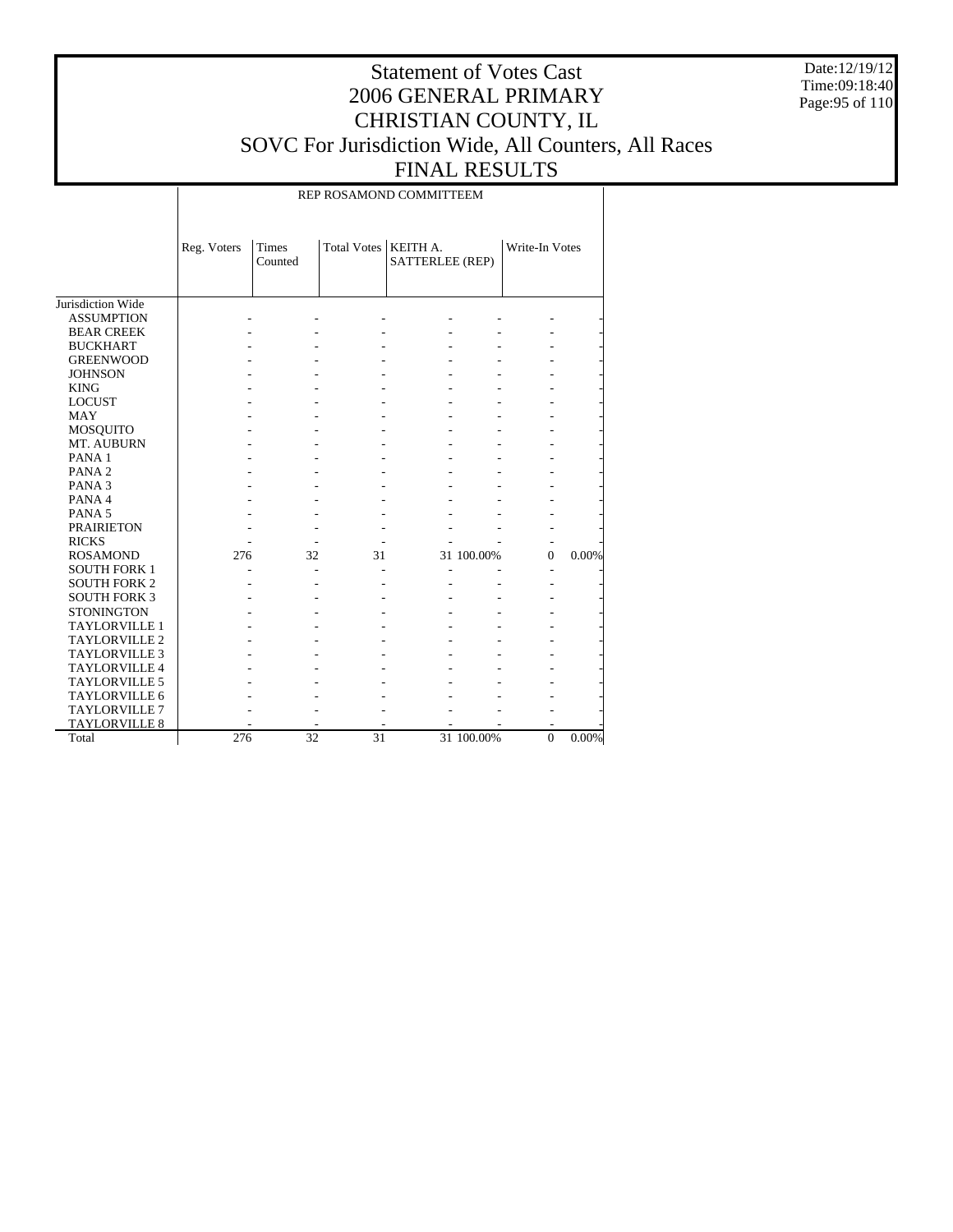# Statement of Votes Cast
# 2006 GENERAL PRIMARY
# CHRISTIAN COUNTY, IL
# SOVC For Jurisdiction Wide, All Counters, All Races
# FINAL RESULTS

Date:12/19/12
Time:09:18:40

| | REP ROSAMOND COMMITTEEM | | | | | | |
|---|---|---|---|---|---|---|---|
| | Reg. Voters | Times Counted | Total Votes | KEITH A. SATTERLEE (REP) | | Write-In Votes | |
| Jurisdiction Wide | | | | | | | |
| ASSUMPTION | - | - | - | - | - | - | - |
| BEAR CREEK | - | - | - | - | - | - | - |
| BUCKHART | - | - | - | - | - | - | - |
| GREENWOOD | - | - | - | - | - | - | - |
| JOHNSON | - | - | - | - | - | - | - |
| KING | - | - | - | - | - | - | - |
| LOCUST | - | - | - | - | - | - | - |
| MAY | - | - | - | - | - | - | - |
| MOSQUITO | - | - | - | - | - | - | - |
| MT. AUBURN | - | - | - | - | - | - | - |
| PANA 1 | - | - | - | - | - | - | - |
| PANA 2 | - | - | - | - | - | - | - |
| PANA 3 | - | - | - | - | - | - | - |
| PANA 4 | - | - | - | - | - | - | - |
| PANA 5 | - | - | - | - | - | - | - |
| PRAIRIETON | - | - | - | - | - | - | - |
| RICKS | - | - | - | - | - | - | - |
| ROSAMOND | 276 | 32 | 31 | 31 | 100.00% | 0 | 0.00% |
| SOUTH FORK 1 | - | - | - | - | - | - | - |
| SOUTH FORK 2 | - | - | - | - | - | - | - |
| SOUTH FORK 3 | - | - | - | - | - | - | - |
| STONINGTON | - | - | - | - | - | - | - |
| TAYLORVILLE 1 | - | - | - | - | - | - | - |
| TAYLORVILLE 2 | - | - | - | - | - | - | - |
| TAYLORVILLE 3 | - | - | - | - | - | - | - |
| TAYLORVILLE 4 | - | - | - | - | - | - | - |
| TAYLORVILLE 5 | - | - | - | - | - | - | - |
| TAYLORVILLE 6 | - | - | - | - | - | - | - |
| TAYLORVILLE 7 | - | - | - | - | - | - | - |
| TAYLORVILLE 8 | - | - | - | - | - | - | - |
| Total | 276 | 32 | 31 | 31 | 100.00% | 0 | 0.00% |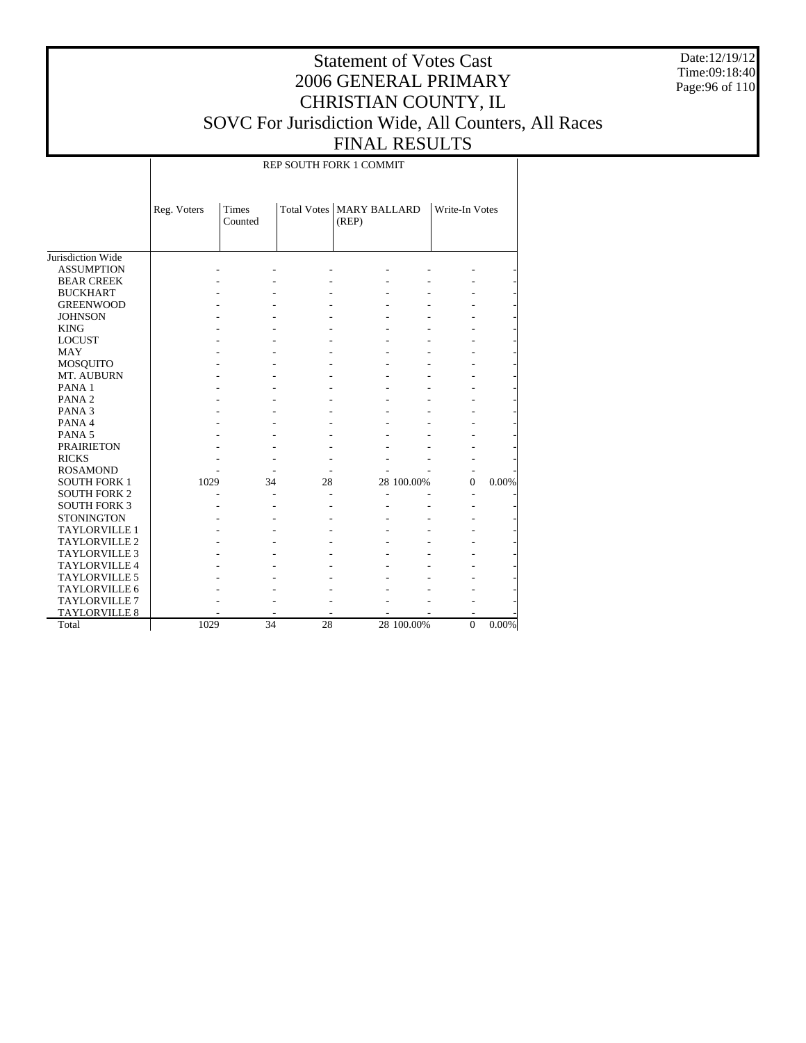# Statement of Votes Cast
# 2006 GENERAL PRIMARY
# CHRISTIAN COUNTY, IL
# SOVC For Jurisdiction Wide, All Counters, All Races
# FINAL RESULTS

Date:12/19/12
Time:09:18:40

REP SOUTH FORK 1 COMMIT

| | Reg. Voters | Times Counted | Total Votes | MARY BALLARD (REP) | | Write-In Votes | |
|---|---|---|---|---|---|---|---|
| Jurisdiction Wide | | | | | | | |
| ASSUMPTION | - | - | - | - | - | - | - |
| BEAR CREEK | - | - | - | - | - | - | - |
| BUCKHART | - | - | - | - | - | - | - |
| GREENWOOD | - | - | - | - | - | - | - |
| JOHNSON | - | - | - | - | - | - | - |
| KING | - | - | - | - | - | - | - |
| LOCUST | - | - | - | - | - | - | - |
| MAY | - | - | - | - | - | - | - |
| MOSQUITO | - | - | - | - | - | - | - |
| MT. AUBURN | - | - | - | - | - | - | - |
| PANA 1 | - | - | - | - | - | - | - |
| PANA 2 | - | - | - | - | - | - | - |
| PANA 3 | - | - | - | - | - | - | - |
| PANA 4 | - | - | - | - | - | - | - |
| PANA 5 | - | - | - | - | - | - | - |
| PRAIRIETON | - | - | - | - | - | - | - |
| RICKS | - | - | - | - | - | - | - |
| ROSAMOND | - | - | - | - | - | - | - |
| SOUTH FORK 1 | 1029 | 34 | 28 | 28 | 100.00% | 0 | 0.00% |
| SOUTH FORK 2 | - | - | - | - | - | - | - |
| SOUTH FORK 3 | - | - | - | - | - | - | - |
| STONINGTON | - | - | - | - | - | - | - |
| TAYLORVILLE 1 | - | - | - | - | - | - | - |
| TAYLORVILLE 2 | - | - | - | - | - | - | - |
| TAYLORVILLE 3 | - | - | - | - | - | - | - |
| TAYLORVILLE 4 | - | - | - | - | - | - | - |
| TAYLORVILLE 5 | - | - | - | - | - | - | - |
| TAYLORVILLE 6 | - | - | - | - | - | - | - |
| TAYLORVILLE 7 | - | - | - | - | - | - | - |
| TAYLORVILLE 8 | - | - | - | - | - | - | - |
| Total | 1029 | 34 | 28 | 28 | 100.00% | 0 | 0.00% |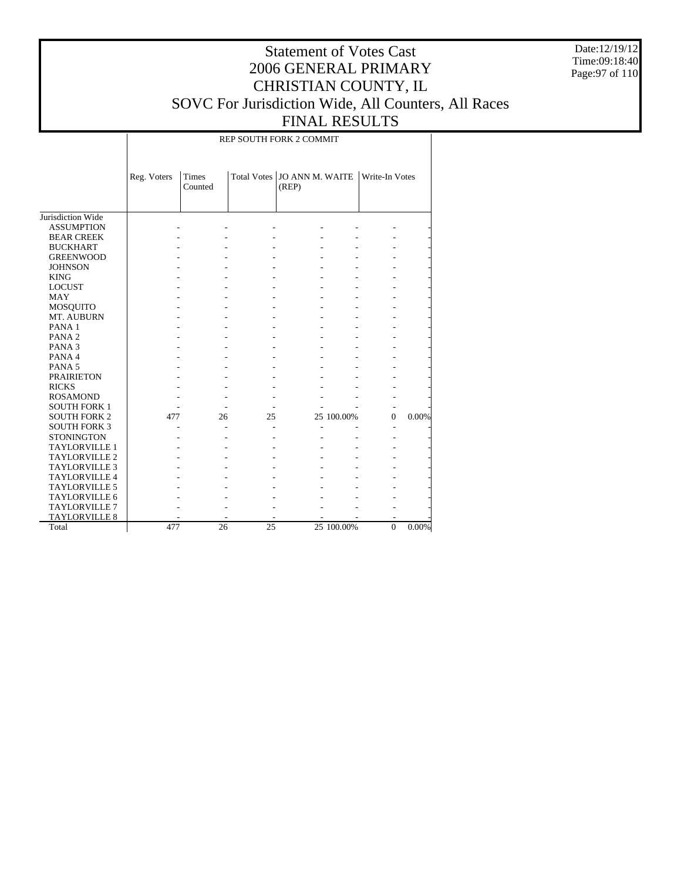# Statement of Votes Cast
# 2006 GENERAL PRIMARY
# CHRISTIAN COUNTY, IL
# SOVC For Jurisdiction Wide, All Counters, All Races
# FINAL RESULTS

Date:12/19/12
Time:09:18:40

REP SOUTH FORK 2 COMMIT

| | Reg. Voters | Times Counted | Total Votes | JO ANN M. WAITE (REP) | | Write-In Votes | |
|---|---|---|---|---|---|---|---|
| Jurisdiction Wide | | | | | | | |
| ASSUMPTION | - | - | - | - | - | - | - |
| BEAR CREEK | - | - | - | - | - | - | - |
| BUCKHART | - | - | - | - | - | - | - |
| GREENWOOD | - | - | - | - | - | - | - |
| JOHNSON | - | - | - | - | - | - | - |
| KING | - | - | - | - | - | - | - |
| LOCUST | - | - | - | - | - | - | - |
| MAY | - | - | - | - | - | - | - |
| MOSQUITO | - | - | - | - | - | - | - |
| MT. AUBURN | - | - | - | - | - | - | - |
| PANA 1 | - | - | - | - | - | - | - |
| PANA 2 | - | - | - | - | - | - | - |
| PANA 3 | - | - | - | - | - | - | - |
| PANA 4 | - | - | - | - | - | - | - |
| PANA 5 | - | - | - | - | - | - | - |
| PRAIRIETON | - | - | - | - | - | - | - |
| RICKS | - | - | - | - | - | - | - |
| ROSAMOND | - | - | - | - | - | - | - |
| SOUTH FORK 1 | - | - | - | - | - | - | - |
| SOUTH FORK 2 | 477 | 26 | 25 | 25 | 100.00% | 0 | 0.00% |
| SOUTH FORK 3 | - | - | - | - | - | - | - |
| STONINGTON | - | - | - | - | - | - | - |
| TAYLORVILLE 1 | - | - | - | - | - | - | - |
| TAYLORVILLE 2 | - | - | - | - | - | - | - |
| TAYLORVILLE 3 | - | - | - | - | - | - | - |
| TAYLORVILLE 4 | - | - | - | - | - | - | - |
| TAYLORVILLE 5 | - | - | - | - | - | - | - |
| TAYLORVILLE 6 | - | - | - | - | - | - | - |
| TAYLORVILLE 7 | - | - | - | - | - | - | - |
| TAYLORVILLE 8 | - | - | - | - | - | - | - |
| Total | 477 | 26 | 25 | 25 | 100.00% | 0 | 0.00% |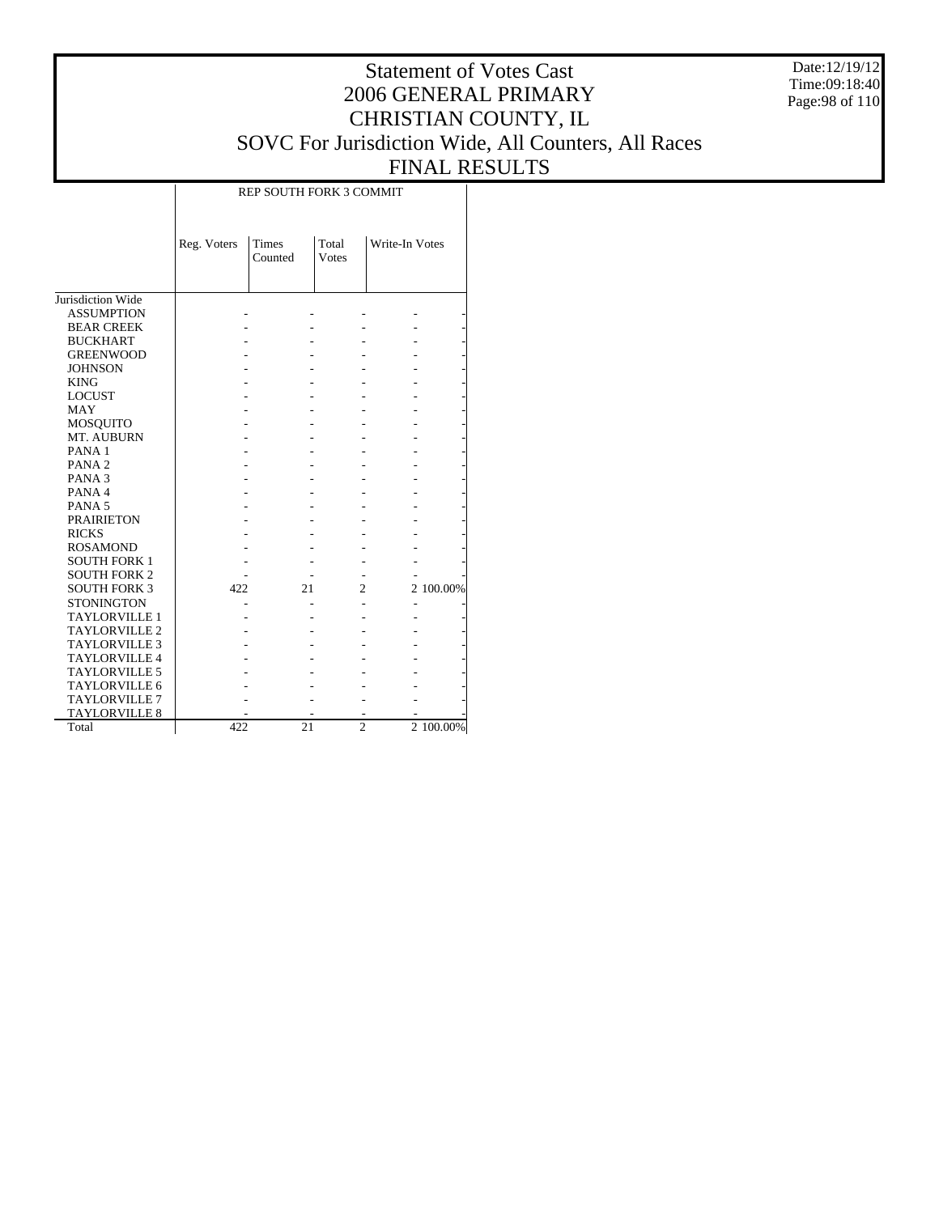# Statement of Votes Cast
# 2006 GENERAL PRIMARY
# CHRISTIAN COUNTY, IL
# SOVC For Jurisdiction Wide, All Counters, All Races
# FINAL RESULTS

Date:12/19/12
Time:09:18:40

| | REP SOUTH FORK 3 COMMIT | | | | |
|---|---|---|---|---|---|
| | Reg. Voters | Times Counted | Total Votes | Write-In Votes | |
| Jurisdiction Wide | | | | | |
| ASSUMPTION | - | - | - | - | - |
| BEAR CREEK | - | - | - | - | - |
| BUCKHART | - | - | - | - | - |
| GREENWOOD | - | - | - | - | - |
| JOHNSON | - | - | - | - | - |
| KING | - | - | - | - | - |
| LOCUST | - | - | - | - | - |
| MAY | - | - | - | - | - |
| MOSQUITO | - | - | - | - | - |
| MT. AUBURN | - | - | - | - | - |
| PANA 1 | - | - | - | - | - |
| PANA 2 | - | - | - | - | - |
| PANA 3 | - | - | - | - | - |
| PANA 4 | - | - | - | - | - |
| PANA 5 | - | - | - | - | - |
| PRAIRIETON | - | - | - | - | - |
| RICKS | - | - | - | - | - |
| ROSAMOND | - | - | - | - | - |
| SOUTH FORK 1 | - | - | - | - | - |
| SOUTH FORK 2 | - | - | - | - | - |
| SOUTH FORK 3 | 422 | 21 | 2 | 2 | 100.00% |
| STONINGTON | - | - | - | - | - |
| TAYLORVILLE 1 | - | - | - | - | - |
| TAYLORVILLE 2 | - | - | - | - | - |
| TAYLORVILLE 3 | - | - | - | - | - |
| TAYLORVILLE 4 | - | - | - | - | - |
| TAYLORVILLE 5 | - | - | - | - | - |
| TAYLORVILLE 6 | - | - | - | - | - |
| TAYLORVILLE 7 | - | - | - | - | - |
| TAYLORVILLE 8 | - | - | - | - | - |
| Total | 422 | 21 | 2 | 2 | 100.00% |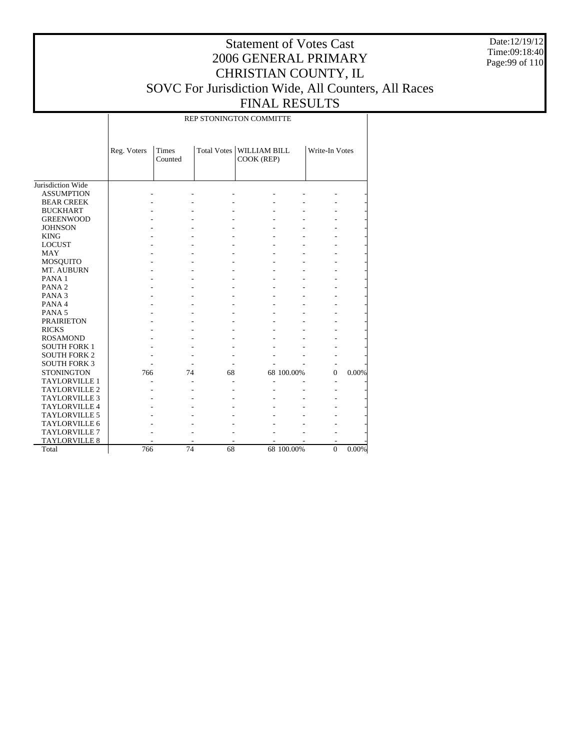# Statement of Votes Cast
# 2006 GENERAL PRIMARY
# CHRISTIAN COUNTY, IL
# SOVC For Jurisdiction Wide, All Counters, All Races
# FINAL RESULTS

Date:12/19/12
Time:09:18:40

| | REP STONINGTON COMMITTE | | | | | | |
|---|---|---|---|---|---|---|---|
| | Reg. Voters | Times Counted | Total Votes | WILLIAM BILL COOK (REP) | | Write-In Votes | |
| Jurisdiction Wide | | | | | | | |
| ASSUMPTION | - | - | - | - | - | - | - |
| BEAR CREEK | - | - | - | - | - | - | - |
| BUCKHART | - | - | - | - | - | - | - |
| GREENWOOD | - | - | - | - | - | - | - |
| JOHNSON | - | - | - | - | - | - | - |
| KING | - | - | - | - | - | - | - |
| LOCUST | - | - | - | - | - | - | - |
| MAY | - | - | - | - | - | - | - |
| MOSQUITO | - | - | - | - | - | - | - |
| MT. AUBURN | - | - | - | - | - | - | - |
| PANA 1 | - | - | - | - | - | - | - |
| PANA 2 | - | - | - | - | - | - | - |
| PANA 3 | - | - | - | - | - | - | - |
| PANA 4 | - | - | - | - | - | - | - |
| PANA 5 | - | - | - | - | - | - | - |
| PRAIRIETON | - | - | - | - | - | - | - |
| RICKS | - | - | - | - | - | - | - |
| ROSAMOND | - | - | - | - | - | - | - |
| SOUTH FORK 1 | - | - | - | - | - | - | - |
| SOUTH FORK 2 | - | - | - | - | - | - | - |
| SOUTH FORK 3 | - | - | - | - | - | - | - |
| STONINGTON | 766 | 74 | 68 | 68 | 100.00% | 0 | 0.00% |
| TAYLORVILLE 1 | - | - | - | - | - | - | - |
| TAYLORVILLE 2 | - | - | - | - | - | - | - |
| TAYLORVILLE 3 | - | - | - | - | - | - | - |
| TAYLORVILLE 4 | - | - | - | - | - | - | - |
| TAYLORVILLE 5 | - | - | - | - | - | - | - |
| TAYLORVILLE 6 | - | - | - | - | - | - | - |
| TAYLORVILLE 7 | - | - | - | - | - | - | - |
| TAYLORVILLE 8 | - | - | - | - | - | - | - |
| Total | 766 | 74 | 68 | 68 | 100.00% | 0 | 0.00% |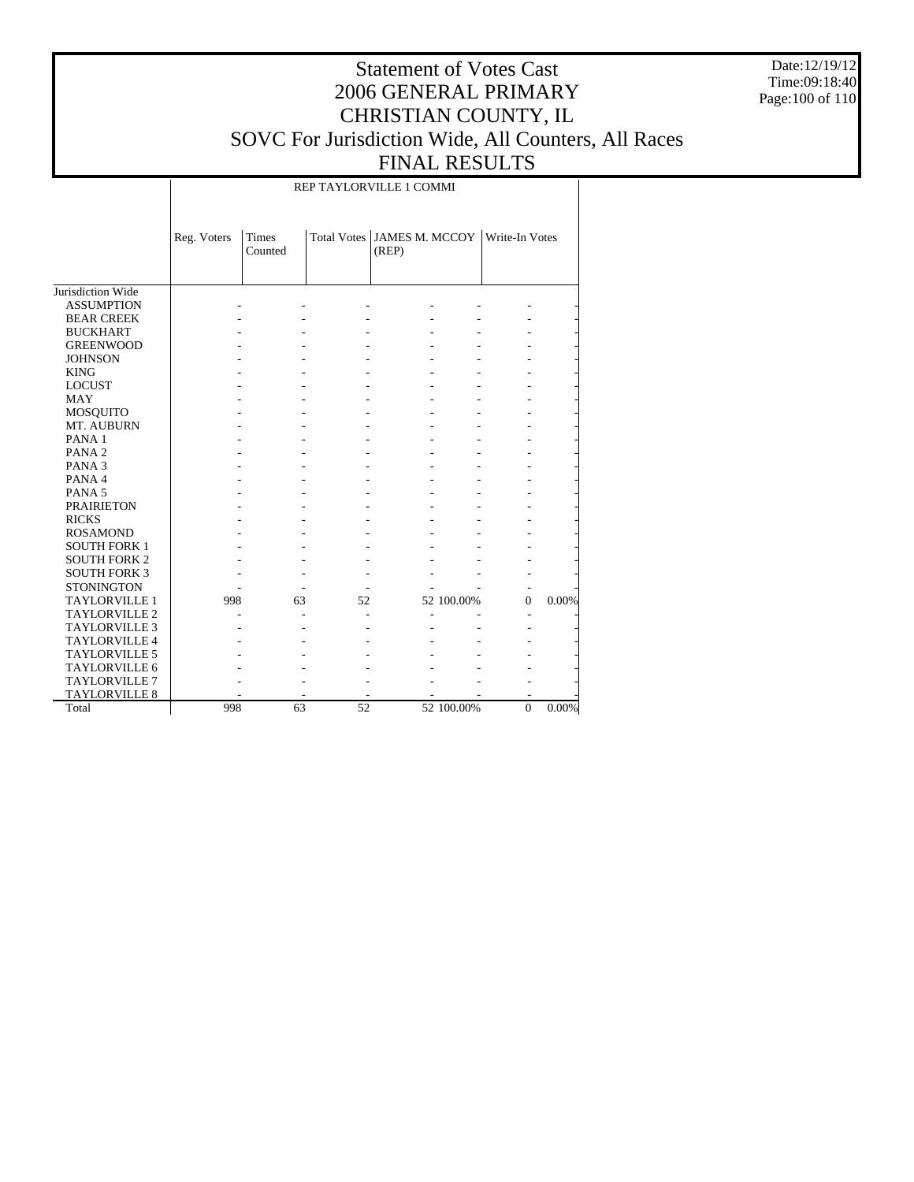# Statement of Votes Cast
## 2006 GENERAL PRIMARY
## CHRISTIAN COUNTY, IL
## SOVC For Jurisdiction Wide, All Counters, All Races
## FINAL RESULTS

Date:12/19/12
Time:09:18:40

| | REP TAYLORVILLE 1 COMMI | | | | | | |
|---|---|---|---|---|---|---|---|
| | Reg. Voters | Times Counted | Total Votes | JAMES M. MCCOY (REP) | | Write-In Votes | |
| Jurisdiction Wide | | | | | | | |
| ASSUMPTION | - | - | - | - | - | - | - |
| BEAR CREEK | - | - | - | - | - | - | - |
| BUCKHART | - | - | - | - | - | - | - |
| GREENWOOD | - | - | - | - | - | - | - |
| JOHNSON | - | - | - | - | - | - | - |
| KING | - | - | - | - | - | - | - |
| LOCUST | - | - | - | - | - | - | - |
| MAY | - | - | - | - | - | - | - |
| MOSQUITO | - | - | - | - | - | - | - |
| MT. AUBURN | - | - | - | - | - | - | - |
| PANA 1 | - | - | - | - | - | - | - |
| PANA 2 | - | - | - | - | - | - | - |
| PANA 3 | - | - | - | - | - | - | - |
| PANA 4 | - | - | - | - | - | - | - |
| PANA 5 | - | - | - | - | - | - | - |
| PRAIRIETON | - | - | - | - | - | - | - |
| RICKS | - | - | - | - | - | - | - |
| ROSAMOND | - | - | - | - | - | - | - |
| SOUTH FORK 1 | - | - | - | - | - | - | - |
| SOUTH FORK 2 | - | - | - | - | - | - | - |
| SOUTH FORK 3 | - | - | - | - | - | - | - |
| STONINGTON | - | - | - | - | - | - | - |
| TAYLORVILLE 1 | 998 | 63 | 52 | 52 | 100.00% | 0 | 0.00% |
| TAYLORVILLE 2 | - | - | - | - | - | - | - |
| TAYLORVILLE 3 | - | - | - | - | - | - | - |
| TAYLORVILLE 4 | - | - | - | - | - | - | - |
| TAYLORVILLE 5 | - | - | - | - | - | - | - |
| TAYLORVILLE 6 | - | - | - | - | - | - | - |
| TAYLORVILLE 7 | - | - | - | - | - | - | - |
| TAYLORVILLE 8 | - | - | - | - | - | - | - |
| Total | 998 | 63 | 52 | 52 | 100.00% | 0 | 0.00% |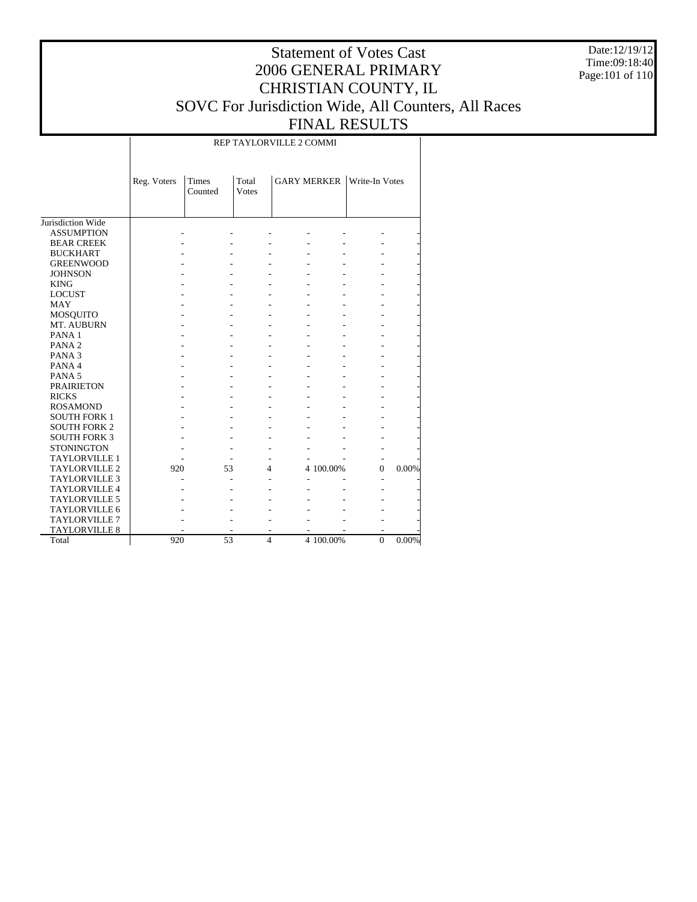# Statement of Votes Cast
# 2006 GENERAL PRIMARY
# CHRISTIAN COUNTY, IL
# SOVC For Jurisdiction Wide, All Counters, All Races
# FINAL RESULTS

Date:12/19/12
Time:09:18:40

| | REP TAYLORVILLE 2 COMMI | | | | | | |
|---|---|---|---|---|---|---|---|
| | Reg. Voters | Times Counted | Total Votes | GARY MERKER | | Write-In Votes | |
| Jurisdiction Wide | | | | | | | |
| ASSUMPTION | - | - | - | - | - | - | - |
| BEAR CREEK | - | - | - | - | - | - | - |
| BUCKHART | - | - | - | - | - | - | - |
| GREENWOOD | - | - | - | - | - | - | - |
| JOHNSON | - | - | - | - | - | - | - |
| KING | - | - | - | - | - | - | - |
| LOCUST | - | - | - | - | - | - | - |
| MAY | - | - | - | - | - | - | - |
| MOSQUITO | - | - | - | - | - | - | - |
| MT. AUBURN | - | - | - | - | - | - | - |
| PANA 1 | - | - | - | - | - | - | - |
| PANA 2 | - | - | - | - | - | - | - |
| PANA 3 | - | - | - | - | - | - | - |
| PANA 4 | - | - | - | - | - | - | - |
| PANA 5 | - | - | - | - | - | - | - |
| PRAIRIETON | - | - | - | - | - | - | - |
| RICKS | - | - | - | - | - | - | - |
| ROSAMOND | - | - | - | - | - | - | - |
| SOUTH FORK 1 | - | - | - | - | - | - | - |
| SOUTH FORK 2 | - | - | - | - | - | - | - |
| SOUTH FORK 3 | - | - | - | - | - | - | - |
| STONINGTON | - | - | - | - | - | - | - |
| TAYLORVILLE 1 | - | - | - | - | - | - | - |
| TAYLORVILLE 2 | 920 | 53 | 4 | 4 | 100.00% | 0 | 0.00% |
| TAYLORVILLE 3 | - | - | - | - | - | - | - |
| TAYLORVILLE 4 | - | - | - | - | - | - | - |
| TAYLORVILLE 5 | - | - | - | - | - | - | - |
| TAYLORVILLE 6 | - | - | - | - | - | - | - |
| TAYLORVILLE 7 | - | - | - | - | - | - | - |
| TAYLORVILLE 8 | - | - | - | - | - | - | - |
| Total | 920 | 53 | 4 | 4 | 100.00% | 0 | 0.00% |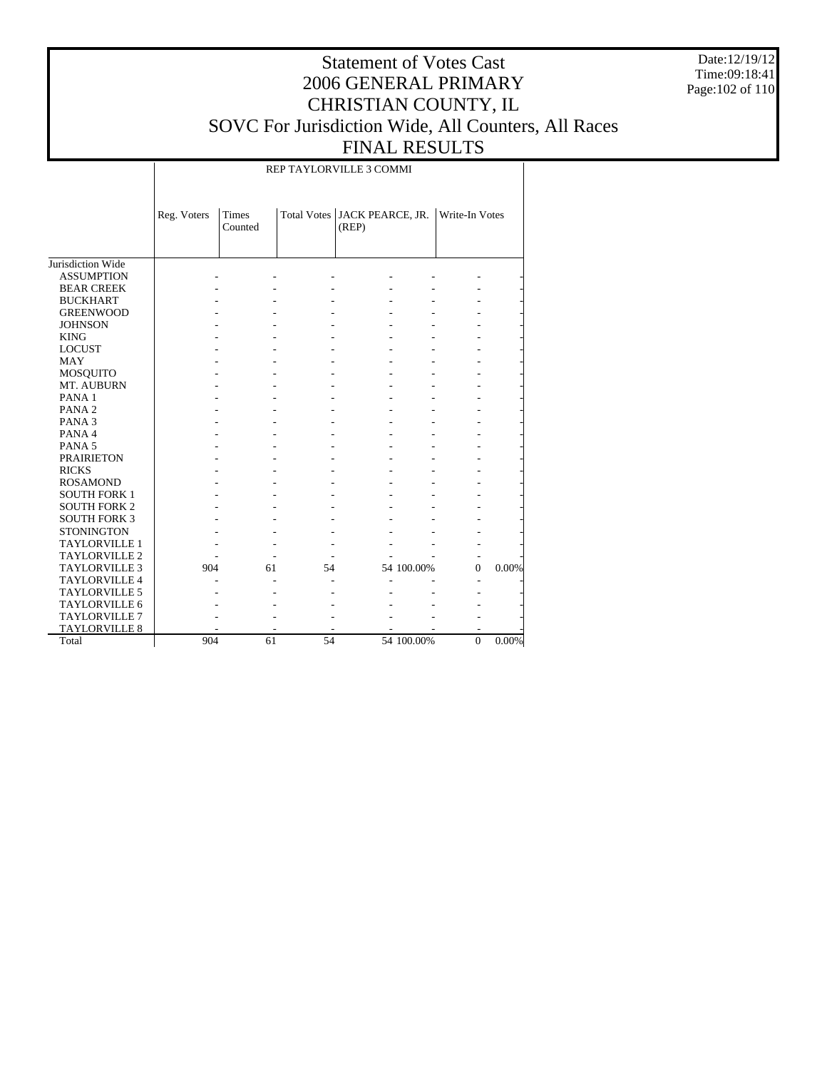# Statement of Votes Cast
## 2006 GENERAL PRIMARY
## CHRISTIAN COUNTY, IL
## SOVC For Jurisdiction Wide, All Counters, All Races
## FINAL RESULTS

Date:12/19/12
Time:09:18:41

| | REP TAYLORVILLE 3 COMMI | | | | | | |
|---|---|---|---|---|---|---|---|
| | Reg. Voters | Times Counted | Total Votes | JACK PEARCE, JR. (REP) | | Write-In Votes | |
| Jurisdiction Wide | | | | | | | |
| ASSUMPTION | - | - | - | - | - | - | - |
| BEAR CREEK | - | - | - | - | - | - | - |
| BUCKHART | - | - | - | - | - | - | - |
| GREENWOOD | - | - | - | - | - | - | - |
| JOHNSON | - | - | - | - | - | - | - |
| KING | - | - | - | - | - | - | - |
| LOCUST | - | - | - | - | - | - | - |
| MAY | - | - | - | - | - | - | - |
| MOSQUITO | - | - | - | - | - | - | - |
| MT. AUBURN | - | - | - | - | - | - | - |
| PANA 1 | - | - | - | - | - | - | - |
| PANA 2 | - | - | - | - | - | - | - |
| PANA 3 | - | - | - | - | - | - | - |
| PANA 4 | - | - | - | - | - | - | - |
| PANA 5 | - | - | - | - | - | - | - |
| PRAIRIETON | - | - | - | - | - | - | - |
| RICKS | - | - | - | - | - | - | - |
| ROSAMOND | - | - | - | - | - | - | - |
| SOUTH FORK 1 | - | - | - | - | - | - | - |
| SOUTH FORK 2 | - | - | - | - | - | - | - |
| SOUTH FORK 3 | - | - | - | - | - | - | - |
| STONINGTON | - | - | - | - | - | - | - |
| TAYLORVILLE 1 | - | - | - | - | - | - | - |
| TAYLORVILLE 2 | - | - | - | - | - | - | - |
| TAYLORVILLE 3 | 904 | 61 | 54 | 54 | 100.00% | 0 | 0.00% |
| TAYLORVILLE 4 | - | - | - | - | - | - | - |
| TAYLORVILLE 5 | - | - | - | - | - | - | - |
| TAYLORVILLE 6 | - | - | - | - | - | - | - |
| TAYLORVILLE 7 | - | - | - | - | - | - | - |
| TAYLORVILLE 8 | - | - | - | - | - | - | - |
| Total | 904 | 61 | 54 | 54 | 100.00% | 0 | 0.00% |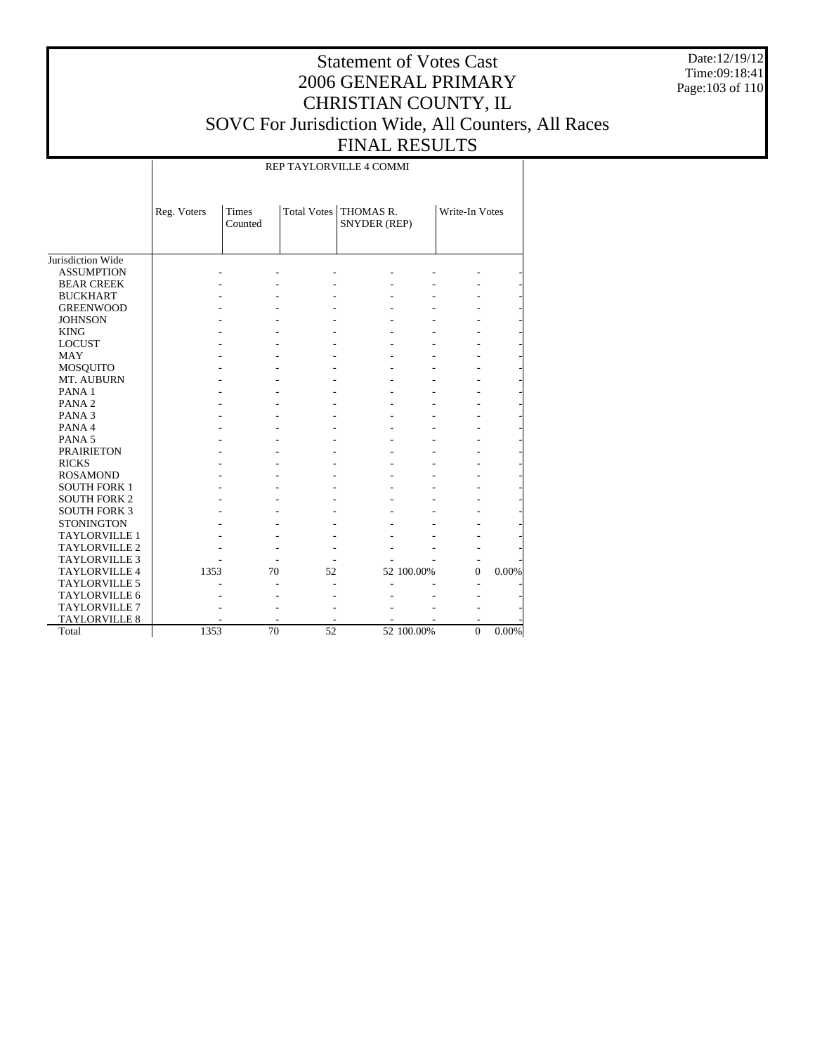# Statement of Votes Cast
# 2006 GENERAL PRIMARY
# CHRISTIAN COUNTY, IL
# SOVC For Jurisdiction Wide, All Counters, All Races
# FINAL RESULTS

Date:12/19/12
Time:09:18:41

| | REP TAYLORVILLE 4 COMMI | | | | | | |
|---|---|---|---|---|---|---|---|
| | Reg. Voters | Times Counted | Total Votes | THOMAS R. SNYDER (REP) | | Write-In Votes | |
| Jurisdiction Wide | | | | | | | |
| ASSUMPTION | - | - | - | - | - | - | - |
| BEAR CREEK | - | - | - | - | - | - | - |
| BUCKHART | - | - | - | - | - | - | - |
| GREENWOOD | - | - | - | - | - | - | - |
| JOHNSON | - | - | - | - | - | - | - |
| KING | - | - | - | - | - | - | - |
| LOCUST | - | - | - | - | - | - | - |
| MAY | - | - | - | - | - | - | - |
| MOSQUITO | - | - | - | - | - | - | - |
| MT. AUBURN | - | - | - | - | - | - | - |
| PANA 1 | - | - | - | - | - | - | - |
| PANA 2 | - | - | - | - | - | - | - |
| PANA 3 | - | - | - | - | - | - | - |
| PANA 4 | - | - | - | - | - | - | - |
| PANA 5 | - | - | - | - | - | - | - |
| PRAIRIETON | - | - | - | - | - | - | - |
| RICKS | - | - | - | - | - | - | - |
| ROSAMOND | - | - | - | - | - | - | - |
| SOUTH FORK 1 | - | - | - | - | - | - | - |
| SOUTH FORK 2 | - | - | - | - | - | - | - |
| SOUTH FORK 3 | - | - | - | - | - | - | - |
| STONINGTON | - | - | - | - | - | - | - |
| TAYLORVILLE 1 | - | - | - | - | - | - | - |
| TAYLORVILLE 2 | - | - | - | - | - | - | - |
| TAYLORVILLE 3 | - | - | - | - | - | - | - |
| TAYLORVILLE 4 | 1353 | 70 | 52 | 52 | 100.00% | 0 | 0.00% |
| TAYLORVILLE 5 | - | - | - | - | - | - | - |
| TAYLORVILLE 6 | - | - | - | - | - | - | - |
| TAYLORVILLE 7 | - | - | - | - | - | - | - |
| TAYLORVILLE 8 | - | - | - | - | - | - | - |
| Total | 1353 | 70 | 52 | 52 | 100.00% | 0 | 0.00% |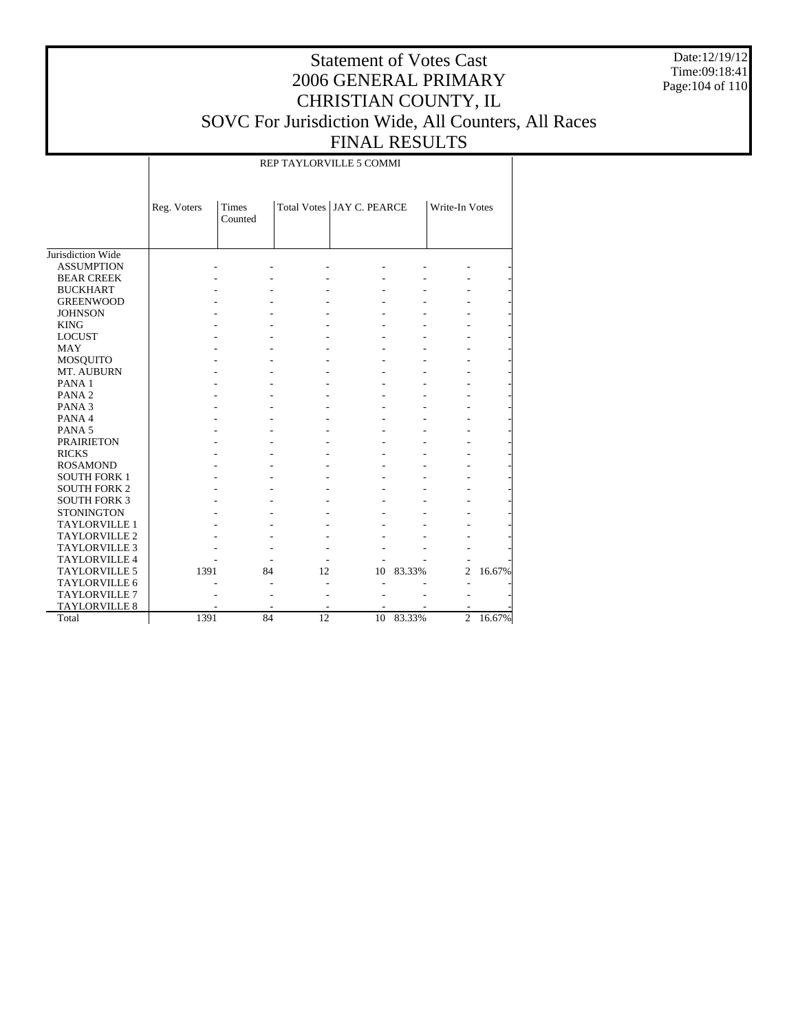# Statement of Votes Cast
# 2006 GENERAL PRIMARY
# CHRISTIAN COUNTY, IL
# SOVC For Jurisdiction Wide, All Counters, All Races
# FINAL RESULTS

Date:12/19/12
Time:09:18:41

| | REP TAYLORVILLE 5 COMMI | | | | | | |
|---|---|---|---|---|---|---|---|
| | Reg. Voters | Times Counted | Total Votes | JAY C. PEARCE | | Write-In Votes | |
| Jurisdiction Wide | | | | | | | |
| ASSUMPTION | - | - | - | - | - | - | - |
| BEAR CREEK | - | - | - | - | - | - | - |
| BUCKHART | - | - | - | - | - | - | - |
| GREENWOOD | - | - | - | - | - | - | - |
| JOHNSON | - | - | - | - | - | - | - |
| KING | - | - | - | - | - | - | - |
| LOCUST | - | - | - | - | - | - | - |
| MAY | - | - | - | - | - | - | - |
| MOSQUITO | - | - | - | - | - | - | - |
| MT. AUBURN | - | - | - | - | - | - | - |
| PANA 1 | - | - | - | - | - | - | - |
| PANA 2 | - | - | - | - | - | - | - |
| PANA 3 | - | - | - | - | - | - | - |
| PANA 4 | - | - | - | - | - | - | - |
| PANA 5 | - | - | - | - | - | - | - |
| PRAIRIETON | - | - | - | - | - | - | - |
| RICKS | - | - | - | - | - | - | - |
| ROSAMOND | - | - | - | - | - | - | - |
| SOUTH FORK 1 | - | - | - | - | - | - | - |
| SOUTH FORK 2 | - | - | - | - | - | - | - |
| SOUTH FORK 3 | - | - | - | - | - | - | - |
| STONINGTON | - | - | - | - | - | - | - |
| TAYLORVILLE 1 | - | - | - | - | - | - | - |
| TAYLORVILLE 2 | - | - | - | - | - | - | - |
| TAYLORVILLE 3 | - | - | - | - | - | - | - |
| TAYLORVILLE 4 | - | - | - | - | - | - | - |
| TAYLORVILLE 5 | 1391 | 84 | 12 | 10 | 83.33% | 2 | 16.67% |
| TAYLORVILLE 6 | - | - | - | - | - | - | - |
| TAYLORVILLE 7 | - | - | - | - | - | - | - |
| TAYLORVILLE 8 | - | - | - | - | - | - | - |
| Total | 1391 | 84 | 12 | 10 | 83.33% | 2 | 16.67% |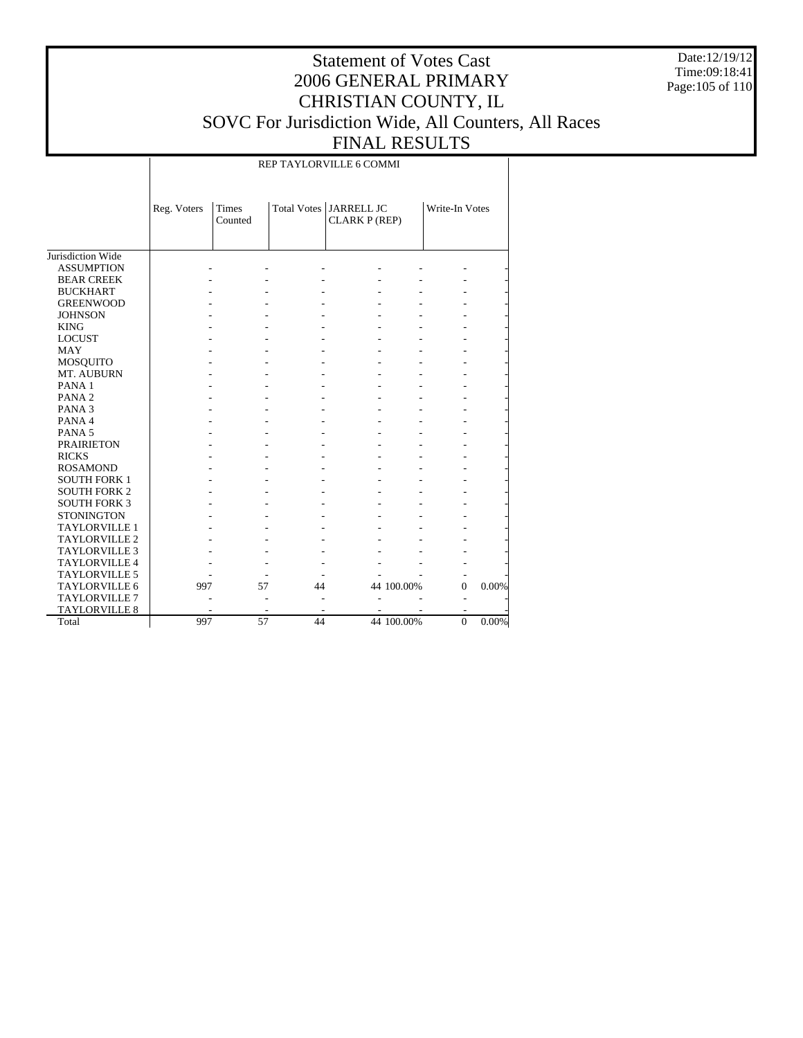# Statement of Votes Cast
# 2006 GENERAL PRIMARY
# CHRISTIAN COUNTY, IL
# SOVC For Jurisdiction Wide, All Counters, All Races
# FINAL RESULTS

Date:12/19/12
Time:09:18:41

REP TAYLORVILLE 6 COMMI

| | Reg. Voters | Times Counted | Total Votes | JARRELL JC CLARK P (REP) | | Write-In Votes | |
|---|---|---|---|---|---|---|---|
| Jurisdiction Wide | | | | | | | |
| ASSUMPTION | - | - | - | - | - | - | - |
| BEAR CREEK | - | - | - | - | - | - | - |
| BUCKHART | - | - | - | - | - | - | - |
| GREENWOOD | - | - | - | - | - | - | - |
| JOHNSON | - | - | - | - | - | - | - |
| KING | - | - | - | - | - | - | - |
| LOCUST | - | - | - | - | - | - | - |
| MAY | - | - | - | - | - | - | - |
| MOSQUITO | - | - | - | - | - | - | - |
| MT. AUBURN | - | - | - | - | - | - | - |
| PANA 1 | - | - | - | - | - | - | - |
| PANA 2 | - | - | - | - | - | - | - |
| PANA 3 | - | - | - | - | - | - | - |
| PANA 4 | - | - | - | - | - | - | - |
| PANA 5 | - | - | - | - | - | - | - |
| PRAIRIETON | - | - | - | - | - | - | - |
| RICKS | - | - | - | - | - | - | - |
| ROSAMOND | - | - | - | - | - | - | - |
| SOUTH FORK 1 | - | - | - | - | - | - | - |
| SOUTH FORK 2 | - | - | - | - | - | - | - |
| SOUTH FORK 3 | - | - | - | - | - | - | - |
| STONINGTON | - | - | - | - | - | - | - |
| TAYLORVILLE 1 | - | - | - | - | - | - | - |
| TAYLORVILLE 2 | - | - | - | - | - | - | - |
| TAYLORVILLE 3 | - | - | - | - | - | - | - |
| TAYLORVILLE 4 | - | - | - | - | - | - | - |
| TAYLORVILLE 5 | - | - | - | - | - | - | - |
| TAYLORVILLE 6 | 997 | 57 | 44 | 44 | 100.00% | 0 | 0.00% |
| TAYLORVILLE 7 | - | - | - | - | - | - | - |
| TAYLORVILLE 8 | - | - | - | - | - | - | - |
| Total | 997 | 57 | 44 | 44 | 100.00% | 0 | 0.00% |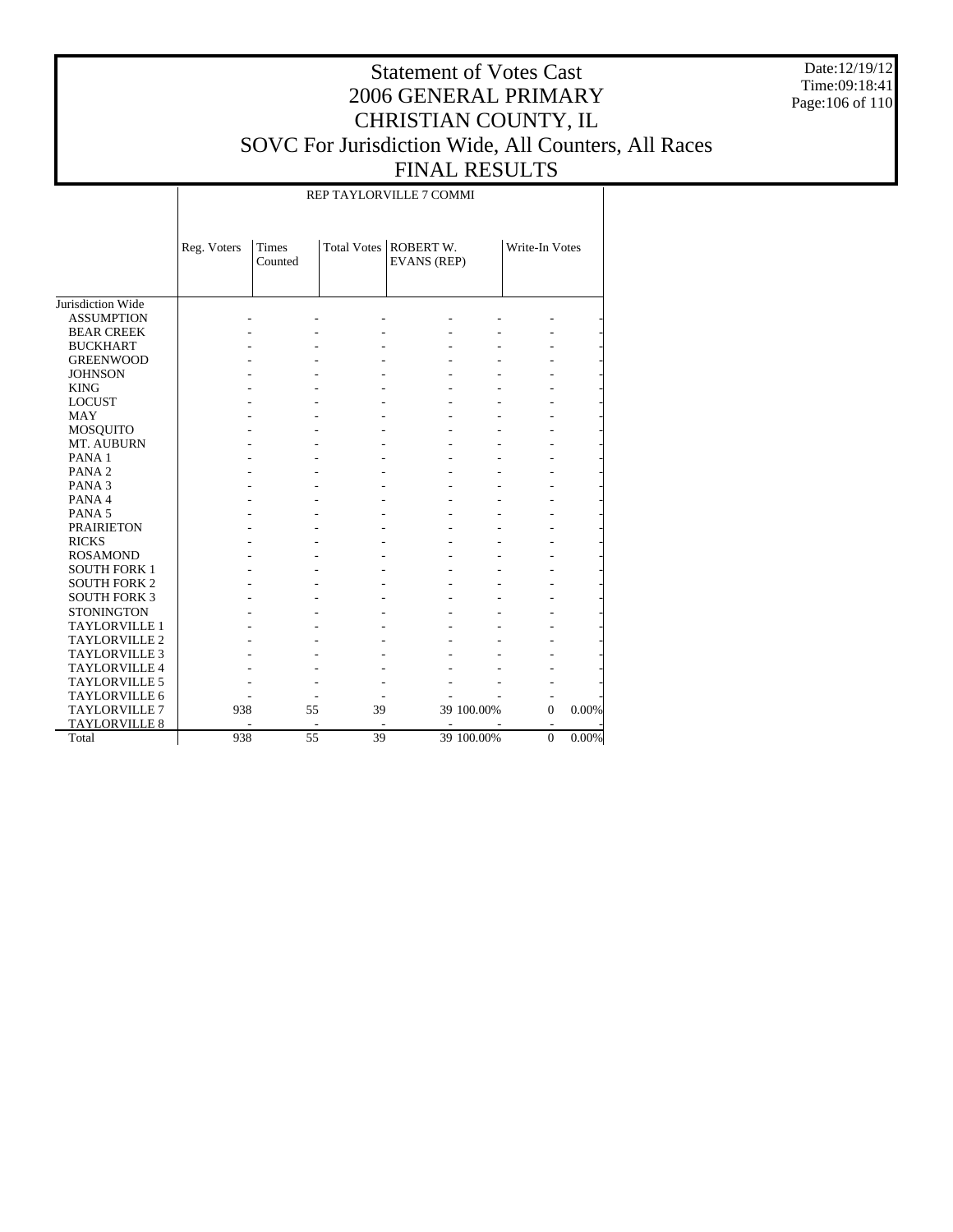# Statement of Votes Cast
# 2006 GENERAL PRIMARY
# CHRISTIAN COUNTY, IL
# SOVC For Jurisdiction Wide, All Counters, All Races
# FINAL RESULTS

Date:12/19/12
Time:09:18:41

| | REP TAYLORVILLE 7 COMMI | | | | | | |
|---|---|---|---|---|---|---|---|
| | Reg. Voters | Times Counted | Total Votes | ROBERT W. EVANS (REP) | | Write-In Votes | |
| Jurisdiction Wide | | | | | | | |
| ASSUMPTION | - | - | - | - | - | - | - |
| BEAR CREEK | - | - | - | - | - | - | - |
| BUCKHART | - | - | - | - | - | - | - |
| GREENWOOD | - | - | - | - | - | - | - |
| JOHNSON | - | - | - | - | - | - | - |
| KING | - | - | - | - | - | - | - |
| LOCUST | - | - | - | - | - | - | - |
| MAY | - | - | - | - | - | - | - |
| MOSQUITO | - | - | - | - | - | - | - |
| MT. AUBURN | - | - | - | - | - | - | - |
| PANA 1 | - | - | - | - | - | - | - |
| PANA 2 | - | - | - | - | - | - | - |
| PANA 3 | - | - | - | - | - | - | - |
| PANA 4 | - | - | - | - | - | - | - |
| PANA 5 | - | - | - | - | - | - | - |
| PRAIRIETON | - | - | - | - | - | - | - |
| RICKS | - | - | - | - | - | - | - |
| ROSAMOND | - | - | - | - | - | - | - |
| SOUTH FORK 1 | - | - | - | - | - | - | - |
| SOUTH FORK 2 | - | - | - | - | - | - | - |
| SOUTH FORK 3 | - | - | - | - | - | - | - |
| STONINGTON | - | - | - | - | - | - | - |
| TAYLORVILLE 1 | - | - | - | - | - | - | - |
| TAYLORVILLE 2 | - | - | - | - | - | - | - |
| TAYLORVILLE 3 | - | - | - | - | - | - | - |
| TAYLORVILLE 4 | - | - | - | - | - | - | - |
| TAYLORVILLE 5 | - | - | - | - | - | - | - |
| TAYLORVILLE 6 | - | - | - | - | - | - | - |
| TAYLORVILLE 7 | 938 | 55 | 39 | 39 | 100.00% | 0 | 0.00% |
| TAYLORVILLE 8 | - | - | - | - | - | - | - |
| Total | 938 | 55 | 39 | 39 | 100.00% | 0 | 0.00% |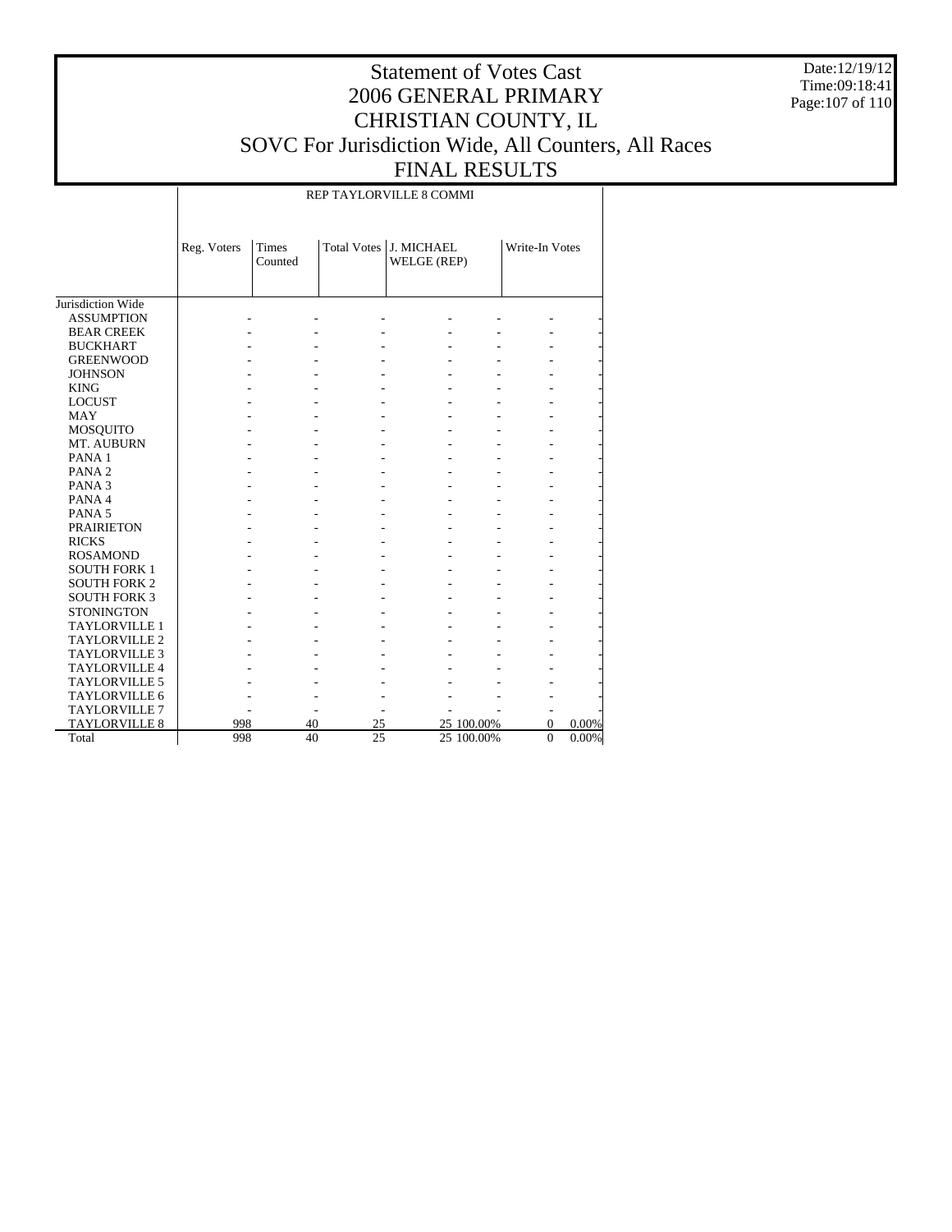# Statement of Votes Cast
# 2006 GENERAL PRIMARY
# CHRISTIAN COUNTY, IL
# SOVC For Jurisdiction Wide, All Counters, All Races
# FINAL RESULTS

Date:12/19/12
Time:09:18:41

| | REP TAYLORVILLE 8 COMMI | | | | | | |
|---|---|---|---|---|---|---|---|
| | Reg. Voters | Times Counted | Total Votes | J. MICHAEL WELGE (REP) | | Write-In Votes | |
| Jurisdiction Wide | | | | | | | |
| ASSUMPTION | - | - | - | - | - | - | - |
| BEAR CREEK | - | - | - | - | - | - | - |
| BUCKHART | - | - | - | - | - | - | - |
| GREENWOOD | - | - | - | - | - | - | - |
| JOHNSON | - | - | - | - | - | - | - |
| KING | - | - | - | - | - | - | - |
| LOCUST | - | - | - | - | - | - | - |
| MAY | - | - | - | - | - | - | - |
| MOSQUITO | - | - | - | - | - | - | - |
| MT. AUBURN | - | - | - | - | - | - | - |
| PANA 1 | - | - | - | - | - | - | - |
| PANA 2 | - | - | - | - | - | - | - |
| PANA 3 | - | - | - | - | - | - | - |
| PANA 4 | - | - | - | - | - | - | - |
| PANA 5 | - | - | - | - | - | - | - |
| PRAIRIETON | - | - | - | - | - | - | - |
| RICKS | - | - | - | - | - | - | - |
| ROSAMOND | - | - | - | - | - | - | - |
| SOUTH FORK 1 | - | - | - | - | - | - | - |
| SOUTH FORK 2 | - | - | - | - | - | - | - |
| SOUTH FORK 3 | - | - | - | - | - | - | - |
| STONINGTON | - | - | - | - | - | - | - |
| TAYLORVILLE 1 | - | - | - | - | - | - | - |
| TAYLORVILLE 2 | - | - | - | - | - | - | - |
| TAYLORVILLE 3 | - | - | - | - | - | - | - |
| TAYLORVILLE 4 | - | - | - | - | - | - | - |
| TAYLORVILLE 5 | - | - | - | - | - | - | - |
| TAYLORVILLE 6 | - | - | - | - | - | - | - |
| TAYLORVILLE 7 | - | - | - | - | - | - | - |
| TAYLORVILLE 8 | 998 | 40 | 25 | 25 | 100.00% | 0 | 0.00% |
| Total | 998 | 40 | 25 | 25 | 100.00% | 0 | 0.00% |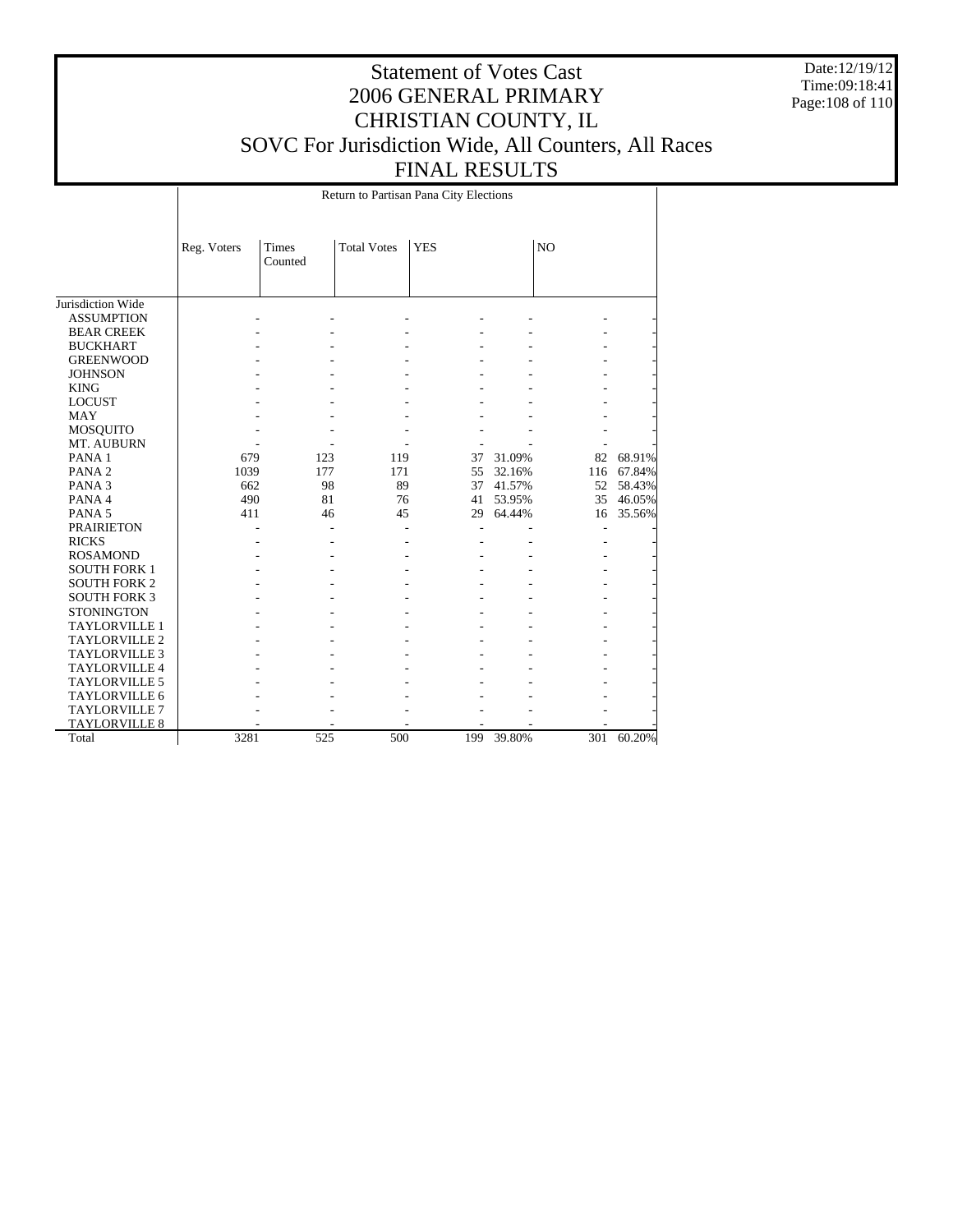# Statement of Votes Cast
# 2006 GENERAL PRIMARY
# CHRISTIAN COUNTY, IL
# SOVC For Jurisdiction Wide, All Counters, All Races
# FINAL RESULTS

Date:12/19/12
Time:09:18:41

| | Return to Partisan Pana City Elections | | | | | | |
|---|---|---|---|---|---|---|---|
| | Reg. Voters | Times Counted | Total Votes | YES | | NO | |
| Jurisdiction Wide | | | | | | | |
| ASSUMPTION | - | - | - | - | - | - | - |
| BEAR CREEK | - | - | - | - | - | - | - |
| BUCKHART | - | - | - | - | - | - | - |
| GREENWOOD | - | - | - | - | - | - | - |
| JOHNSON | - | - | - | - | - | - | - |
| KING | - | - | - | - | - | - | - |
| LOCUST | - | - | - | - | - | - | - |
| MAY | - | - | - | - | - | - | - |
| MOSQUITO | - | - | - | - | - | - | - |
| MT. AUBURN | - | - | - | - | - | - | - |
| PANA 1 | 679 | 123 | 119 | 37 | 31.09% | 82 | 68.91% |
| PANA 2 | 1039 | 177 | 171 | 55 | 32.16% | 116 | 67.84% |
| PANA 3 | 662 | 98 | 89 | 37 | 41.57% | 52 | 58.43% |
| PANA 4 | 490 | 81 | 76 | 41 | 53.95% | 35 | 46.05% |
| PANA 5 | 411 | 46 | 45 | 29 | 64.44% | 16 | 35.56% |
| PRAIRIETON | - | - | - | - | - | - | - |
| RICKS | - | - | - | - | - | - | - |
| ROSAMOND | - | - | - | - | - | - | - |
| SOUTH FORK 1 | - | - | - | - | - | - | - |
| SOUTH FORK 2 | - | - | - | - | - | - | - |
| SOUTH FORK 3 | - | - | - | - | - | - | - |
| STONINGTON | - | - | - | - | - | - | - |
| TAYLORVILLE 1 | - | - | - | - | - | - | - |
| TAYLORVILLE 2 | - | - | - | - | - | - | - |
| TAYLORVILLE 3 | - | - | - | - | - | - | - |
| TAYLORVILLE 4 | - | - | - | - | - | - | - |
| TAYLORVILLE 5 | - | - | - | - | - | - | - |
| TAYLORVILLE 6 | - | - | - | - | - | - | - |
| TAYLORVILLE 7 | - | - | - | - | - | - | - |
| TAYLORVILLE 8 | - | - | - | - | - | - | - |
| Total | 3281 | 525 | 500 | 199 | 39.80% | 301 | 60.20% |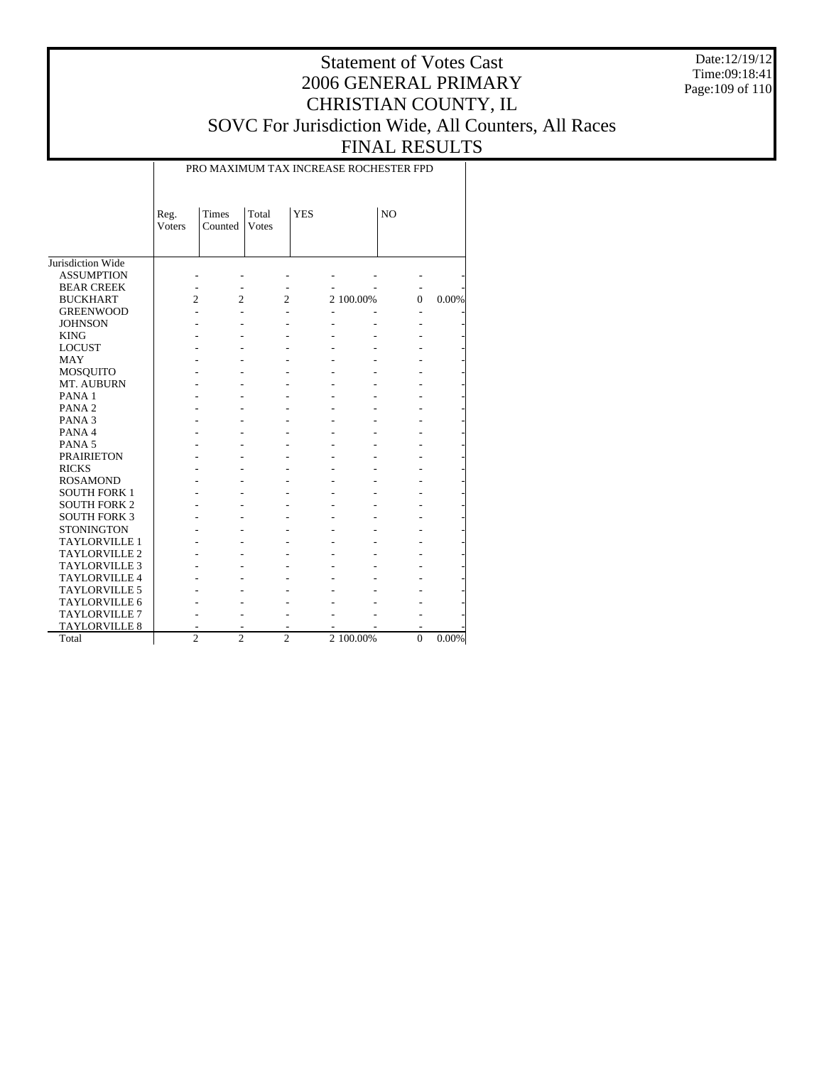# Statement of Votes Cast
# 2006 GENERAL PRIMARY
# CHRISTIAN COUNTY, IL
# SOVC For Jurisdiction Wide, All Counters, All Races
# FINAL RESULTS

Date:12/19/12
Time:09:18:41

| | PRO MAXIMUM TAX INCREASE ROCHESTER FPD | | | | | | |
|---|---|---|---|---|---|---|---|
| | Reg. Voters | Times Counted | Total Votes | YES | | NO | |
| Jurisdiction Wide | | | | | | | |
| ASSUMPTION | - | - | - | - | - | - | - |
| BEAR CREEK | - | - | - | - | - | - | - |
| BUCKHART | 2 | 2 | 2 | 2 | 100.00% | 0 | 0.00% |
| GREENWOOD | - | - | - | - | - | - | - |
| JOHNSON | - | - | - | - | - | - | - |
| KING | - | - | - | - | - | - | - |
| LOCUST | - | - | - | - | - | - | - |
| MAY | - | - | - | - | - | - | - |
| MOSQUITO | - | - | - | - | - | - | - |
| MT. AUBURN | - | - | - | - | - | - | - |
| PANA 1 | - | - | - | - | - | - | - |
| PANA 2 | - | - | - | - | - | - | - |
| PANA 3 | - | - | - | - | - | - | - |
| PANA 4 | - | - | - | - | - | - | - |
| PANA 5 | - | - | - | - | - | - | - |
| PRAIRIETON | - | - | - | - | - | - | - |
| RICKS | - | - | - | - | - | - | - |
| ROSAMOND | - | - | - | - | - | - | - |
| SOUTH FORK 1 | - | - | - | - | - | - | - |
| SOUTH FORK 2 | - | - | - | - | - | - | - |
| SOUTH FORK 3 | - | - | - | - | - | - | - |
| STONINGTON | - | - | - | - | - | - | - |
| TAYLORVILLE 1 | - | - | - | - | - | - | - |
| TAYLORVILLE 2 | - | - | - | - | - | - | - |
| TAYLORVILLE 3 | - | - | - | - | - | - | - |
| TAYLORVILLE 4 | - | - | - | - | - | - | - |
| TAYLORVILLE 5 | - | - | - | - | - | - | - |
| TAYLORVILLE 6 | - | - | - | - | - | - | - |
| TAYLORVILLE 7 | - | - | - | - | - | - | - |
| TAYLORVILLE 8 | - | - | - | - | - | - | - |
| Total | 2 | 2 | 2 | 2 | 100.00% | 0 | 0.00% |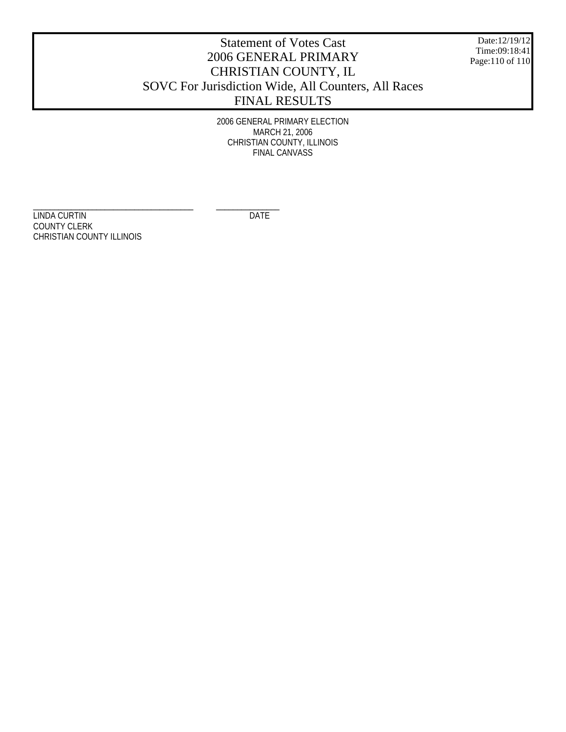2006 GENERAL PRIMARY ELECTION
MARCH 21, 2006
CHRISTIAN COUNTY, ILLINOIS
FINAL CANVASS

\_\_\_\_\_\_\_\_\_\_\_\_\_\_\_\_\_\_\_\_\_\_\_\_\_\_\_\_\_\_\_\_\_\_\_\_\_\_\_ \_\_\_\_\_\_\_\_\_\_\_\_\_\_\_\_

LINDA CURTIN DATE
COUNTY CLERK
CHRISTIAN COUNTY ILLINOIS